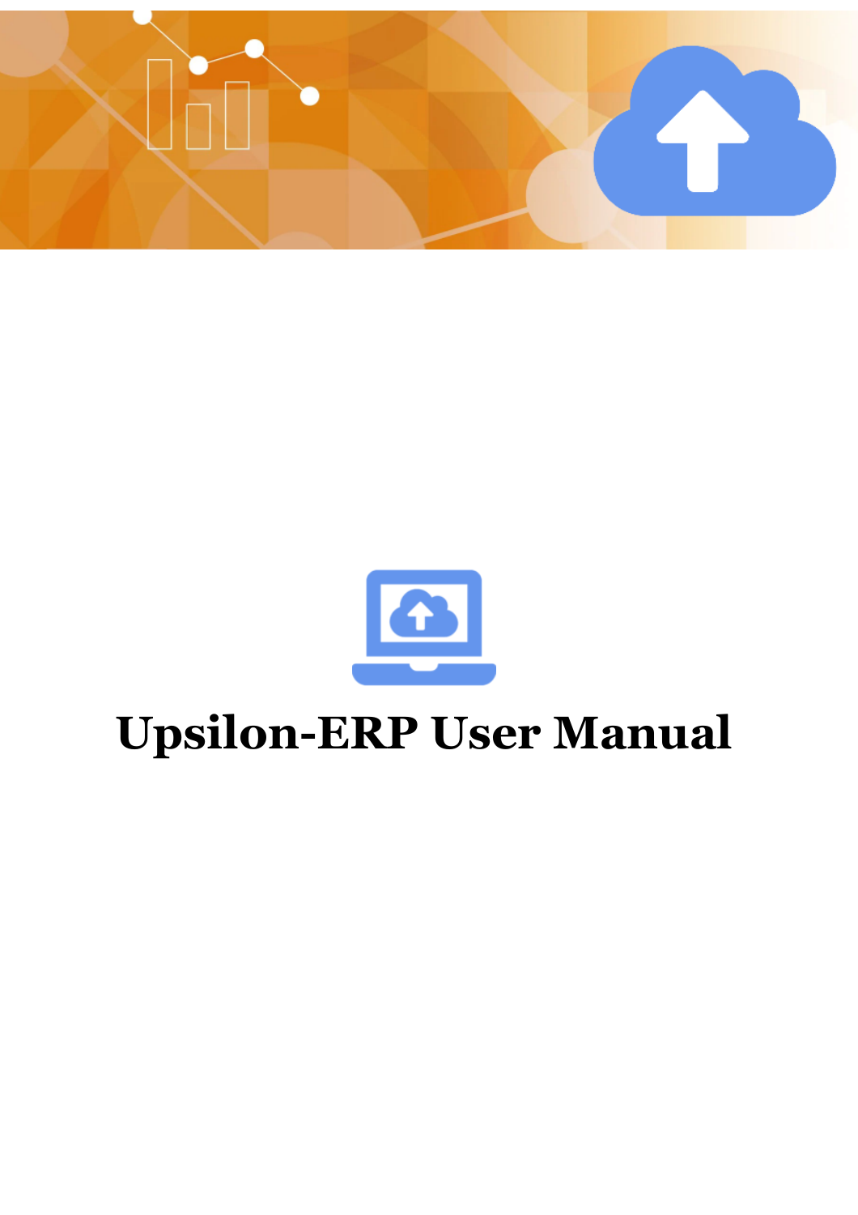# Upsilon-ERP User Manual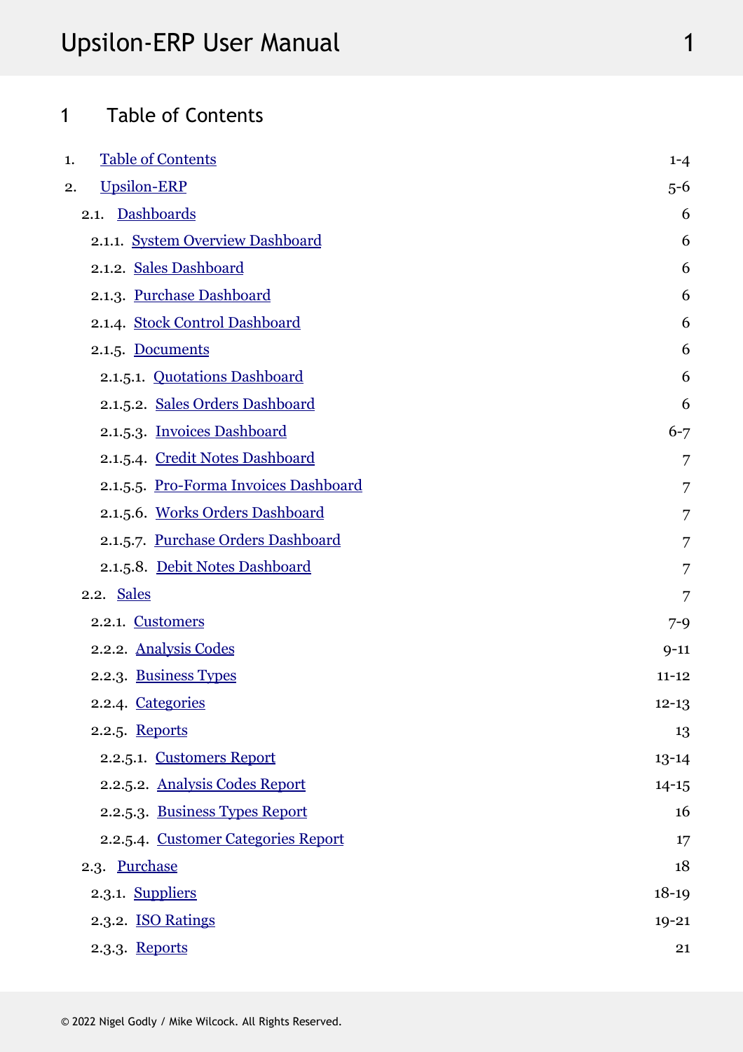# 1 Table of Contents

| | | |
|---|---|---|
| 1. | Table of Contents | 1-4 |
| 2. | Upsilon-ERP | 5-6 |
| 2.1. | Dashboards | 6 |
| 2.1.1. | System Overview Dashboard | 6 |
| 2.1.2. | Sales Dashboard | 6 |
| 2.1.3. | Purchase Dashboard | 6 |
| 2.1.4. | Stock Control Dashboard | 6 |
| 2.1.5. | Documents | 6 |
| 2.1.5.1. | Quotations Dashboard | 6 |
| 2.1.5.2. | Sales Orders Dashboard | 6 |
| 2.1.5.3. | Invoices Dashboard | 6-7 |
| 2.1.5.4. | Credit Notes Dashboard | 7 |
| 2.1.5.5. | Pro-Forma Invoices Dashboard | 7 |
| 2.1.5.6. | Works Orders Dashboard | 7 |
| 2.1.5.7. | Purchase Orders Dashboard | 7 |
| 2.1.5.8. | Debit Notes Dashboard | 7 |
| 2.2. | Sales | 7 |
| 2.2.1. | Customers | 7-9 |
| 2.2.2. | Analysis Codes | 9-11 |
| 2.2.3. | Business Types | 11-12 |
| 2.2.4. | Categories | 12-13 |
| 2.2.5. | Reports | 13 |
| 2.2.5.1. | Customers Report | 13-14 |
| 2.2.5.2. | Analysis Codes Report | 14-15 |
| 2.2.5.3. | Business Types Report | 16 |
| 2.2.5.4. | Customer Categories Report | 17 |
| 2.3. | Purchase | 18 |
| 2.3.1. | Suppliers | 18-19 |
| 2.3.2. | ISO Ratings | 19-21 |
| 2.3.3. | Reports | 21 |

© 2022 Nigel Godly / Mike Wilcock. All Rights Reserved.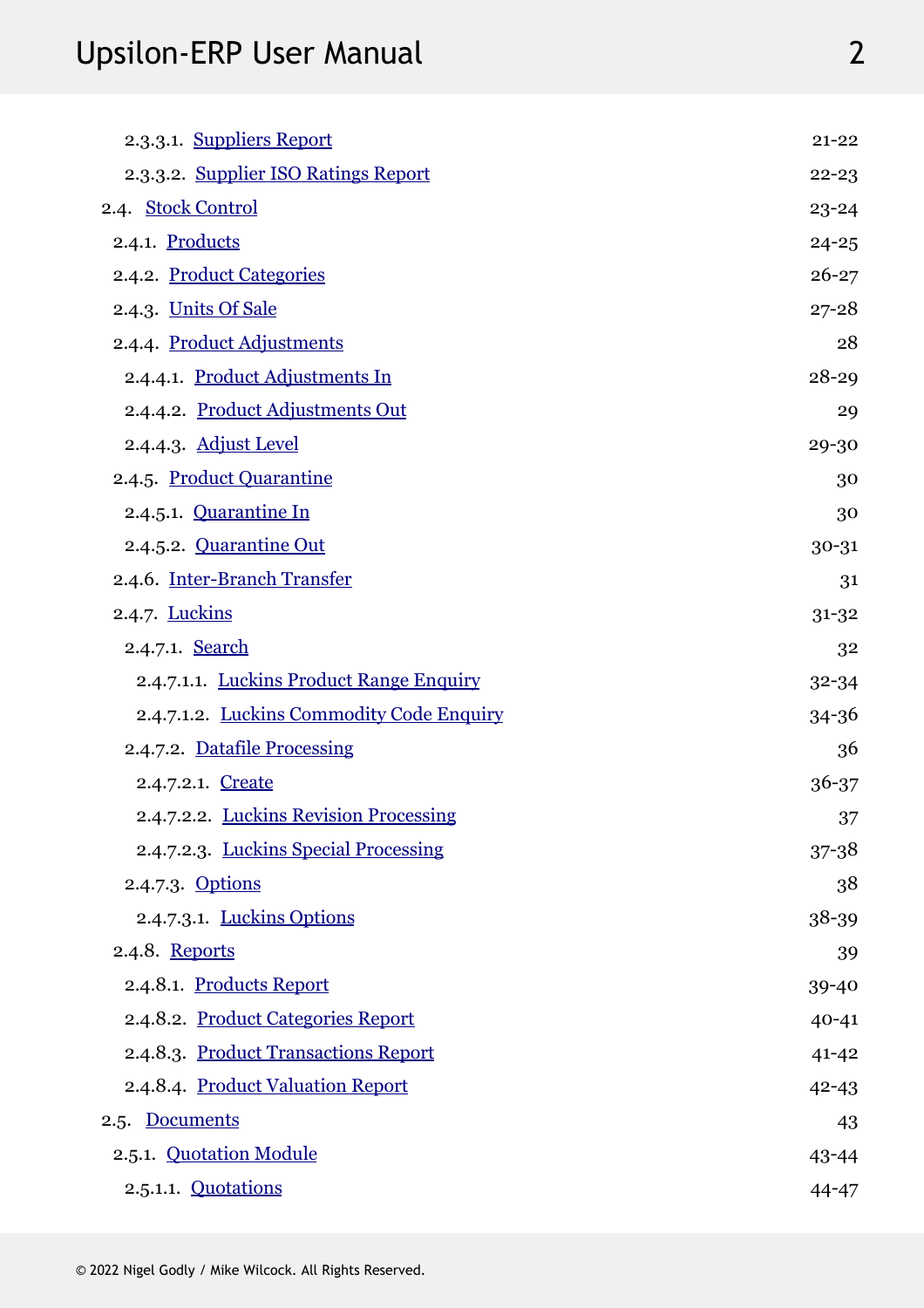- 2.3.3.1. Suppliers Report 21-22
- 2.3.3.2. Supplier ISO Ratings Report 22-23
- 2.4. Stock Control 23-24
  - 2.4.1. Products 24-25
  - 2.4.2. Product Categories 26-27
  - 2.4.3. Units Of Sale 27-28
  - 2.4.4. Product Adjustments 28
    - 2.4.4.1. Product Adjustments In 28-29
    - 2.4.4.2. Product Adjustments Out 29
    - 2.4.4.3. Adjust Level 29-30
  - 2.4.5. Product Quarantine 30
    - 2.4.5.1. Quarantine In 30
    - 2.4.5.2. Quarantine Out 30-31
  - 2.4.6. Inter-Branch Transfer 31
  - 2.4.7. Luckins 31-32
    - 2.4.7.1. Search 32
      - 2.4.7.1.1. Luckins Product Range Enquiry 32-34
      - 2.4.7.1.2. Luckins Commodity Code Enquiry 34-36
    - 2.4.7.2. Datafile Processing 36
      - 2.4.7.2.1. Create 36-37
      - 2.4.7.2.2. Luckins Revision Processing 37
      - 2.4.7.2.3. Luckins Special Processing 37-38
    - 2.4.7.3. Options 38
      - 2.4.7.3.1. Luckins Options 38-39
  - 2.4.8. Reports 39
    - 2.4.8.1. Products Report 39-40
    - 2.4.8.2. Product Categories Report 40-41
    - 2.4.8.3. Product Transactions Report 41-42
    - 2.4.8.4. Product Valuation Report 42-43
- 2.5. Documents 43
  - 2.5.1. Quotation Module 43-44
    - 2.5.1.1. Quotations 44-47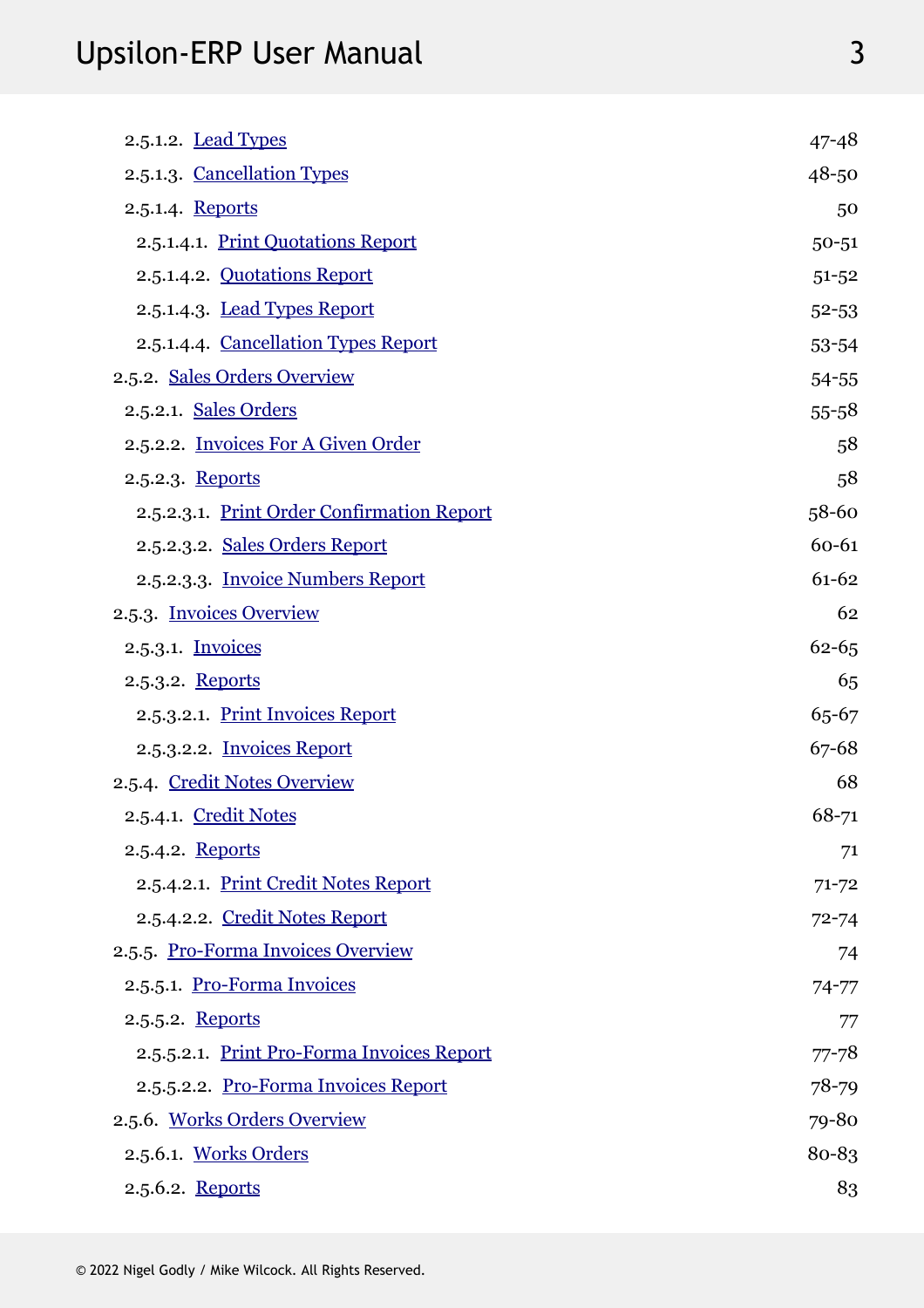| | |
|---|---|
| 2.5.1.2. Lead Types | 47-48 |
| 2.5.1.3. Cancellation Types | 48-50 |
| 2.5.1.4. Reports | 50 |
| 2.5.1.4.1. Print Quotations Report | 50-51 |
| 2.5.1.4.2. Quotations Report | 51-52 |
| 2.5.1.4.3. Lead Types Report | 52-53 |
| 2.5.1.4.4. Cancellation Types Report | 53-54 |
| 2.5.2. Sales Orders Overview | 54-55 |
| 2.5.2.1. Sales Orders | 55-58 |
| 2.5.2.2. Invoices For A Given Order | 58 |
| 2.5.2.3. Reports | 58 |
| 2.5.2.3.1. Print Order Confirmation Report | 58-60 |
| 2.5.2.3.2. Sales Orders Report | 60-61 |
| 2.5.2.3.3. Invoice Numbers Report | 61-62 |
| 2.5.3. Invoices Overview | 62 |
| 2.5.3.1. Invoices | 62-65 |
| 2.5.3.2. Reports | 65 |
| 2.5.3.2.1. Print Invoices Report | 65-67 |
| 2.5.3.2.2. Invoices Report | 67-68 |
| 2.5.4. Credit Notes Overview | 68 |
| 2.5.4.1. Credit Notes | 68-71 |
| 2.5.4.2. Reports | 71 |
| 2.5.4.2.1. Print Credit Notes Report | 71-72 |
| 2.5.4.2.2. Credit Notes Report | 72-74 |
| 2.5.5. Pro-Forma Invoices Overview | 74 |
| 2.5.5.1. Pro-Forma Invoices | 74-77 |
| 2.5.5.2. Reports | 77 |
| 2.5.5.2.1. Print Pro-Forma Invoices Report | 77-78 |
| 2.5.5.2.2. Pro-Forma Invoices Report | 78-79 |
| 2.5.6. Works Orders Overview | 79-80 |
| 2.5.6.1. Works Orders | 80-83 |
| 2.5.6.2. Reports | 83 |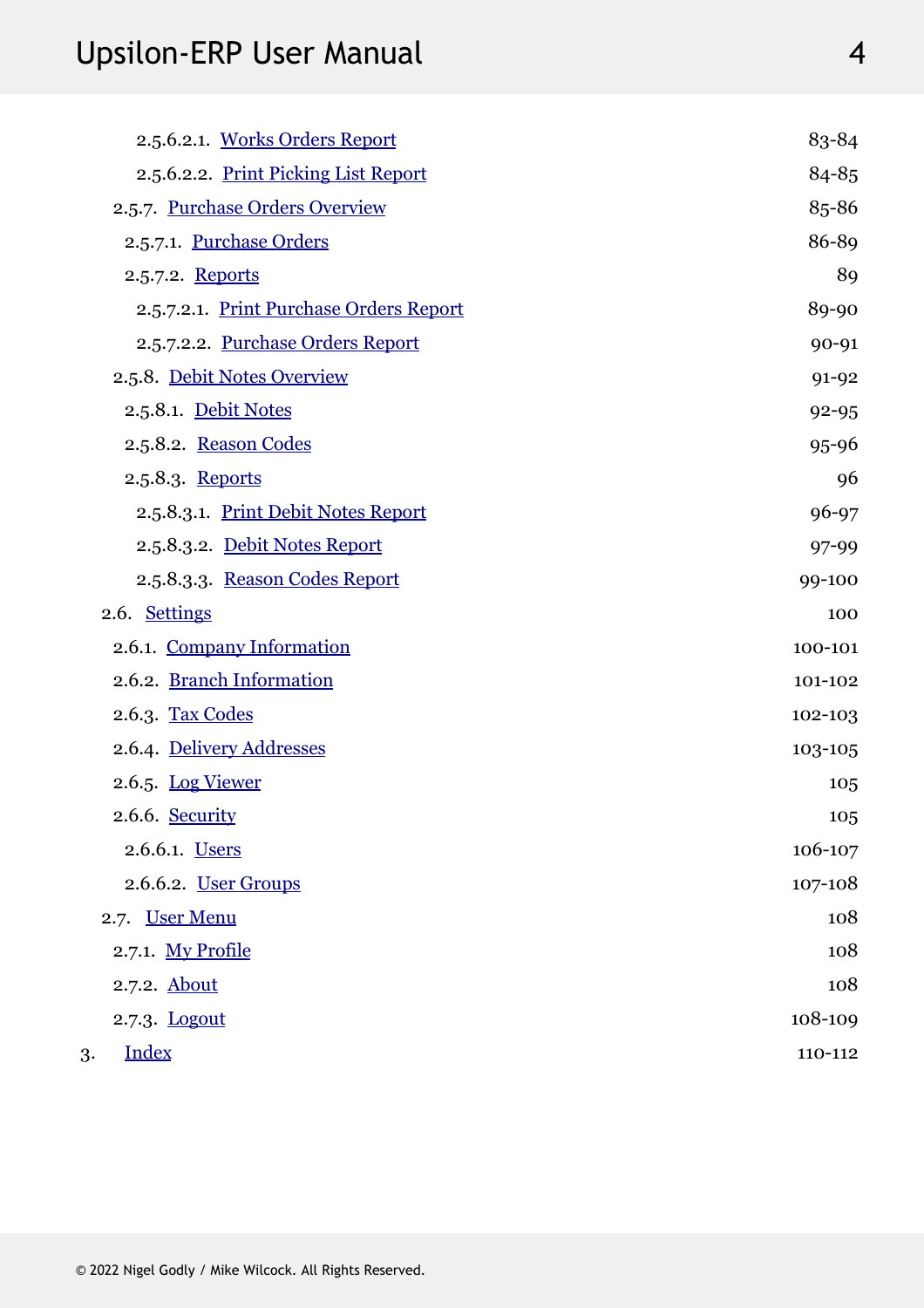- 2.5.6.2.1. Works Orders Report 83-84
- 2.5.6.2.2. Print Picking List Report 84-85
- 2.5.7. Purchase Orders Overview 85-86
- 2.5.7.1. Purchase Orders 86-89
- 2.5.7.2. Reports 89
- 2.5.7.2.1. Print Purchase Orders Report 89-90
- 2.5.7.2.2. Purchase Orders Report 90-91
- 2.5.8. Debit Notes Overview 91-92
- 2.5.8.1. Debit Notes 92-95
- 2.5.8.2. Reason Codes 95-96
- 2.5.8.3. Reports 96
- 2.5.8.3.1. Print Debit Notes Report 96-97
- 2.5.8.3.2. Debit Notes Report 97-99
- 2.5.8.3.3. Reason Codes Report 99-100
- 2.6. Settings 100
- 2.6.1. Company Information 100-101
- 2.6.2. Branch Information 101-102
- 2.6.3. Tax Codes 102-103
- 2.6.4. Delivery Addresses 103-105
- 2.6.5. Log Viewer 105
- 2.6.6. Security 105
- 2.6.6.1. Users 106-107
- 2.6.6.2. User Groups 107-108
- 2.7. User Menu 108
- 2.7.1. My Profile 108
- 2.7.2. About 108
- 2.7.3. Logout 108-109
- 3. Index 110-112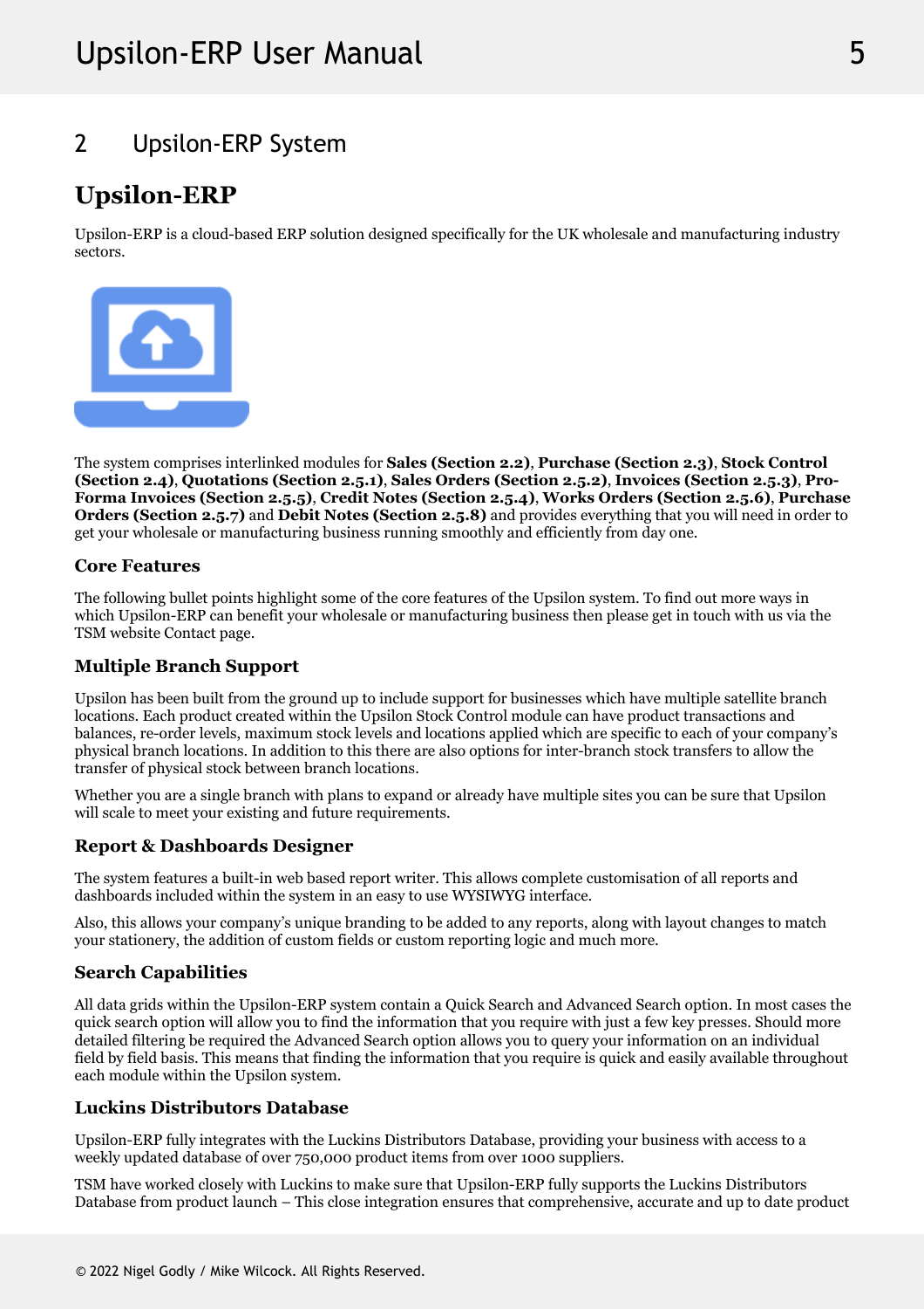## 2 Upsilon-ERP System

# Upsilon-ERP

Upsilon-ERP is a cloud-based ERP solution designed specifically for the UK wholesale and manufacturing industry sectors.

The system comprises interlinked modules for **Sales (Section 2.2)**, **Purchase (Section 2.3)**, **Stock Control (Section 2.4)**, **Quotations (Section 2.5.1)**, **Sales Orders (Section 2.5.2)**, **Invoices (Section 2.5.3)**, **Pro-Forma Invoices (Section 2.5.5)**, **Credit Notes (Section 2.5.4)**, **Works Orders (Section 2.5.6)**, **Purchase Orders (Section 2.5.7)** and **Debit Notes (Section 2.5.8)** and provides everything that you will need in order to get your wholesale or manufacturing business running smoothly and efficiently from day one.

### Core Features

The following bullet points highlight some of the core features of the Upsilon system. To find out more ways in which Upsilon-ERP can benefit your wholesale or manufacturing business then please get in touch with us via the TSM website Contact page.

### Multiple Branch Support

Upsilon has been built from the ground up to include support for businesses which have multiple satellite branch locations. Each product created within the Upsilon Stock Control module can have product transactions and balances, re-order levels, maximum stock levels and locations applied which are specific to each of your company's physical branch locations. In addition to this there are also options for inter-branch stock transfers to allow the transfer of physical stock between branch locations.

Whether you are a single branch with plans to expand or already have multiple sites you can be sure that Upsilon will scale to meet your existing and future requirements.

### Report & Dashboards Designer

The system features a built-in web based report writer. This allows complete customisation of all reports and dashboards included within the system in an easy to use WYSIWYG interface.

Also, this allows your company's unique branding to be added to any reports, along with layout changes to match your stationery, the addition of custom fields or custom reporting logic and much more.

### Search Capabilities

All data grids within the Upsilon-ERP system contain a Quick Search and Advanced Search option. In most cases the quick search option will allow you to find the information that you require with just a few key presses. Should more detailed filtering be required the Advanced Search option allows you to query your information on an individual field by field basis. This means that finding the information that you require is quick and easily available throughout each module within the Upsilon system.

### Luckins Distributors Database

Upsilon-ERP fully integrates with the Luckins Distributors Database, providing your business with access to a weekly updated database of over 750,000 product items from over 1000 suppliers.

TSM have worked closely with Luckins to make sure that Upsilon-ERP fully supports the Luckins Distributors Database from product launch – This close integration ensures that comprehensive, accurate and up to date product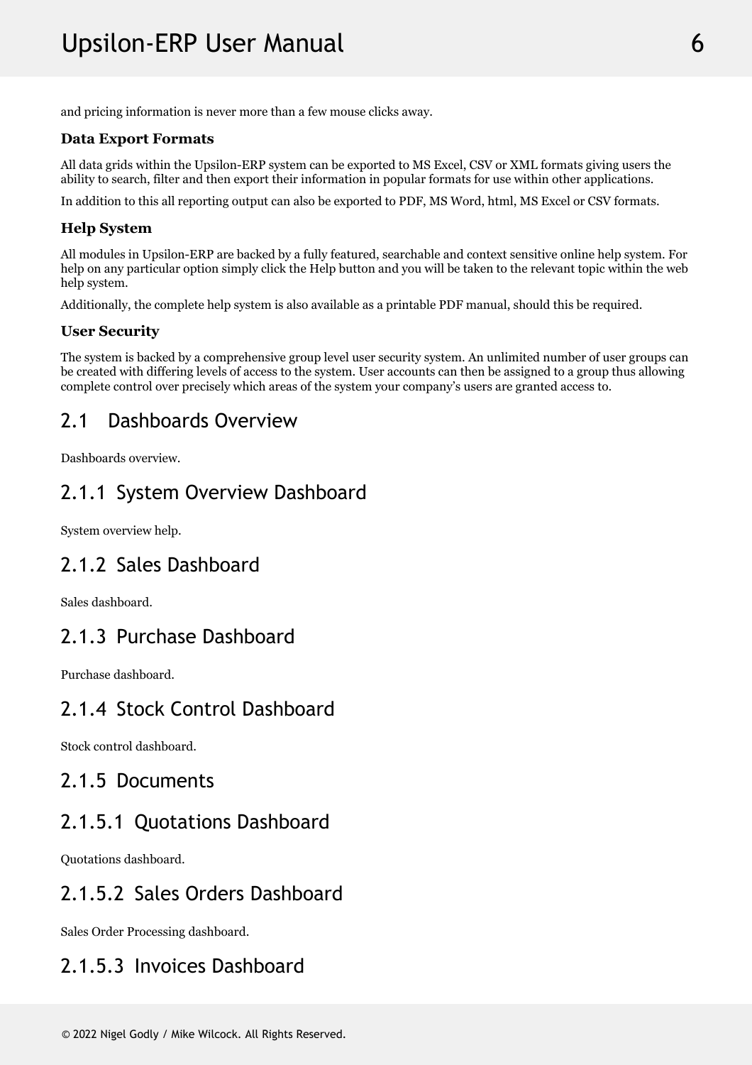and pricing information is never more than a few mouse clicks away.

**Data Export Formats**

All data grids within the Upsilon-ERP system can be exported to MS Excel, CSV or XML formats giving users the ability to search, filter and then export their information in popular formats for use within other applications.

In addition to this all reporting output can also be exported to PDF, MS Word, html, MS Excel or CSV formats.

**Help System**

All modules in Upsilon-ERP are backed by a fully featured, searchable and context sensitive online help system. For help on any particular option simply click the Help button and you will be taken to the relevant topic within the web help system.

Additionally, the complete help system is also available as a printable PDF manual, should this be required.

**User Security**

The system is backed by a comprehensive group level user security system. An unlimited number of user groups can be created with differing levels of access to the system. User accounts can then be assigned to a group thus allowing complete control over precisely which areas of the system your company's users are granted access to.

## 2.1 Dashboards Overview

Dashboards overview.

### 2.1.1 System Overview Dashboard

System overview help.

### 2.1.2 Sales Dashboard

Sales dashboard.

### 2.1.3 Purchase Dashboard

Purchase dashboard.

### 2.1.4 Stock Control Dashboard

Stock control dashboard.

### 2.1.5 Documents

#### 2.1.5.1 Quotations Dashboard

Quotations dashboard.

#### 2.1.5.2 Sales Orders Dashboard

Sales Order Processing dashboard.

#### 2.1.5.3 Invoices Dashboard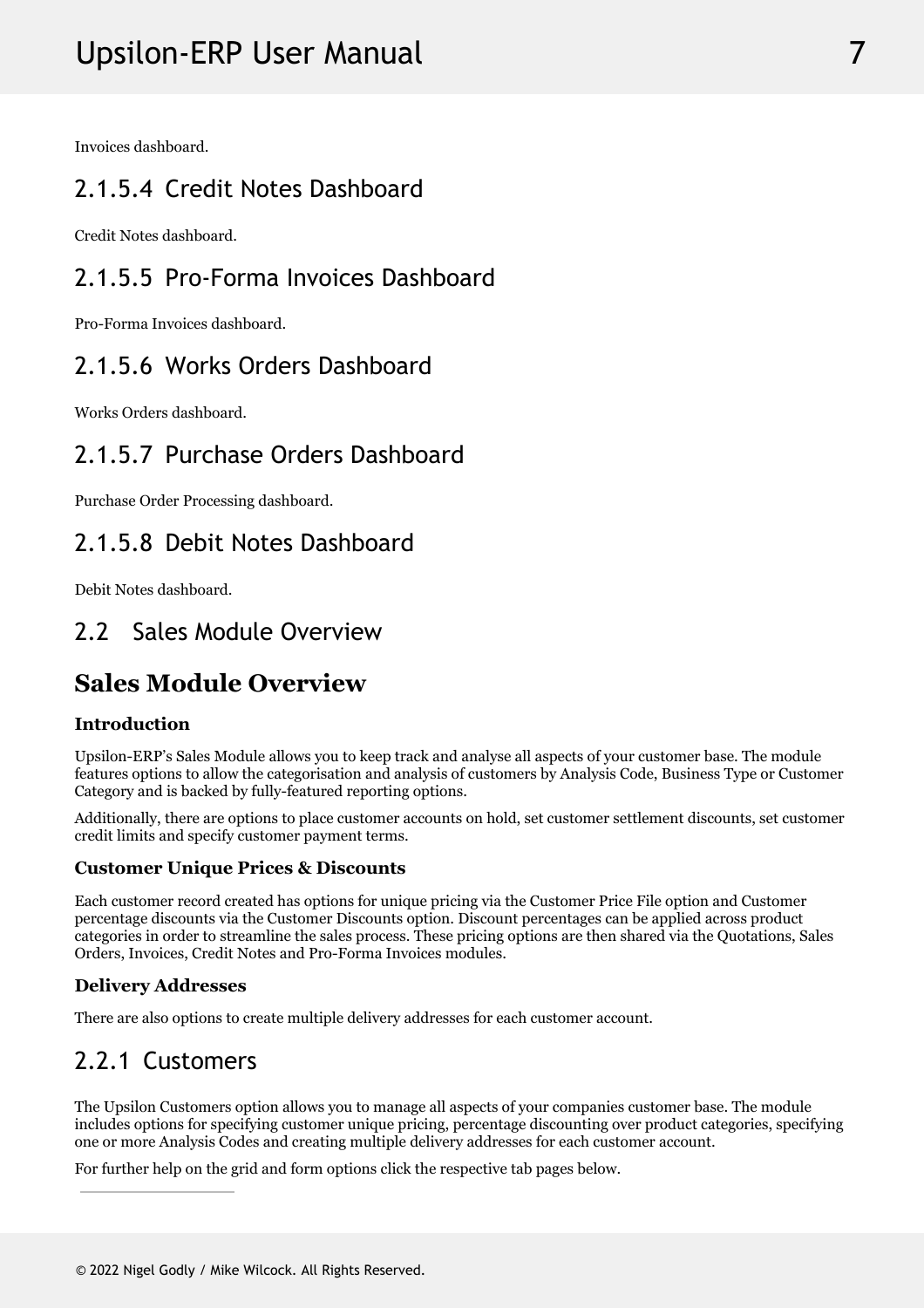Invoices dashboard.

### 2.1.5.4 Credit Notes Dashboard

Credit Notes dashboard.

### 2.1.5.5 Pro-Forma Invoices Dashboard

Pro-Forma Invoices dashboard.

### 2.1.5.6 Works Orders Dashboard

Works Orders dashboard.

### 2.1.5.7 Purchase Orders Dashboard

Purchase Order Processing dashboard.

### 2.1.5.8 Debit Notes Dashboard

Debit Notes dashboard.

## 2.2 Sales Module Overview

# Sales Module Overview

#### Introduction

Upsilon-ERP's Sales Module allows you to keep track and analyse all aspects of your customer base. The module features options to allow the categorisation and analysis of customers by Analysis Code, Business Type or Customer Category and is backed by fully-featured reporting options.

Additionally, there are options to place customer accounts on hold, set customer settlement discounts, set customer credit limits and specify customer payment terms.

#### Customer Unique Prices & Discounts

Each customer record created has options for unique pricing via the Customer Price File option and Customer percentage discounts via the Customer Discounts option. Discount percentages can be applied across product categories in order to streamline the sales process. These pricing options are then shared via the Quotations, Sales Orders, Invoices, Credit Notes and Pro-Forma Invoices modules.

#### Delivery Addresses

There are also options to create multiple delivery addresses for each customer account.

### 2.2.1 Customers

The Upsilon Customers option allows you to manage all aspects of your companies customer base. The module includes options for specifying customer unique pricing, percentage discounting over product categories, specifying one or more Analysis Codes and creating multiple delivery addresses for each customer account.

For further help on the grid and form options click the respective tab pages below.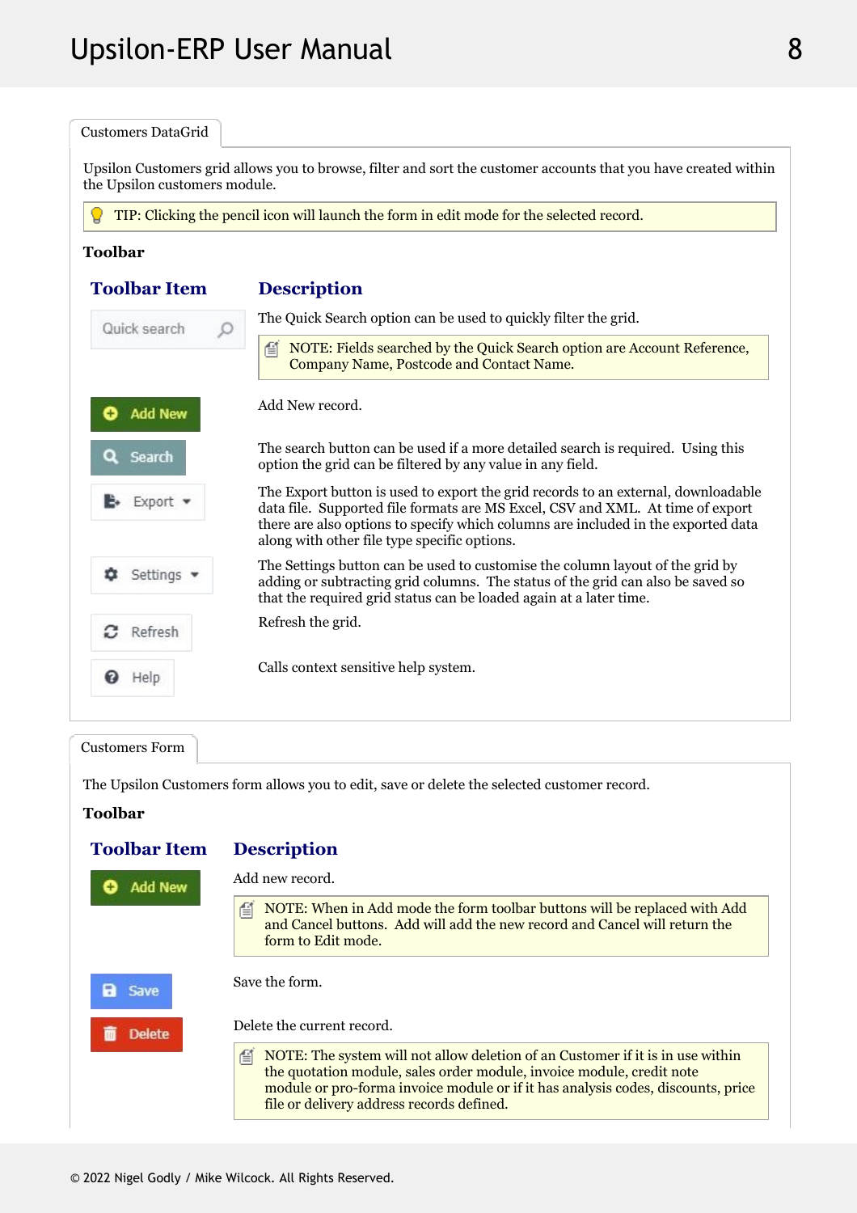## Customers DataGrid

Upsilon Customers grid allows you to browse, filter and sort the customer accounts that you have created within the Upsilon customers module.

> TIP: Clicking the pencil icon will launch the form in edit mode for the selected record.

**Toolbar**

| Toolbar Item | Description |
| --- | --- |
| Quick search | The Quick Search option can be used to quickly filter the grid.<br>NOTE: Fields searched by the Quick Search option are Account Reference, Company Name, Postcode and Contact Name. |
| Add New | Add New record. |
| Search | The search button can be used if a more detailed search is required. Using this option the grid can be filtered by any value in any field. |
| Export | The Export button is used to export the grid records to an external, downloadable data file. Supported file formats are MS Excel, CSV and XML. At time of export there are also options to specify which columns are included in the exported data along with other file type specific options. |
| Settings | The Settings button can be used to customise the column layout of the grid by adding or subtracting grid columns. The status of the grid can also be saved so that the required grid status can be loaded again at a later time. |
| Refresh | Refresh the grid. |
| Help | Calls context sensitive help system. |

## Customers Form

The Upsilon Customers form allows you to edit, save or delete the selected customer record.

**Toolbar**

| Toolbar Item | Description |
| --- | --- |
| Add New | Add new record.<br>NOTE: When in Add mode the form toolbar buttons will be replaced with Add and Cancel buttons. Add will add the new record and Cancel will return the form to Edit mode. |
| Save | Save the form. |
| Delete | Delete the current record.<br>NOTE: The system will not allow deletion of an Customer if it is in use within the quotation module, sales order module, invoice module, credit note module or pro-forma invoice module or if it has analysis codes, discounts, price file or delivery address records defined. |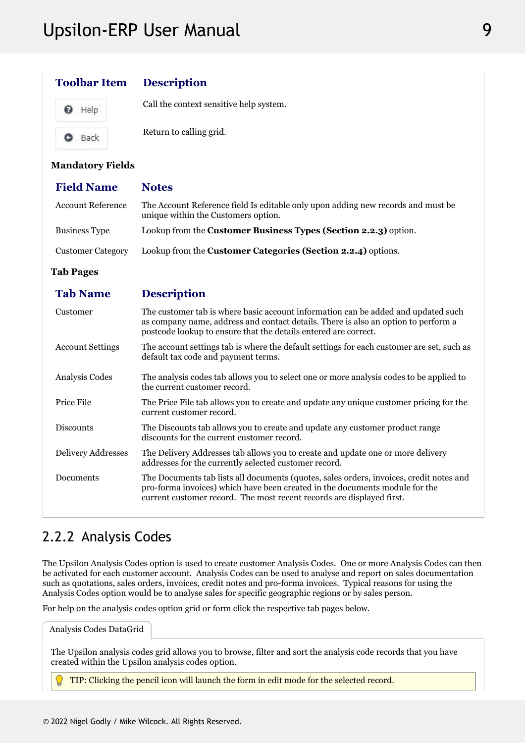| Toolbar Item | Description |
| --- | --- |
| Help | Call the context sensitive help system. |
| Back | Return to calling grid. |

**Mandatory Fields**

| Field Name | Notes |
| --- | --- |
| Account Reference | The Account Reference field Is editable only upon adding new records and must be unique within the Customers option. |
| Business Type | Lookup from the **Customer Business Types (Section 2.2.3)** option. |
| Customer Category | Lookup from the **Customer Categories (Section 2.2.4)** options. |

**Tab Pages**

| Tab Name | Description |
| --- | --- |
| Customer | The customer tab is where basic account information can be added and updated such as company name, address and contact details. There is also an option to perform a postcode lookup to ensure that the details entered are correct. |
| Account Settings | The account settings tab is where the default settings for each customer are set, such as default tax code and payment terms. |
| Analysis Codes | The analysis codes tab allows you to select one or more analysis codes to be applied to the current customer record. |
| Price File | The Price File tab allows you to create and update any unique customer pricing for the current customer record. |
| Discounts | The Discounts tab allows you to create and update any customer product range discounts for the current customer record. |
| Delivery Addresses | The Delivery Addresses tab allows you to create and update one or more delivery addresses for the currently selected customer record. |
| Documents | The Documents tab lists all documents (quotes, sales orders, invoices, credit notes and pro-forma invoices) which have been created in the documents module for the current customer record. The most recent records are displayed first. |

## 2.2.2 Analysis Codes

The Upsilon Analysis Codes option is used to create customer Analysis Codes. One or more Analysis Codes can then be activated for each customer account. Analysis Codes can be used to analyse and report on sales documentation such as quotations, sales orders, invoices, credit notes and pro-forma invoices. Typical reasons for using the Analysis Codes option would be to analyse sales for specific geographic regions or by sales person.

For help on the analysis codes option grid or form click the respective tab pages below.

Analysis Codes DataGrid

The Upsilon analysis codes grid allows you to browse, filter and sort the analysis code records that you have created within the Upsilon analysis codes option.

TIP: Clicking the pencil icon will launch the form in edit mode for the selected record.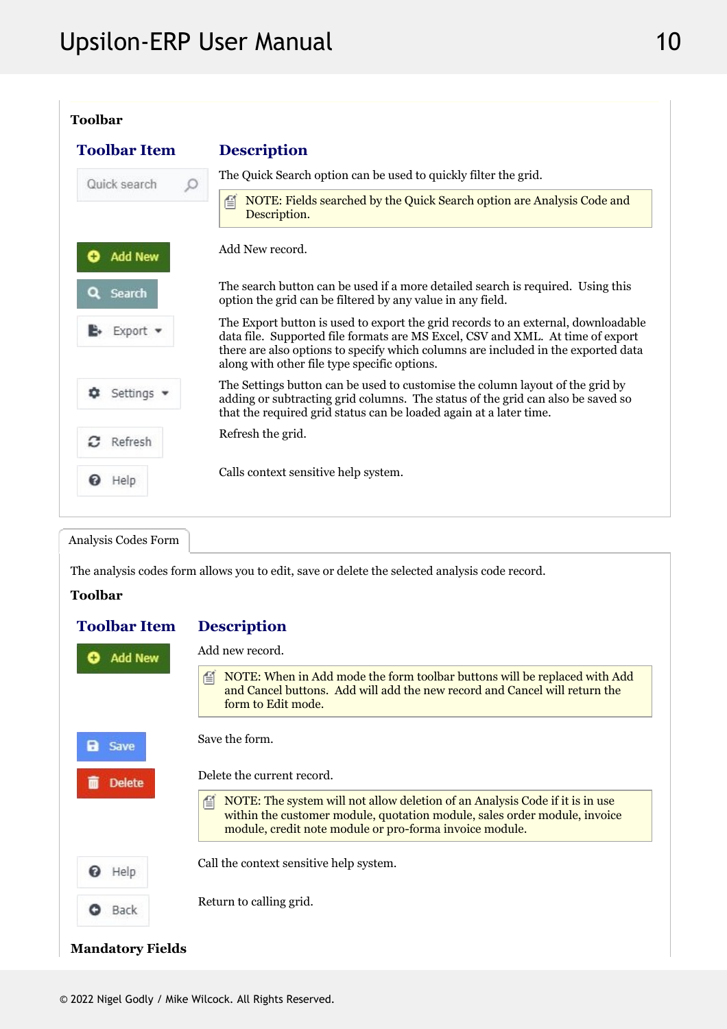**Toolbar**

| Toolbar Item | Description |
| --- | --- |
| Quick search | The Quick Search option can be used to quickly filter the grid. NOTE: Fields searched by the Quick Search option are Analysis Code and Description. |
| Add New | Add New record. |
| Search | The search button can be used if a more detailed search is required. Using this option the grid can be filtered by any value in any field. |
| Export | The Export button is used to export the grid records to an external, downloadable data file. Supported file formats are MS Excel, CSV and XML. At time of export there are also options to specify which columns are included in the exported data along with other file type specific options. |
| Settings | The Settings button can be used to customise the column layout of the grid by adding or subtracting grid columns. The status of the grid can also be saved so that the required grid status can be loaded again at a later time. |
| Refresh | Refresh the grid. |
| Help | Calls context sensitive help system. |

Analysis Codes Form

The analysis codes form allows you to edit, save or delete the selected analysis code record.

**Toolbar**

| Toolbar Item | Description |
| --- | --- |
| Add New | Add new record. NOTE: When in Add mode the form toolbar buttons will be replaced with Add and Cancel buttons. Add will add the new record and Cancel will return the form to Edit mode. |
| Save | Save the form. |
| Delete | Delete the current record. NOTE: The system will not allow deletion of an Analysis Code if it is in use within the customer module, quotation module, sales order module, invoice module, credit note module or pro-forma invoice module. |
| Help | Call the context sensitive help system. |
| Back | Return to calling grid. |

**Mandatory Fields**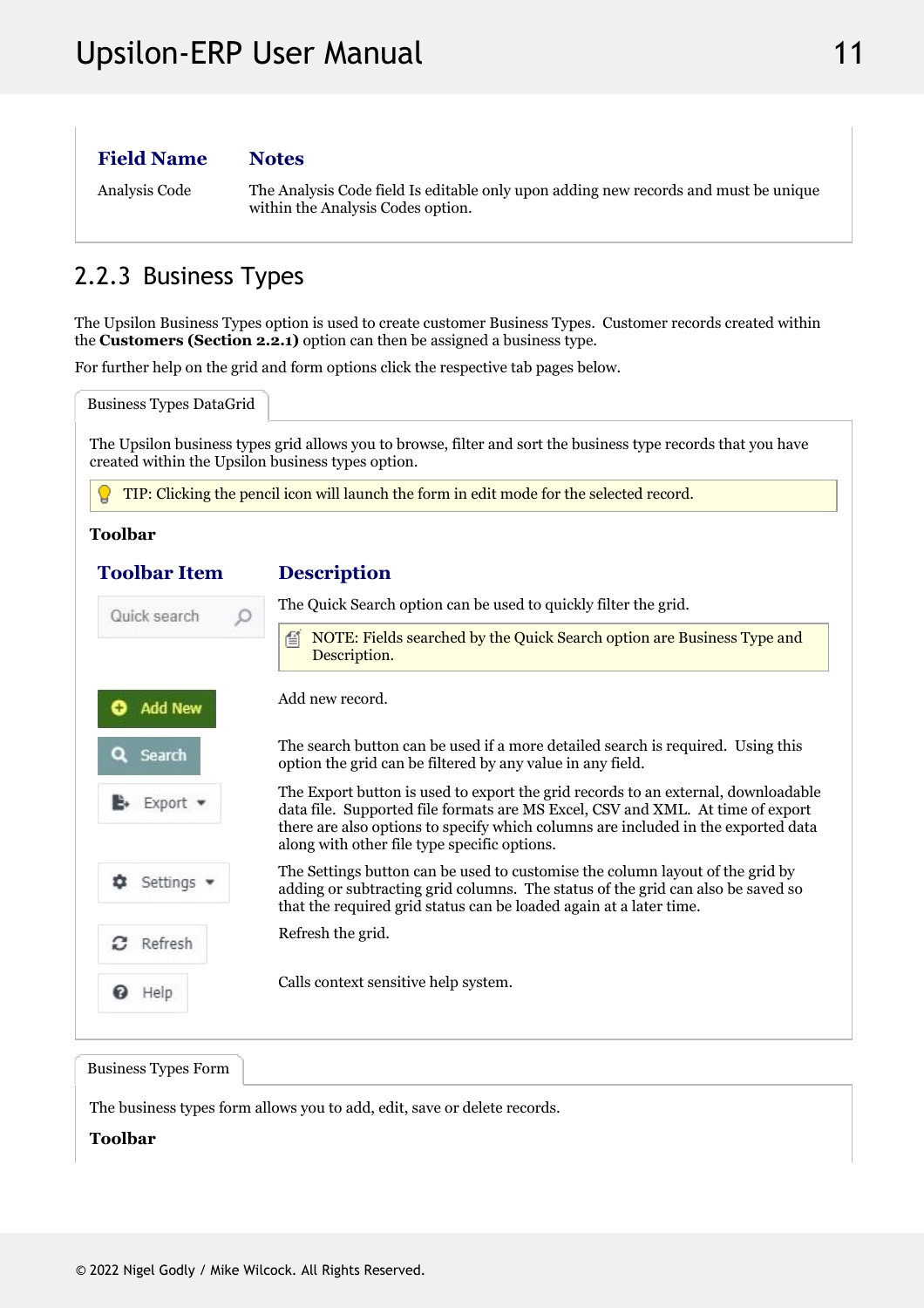| Field Name | Notes |
|---|---|
| Analysis Code | The Analysis Code field Is editable only upon adding new records and must be unique within the Analysis Codes option. |

## 2.2.3 Business Types

The Upsilon Business Types option is used to create customer Business Types. Customer records created within the **Customers (Section 2.2.1)** option can then be assigned a business type.

For further help on the grid and form options click the respective tab pages below.

### Business Types DataGrid

The Upsilon business types grid allows you to browse, filter and sort the business type records that you have created within the Upsilon business types option.

TIP: Clicking the pencil icon will launch the form in edit mode for the selected record.

**Toolbar**

| Toolbar Item | Description |
|---|---|
| Quick search | The Quick Search option can be used to quickly filter the grid. NOTE: Fields searched by the Quick Search option are Business Type and Description. |
| Add New | Add new record. |
| Search | The search button can be used if a more detailed search is required. Using this option the grid can be filtered by any value in any field. |
| Export | The Export button is used to export the grid records to an external, downloadable data file. Supported file formats are MS Excel, CSV and XML. At time of export there are also options to specify which columns are included in the exported data along with other file type specific options. |
| Settings | The Settings button can be used to customise the column layout of the grid by adding or subtracting grid columns. The status of the grid can also be saved so that the required grid status can be loaded again at a later time. |
| Refresh | Refresh the grid. |
| Help | Calls context sensitive help system. |

### Business Types Form

The business types form allows you to add, edit, save or delete records.

**Toolbar**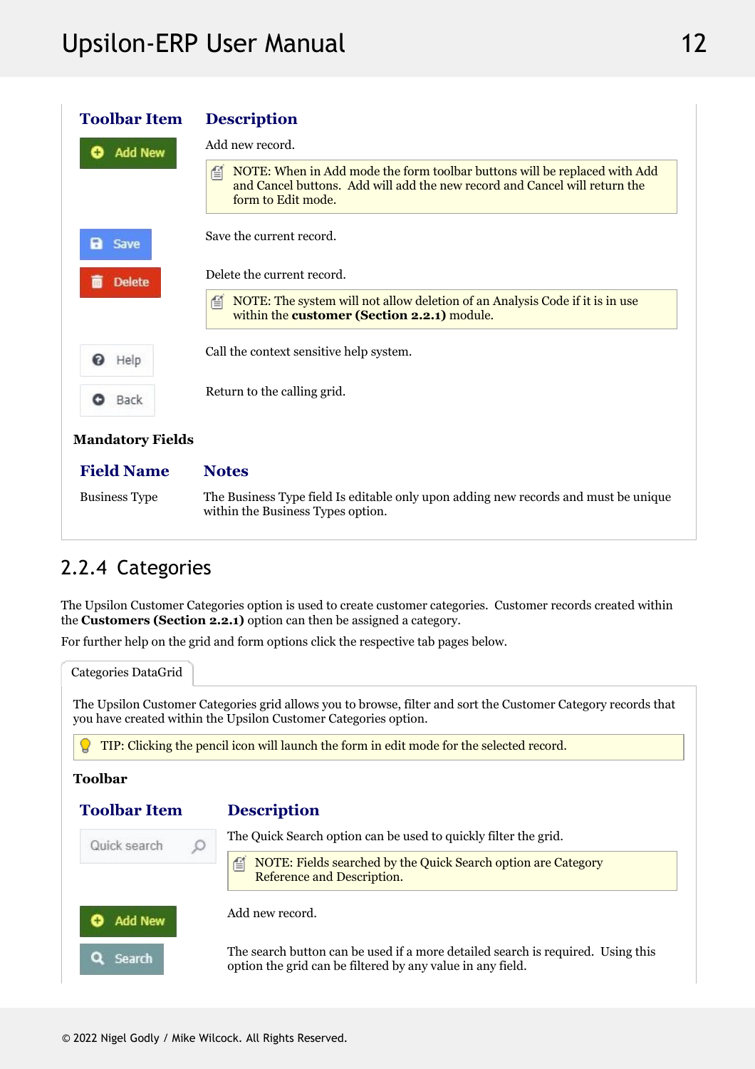| Toolbar Item | Description |
|---|---|
| Add New | Add new record.<br><br>NOTE: When in Add mode the form toolbar buttons will be replaced with Add and Cancel buttons. Add will add the new record and Cancel will return the form to Edit mode. |
| Save | Save the current record. |
| Delete | Delete the current record.<br><br>NOTE: The system will not allow deletion of an Analysis Code if it is in use within the **customer (Section 2.2.1)** module. |
| Help | Call the context sensitive help system. |
| Back | Return to the calling grid. |

**Mandatory Fields**

| Field Name | Notes |
|---|---|
| Business Type | The Business Type field Is editable only upon adding new records and must be unique within the Business Types option. |

## 2.2.4 Categories

The Upsilon Customer Categories option is used to create customer categories. Customer records created within the **Customers (Section 2.2.1)** option can then be assigned a category.

For further help on the grid and form options click the respective tab pages below.

Categories DataGrid

The Upsilon Customer Categories grid allows you to browse, filter and sort the Customer Category records that you have created within the Upsilon Customer Categories option.

TIP: Clicking the pencil icon will launch the form in edit mode for the selected record.

**Toolbar**

| Toolbar Item | Description |
|---|---|
| Quick search | The Quick Search option can be used to quickly filter the grid.<br><br>NOTE: Fields searched by the Quick Search option are Category Reference and Description. |
| Add New | Add new record. |
| Search | The search button can be used if a more detailed search is required. Using this option the grid can be filtered by any value in any field. |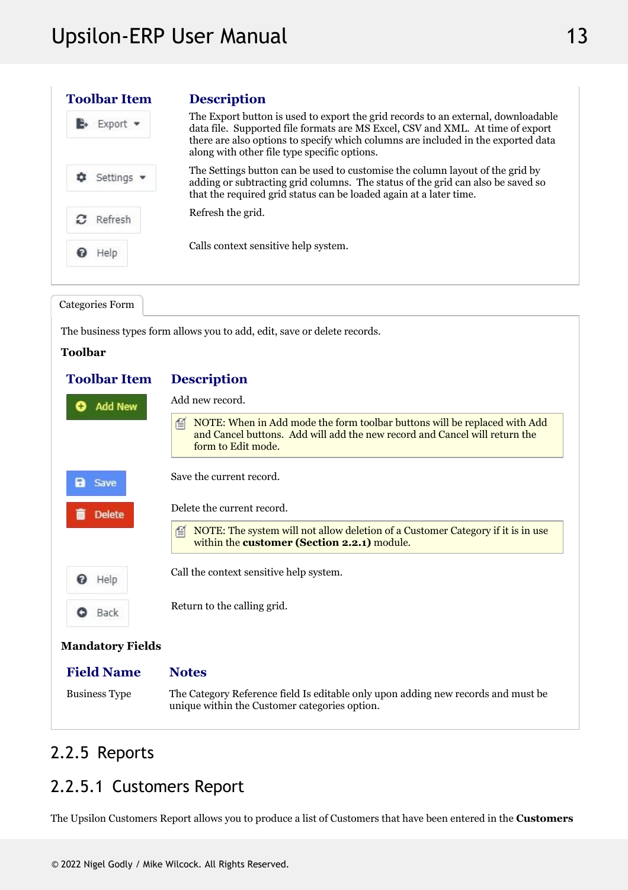| Toolbar Item | Description |
| --- | --- |
| Export | The Export button is used to export the grid records to an external, downloadable data file. Supported file formats are MS Excel, CSV and XML. At time of export there are also options to specify which columns are included in the exported data along with other file type specific options. |
| Settings | The Settings button can be used to customise the column layout of the grid by adding or subtracting grid columns. The status of the grid can also be saved so that the required grid status can be loaded again at a later time. |
| Refresh | Refresh the grid. |
| Help | Calls context sensitive help system. |

**Categories Form**

The business types form allows you to add, edit, save or delete records.

**Toolbar**

| Toolbar Item | Description |
| --- | --- |
| Add New | Add new record.<br><br>NOTE: When in Add mode the form toolbar buttons will be replaced with Add and Cancel buttons. Add will add the new record and Cancel will return the form to Edit mode. |
| Save | Save the current record. |
| Delete | Delete the current record.<br><br>NOTE: The system will not allow deletion of a Customer Category if it is in use within the **customer (Section 2.2.1)** module. |
| Help | Call the context sensitive help system. |
| Back | Return to the calling grid. |

**Mandatory Fields**

| Field Name | Notes |
| --- | --- |
| Business Type | The Category Reference field Is editable only upon adding new records and must be unique within the Customer categories option. |

## 2.2.5 Reports

### 2.2.5.1 Customers Report

The Upsilon Customers Report allows you to produce a list of Customers that have been entered in the **Customers**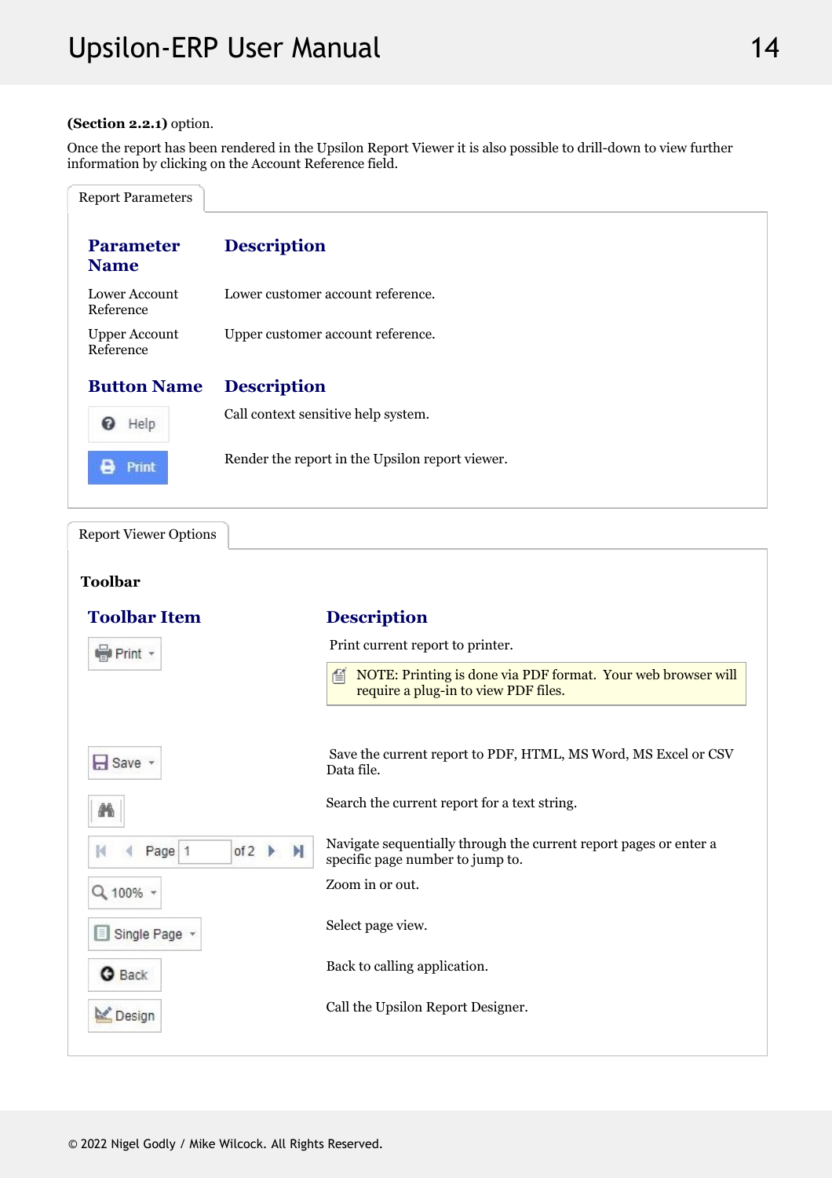**(Section 2.2.1)** option.

Once the report has been rendered in the Upsilon Report Viewer it is also possible to drill-down to view further information by clicking on the Account Reference field.

Report Parameters

| Parameter Name | Description |
| --- | --- |
| Lower Account Reference | Lower customer account reference. |
| Upper Account Reference | Upper customer account reference. |

| Button Name | Description |
| --- | --- |
| Help | Call context sensitive help system. |
| Print | Render the report in the Upsilon report viewer. |

Report Viewer Options

**Toolbar**

| Toolbar Item | Description |
| --- | --- |
| Print | Print current report to printer. NOTE: Printing is done via PDF format. Your web browser will require a plug-in to view PDF files. |
| Save | Save the current report to PDF, HTML, MS Word, MS Excel or CSV Data file. |
| (Search) | Search the current report for a text string. |
| Page 1 of 2 | Navigate sequentially through the current report pages or enter a specific page number to jump to. |
| 100% | Zoom in or out. |
| Single Page | Select page view. |
| Back | Back to calling application. |
| Design | Call the Upsilon Report Designer. |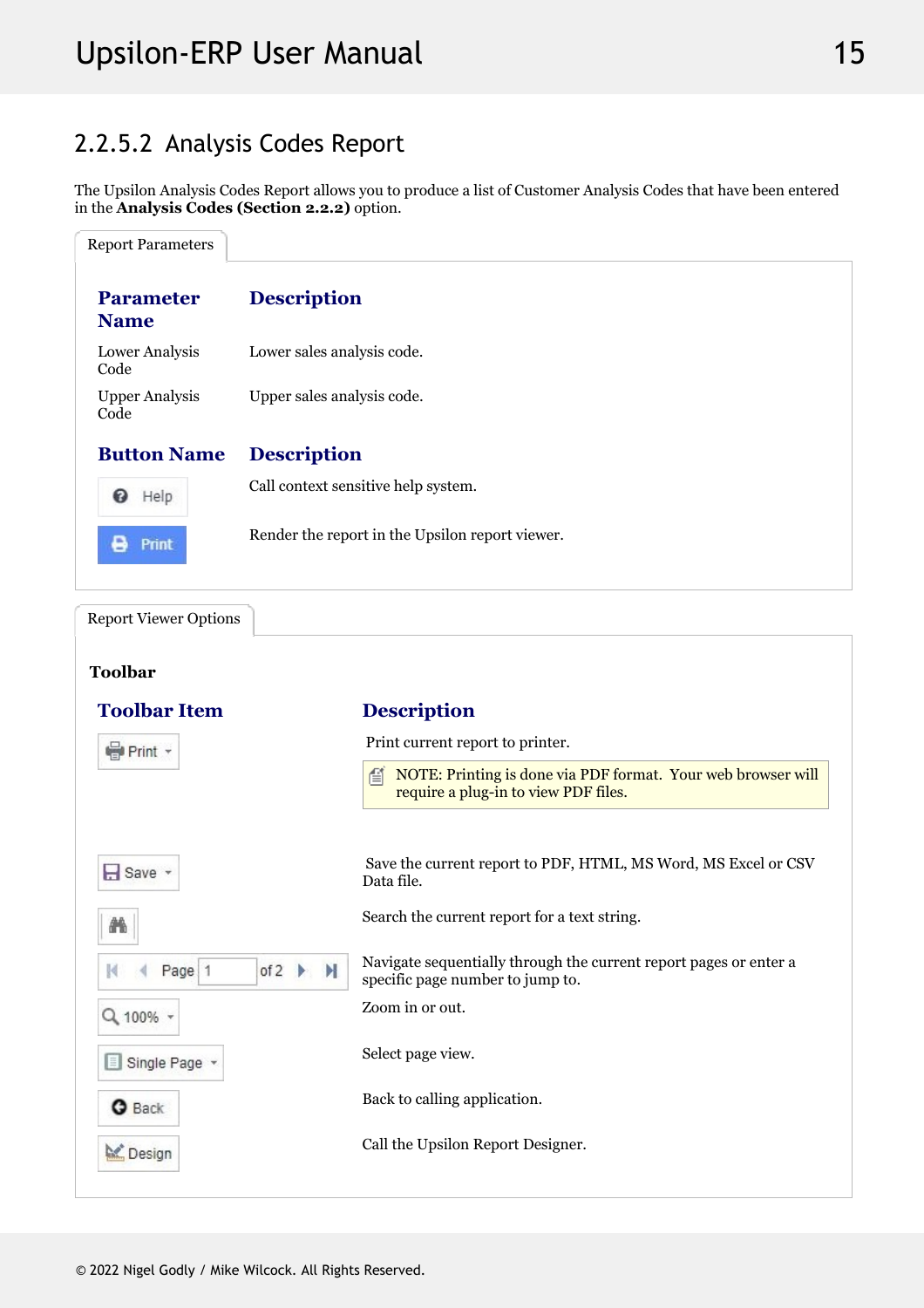## 2.2.5.2 Analysis Codes Report

The Upsilon Analysis Codes Report allows you to produce a list of Customer Analysis Codes that have been entered in the **Analysis Codes (Section 2.2.2)** option.

Report Parameters

| Parameter Name | Description |
|---|---|
| Lower Analysis Code | Lower sales analysis code. |
| Upper Analysis Code | Upper sales analysis code. |

| Button Name | Description |
|---|---|
| Help | Call context sensitive help system. |
| Print | Render the report in the Upsilon report viewer. |

Report Viewer Options

**Toolbar**

| Toolbar Item | Description |
|---|---|
| Print | Print current report to printer. NOTE: Printing is done via PDF format. Your web browser will require a plug-in to view PDF files. |
| Save | Save the current report to PDF, HTML, MS Word, MS Excel or CSV Data file. |
| (Search) | Search the current report for a text string. |
| Page 1 of 2 | Navigate sequentially through the current report pages or enter a specific page number to jump to. |
| 100% | Zoom in or out. |
| Single Page | Select page view. |
| Back | Back to calling application. |
| Design | Call the Upsilon Report Designer. |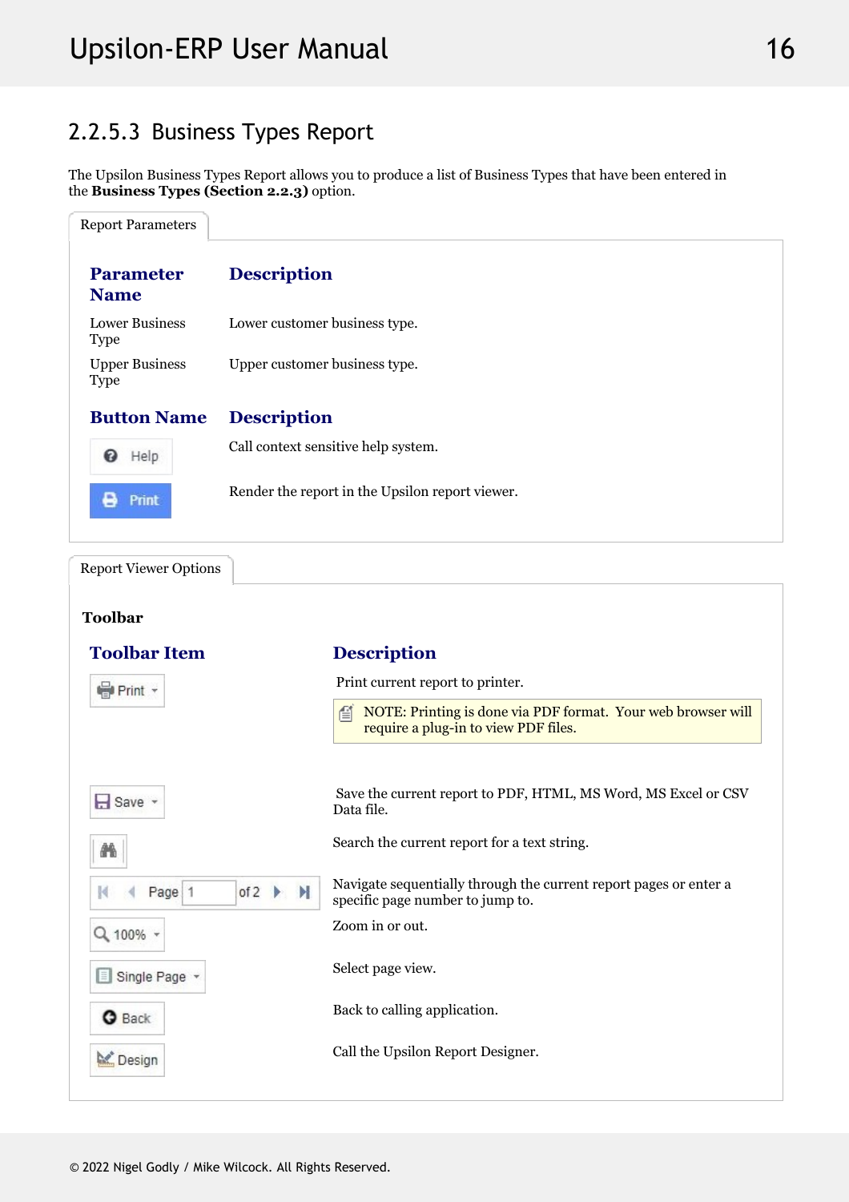### 2.2.5.3 Business Types Report

The Upsilon Business Types Report allows you to produce a list of Business Types that have been entered in the **Business Types (Section 2.2.3)** option.

**Report Parameters**

| Parameter Name | Description |
|---|---|
| Lower Business Type | Lower customer business type. |
| Upper Business Type | Upper customer business type. |

| Button Name | Description |
|---|---|
| Help | Call context sensitive help system. |
| Print | Render the report in the Upsilon report viewer. |

**Report Viewer Options**

**Toolbar**

| Toolbar Item | Description |
|---|---|
| Print | Print current report to printer. NOTE: Printing is done via PDF format. Your web browser will require a plug-in to view PDF files. |
| Save | Save the current report to PDF, HTML, MS Word, MS Excel or CSV Data file. |
| Search | Search the current report for a text string. |
| Page 1 of 2 | Navigate sequentially through the current report pages or enter a specific page number to jump to. |
| 100% | Zoom in or out. |
| Single Page | Select page view. |
| Back | Back to calling application. |
| Design | Call the Upsilon Report Designer. |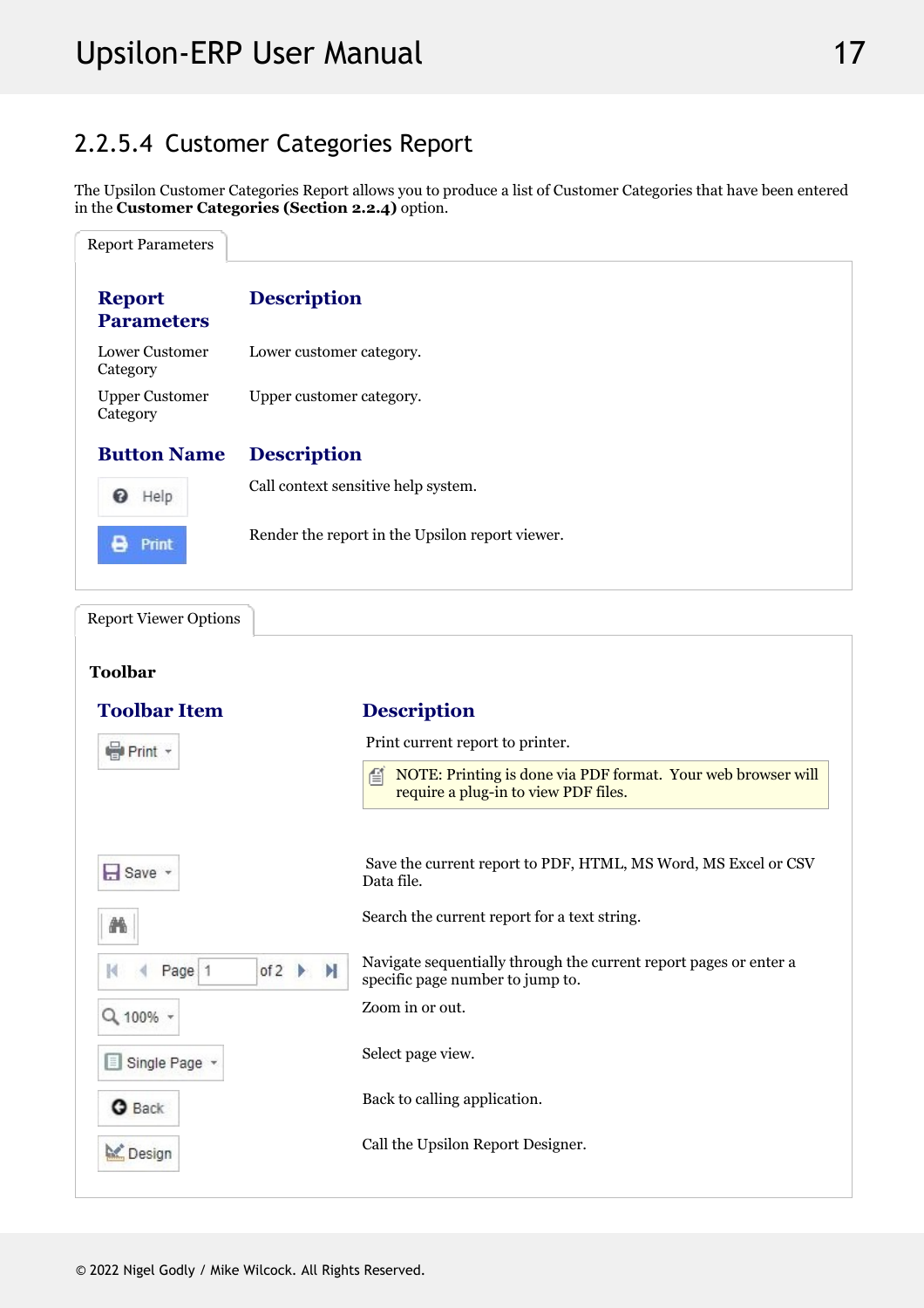## 2.2.5.4 Customer Categories Report

The Upsilon Customer Categories Report allows you to produce a list of Customer Categories that have been entered in the **Customer Categories (Section 2.2.4)** option.

Report Parameters

| Report Parameters | Description |
| --- | --- |
| Lower Customer Category | Lower customer category. |
| Upper Customer Category | Upper customer category. |

| Button Name | Description |
| --- | --- |
| Help | Call context sensitive help system. |
| Print | Render the report in the Upsilon report viewer. |

Report Viewer Options

**Toolbar**

| Toolbar Item | Description |
| --- | --- |
| Print | Print current report to printer. NOTE: Printing is done via PDF format. Your web browser will require a plug-in to view PDF files. |
| Save | Save the current report to PDF, HTML, MS Word, MS Excel or CSV Data file. |
| (Search) | Search the current report for a text string. |
| Page 1 of 2 | Navigate sequentially through the current report pages or enter a specific page number to jump to. |
| 100% | Zoom in or out. |
| Single Page | Select page view. |
| Back | Back to calling application. |
| Design | Call the Upsilon Report Designer. |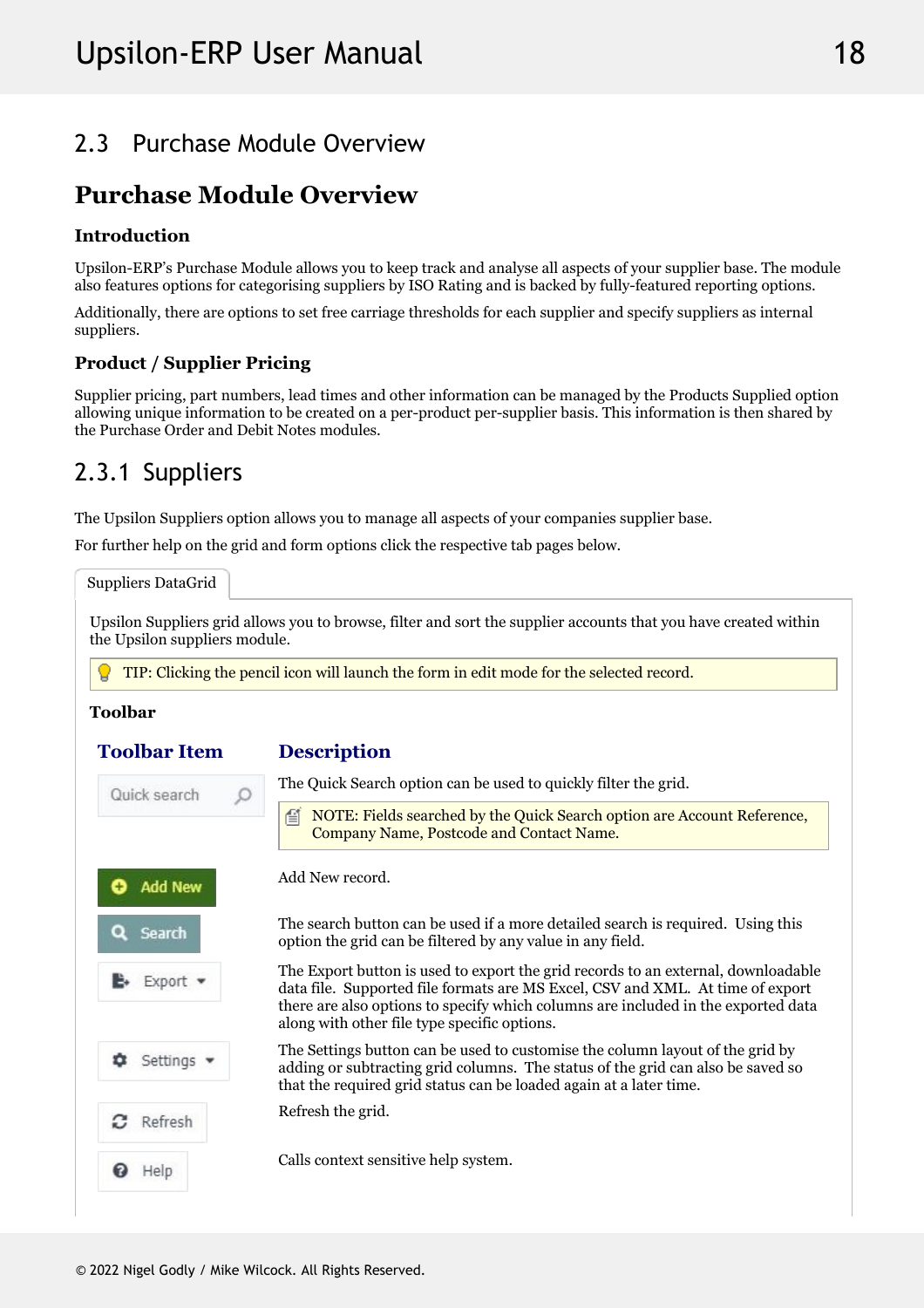## 2.3 Purchase Module Overview

# Purchase Module Overview

### Introduction

Upsilon-ERP's Purchase Module allows you to keep track and analyse all aspects of your supplier base. The module also features options for categorising suppliers by ISO Rating and is backed by fully-featured reporting options.

Additionally, there are options to set free carriage thresholds for each supplier and specify suppliers as internal suppliers.

### Product / Supplier Pricing

Supplier pricing, part numbers, lead times and other information can be managed by the Products Supplied option allowing unique information to be created on a per-product per-supplier basis. This information is then shared by the Purchase Order and Debit Notes modules.

## 2.3.1 Suppliers

The Upsilon Suppliers option allows you to manage all aspects of your companies supplier base.

For further help on the grid and form options click the respective tab pages below.

Suppliers DataGrid

Upsilon Suppliers grid allows you to browse, filter and sort the supplier accounts that you have created within the Upsilon suppliers module.

TIP: Clicking the pencil icon will launch the form in edit mode for the selected record.

**Toolbar**

| Toolbar Item | Description |
|---|---|
| Quick search | The Quick Search option can be used to quickly filter the grid. NOTE: Fields searched by the Quick Search option are Account Reference, Company Name, Postcode and Contact Name. |
| Add New | Add New record. |
| Search | The search button can be used if a more detailed search is required. Using this option the grid can be filtered by any value in any field. |
| Export | The Export button is used to export the grid records to an external, downloadable data file. Supported file formats are MS Excel, CSV and XML. At time of export there are also options to specify which columns are included in the exported data along with other file type specific options. |
| Settings | The Settings button can be used to customise the column layout of the grid by adding or subtracting grid columns. The status of the grid can also be saved so that the required grid status can be loaded again at a later time. |
| Refresh | Refresh the grid. |
| Help | Calls context sensitive help system. |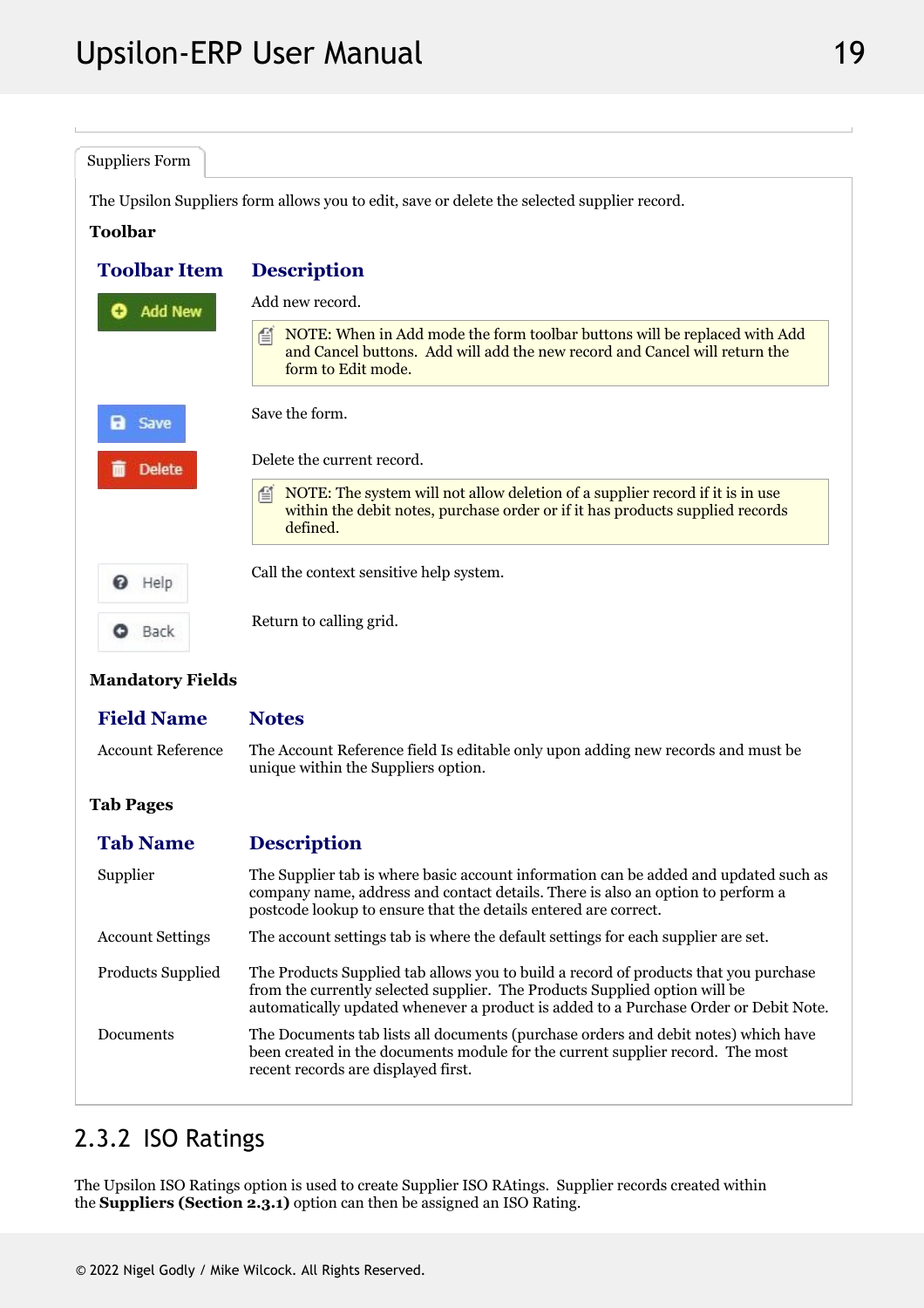Suppliers Form

The Upsilon Suppliers form allows you to edit, save or delete the selected supplier record.

**Toolbar**

| Toolbar Item | Description |
|---|---|
| Add New | Add new record.<br>NOTE: When in Add mode the form toolbar buttons will be replaced with Add and Cancel buttons. Add will add the new record and Cancel will return the form to Edit mode. |
| Save | Save the form. |
| Delete | Delete the current record.<br>NOTE: The system will not allow deletion of a supplier record if it is in use within the debit notes, purchase order or if it has products supplied records defined. |
| Help | Call the context sensitive help system. |
| Back | Return to calling grid. |

**Mandatory Fields**

| Field Name | Notes |
|---|---|
| Account Reference | The Account Reference field Is editable only upon adding new records and must be unique within the Suppliers option. |

**Tab Pages**

| Tab Name | Description |
|---|---|
| Supplier | The Supplier tab is where basic account information can be added and updated such as company name, address and contact details. There is also an option to perform a postcode lookup to ensure that the details entered are correct. |
| Account Settings | The account settings tab is where the default settings for each supplier are set. |
| Products Supplied | The Products Supplied tab allows you to build a record of products that you purchase from the currently selected supplier. The Products Supplied option will be automatically updated whenever a product is added to a Purchase Order or Debit Note. |
| Documents | The Documents tab lists all documents (purchase orders and debit notes) which have been created in the documents module for the current supplier record. The most recent records are displayed first. |

## 2.3.2 ISO Ratings

The Upsilon ISO Ratings option is used to create Supplier ISO RAtings. Supplier records created within the **Suppliers (Section 2.3.1)** option can then be assigned an ISO Rating.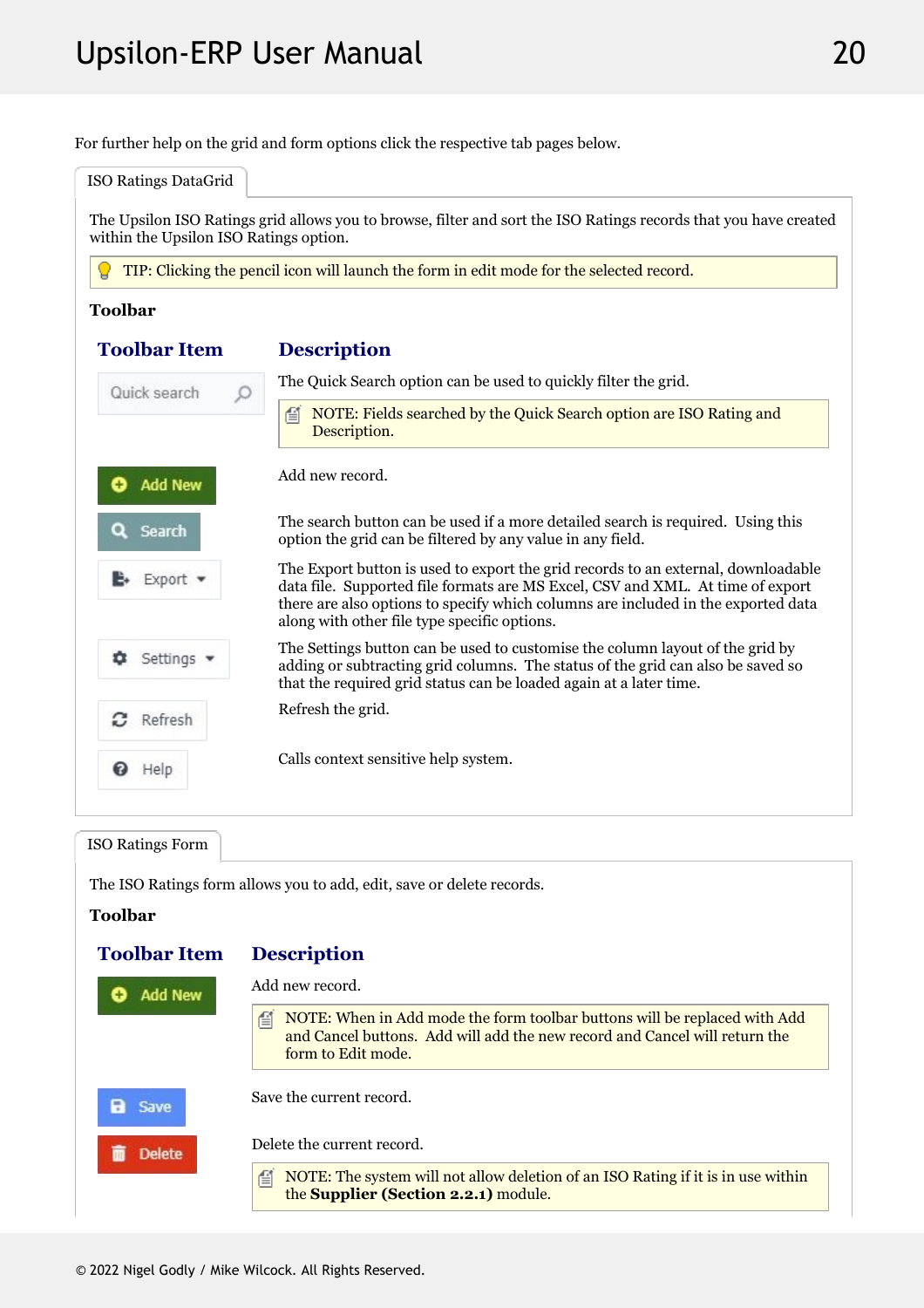For further help on the grid and form options click the respective tab pages below.

## ISO Ratings DataGrid

The Upsilon ISO Ratings grid allows you to browse, filter and sort the ISO Ratings records that you have created within the Upsilon ISO Ratings option.

> TIP: Clicking the pencil icon will launch the form in edit mode for the selected record.

**Toolbar**

| Toolbar Item | Description |
| --- | --- |
| Quick search | The Quick Search option can be used to quickly filter the grid. NOTE: Fields searched by the Quick Search option are ISO Rating and Description. |
| Add New | Add new record. |
| Search | The search button can be used if a more detailed search is required. Using this option the grid can be filtered by any value in any field. |
| Export | The Export button is used to export the grid records to an external, downloadable data file. Supported file formats are MS Excel, CSV and XML. At time of export there are also options to specify which columns are included in the exported data along with other file type specific options. |
| Settings | The Settings button can be used to customise the column layout of the grid by adding or subtracting grid columns. The status of the grid can also be saved so that the required grid status can be loaded again at a later time. |
| Refresh | Refresh the grid. |
| Help | Calls context sensitive help system. |

## ISO Ratings Form

The ISO Ratings form allows you to add, edit, save or delete records.

**Toolbar**

| Toolbar Item | Description |
| --- | --- |
| Add New | Add new record. NOTE: When in Add mode the form toolbar buttons will be replaced with Add and Cancel buttons. Add will add the new record and Cancel will return the form to Edit mode. |
| Save | Save the current record. |
| Delete | Delete the current record. NOTE: The system will not allow deletion of an ISO Rating if it is in use within the **Supplier (Section 2.2.1)** module. |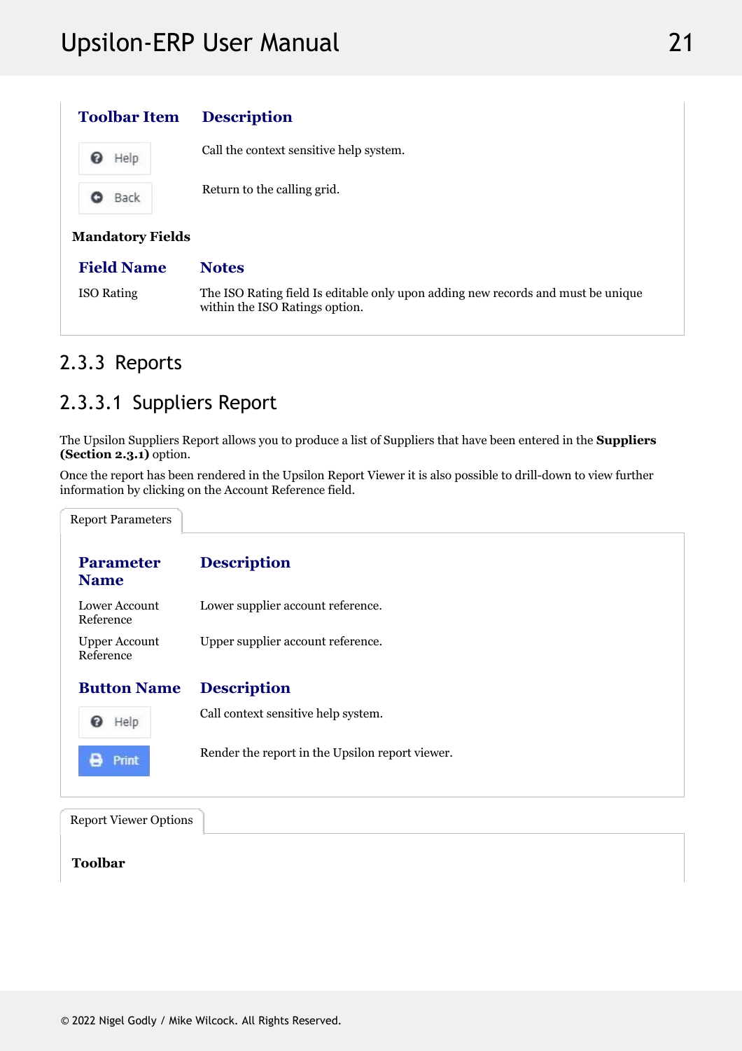| Toolbar Item | Description |
| --- | --- |
| Help | Call the context sensitive help system. |
| Back | Return to the calling grid. |

**Mandatory Fields**

| Field Name | Notes |
| --- | --- |
| ISO Rating | The ISO Rating field Is editable only upon adding new records and must be unique within the ISO Ratings option. |

## 2.3.3 Reports

### 2.3.3.1 Suppliers Report

The Upsilon Suppliers Report allows you to produce a list of Suppliers that have been entered in the **Suppliers (Section 2.3.1)** option.

Once the report has been rendered in the Upsilon Report Viewer it is also possible to drill-down to view further information by clicking on the Account Reference field.

Report Parameters

| Parameter Name | Description |
| --- | --- |
| Lower Account Reference | Lower supplier account reference. |
| Upper Account Reference | Upper supplier account reference. |

| Button Name | Description |
| --- | --- |
| Help | Call context sensitive help system. |
| Print | Render the report in the Upsilon report viewer. |

Report Viewer Options

**Toolbar**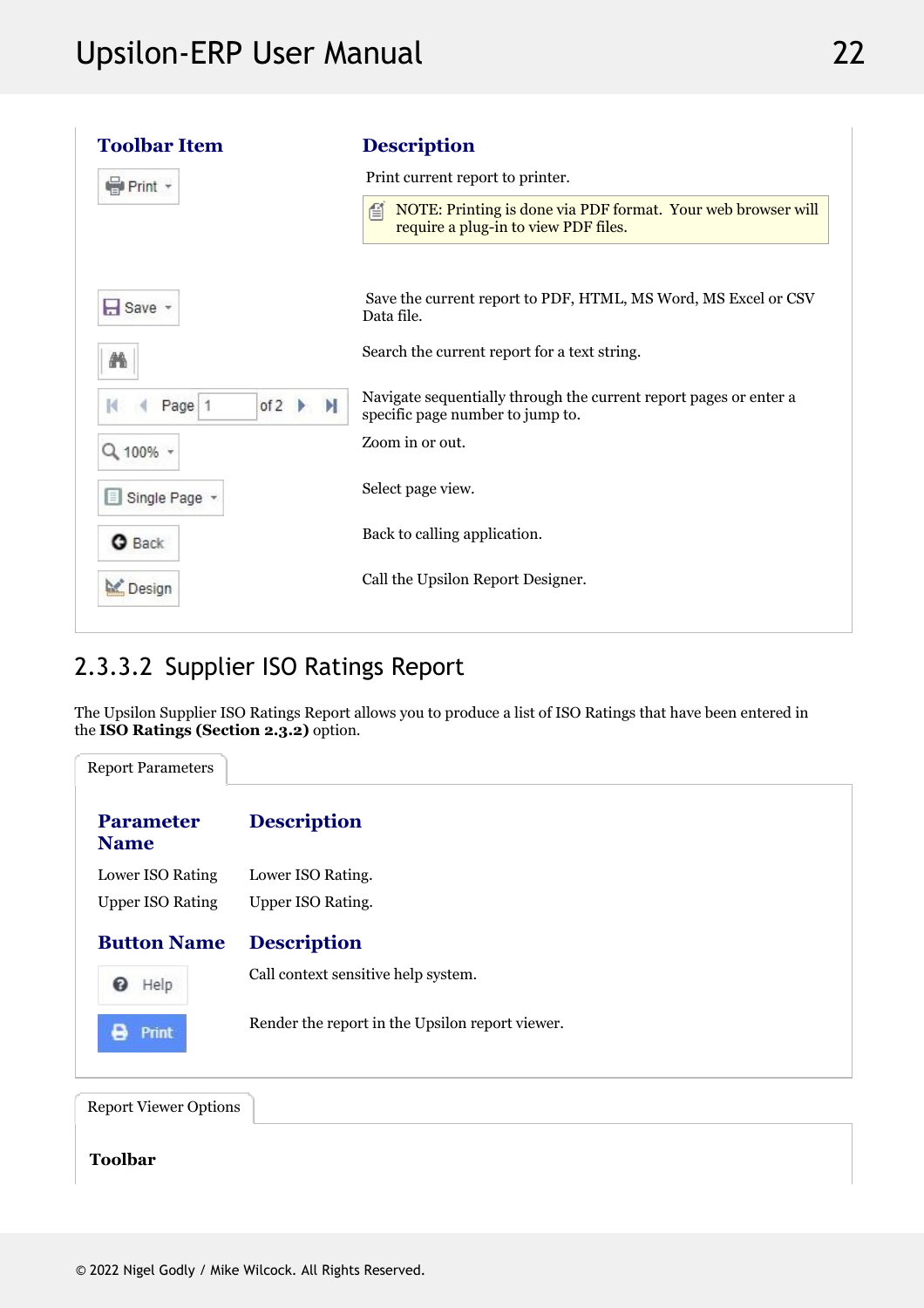| Toolbar Item | Description |
|---|---|
| Print | Print current report to printer. NOTE: Printing is done via PDF format. Your web browser will require a plug-in to view PDF files. |
| Save | Save the current report to PDF, HTML, MS Word, MS Excel or CSV Data file. |
| (Search) | Search the current report for a text string. |
| Page 1 of 2 | Navigate sequentially through the current report pages or enter a specific page number to jump to. |
| 100% | Zoom in or out. |
| Single Page | Select page view. |
| Back | Back to calling application. |
| Design | Call the Upsilon Report Designer. |

### 2.3.3.2 Supplier ISO Ratings Report

The Upsilon Supplier ISO Ratings Report allows you to produce a list of ISO Ratings that have been entered in the **ISO Ratings (Section 2.3.2)** option.

**Report Parameters**

| Parameter Name | Description |
|---|---|
| Lower ISO Rating | Lower ISO Rating. |
| Upper ISO Rating | Upper ISO Rating. |

| Button Name | Description |
|---|---|
| Help | Call context sensitive help system. |
| Print | Render the report in the Upsilon report viewer. |

**Report Viewer Options**

**Toolbar**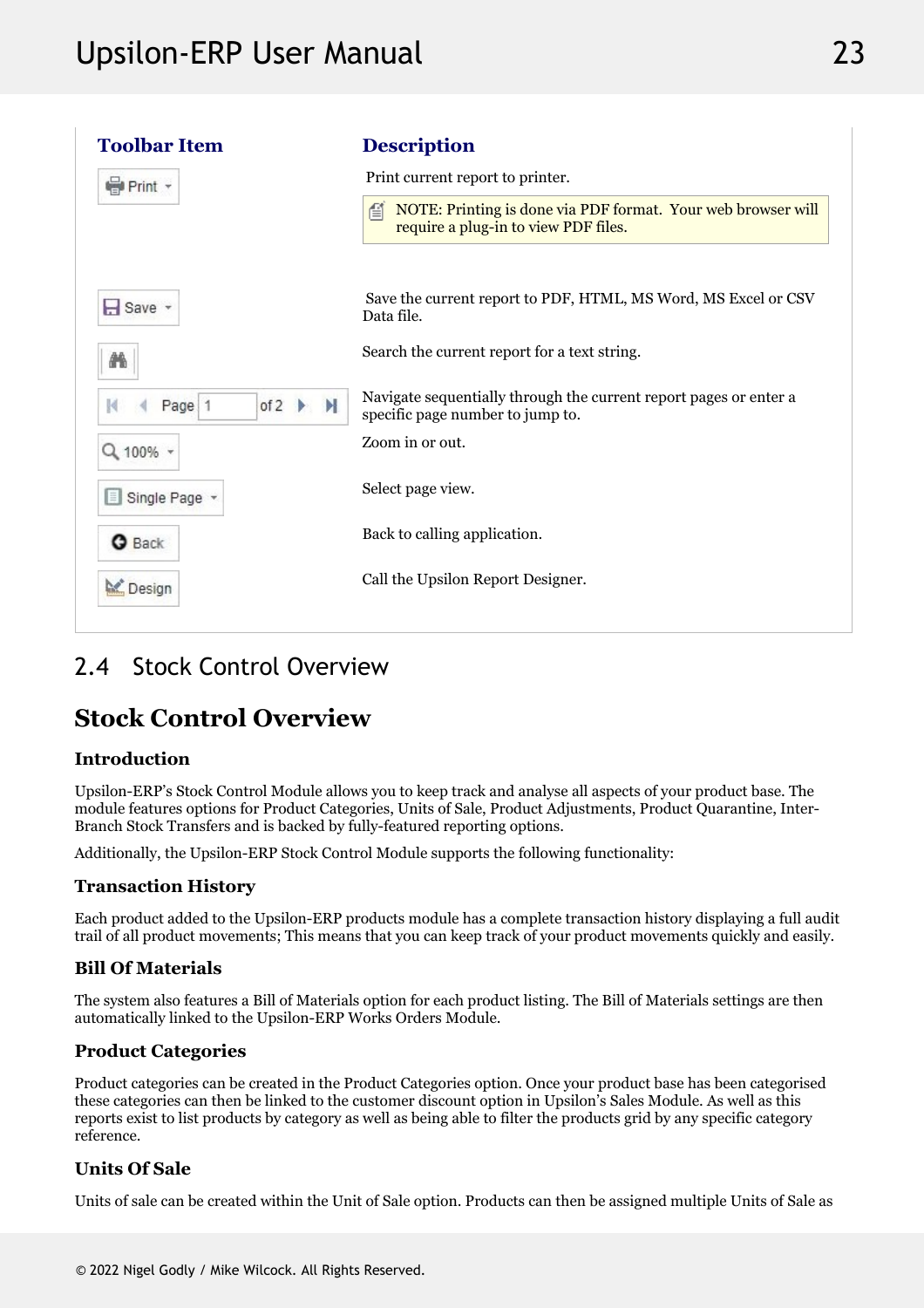| Toolbar Item | Description |
| --- | --- |
| Print | Print current report to printer. NOTE: Printing is done via PDF format. Your web browser will require a plug-in to view PDF files. |
| Save | Save the current report to PDF, HTML, MS Word, MS Excel or CSV Data file. |
| (Search) | Search the current report for a text string. |
| Page 1 of 2 | Navigate sequentially through the current report pages or enter a specific page number to jump to. |
| 100% | Zoom in or out. |
| Single Page | Select page view. |
| Back | Back to calling application. |
| Design | Call the Upsilon Report Designer. |

## 2.4 Stock Control Overview

# Stock Control Overview

### Introduction

Upsilon-ERP's Stock Control Module allows you to keep track and analyse all aspects of your product base. The module features options for Product Categories, Units of Sale, Product Adjustments, Product Quarantine, Inter-Branch Stock Transfers and is backed by fully-featured reporting options.

Additionally, the Upsilon-ERP Stock Control Module supports the following functionality:

### Transaction History

Each product added to the Upsilon-ERP products module has a complete transaction history displaying a full audit trail of all product movements; This means that you can keep track of your product movements quickly and easily.

### Bill Of Materials

The system also features a Bill of Materials option for each product listing. The Bill of Materials settings are then automatically linked to the Upsilon-ERP Works Orders Module.

### Product Categories

Product categories can be created in the Product Categories option. Once your product base has been categorised these categories can then be linked to the customer discount option in Upsilon's Sales Module. As well as this reports exist to list products by category as well as being able to filter the products grid by any specific category reference.

### Units Of Sale

Units of sale can be created within the Unit of Sale option. Products can then be assigned multiple Units of Sale as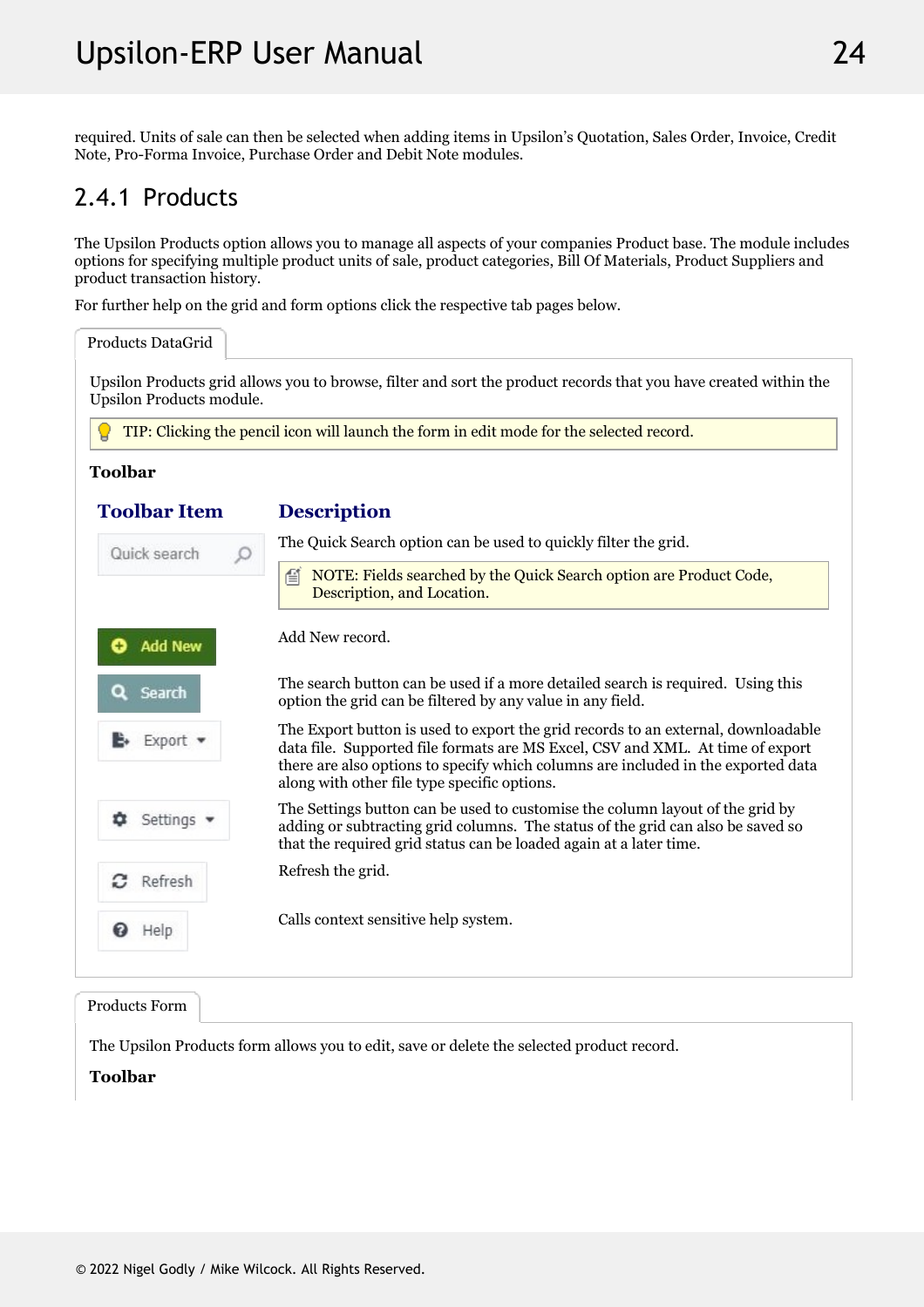required. Units of sale can then be selected when adding items in Upsilon's Quotation, Sales Order, Invoice, Credit Note, Pro-Forma Invoice, Purchase Order and Debit Note modules.

## 2.4.1 Products

The Upsilon Products option allows you to manage all aspects of your companies Product base. The module includes options for specifying multiple product units of sale, product categories, Bill Of Materials, Product Suppliers and product transaction history.

For further help on the grid and form options click the respective tab pages below.

### Products DataGrid

Upsilon Products grid allows you to browse, filter and sort the product records that you have created within the Upsilon Products module.

TIP: Clicking the pencil icon will launch the form in edit mode for the selected record.

**Toolbar**

| Toolbar Item | Description |
|---|---|
| Quick search | The Quick Search option can be used to quickly filter the grid. NOTE: Fields searched by the Quick Search option are Product Code, Description, and Location. |
| Add New | Add New record. |
| Search | The search button can be used if a more detailed search is required. Using this option the grid can be filtered by any value in any field. |
| Export | The Export button is used to export the grid records to an external, downloadable data file. Supported file formats are MS Excel, CSV and XML. At time of export there are also options to specify which columns are included in the exported data along with other file type specific options. |
| Settings | The Settings button can be used to customise the column layout of the grid by adding or subtracting grid columns. The status of the grid can also be saved so that the required grid status can be loaded again at a later time. |
| Refresh | Refresh the grid. |
| Help | Calls context sensitive help system. |

### Products Form

The Upsilon Products form allows you to edit, save or delete the selected product record.

**Toolbar**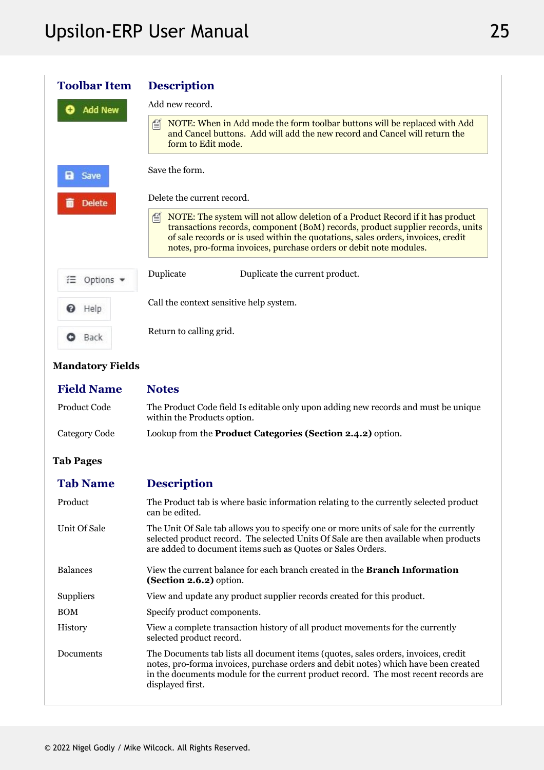| Toolbar Item | Description |
|---|---|
| Add New | Add new record. NOTE: When in Add mode the form toolbar buttons will be replaced with Add and Cancel buttons. Add will add the new record and Cancel will return the form to Edit mode. |
| Save | Save the form. |
| Delete | Delete the current record. NOTE: The system will not allow deletion of a Product Record if it has product transactions records, component (BoM) records, product supplier records, units of sale records or is used within the quotations, sales orders, invoices, credit notes, pro-forma invoices, purchase orders or debit note modules. |
| Options | Duplicate — Duplicate the current product. |
| Help | Call the context sensitive help system. |
| Back | Return to calling grid. |

**Mandatory Fields**

| Field Name | Notes |
|---|---|
| Product Code | The Product Code field Is editable only upon adding new records and must be unique within the Products option. |
| Category Code | Lookup from the **Product Categories (Section 2.4.2)** option. |

**Tab Pages**

| Tab Name | Description |
|---|---|
| Product | The Product tab is where basic information relating to the currently selected product can be edited. |
| Unit Of Sale | The Unit Of Sale tab allows you to specify one or more units of sale for the currently selected product record. The selected Units Of Sale are then available when products are added to document items such as Quotes or Sales Orders. |
| Balances | View the current balance for each branch created in the **Branch Information (Section 2.6.2)** option. |
| Suppliers | View and update any product supplier records created for this product. |
| BOM | Specify product components. |
| History | View a complete transaction history of all product movements for the currently selected product record. |
| Documents | The Documents tab lists all document items (quotes, sales orders, invoices, credit notes, pro-forma invoices, purchase orders and debit notes) which have been created in the documents module for the current product record. The most recent records are displayed first. |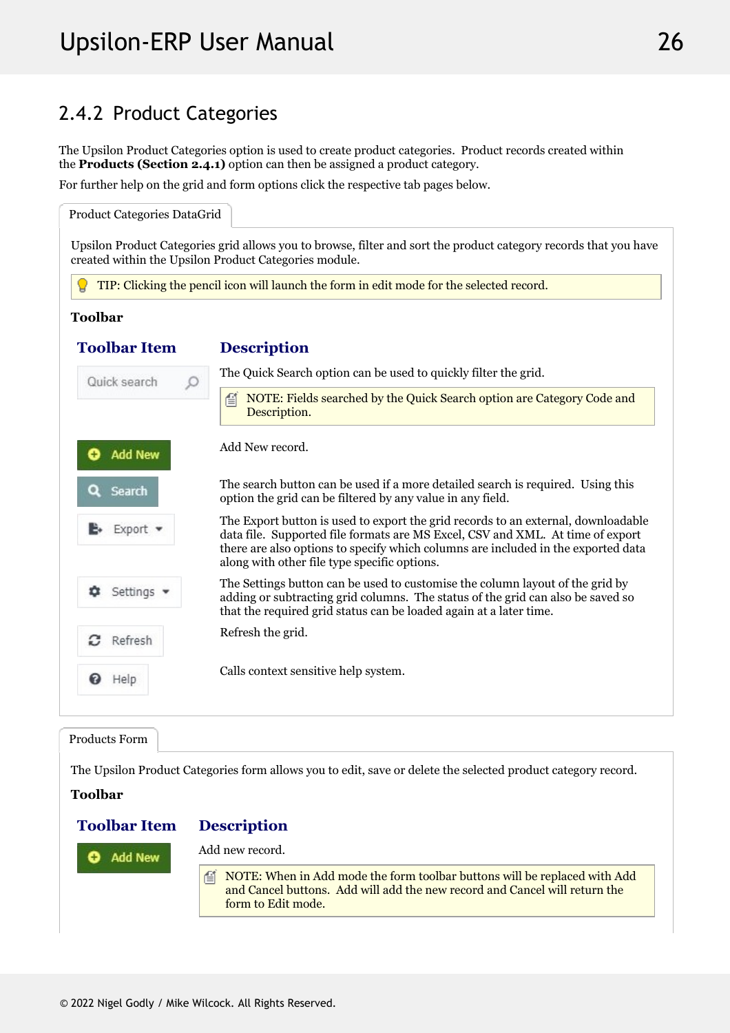## 2.4.2 Product Categories

The Upsilon Product Categories option is used to create product categories. Product records created within the **Products (Section 2.4.1)** option can then be assigned a product category.

For further help on the grid and form options click the respective tab pages below.

### Product Categories DataGrid

Upsilon Product Categories grid allows you to browse, filter and sort the product category records that you have created within the Upsilon Product Categories module.

> TIP: Clicking the pencil icon will launch the form in edit mode for the selected record.

**Toolbar**

| Toolbar Item | Description |
|---|---|
| Quick search | The Quick Search option can be used to quickly filter the grid. <br> NOTE: Fields searched by the Quick Search option are Category Code and Description. |
| Add New | Add New record. |
| Search | The search button can be used if a more detailed search is required. Using this option the grid can be filtered by any value in any field. |
| Export | The Export button is used to export the grid records to an external, downloadable data file. Supported file formats are MS Excel, CSV and XML. At time of export there are also options to specify which columns are included in the exported data along with other file type specific options. |
| Settings | The Settings button can be used to customise the column layout of the grid by adding or subtracting grid columns. The status of the grid can also be saved so that the required grid status can be loaded again at a later time. |
| Refresh | Refresh the grid. |
| Help | Calls context sensitive help system. |

### Products Form

The Upsilon Product Categories form allows you to edit, save or delete the selected product category record.

**Toolbar**

| Toolbar Item | Description |
|---|---|
| Add New | Add new record. <br> NOTE: When in Add mode the form toolbar buttons will be replaced with Add and Cancel buttons. Add will add the new record and Cancel will return the form to Edit mode. |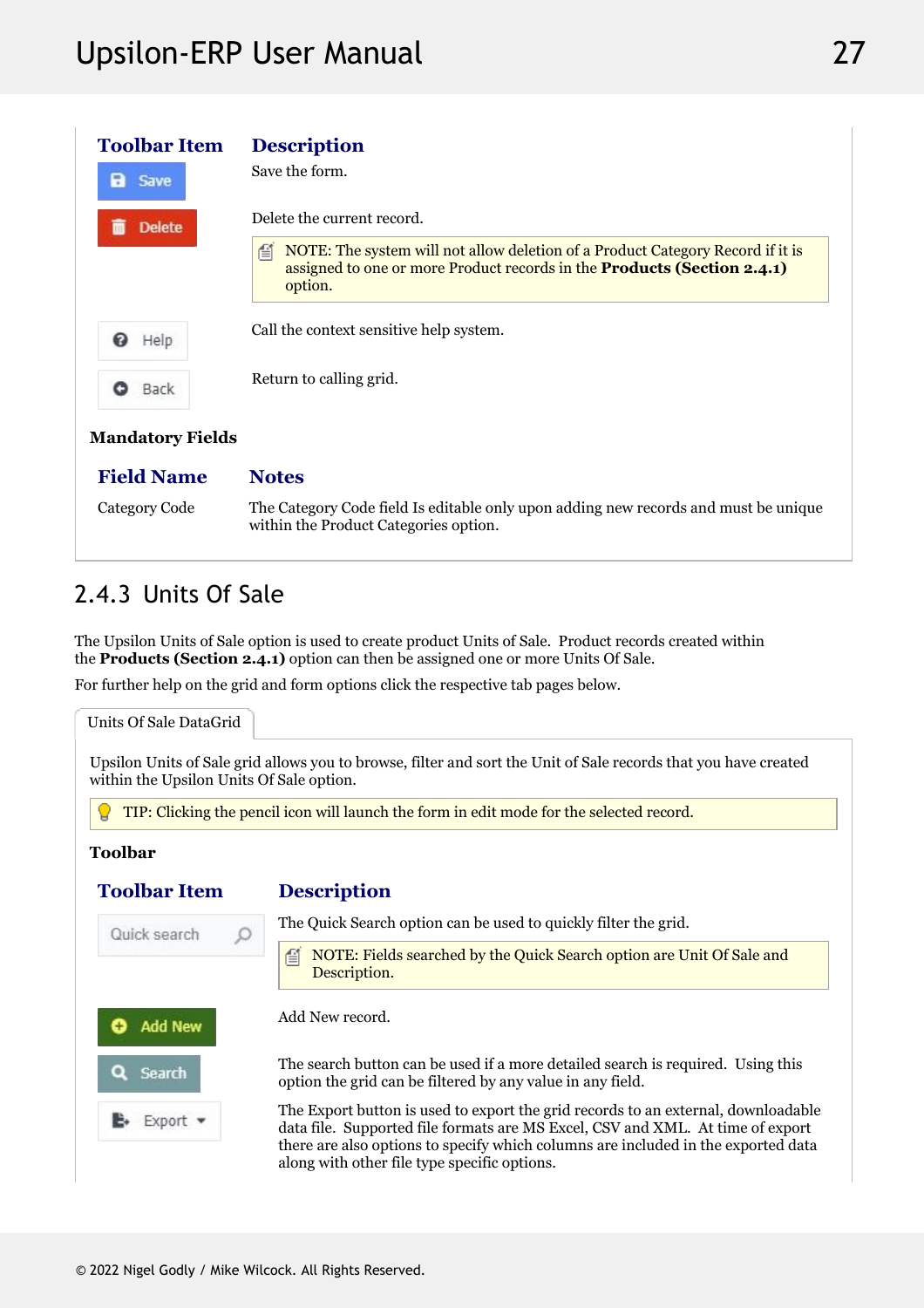| Toolbar Item | Description |
| --- | --- |
| Save | Save the form. |
| Delete | Delete the current record.<br><br>NOTE: The system will not allow deletion of a Product Category Record if it is assigned to one or more Product records in the **Products (Section 2.4.1)** option. |
| Help | Call the context sensitive help system. |
| Back | Return to calling grid. |

**Mandatory Fields**

| Field Name | Notes |
| --- | --- |
| Category Code | The Category Code field Is editable only upon adding new records and must be unique within the Product Categories option. |

## 2.4.3 Units Of Sale

The Upsilon Units of Sale option is used to create product Units of Sale. Product records created within the **Products (Section 2.4.1)** option can then be assigned one or more Units Of Sale.

For further help on the grid and form options click the respective tab pages below.

Units Of Sale DataGrid

Upsilon Units of Sale grid allows you to browse, filter and sort the Unit of Sale records that you have created within the Upsilon Units Of Sale option.

TIP: Clicking the pencil icon will launch the form in edit mode for the selected record.

**Toolbar**

| Toolbar Item | Description |
| --- | --- |
| Quick search | The Quick Search option can be used to quickly filter the grid.<br><br>NOTE: Fields searched by the Quick Search option are Unit Of Sale and Description. |
| Add New | Add New record. |
| Search | The search button can be used if a more detailed search is required. Using this option the grid can be filtered by any value in any field. |
| Export | The Export button is used to export the grid records to an external, downloadable data file. Supported file formats are MS Excel, CSV and XML. At time of export there are also options to specify which columns are included in the exported data along with other file type specific options. |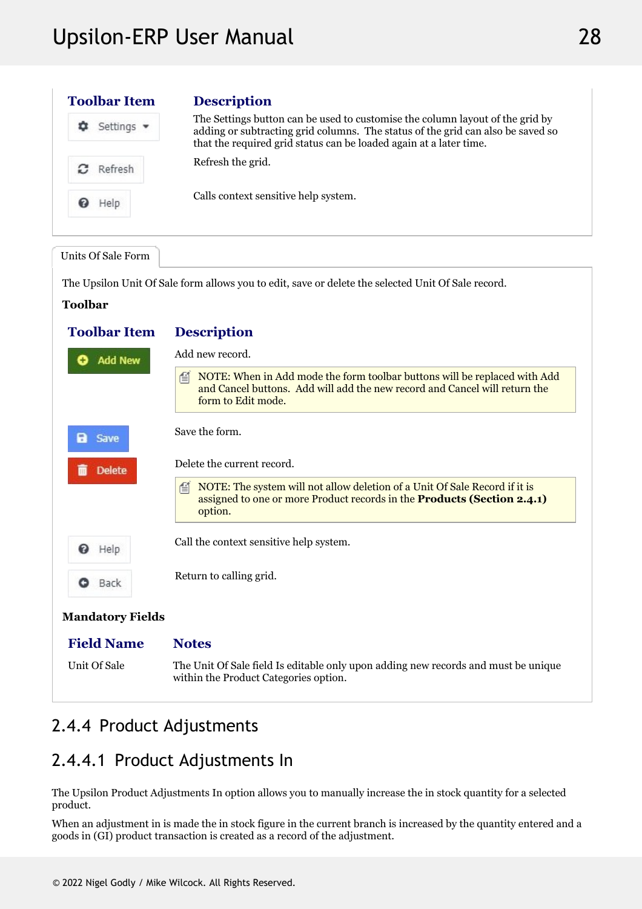| Toolbar Item | Description |
|---|---|
| Settings | The Settings button can be used to customise the column layout of the grid by adding or subtracting grid columns. The status of the grid can also be saved so that the required grid status can be loaded again at a later time. |
| Refresh | Refresh the grid. |
| Help | Calls context sensitive help system. |

Units Of Sale Form

The Upsilon Unit Of Sale form allows you to edit, save or delete the selected Unit Of Sale record.

**Toolbar**

| Toolbar Item | Description |
|---|---|
| Add New | Add new record.<br>NOTE: When in Add mode the form toolbar buttons will be replaced with Add and Cancel buttons. Add will add the new record and Cancel will return the form to Edit mode. |
| Save | Save the form. |
| Delete | Delete the current record.<br>NOTE: The system will not allow deletion of a Unit Of Sale Record if it is assigned to one or more Product records in the **Products (Section 2.4.1)** option. |
| Help | Call the context sensitive help system. |
| Back | Return to calling grid. |

**Mandatory Fields**

| Field Name | Notes |
|---|---|
| Unit Of Sale | The Unit Of Sale field Is editable only upon adding new records and must be unique within the Product Categories option. |

## 2.4.4 Product Adjustments

### 2.4.4.1 Product Adjustments In

The Upsilon Product Adjustments In option allows you to manually increase the in stock quantity for a selected product.

When an adjustment in is made the in stock figure in the current branch is increased by the quantity entered and a goods in (GI) product transaction is created as a record of the adjustment.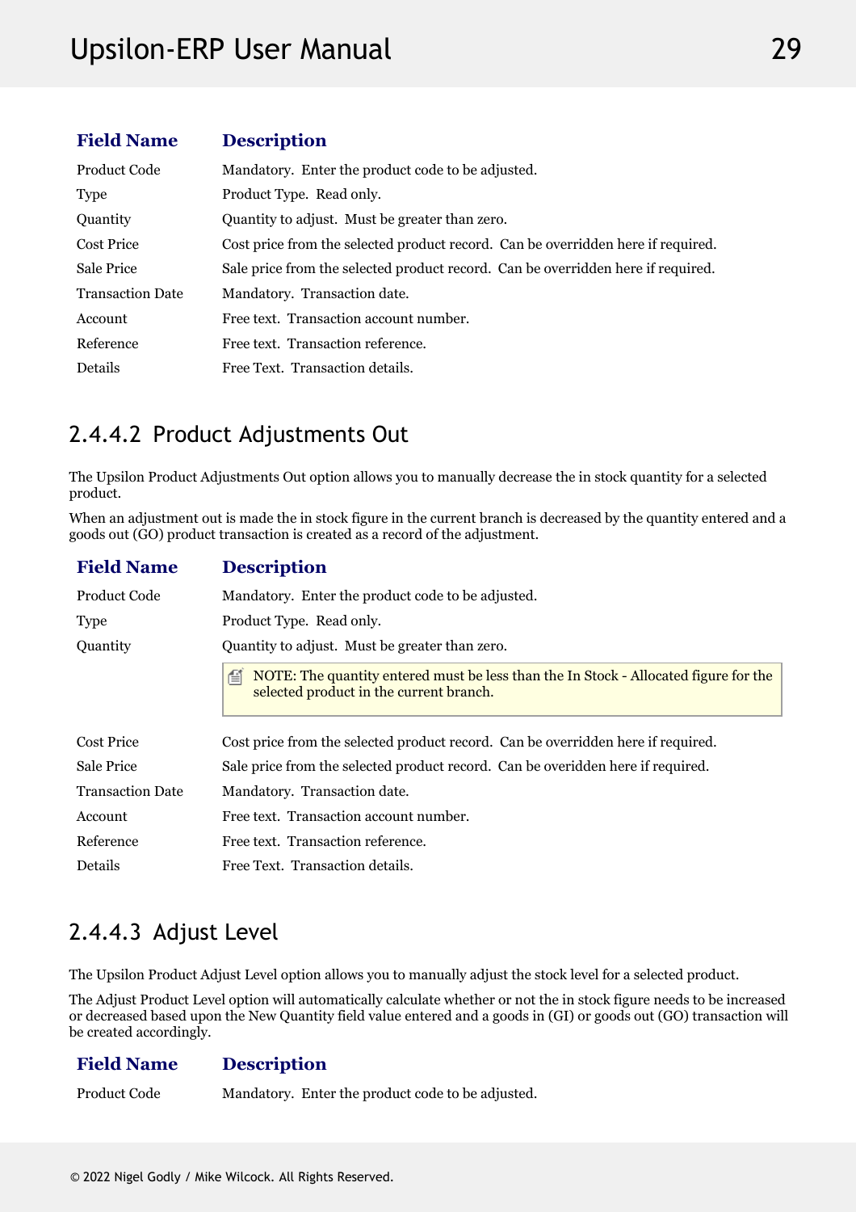| Field Name | Description |
|---|---|
| Product Code | Mandatory. Enter the product code to be adjusted. |
| Type | Product Type. Read only. |
| Quantity | Quantity to adjust. Must be greater than zero. |
| Cost Price | Cost price from the selected product record. Can be overridden here if required. |
| Sale Price | Sale price from the selected product record. Can be overridden here if required. |
| Transaction Date | Mandatory. Transaction date. |
| Account | Free text. Transaction account number. |
| Reference | Free text. Transaction reference. |
| Details | Free Text. Transaction details. |

## 2.4.4.2 Product Adjustments Out

The Upsilon Product Adjustments Out option allows you to manually decrease the in stock quantity for a selected product.

When an adjustment out is made the in stock figure in the current branch is decreased by the quantity entered and a goods out (GO) product transaction is created as a record of the adjustment.

| Field Name | Description |
|---|---|
| Product Code | Mandatory. Enter the product code to be adjusted. |
| Type | Product Type. Read only. |
| Quantity | Quantity to adjust. Must be greater than zero. |
| | NOTE: The quantity entered must be less than the In Stock - Allocated figure for the selected product in the current branch. |
| Cost Price | Cost price from the selected product record. Can be overridden here if required. |
| Sale Price | Sale price from the selected product record. Can be overidden here if required. |
| Transaction Date | Mandatory. Transaction date. |
| Account | Free text. Transaction account number. |
| Reference | Free text. Transaction reference. |
| Details | Free Text. Transaction details. |

## 2.4.4.3 Adjust Level

The Upsilon Product Adjust Level option allows you to manually adjust the stock level for a selected product.

The Adjust Product Level option will automatically calculate whether or not the in stock figure needs to be increased or decreased based upon the New Quantity field value entered and a goods in (GI) or goods out (GO) transaction will be created accordingly.

| Field Name | Description |
|---|---|
| Product Code | Mandatory. Enter the product code to be adjusted. |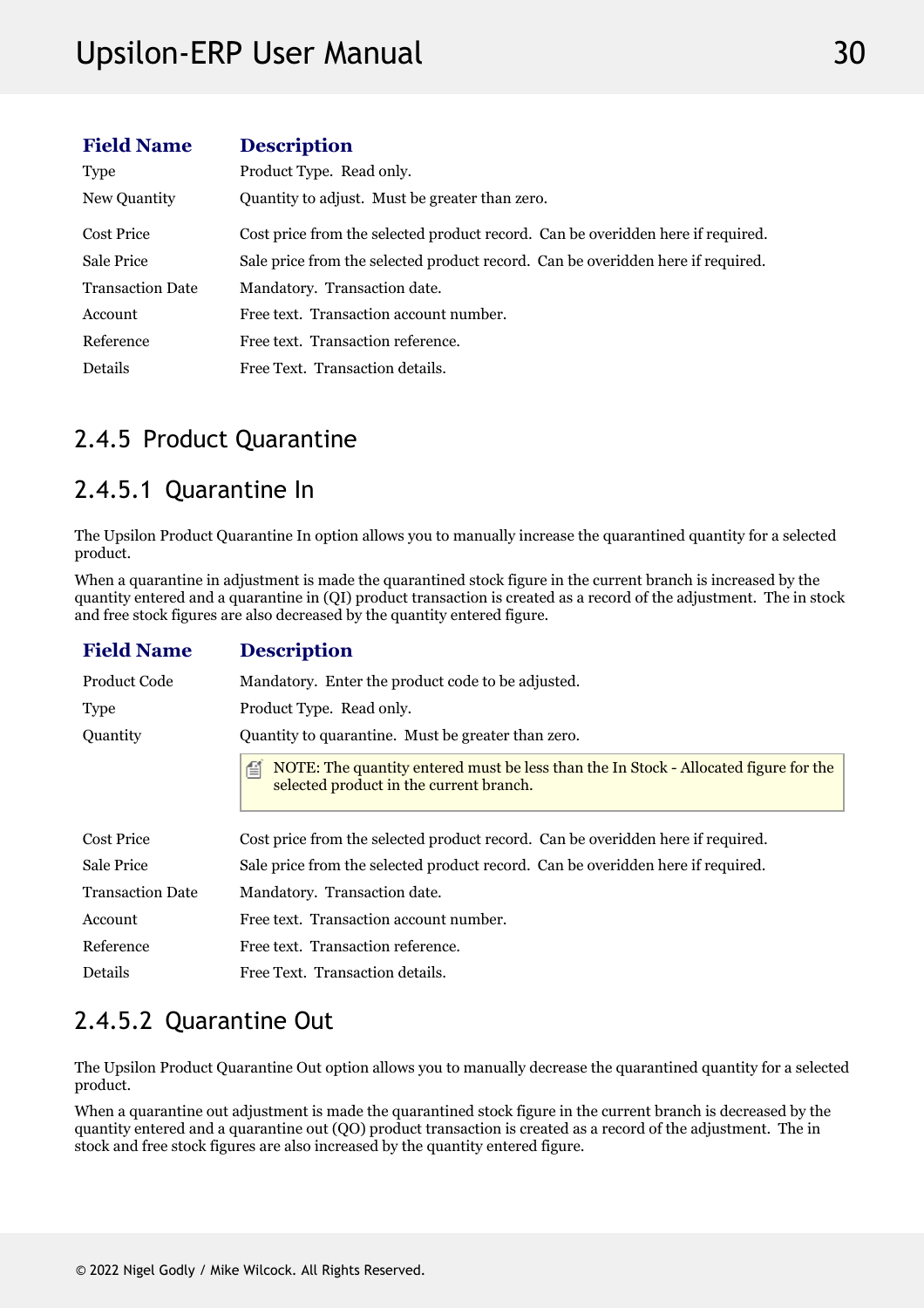| Field Name | Description |
|---|---|
| Type | Product Type. Read only. |
| New Quantity | Quantity to adjust. Must be greater than zero. |
| Cost Price | Cost price from the selected product record. Can be overidden here if required. |
| Sale Price | Sale price from the selected product record. Can be overidden here if required. |
| Transaction Date | Mandatory. Transaction date. |
| Account | Free text. Transaction account number. |
| Reference | Free text. Transaction reference. |
| Details | Free Text. Transaction details. |

## 2.4.5 Product Quarantine

### 2.4.5.1 Quarantine In

The Upsilon Product Quarantine In option allows you to manually increase the quarantined quantity for a selected product.

When a quarantine in adjustment is made the quarantined stock figure in the current branch is increased by the quantity entered and a quarantine in (QI) product transaction is created as a record of the adjustment. The in stock and free stock figures are also decreased by the quantity entered figure.

| Field Name | Description |
|---|---|
| Product Code | Mandatory. Enter the product code to be adjusted. |
| Type | Product Type. Read only. |
| Quantity | Quantity to quarantine. Must be greater than zero.<br><br>NOTE: The quantity entered must be less than the In Stock - Allocated figure for the selected product in the current branch. |
| Cost Price | Cost price from the selected product record. Can be overidden here if required. |
| Sale Price | Sale price from the selected product record. Can be overidden here if required. |
| Transaction Date | Mandatory. Transaction date. |
| Account | Free text. Transaction account number. |
| Reference | Free text. Transaction reference. |
| Details | Free Text. Transaction details. |

### 2.4.5.2 Quarantine Out

The Upsilon Product Quarantine Out option allows you to manually decrease the quarantined quantity for a selected product.

When a quarantine out adjustment is made the quarantined stock figure in the current branch is decreased by the quantity entered and a quarantine out (QO) product transaction is created as a record of the adjustment. The in stock and free stock figures are also increased by the quantity entered figure.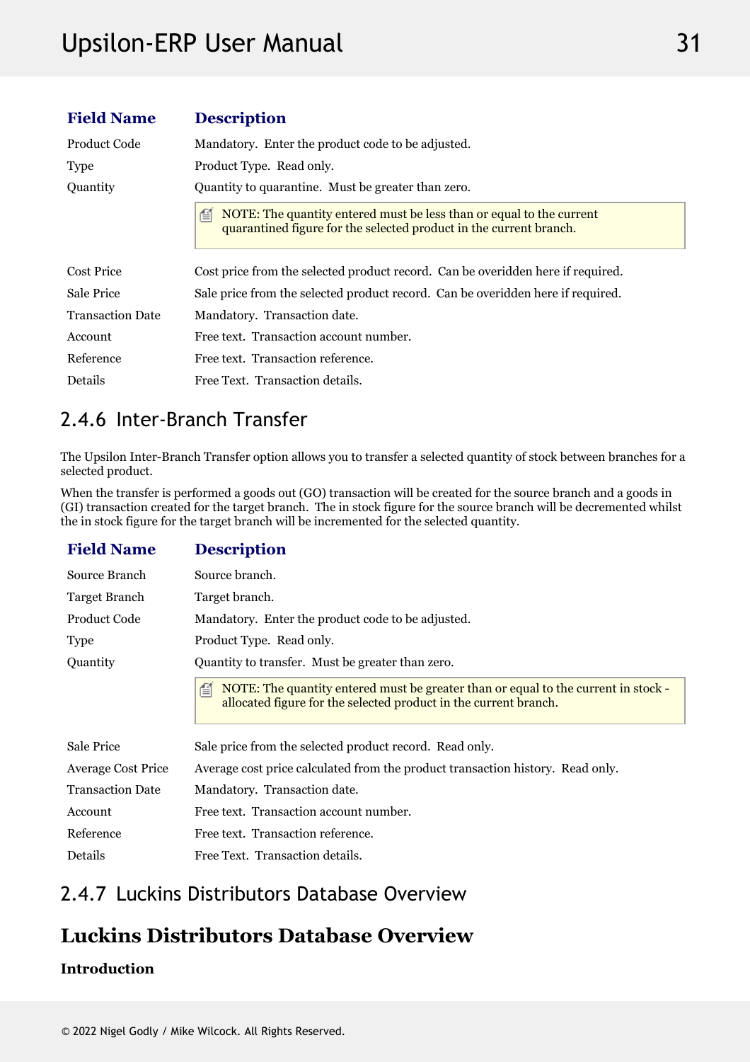| Field Name | Description |
| --- | --- |
| Product Code | Mandatory. Enter the product code to be adjusted. |
| Type | Product Type. Read only. |
| Quantity | Quantity to quarantine. Must be greater than zero. |
| | NOTE: The quantity entered must be less than or equal to the current quarantined figure for the selected product in the current branch. |
| Cost Price | Cost price from the selected product record. Can be overidden here if required. |
| Sale Price | Sale price from the selected product record. Can be overidden here if required. |
| Transaction Date | Mandatory. Transaction date. |
| Account | Free text. Transaction account number. |
| Reference | Free text. Transaction reference. |
| Details | Free Text. Transaction details. |

## 2.4.6 Inter-Branch Transfer

The Upsilon Inter-Branch Transfer option allows you to transfer a selected quantity of stock between branches for a selected product.

When the transfer is performed a goods out (GO) transaction will be created for the source branch and a goods in (GI) transaction created for the target branch. The in stock figure for the source branch will be decremented whilst the in stock figure for the target branch will be incremented for the selected quantity.

| Field Name | Description |
| --- | --- |
| Source Branch | Source branch. |
| Target Branch | Target branch. |
| Product Code | Mandatory. Enter the product code to be adjusted. |
| Type | Product Type. Read only. |
| Quantity | Quantity to transfer. Must be greater than zero. |
| | NOTE: The quantity entered must be greater than or equal to the current in stock - allocated figure for the selected product in the current branch. |
| Sale Price | Sale price from the selected product record. Read only. |
| Average Cost Price | Average cost price calculated from the product transaction history. Read only. |
| Transaction Date | Mandatory. Transaction date. |
| Account | Free text. Transaction account number. |
| Reference | Free text. Transaction reference. |
| Details | Free Text. Transaction details. |

## 2.4.7 Luckins Distributors Database Overview

# Luckins Distributors Database Overview

**Introduction**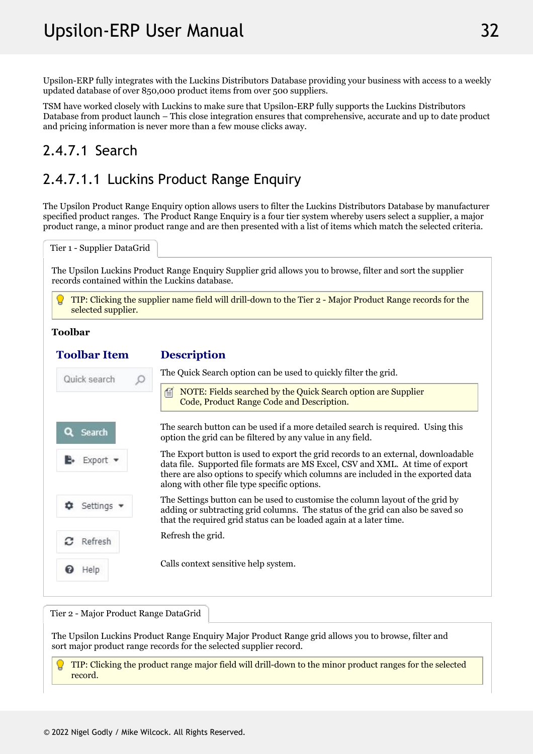Upsilon-ERP fully integrates with the Luckins Distributors Database providing your business with access to a weekly updated database of over 850,000 product items from over 500 suppliers.

TSM have worked closely with Luckins to make sure that Upsilon-ERP fully supports the Luckins Distributors Database from product launch – This close integration ensures that comprehensive, accurate and up to date product and pricing information is never more than a few mouse clicks away.

## 2.4.7.1 Search

## 2.4.7.1.1 Luckins Product Range Enquiry

The Upsilon Product Range Enquiry option allows users to filter the Luckins Distributors Database by manufacturer specified product ranges. The Product Range Enquiry is a four tier system whereby users select a supplier, a major product range, a minor product range and are then presented with a list of items which match the selected criteria.

**Tier 1 - Supplier DataGrid**

The Upsilon Luckins Product Range Enquiry Supplier grid allows you to browse, filter and sort the supplier records contained within the Luckins database.

> TIP: Clicking the supplier name field will drill-down to the Tier 2 - Major Product Range records for the selected supplier.

**Toolbar**

| Toolbar Item | Description |
|---|---|
| Quick search | The Quick Search option can be used to quickly filter the grid.<br>NOTE: Fields searched by the Quick Search option are Supplier Code, Product Range Code and Description. |
| Search | The search button can be used if a more detailed search is required. Using this option the grid can be filtered by any value in any field. |
| Export | The Export button is used to export the grid records to an external, downloadable data file. Supported file formats are MS Excel, CSV and XML. At time of export there are also options to specify which columns are included in the exported data along with other file type specific options. |
| Settings | The Settings button can be used to customise the column layout of the grid by adding or subtracting grid columns. The status of the grid can also be saved so that the required grid status can be loaded again at a later time. |
| Refresh | Refresh the grid. |
| Help | Calls context sensitive help system. |

**Tier 2 - Major Product Range DataGrid**

The Upsilon Luckins Product Range Enquiry Major Product Range grid allows you to browse, filter and sort major product range records for the selected supplier record.

> TIP: Clicking the product range major field will drill-down to the minor product ranges for the selected record.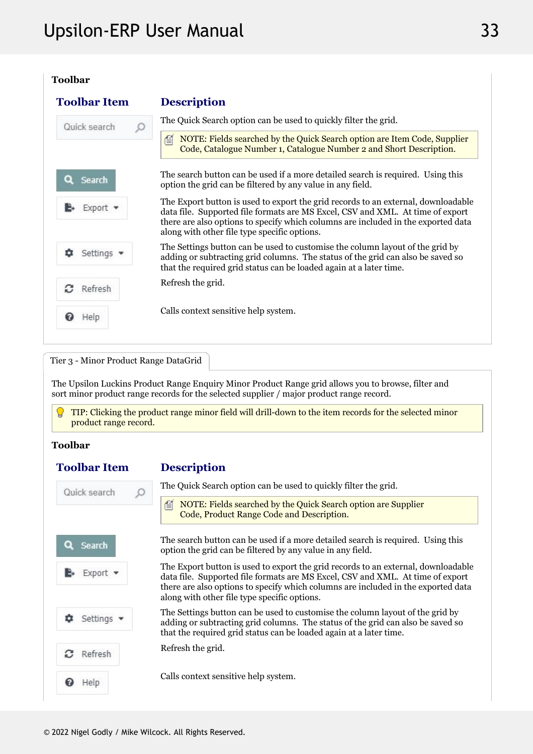**Toolbar**

| Toolbar Item | Description |
|---|---|
| Quick search | The Quick Search option can be used to quickly filter the grid.<br>NOTE: Fields searched by the Quick Search option are Item Code, Supplier Code, Catalogue Number 1, Catalogue Number 2 and Short Description. |
| Search | The search button can be used if a more detailed search is required. Using this option the grid can be filtered by any value in any field. |
| Export | The Export button is used to export the grid records to an external, downloadable data file. Supported file formats are MS Excel, CSV and XML. At time of export there are also options to specify which columns are included in the exported data along with other file type specific options. |
| Settings | The Settings button can be used to customise the column layout of the grid by adding or subtracting grid columns. The status of the grid can also be saved so that the required grid status can be loaded again at a later time. |
| Refresh | Refresh the grid. |
| Help | Calls context sensitive help system. |

Tier 3 - Minor Product Range DataGrid

The Upsilon Luckins Product Range Enquiry Minor Product Range grid allows you to browse, filter and sort minor product range records for the selected supplier / major product range record.

TIP: Clicking the product range minor field will drill-down to the item records for the selected minor product range record.

**Toolbar**

| Toolbar Item | Description |
|---|---|
| Quick search | The Quick Search option can be used to quickly filter the grid.<br>NOTE: Fields searched by the Quick Search option are Supplier Code, Product Range Code and Description. |
| Search | The search button can be used if a more detailed search is required. Using this option the grid can be filtered by any value in any field. |
| Export | The Export button is used to export the grid records to an external, downloadable data file. Supported file formats are MS Excel, CSV and XML. At time of export there are also options to specify which columns are included in the exported data along with other file type specific options. |
| Settings | The Settings button can be used to customise the column layout of the grid by adding or subtracting grid columns. The status of the grid can also be saved so that the required grid status can be loaded again at a later time. |
| Refresh | Refresh the grid. |
| Help | Calls context sensitive help system. |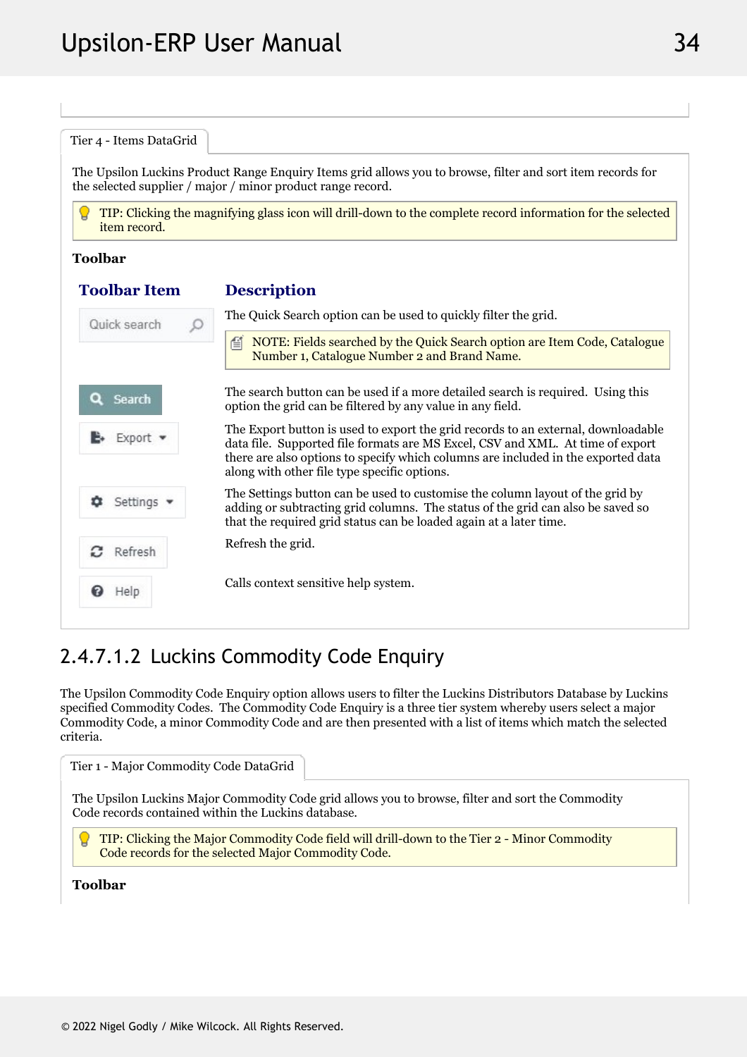Tier 4 - Items DataGrid

The Upsilon Luckins Product Range Enquiry Items grid allows you to browse, filter and sort item records for the selected supplier / major / minor product range record.

> TIP: Clicking the magnifying glass icon will drill-down to the complete record information for the selected item record.

**Toolbar**

| Toolbar Item | Description |
|---|---|
| Quick search | The Quick Search option can be used to quickly filter the grid. NOTE: Fields searched by the Quick Search option are Item Code, Catalogue Number 1, Catalogue Number 2 and Brand Name. |
| Search | The search button can be used if a more detailed search is required. Using this option the grid can be filtered by any value in any field. |
| Export | The Export button is used to export the grid records to an external, downloadable data file. Supported file formats are MS Excel, CSV and XML. At time of export there are also options to specify which columns are included in the exported data along with other file type specific options. |
| Settings | The Settings button can be used to customise the column layout of the grid by adding or subtracting grid columns. The status of the grid can also be saved so that the required grid status can be loaded again at a later time. |
| Refresh | Refresh the grid. |
| Help | Calls context sensitive help system. |

## 2.4.7.1.2 Luckins Commodity Code Enquiry

The Upsilon Commodity Code Enquiry option allows users to filter the Luckins Distributors Database by Luckins specified Commodity Codes. The Commodity Code Enquiry is a three tier system whereby users select a major Commodity Code, a minor Commodity Code and are then presented with a list of items which match the selected criteria.

Tier 1 - Major Commodity Code DataGrid

The Upsilon Luckins Major Commodity Code grid allows you to browse, filter and sort the Commodity Code records contained within the Luckins database.

> TIP: Clicking the Major Commodity Code field will drill-down to the Tier 2 - Minor Commodity Code records for the selected Major Commodity Code.

**Toolbar**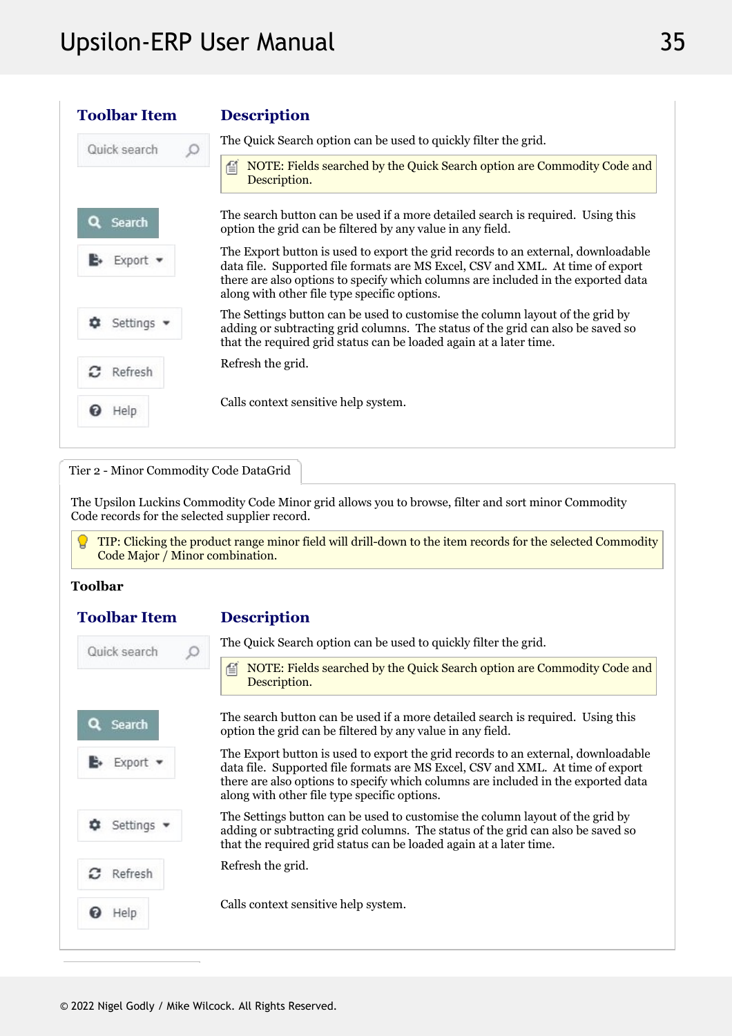| Toolbar Item | Description |
| --- | --- |
| Quick search | The Quick Search option can be used to quickly filter the grid. NOTE: Fields searched by the Quick Search option are Commodity Code and Description. |
| Search | The search button can be used if a more detailed search is required. Using this option the grid can be filtered by any value in any field. |
| Export | The Export button is used to export the grid records to an external, downloadable data file. Supported file formats are MS Excel, CSV and XML. At time of export there are also options to specify which columns are included in the exported data along with other file type specific options. |
| Settings | The Settings button can be used to customise the column layout of the grid by adding or subtracting grid columns. The status of the grid can also be saved so that the required grid status can be loaded again at a later time. |
| Refresh | Refresh the grid. |
| Help | Calls context sensitive help system. |

Tier 2 - Minor Commodity Code DataGrid

The Upsilon Luckins Commodity Code Minor grid allows you to browse, filter and sort minor Commodity Code records for the selected supplier record.

> TIP: Clicking the product range minor field will drill-down to the item records for the selected Commodity Code Major / Minor combination.

**Toolbar**

| Toolbar Item | Description |
| --- | --- |
| Quick search | The Quick Search option can be used to quickly filter the grid. NOTE: Fields searched by the Quick Search option are Commodity Code and Description. |
| Search | The search button can be used if a more detailed search is required. Using this option the grid can be filtered by any value in any field. |
| Export | The Export button is used to export the grid records to an external, downloadable data file. Supported file formats are MS Excel, CSV and XML. At time of export there are also options to specify which columns are included in the exported data along with other file type specific options. |
| Settings | The Settings button can be used to customise the column layout of the grid by adding or subtracting grid columns. The status of the grid can also be saved so that the required grid status can be loaded again at a later time. |
| Refresh | Refresh the grid. |
| Help | Calls context sensitive help system. |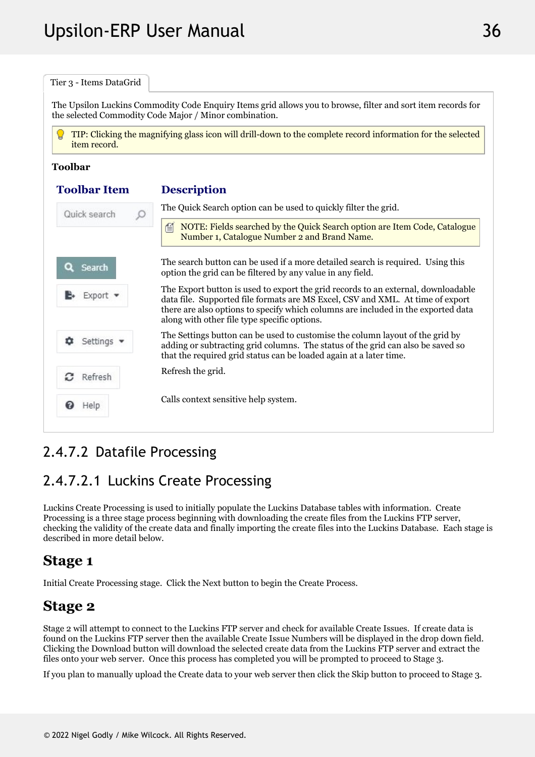Tier 3 - Items DataGrid

The Upsilon Luckins Commodity Code Enquiry Items grid allows you to browse, filter and sort item records for the selected Commodity Code Major / Minor combination.

TIP: Clicking the magnifying glass icon will drill-down to the complete record information for the selected item record.

**Toolbar**

| Toolbar Item | Description |
| --- | --- |
| Quick search | The Quick Search option can be used to quickly filter the grid. NOTE: Fields searched by the Quick Search option are Item Code, Catalogue Number 1, Catalogue Number 2 and Brand Name. |
| Search | The search button can be used if a more detailed search is required. Using this option the grid can be filtered by any value in any field. |
| Export | The Export button is used to export the grid records to an external, downloadable data file. Supported file formats are MS Excel, CSV and XML. At time of export there are also options to specify which columns are included in the exported data along with other file type specific options. |
| Settings | The Settings button can be used to customise the column layout of the grid by adding or subtracting grid columns. The status of the grid can also be saved so that the required grid status can be loaded again at a later time. |
| Refresh | Refresh the grid. |
| Help | Calls context sensitive help system. |

## 2.4.7.2 Datafile Processing

### 2.4.7.2.1 Luckins Create Processing

Luckins Create Processing is used to initially populate the Luckins Database tables with information. Create Processing is a three stage process beginning with downloading the create files from the Luckins FTP server, checking the validity of the create data and finally importing the create files into the Luckins Database. Each stage is described in more detail below.

#### Stage 1

Initial Create Processing stage. Click the Next button to begin the Create Process.

#### Stage 2

Stage 2 will attempt to connect to the Luckins FTP server and check for available Create Issues. If create data is found on the Luckins FTP server then the available Create Issue Numbers will be displayed in the drop down field. Clicking the Download button will download the selected create data from the Luckins FTP server and extract the files onto your web server. Once this process has completed you will be prompted to proceed to Stage 3.

If you plan to manually upload the Create data to your web server then click the Skip button to proceed to Stage 3.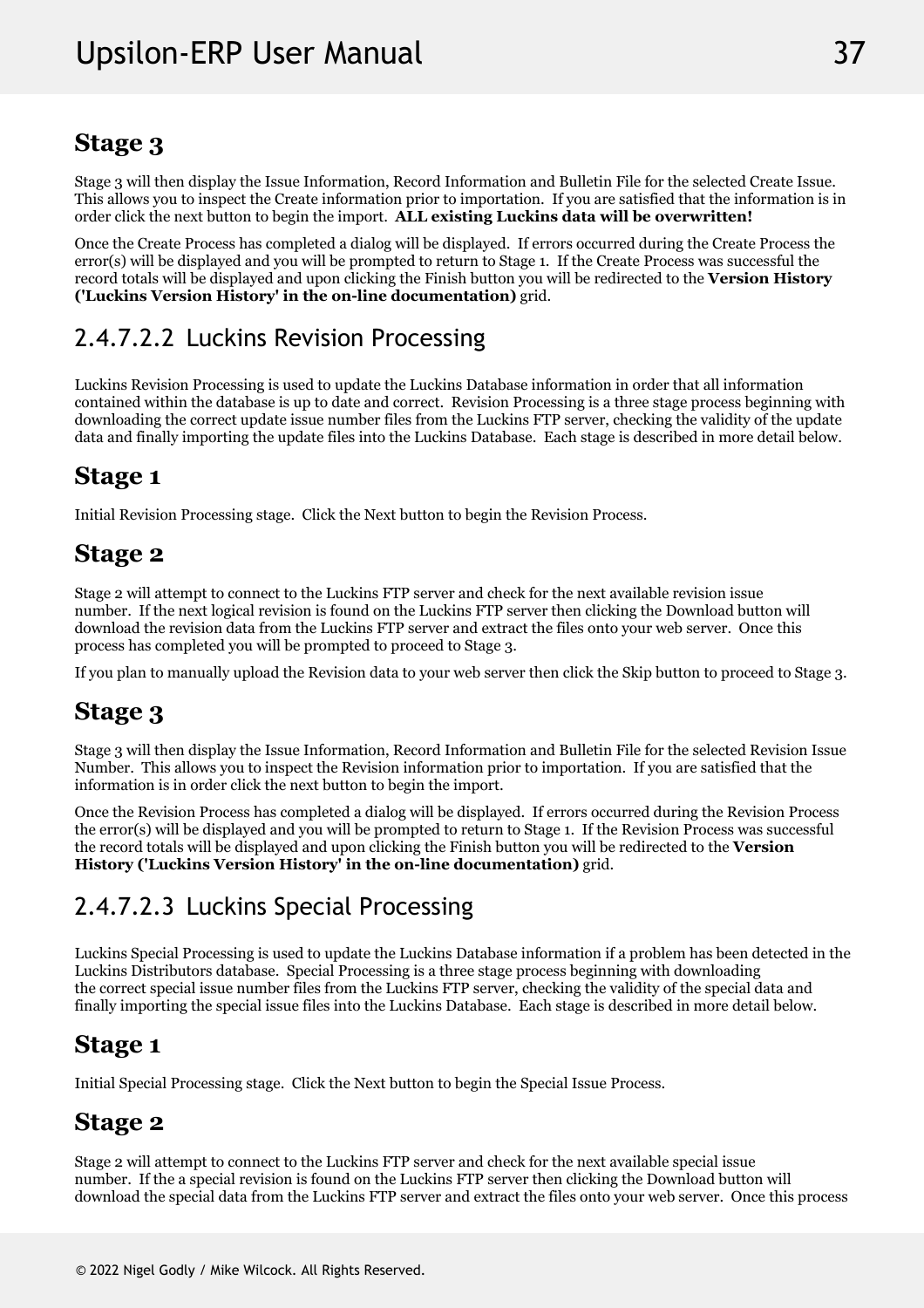## Stage 3

Stage 3 will then display the Issue Information, Record Information and Bulletin File for the selected Create Issue. This allows you to inspect the Create information prior to importation. If you are satisfied that the information is in order click the next button to begin the import. **ALL existing Luckins data will be overwritten!**

Once the Create Process has completed a dialog will be displayed. If errors occurred during the Create Process the error(s) will be displayed and you will be prompted to return to Stage 1. If the Create Process was successful the record totals will be displayed and upon clicking the Finish button you will be redirected to the **Version History ('Luckins Version History' in the on-line documentation)** grid.

# 2.4.7.2.2 Luckins Revision Processing

Luckins Revision Processing is used to update the Luckins Database information in order that all information contained within the database is up to date and correct. Revision Processing is a three stage process beginning with downloading the correct update issue number files from the Luckins FTP server, checking the validity of the update data and finally importing the update files into the Luckins Database. Each stage is described in more detail below.

## Stage 1

Initial Revision Processing stage. Click the Next button to begin the Revision Process.

## Stage 2

Stage 2 will attempt to connect to the Luckins FTP server and check for the next available revision issue number. If the next logical revision is found on the Luckins FTP server then clicking the Download button will download the revision data from the Luckins FTP server and extract the files onto your web server. Once this process has completed you will be prompted to proceed to Stage 3.

If you plan to manually upload the Revision data to your web server then click the Skip button to proceed to Stage 3.

## Stage 3

Stage 3 will then display the Issue Information, Record Information and Bulletin File for the selected Revision Issue Number. This allows you to inspect the Revision information prior to importation. If you are satisfied that the information is in order click the next button to begin the import.

Once the Revision Process has completed a dialog will be displayed. If errors occurred during the Revision Process the error(s) will be displayed and you will be prompted to return to Stage 1. If the Revision Process was successful the record totals will be displayed and upon clicking the Finish button you will be redirected to the **Version History ('Luckins Version History' in the on-line documentation)** grid.

# 2.4.7.2.3 Luckins Special Processing

Luckins Special Processing is used to update the Luckins Database information if a problem has been detected in the Luckins Distributors database. Special Processing is a three stage process beginning with downloading the correct special issue number files from the Luckins FTP server, checking the validity of the special data and finally importing the special issue files into the Luckins Database. Each stage is described in more detail below.

## Stage 1

Initial Special Processing stage. Click the Next button to begin the Special Issue Process.

## Stage 2

Stage 2 will attempt to connect to the Luckins FTP server and check for the next available special issue number. If the a special revision is found on the Luckins FTP server then clicking the Download button will download the special data from the Luckins FTP server and extract the files onto your web server. Once this process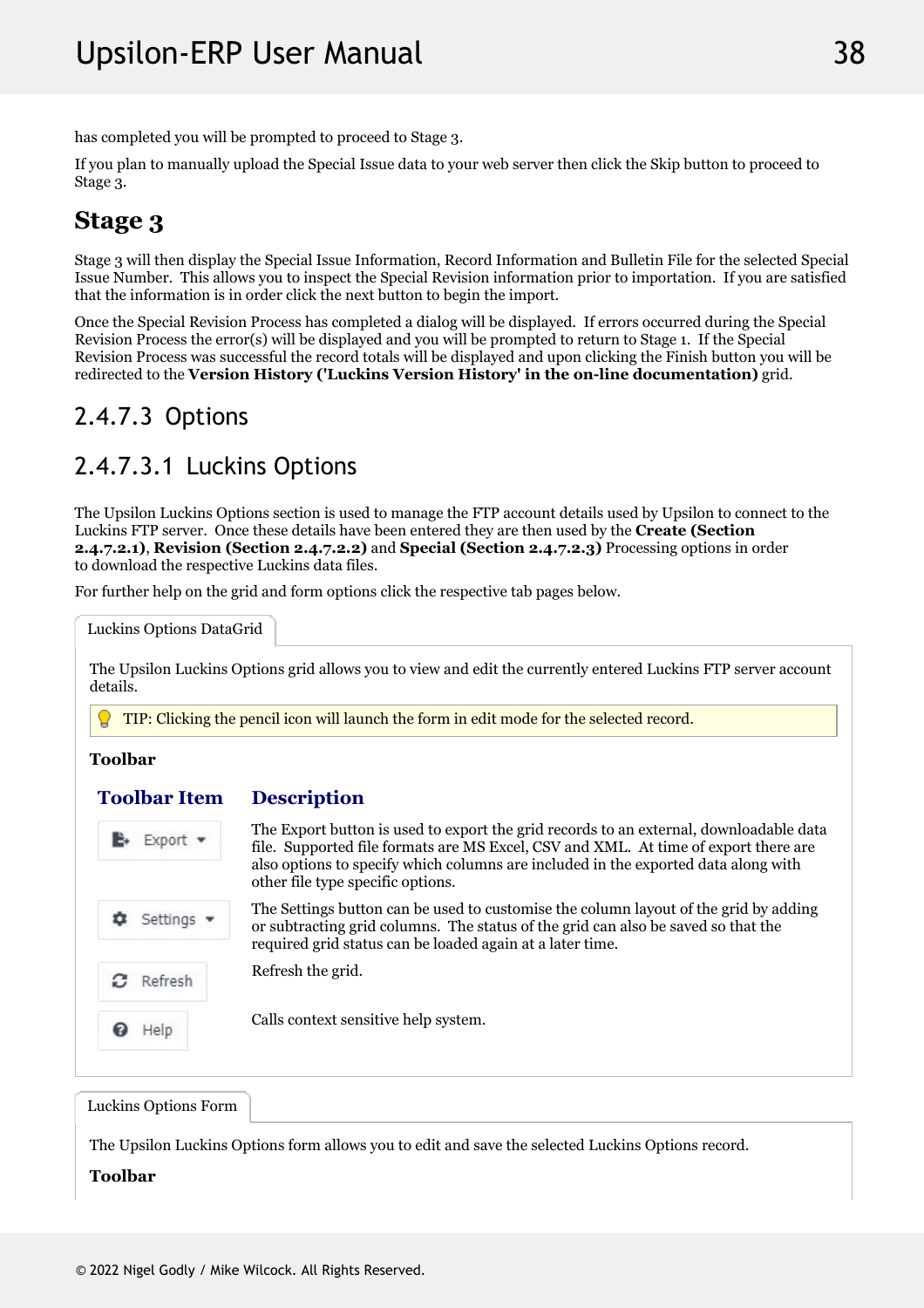has completed you will be prompted to proceed to Stage 3.

If you plan to manually upload the Special Issue data to your web server then click the Skip button to proceed to Stage 3.

## Stage 3

Stage 3 will then display the Special Issue Information, Record Information and Bulletin File for the selected Special Issue Number. This allows you to inspect the Special Revision information prior to importation. If you are satisfied that the information is in order click the next button to begin the import.

Once the Special Revision Process has completed a dialog will be displayed. If errors occurred during the Special Revision Process the error(s) will be displayed and you will be prompted to return to Stage 1. If the Special Revision Process was successful the record totals will be displayed and upon clicking the Finish button you will be redirected to the **Version History ('Luckins Version History' in the on-line documentation)** grid.

## 2.4.7.3 Options

## 2.4.7.3.1 Luckins Options

The Upsilon Luckins Options section is used to manage the FTP account details used by Upsilon to connect to the Luckins FTP server. Once these details have been entered they are then used by the **Create (Section 2.4.7.2.1)**, **Revision (Section 2.4.7.2.2)** and **Special (Section 2.4.7.2.3)** Processing options in order to download the respective Luckins data files.

For further help on the grid and form options click the respective tab pages below.

**Luckins Options DataGrid**

The Upsilon Luckins Options grid allows you to view and edit the currently entered Luckins FTP server account details.

TIP: Clicking the pencil icon will launch the form in edit mode for the selected record.

**Toolbar**

| Toolbar Item | Description |
|---|---|
| Export | The Export button is used to export the grid records to an external, downloadable data file. Supported file formats are MS Excel, CSV and XML. At time of export there are also options to specify which columns are included in the exported data along with other file type specific options. |
| Settings | The Settings button can be used to customise the column layout of the grid by adding or subtracting grid columns. The status of the grid can also be saved so that the required grid status can be loaded again at a later time. |
| Refresh | Refresh the grid. |
| Help | Calls context sensitive help system. |

**Luckins Options Form**

The Upsilon Luckins Options form allows you to edit and save the selected Luckins Options record.

**Toolbar**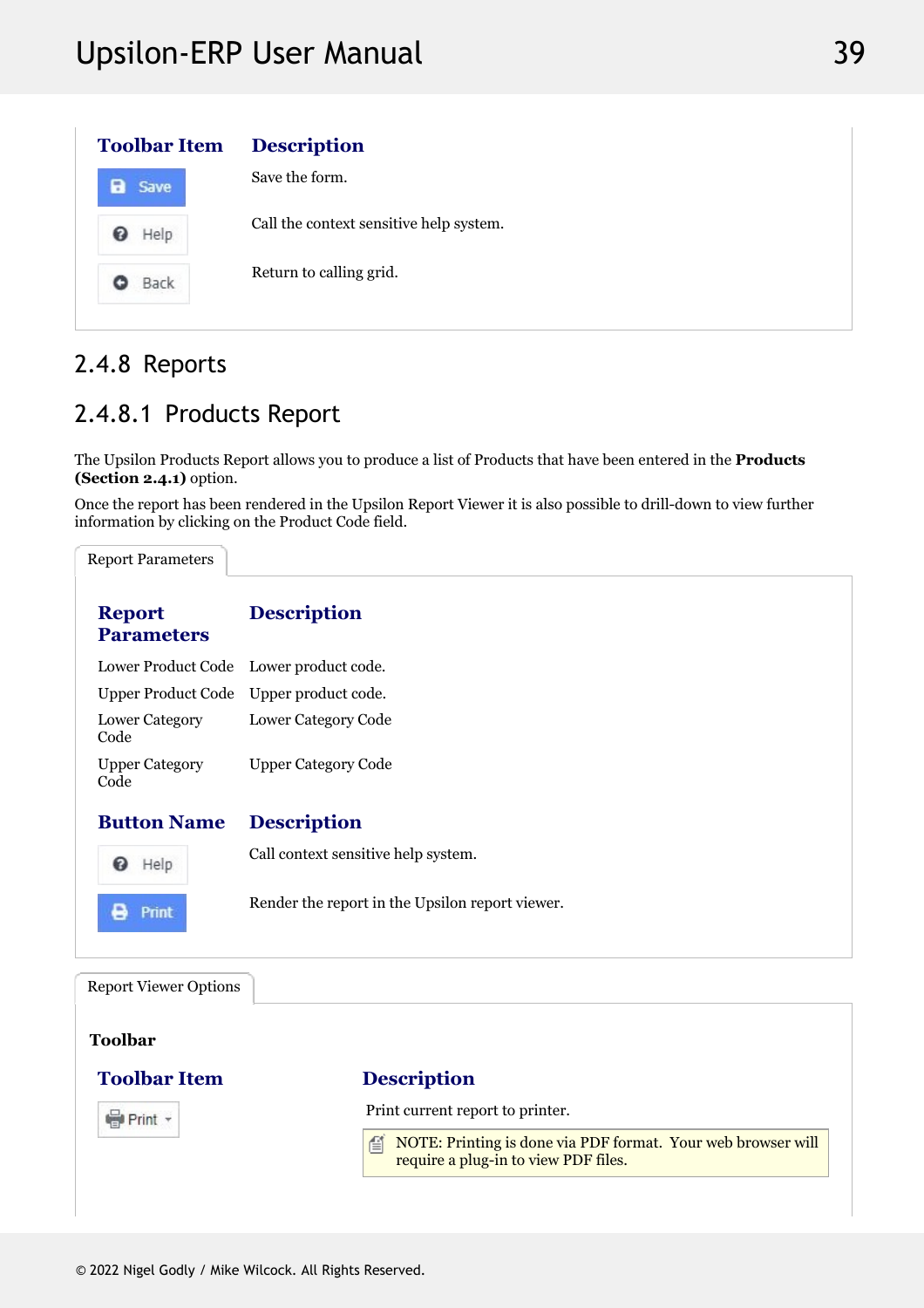| Toolbar Item | Description |
| --- | --- |
| Save | Save the form. |
| Help | Call the context sensitive help system. |
| Back | Return to calling grid. |

## 2.4.8 Reports

### 2.4.8.1 Products Report

The Upsilon Products Report allows you to produce a list of Products that have been entered in the **Products (Section 2.4.1)** option.

Once the report has been rendered in the Upsilon Report Viewer it is also possible to drill-down to view further information by clicking on the Product Code field.

Report Parameters

| Report Parameters | Description |
| --- | --- |
| Lower Product Code | Lower product code. |
| Upper Product Code | Upper product code. |
| Lower Category Code | Lower Category Code |
| Upper Category Code | Upper Category Code |

| Button Name | Description |
| --- | --- |
| Help | Call context sensitive help system. |
| Print | Render the report in the Upsilon report viewer. |

Report Viewer Options

**Toolbar**

| Toolbar Item | Description |
| --- | --- |
| Print | Print current report to printer.<br>NOTE: Printing is done via PDF format. Your web browser will require a plug-in to view PDF files. |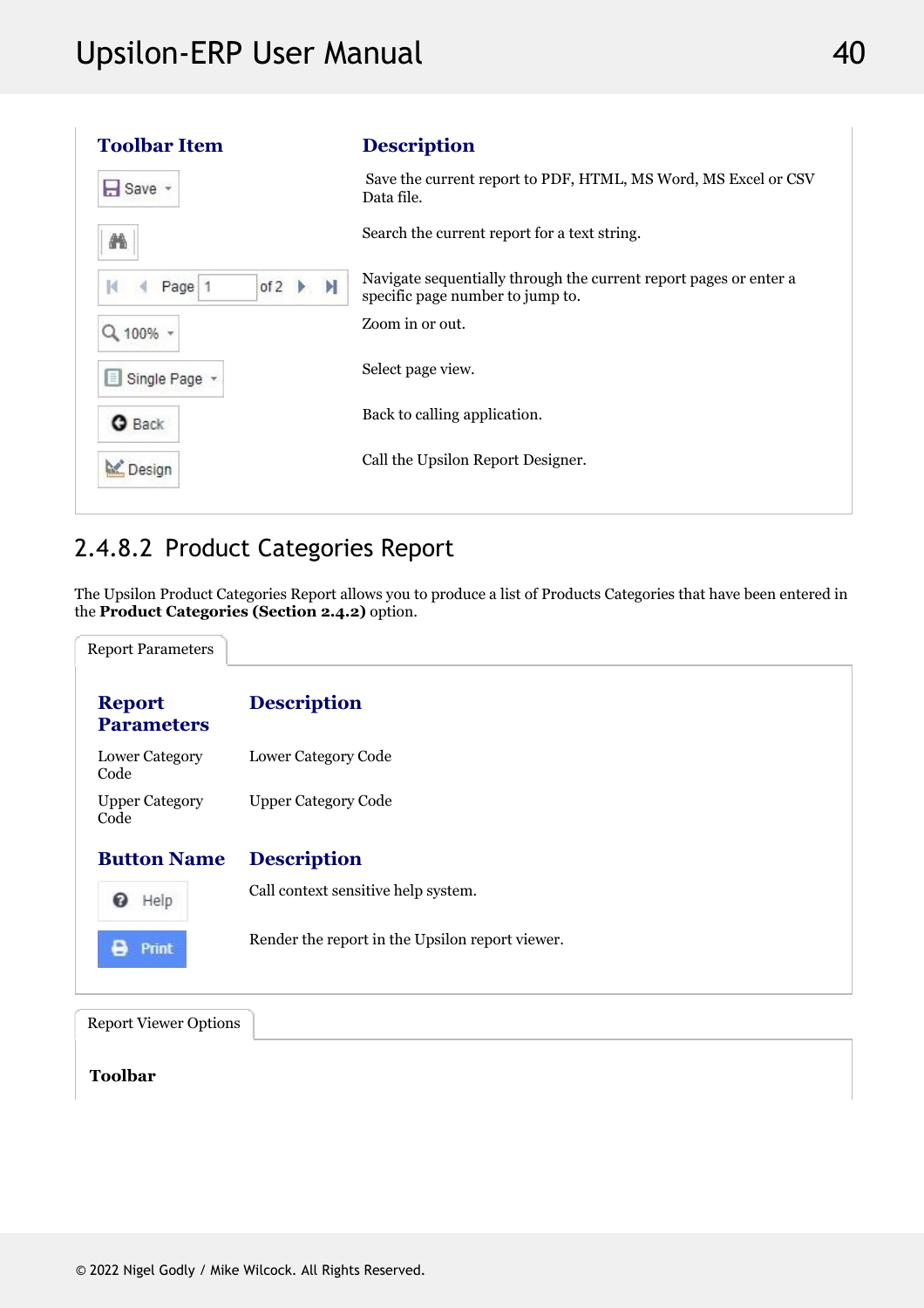| Toolbar Item | Description |
| --- | --- |
| Save | Save the current report to PDF, HTML, MS Word, MS Excel or CSV Data file. |
| (Search) | Search the current report for a text string. |
| Page 1 of 2 | Navigate sequentially through the current report pages or enter a specific page number to jump to. |
| 100% | Zoom in or out. |
| Single Page | Select page view. |
| Back | Back to calling application. |
| Design | Call the Upsilon Report Designer. |

### 2.4.8.2 Product Categories Report

The Upsilon Product Categories Report allows you to produce a list of Products Categories that have been entered in the **Product Categories (Section 2.4.2)** option.

Report Parameters

| Report Parameters | Description |
| --- | --- |
| Lower Category Code | Lower Category Code |
| Upper Category Code | Upper Category Code |

| Button Name | Description |
| --- | --- |
| Help | Call context sensitive help system. |
| Print | Render the report in the Upsilon report viewer. |

Report Viewer Options

**Toolbar**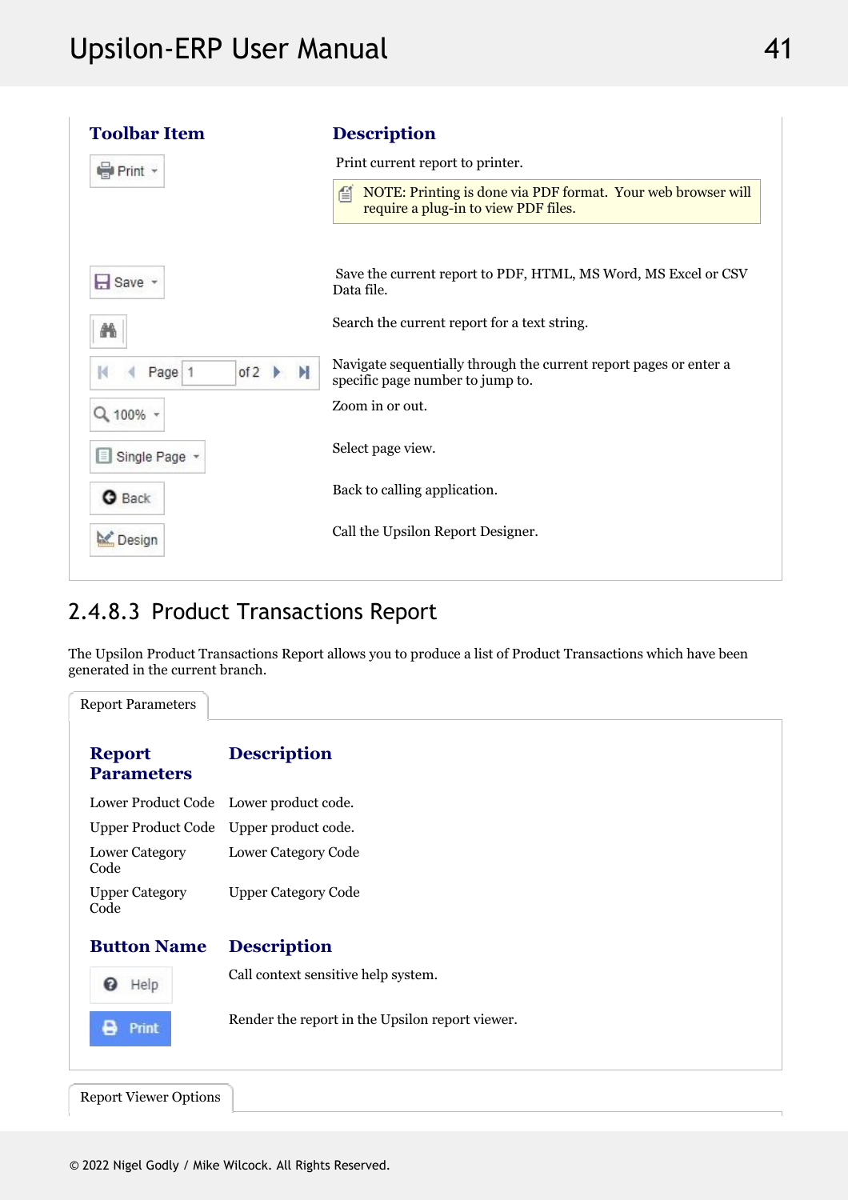| Toolbar Item | Description |
|---|---|
| Print | Print current report to printer. NOTE: Printing is done via PDF format. Your web browser will require a plug-in to view PDF files. |
| Save | Save the current report to PDF, HTML, MS Word, MS Excel or CSV Data file. |
| (Search) | Search the current report for a text string. |
| Page 1 of 2 | Navigate sequentially through the current report pages or enter a specific page number to jump to. |
| 100% | Zoom in or out. |
| Single Page | Select page view. |
| Back | Back to calling application. |
| Design | Call the Upsilon Report Designer. |

### 2.4.8.3 Product Transactions Report

The Upsilon Product Transactions Report allows you to produce a list of Product Transactions which have been generated in the current branch.

Report Parameters

| Report Parameters | Description |
|---|---|
| Lower Product Code | Lower product code. |
| Upper Product Code | Upper product code. |
| Lower Category Code | Lower Category Code |
| Upper Category Code | Upper Category Code |

| Button Name | Description |
|---|---|
| Help | Call context sensitive help system. |
| Print | Render the report in the Upsilon report viewer. |

Report Viewer Options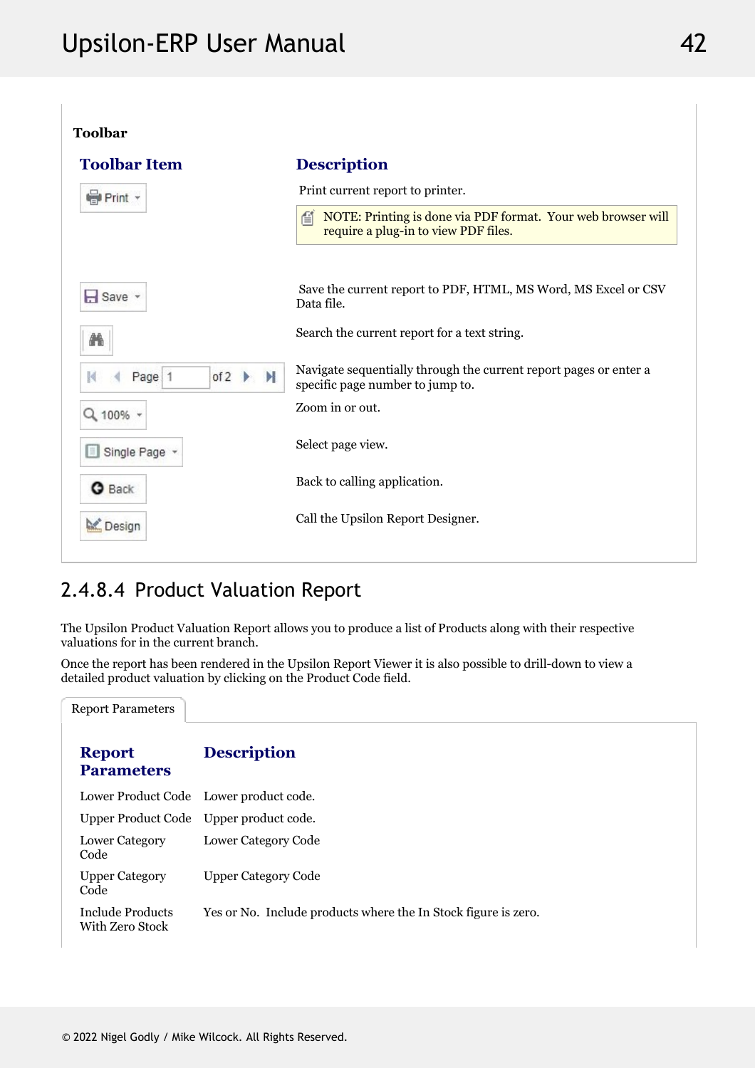**Toolbar**

| Toolbar Item | Description |
| --- | --- |
| Print | Print current report to printer. NOTE: Printing is done via PDF format. Your web browser will require a plug-in to view PDF files. |
| Save | Save the current report to PDF, HTML, MS Word, MS Excel or CSV Data file. |
| (Search) | Search the current report for a text string. |
| Page 1 of 2 | Navigate sequentially through the current report pages or enter a specific page number to jump to. |
| 100% | Zoom in or out. |
| Single Page | Select page view. |
| Back | Back to calling application. |
| Design | Call the Upsilon Report Designer. |

## 2.4.8.4 Product Valuation Report

The Upsilon Product Valuation Report allows you to produce a list of Products along with their respective valuations for in the current branch.

Once the report has been rendered in the Upsilon Report Viewer it is also possible to drill-down to view a detailed product valuation by clicking on the Product Code field.

Report Parameters

| Report Parameters | Description |
| --- | --- |
| Lower Product Code | Lower product code. |
| Upper Product Code | Upper product code. |
| Lower Category Code | Lower Category Code |
| Upper Category Code | Upper Category Code |
| Include Products With Zero Stock | Yes or No. Include products where the In Stock figure is zero. |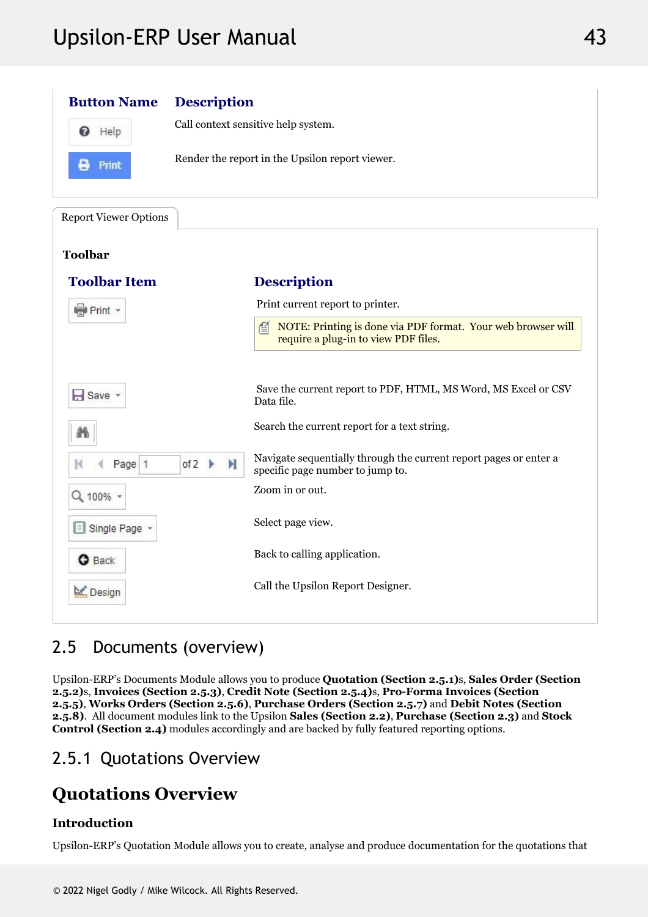| Button Name | Description |
| --- | --- |
| Help | Call context sensitive help system. |
| Print | Render the report in the Upsilon report viewer. |

Report Viewer Options

**Toolbar**

| Toolbar Item | Description |
| --- | --- |
| Print | Print current report to printer. NOTE: Printing is done via PDF format. Your web browser will require a plug-in to view PDF files. |
| Save | Save the current report to PDF, HTML, MS Word, MS Excel or CSV Data file. |
| (Search) | Search the current report for a text string. |
| Page 1 of 2 | Navigate sequentially through the current report pages or enter a specific page number to jump to. |
| 100% | Zoom in or out. |
| Single Page | Select page view. |
| Back | Back to calling application. |
| Design | Call the Upsilon Report Designer. |

## 2.5 Documents (overview)

Upsilon-ERP's Documents Module allows you to produce **Quotation (Section 2.5.1)**s, **Sales Order (Section 2.5.2)**s, **Invoices (Section 2.5.3)**, **Credit Note (Section 2.5.4)**s, **Pro-Forma Invoices (Section 2.5.5)**, **Works Orders (Section 2.5.6)**, **Purchase Orders (Section 2.5.7)** and **Debit Notes (Section 2.5.8)**. All document modules link to the Upsilon **Sales (Section 2.2)**, **Purchase (Section 2.3)** and **Stock Control (Section 2.4)** modules accordingly and are backed by fully featured reporting options.

### 2.5.1 Quotations Overview

# Quotations Overview

**Introduction**

Upsilon-ERP's Quotation Module allows you to create, analyse and produce documentation for the quotations that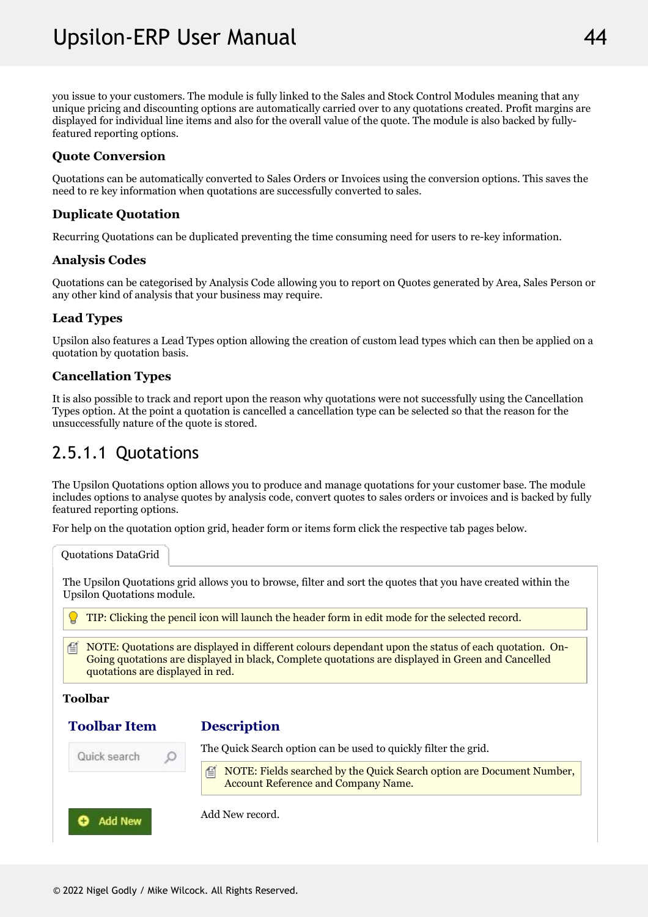you issue to your customers. The module is fully linked to the Sales and Stock Control Modules meaning that any unique pricing and discounting options are automatically carried over to any quotations created. Profit margins are displayed for individual line items and also for the overall value of the quote. The module is also backed by fully-featured reporting options.

### Quote Conversion

Quotations can be automatically converted to Sales Orders or Invoices using the conversion options. This saves the need to re key information when quotations are successfully converted to sales.

### Duplicate Quotation

Recurring Quotations can be duplicated preventing the time consuming need for users to re-key information.

### Analysis Codes

Quotations can be categorised by Analysis Code allowing you to report on Quotes generated by Area, Sales Person or any other kind of analysis that your business may require.

### Lead Types

Upsilon also features a Lead Types option allowing the creation of custom lead types which can then be applied on a quotation by quotation basis.

### Cancellation Types

It is also possible to track and report upon the reason why quotations were not successfully using the Cancellation Types option. At the point a quotation is cancelled a cancellation type can be selected so that the reason for the unsuccessfully nature of the quote is stored.

## 2.5.1.1 Quotations

The Upsilon Quotations option allows you to produce and manage quotations for your customer base. The module includes options to analyse quotes by analysis code, convert quotes to sales orders or invoices and is backed by fully featured reporting options.

For help on the quotation option grid, header form or items form click the respective tab pages below.

Quotations DataGrid

The Upsilon Quotations grid allows you to browse, filter and sort the quotes that you have created within the Upsilon Quotations module.

> TIP: Clicking the pencil icon will launch the header form in edit mode for the selected record.

> NOTE: Quotations are displayed in different colours dependant upon the status of each quotation. On-Going quotations are displayed in black, Complete quotations are displayed in Green and Cancelled quotations are displayed in red.

**Toolbar**

| Toolbar Item | Description |
|---|---|
| Quick search | The Quick Search option can be used to quickly filter the grid. NOTE: Fields searched by the Quick Search option are Document Number, Account Reference and Company Name. |
| Add New | Add New record. |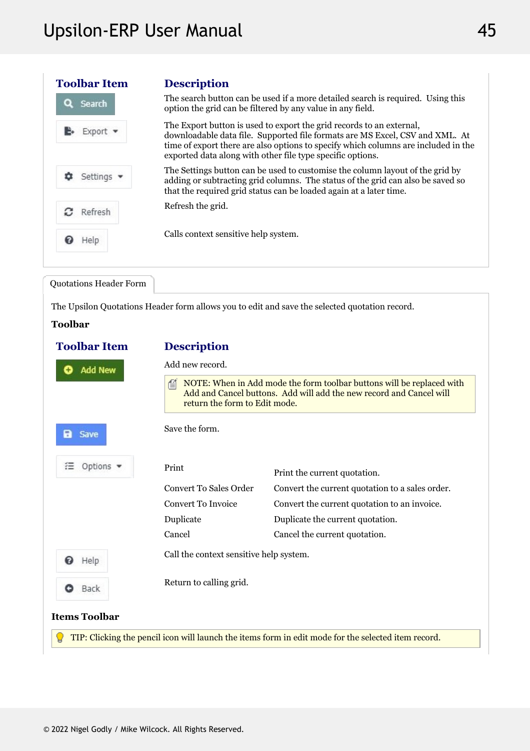| Toolbar Item | Description |
| --- | --- |
| Search | The search button can be used if a more detailed search is required. Using this option the grid can be filtered by any value in any field. |
| Export | The Export button is used to export the grid records to an external, downloadable data file. Supported file formats are MS Excel, CSV and XML. At time of export there are also options to specify which columns are included in the exported data along with other file type specific options. |
| Settings | The Settings button can be used to customise the column layout of the grid by adding or subtracting grid columns. The status of the grid can also be saved so that the required grid status can be loaded again at a later time. |
| Refresh | Refresh the grid. |
| Help | Calls context sensitive help system. |

Quotations Header Form

The Upsilon Quotations Header form allows you to edit and save the selected quotation record.

**Toolbar**

| Toolbar Item | Description | |
| --- | --- | --- |
| Add New | Add new record.<br>NOTE: When in Add mode the form toolbar buttons will be replaced with Add and Cancel buttons. Add will add the new record and Cancel will return the form to Edit mode. | |
| Save | Save the form. | |
| Options | Print | Print the current quotation. |
| | Convert To Sales Order | Convert the current quotation to a sales order. |
| | Convert To Invoice | Convert the current quotation to an invoice. |
| | Duplicate | Duplicate the current quotation. |
| | Cancel | Cancel the current quotation. |
| Help | Call the context sensitive help system. | |
| Back | Return to calling grid. | |

**Items Toolbar**

TIP: Clicking the pencil icon will launch the items form in edit mode for the selected item record.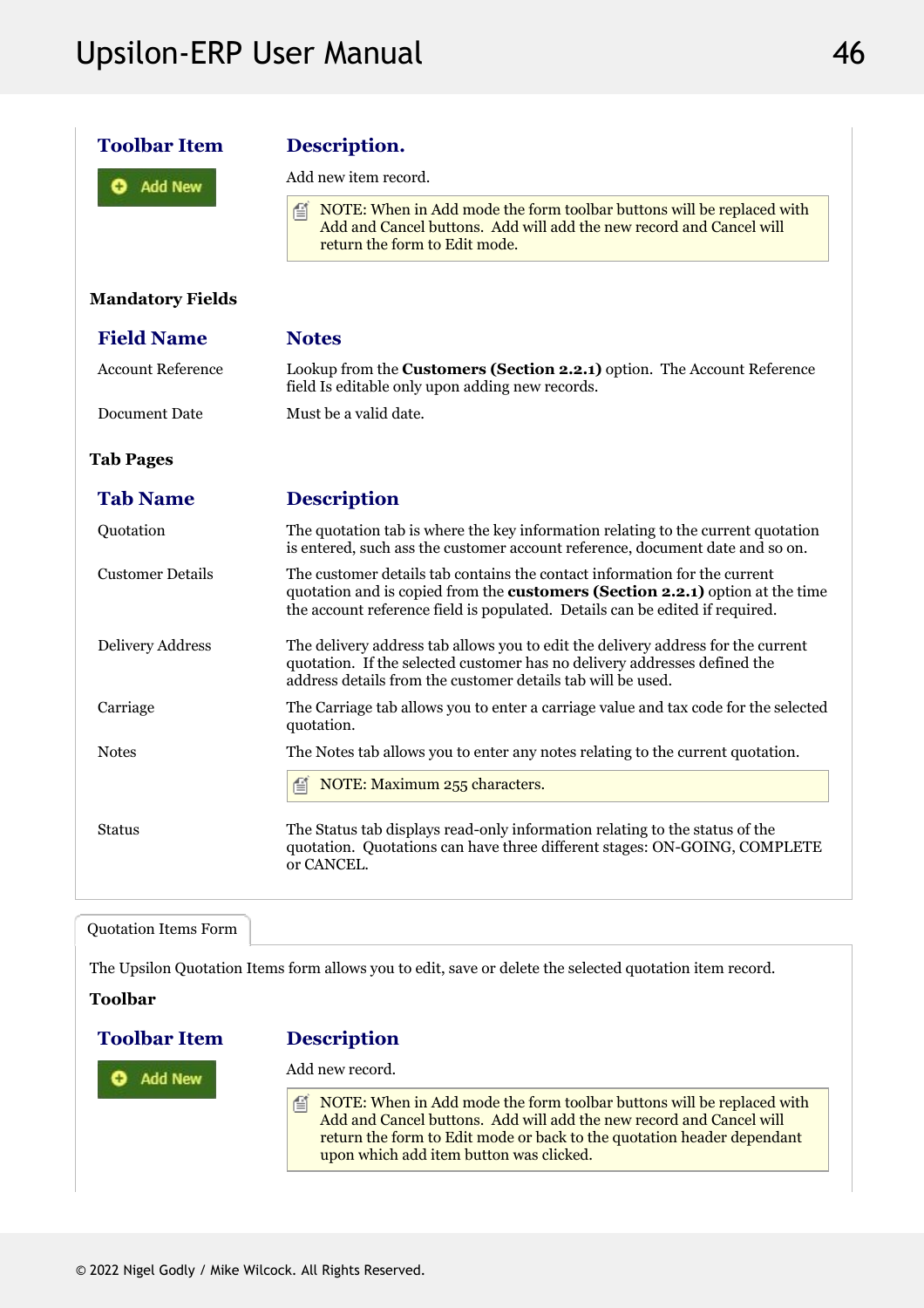| Toolbar Item | Description. |
|---|---|
| Add New | Add new item record.<br><br>NOTE: When in Add mode the form toolbar buttons will be replaced with Add and Cancel buttons. Add will add the new record and Cancel will return the form to Edit mode. |

**Mandatory Fields**

| Field Name | Notes |
|---|---|
| Account Reference | Lookup from the **Customers (Section 2.2.1)** option. The Account Reference field Is editable only upon adding new records. |
| Document Date | Must be a valid date. |

**Tab Pages**

| Tab Name | Description |
|---|---|
| Quotation | The quotation tab is where the key information relating to the current quotation is entered, such ass the customer account reference, document date and so on. |
| Customer Details | The customer details tab contains the contact information for the current quotation and is copied from the **customers (Section 2.2.1)** option at the time the account reference field is populated. Details can be edited if required. |
| Delivery Address | The delivery address tab allows you to edit the delivery address for the current quotation. If the selected customer has no delivery addresses defined the address details from the customer details tab will be used. |
| Carriage | The Carriage tab allows you to enter a carriage value and tax code for the selected quotation. |
| Notes | The Notes tab allows you to enter any notes relating to the current quotation.<br><br>NOTE: Maximum 255 characters. |
| Status | The Status tab displays read-only information relating to the status of the quotation. Quotations can have three different stages: ON-GOING, COMPLETE or CANCEL. |

Quotation Items Form

The Upsilon Quotation Items form allows you to edit, save or delete the selected quotation item record.

**Toolbar**

| Toolbar Item | Description |
|---|---|
| Add New | Add new record.<br><br>NOTE: When in Add mode the form toolbar buttons will be replaced with Add and Cancel buttons. Add will add the new record and Cancel will return the form to Edit mode or back to the quotation header dependant upon which add item button was clicked. |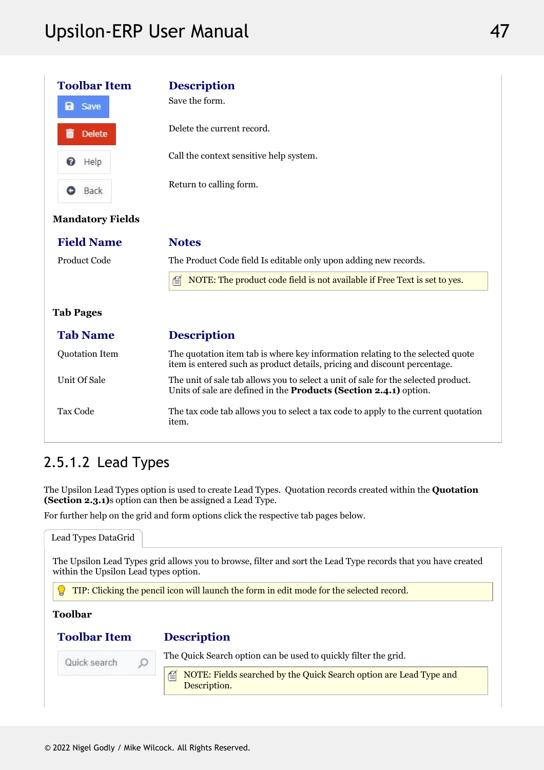| Toolbar Item | Description |
| --- | --- |
| Save | Save the form. |
| Delete | Delete the current record. |
| Help | Call the context sensitive help system. |
| Back | Return to calling form. |

**Mandatory Fields**

| Field Name | Notes |
| --- | --- |
| Product Code | The Product Code field Is editable only upon adding new records.<br>NOTE: The product code field is not available if Free Text is set to yes. |

**Tab Pages**

| Tab Name | Description |
| --- | --- |
| Quotation Item | The quotation item tab is where key information relating to the selected quote item is entered such as product details, pricing and discount percentage. |
| Unit Of Sale | The unit of sale tab allows you to select a unit of sale for the selected product. Units of sale are defined in the **Products (Section 2.4.1)** option. |
| Tax Code | The tax code tab allows you to select a tax code to apply to the current quotation item. |

### 2.5.1.2 Lead Types

The Upsilon Lead Types option is used to create Lead Types. Quotation records created within the **Quotation (Section 2.3.1)**s option can then be assigned a Lead Type.

For further help on the grid and form options click the respective tab pages below.

Lead Types DataGrid

The Upsilon Lead Types grid allows you to browse, filter and sort the Lead Type records that you have created within the Upsilon Lead types option.

TIP: Clicking the pencil icon will launch the form in edit mode for the selected record.

**Toolbar**

| Toolbar Item | Description |
| --- | --- |
| Quick search | The Quick Search option can be used to quickly filter the grid.<br>NOTE: Fields searched by the Quick Search option are Lead Type and Description. |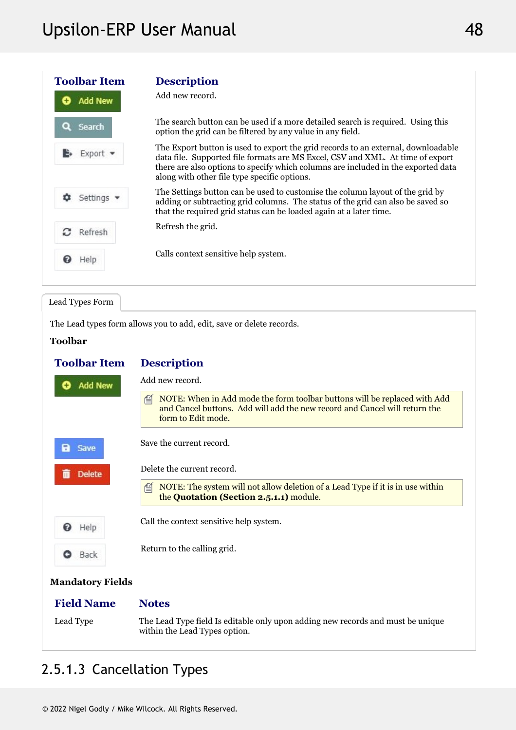| Toolbar Item | Description |
| --- | --- |
| Add New | Add new record. |
| Search | The search button can be used if a more detailed search is required. Using this option the grid can be filtered by any value in any field. |
| Export | The Export button is used to export the grid records to an external, downloadable data file. Supported file formats are MS Excel, CSV and XML. At time of export there are also options to specify which columns are included in the exported data along with other file type specific options. |
| Settings | The Settings button can be used to customise the column layout of the grid by adding or subtracting grid columns. The status of the grid can also be saved so that the required grid status can be loaded again at a later time. |
| Refresh | Refresh the grid. |
| Help | Calls context sensitive help system. |

Lead Types Form

The Lead types form allows you to add, edit, save or delete records.

**Toolbar**

| Toolbar Item | Description |
| --- | --- |
| Add New | Add new record. NOTE: When in Add mode the form toolbar buttons will be replaced with Add and Cancel buttons. Add will add the new record and Cancel will return the form to Edit mode. |
| Save | Save the current record. |
| Delete | Delete the current record. NOTE: The system will not allow deletion of a Lead Type if it is in use within the **Quotation (Section 2.5.1.1)** module. |
| Help | Call the context sensitive help system. |
| Back | Return to the calling grid. |

**Mandatory Fields**

| Field Name | Notes |
| --- | --- |
| Lead Type | The Lead Type field Is editable only upon adding new records and must be unique within the Lead Types option. |

### 2.5.1.3 Cancellation Types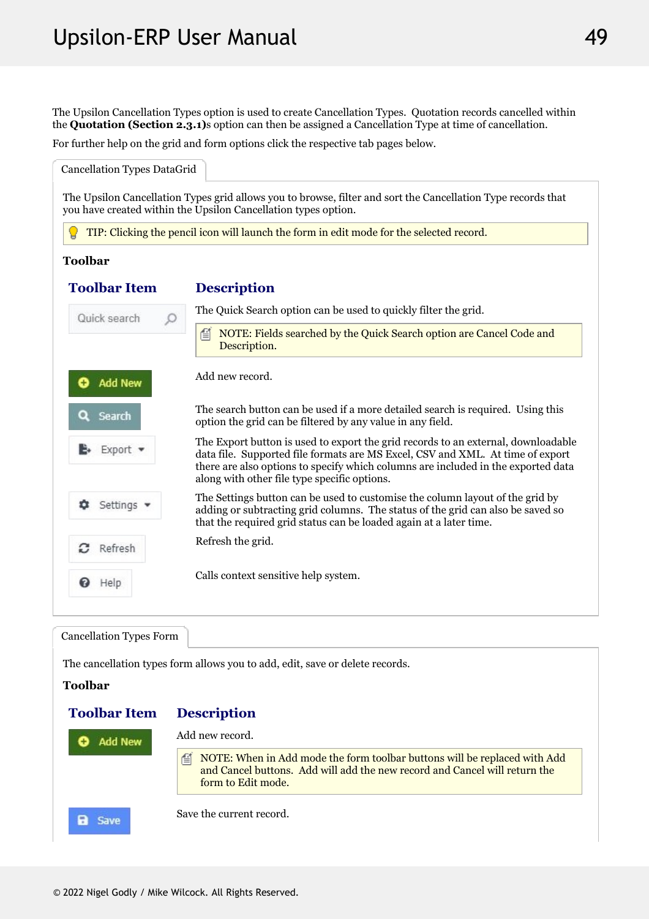The Upsilon Cancellation Types option is used to create Cancellation Types. Quotation records cancelled within the **Quotation (Section 2.3.1)**s option can then be assigned a Cancellation Type at time of cancellation.

For further help on the grid and form options click the respective tab pages below.

## Cancellation Types DataGrid

The Upsilon Cancellation Types grid allows you to browse, filter and sort the Cancellation Type records that you have created within the Upsilon Cancellation types option.

TIP: Clicking the pencil icon will launch the form in edit mode for the selected record.

**Toolbar**

| Toolbar Item | Description |
| --- | --- |
| Quick search | The Quick Search option can be used to quickly filter the grid. NOTE: Fields searched by the Quick Search option are Cancel Code and Description. |
| Add New | Add new record. |
| Search | The search button can be used if a more detailed search is required. Using this option the grid can be filtered by any value in any field. |
| Export | The Export button is used to export the grid records to an external, downloadable data file. Supported file formats are MS Excel, CSV and XML. At time of export there are also options to specify which columns are included in the exported data along with other file type specific options. |
| Settings | The Settings button can be used to customise the column layout of the grid by adding or subtracting grid columns. The status of the grid can also be saved so that the required grid status can be loaded again at a later time. |
| Refresh | Refresh the grid. |
| Help | Calls context sensitive help system. |

## Cancellation Types Form

The cancellation types form allows you to add, edit, save or delete records.

**Toolbar**

| Toolbar Item | Description |
| --- | --- |
| Add New | Add new record. NOTE: When in Add mode the form toolbar buttons will be replaced with Add and Cancel buttons. Add will add the new record and Cancel will return the form to Edit mode. |
| Save | Save the current record. |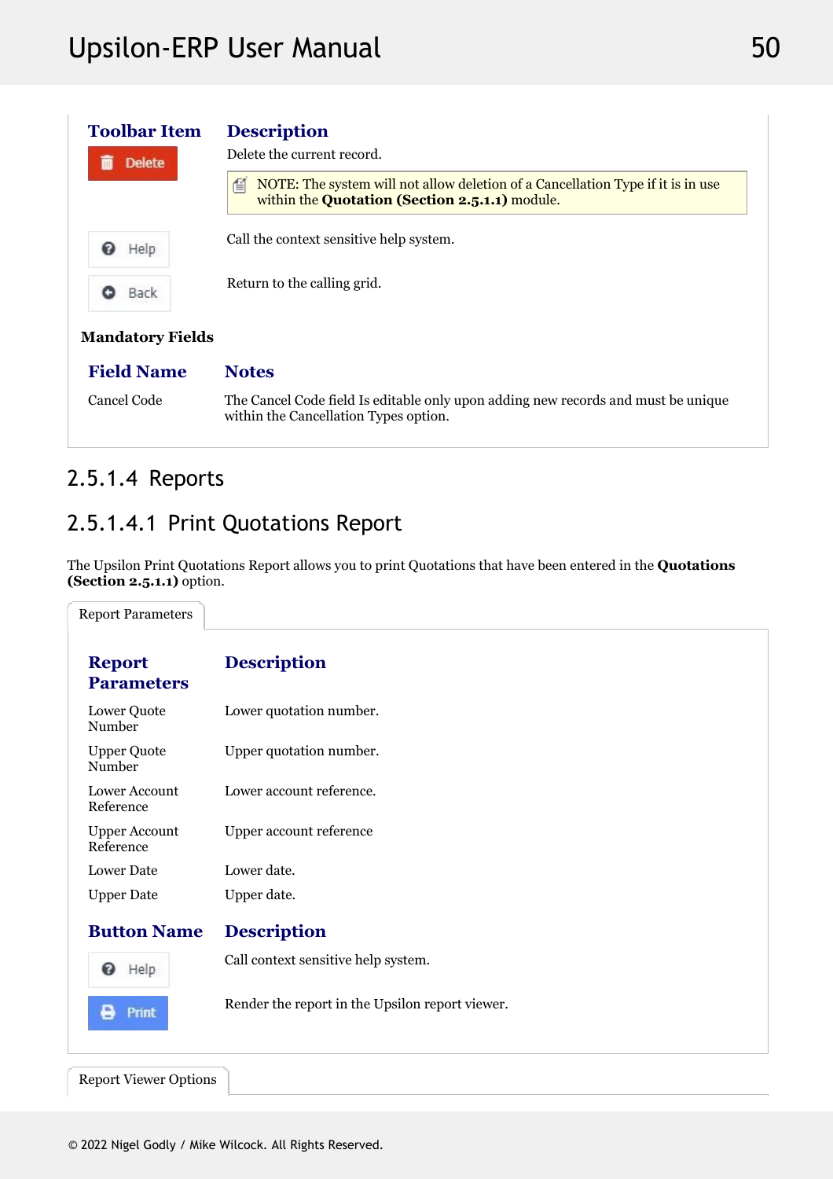| Toolbar Item | Description |
|---|---|
| Delete | Delete the current record. NOTE: The system will not allow deletion of a Cancellation Type if it is in use within the **Quotation (Section 2.5.1.1)** module. |
| Help | Call the context sensitive help system. |
| Back | Return to the calling grid. |

**Mandatory Fields**

| Field Name | Notes |
|---|---|
| Cancel Code | The Cancel Code field Is editable only upon adding new records and must be unique within the Cancellation Types option. |

## 2.5.1.4 Reports

### 2.5.1.4.1 Print Quotations Report

The Upsilon Print Quotations Report allows you to print Quotations that have been entered in the **Quotations (Section 2.5.1.1)** option.

Report Parameters

| Report Parameters | Description |
|---|---|
| Lower Quote Number | Lower quotation number. |
| Upper Quote Number | Upper quotation number. |
| Lower Account Reference | Lower account reference. |
| Upper Account Reference | Upper account reference |
| Lower Date | Lower date. |
| Upper Date | Upper date. |

| Button Name | Description |
|---|---|
| Help | Call context sensitive help system. |
| Print | Render the report in the Upsilon report viewer. |

Report Viewer Options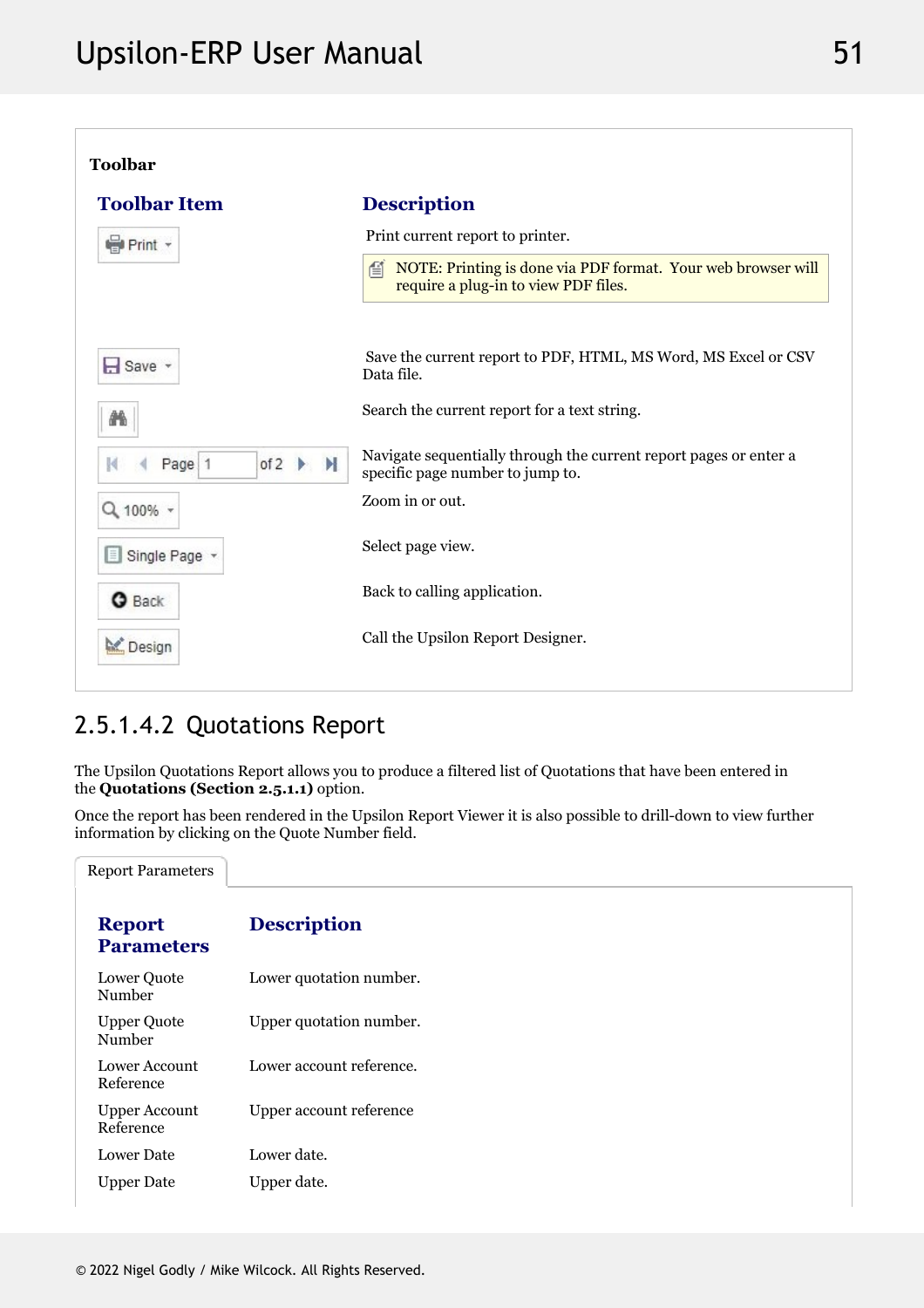**Toolbar**

| Toolbar Item | Description |
| --- | --- |
| Print | Print current report to printer. NOTE: Printing is done via PDF format. Your web browser will require a plug-in to view PDF files. |
| Save | Save the current report to PDF, HTML, MS Word, MS Excel or CSV Data file. |
| (Search) | Search the current report for a text string. |
| Page 1 of 2 | Navigate sequentially through the current report pages or enter a specific page number to jump to. |
| 100% | Zoom in or out. |
| Single Page | Select page view. |
| Back | Back to calling application. |
| Design | Call the Upsilon Report Designer. |

## 2.5.1.4.2 Quotations Report

The Upsilon Quotations Report allows you to produce a filtered list of Quotations that have been entered in the **Quotations (Section 2.5.1.1)** option.

Once the report has been rendered in the Upsilon Report Viewer it is also possible to drill-down to view further information by clicking on the Quote Number field.

Report Parameters

| Report Parameters | Description |
| --- | --- |
| Lower Quote Number | Lower quotation number. |
| Upper Quote Number | Upper quotation number. |
| Lower Account Reference | Lower account reference. |
| Upper Account Reference | Upper account reference |
| Lower Date | Lower date. |
| Upper Date | Upper date. |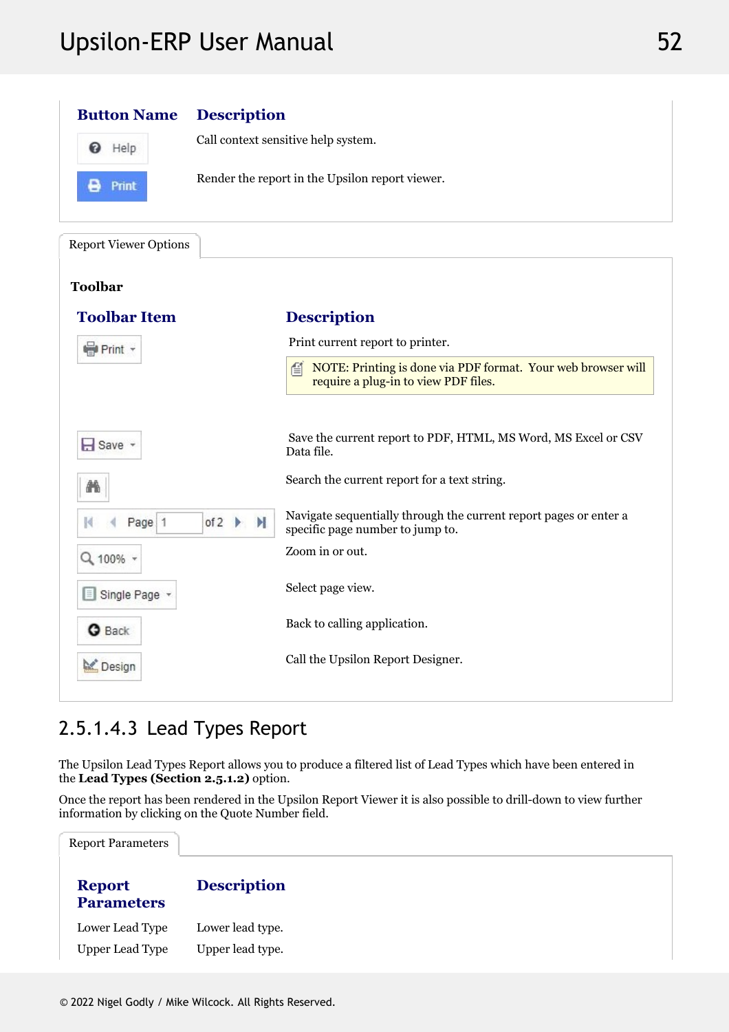| Button Name | Description |
| --- | --- |
| Help | Call context sensitive help system. |
| Print | Render the report in the Upsilon report viewer. |

Report Viewer Options

**Toolbar**

| Toolbar Item | Description |
| --- | --- |
| Print | Print current report to printer. NOTE: Printing is done via PDF format. Your web browser will require a plug-in to view PDF files. |
| Save | Save the current report to PDF, HTML, MS Word, MS Excel or CSV Data file. |
| | Search the current report for a text string. |
| Page 1 of 2 | Navigate sequentially through the current report pages or enter a specific page number to jump to. |
| 100% | Zoom in or out. |
| Single Page | Select page view. |
| Back | Back to calling application. |
| Design | Call the Upsilon Report Designer. |

## 2.5.1.4.3 Lead Types Report

The Upsilon Lead Types Report allows you to produce a filtered list of Lead Types which have been entered in the **Lead Types (Section 2.5.1.2)** option.

Once the report has been rendered in the Upsilon Report Viewer it is also possible to drill-down to view further information by clicking on the Quote Number field.

Report Parameters

| Report Parameters | Description |
| --- | --- |
| Lower Lead Type | Lower lead type. |
| Upper Lead Type | Upper lead type. |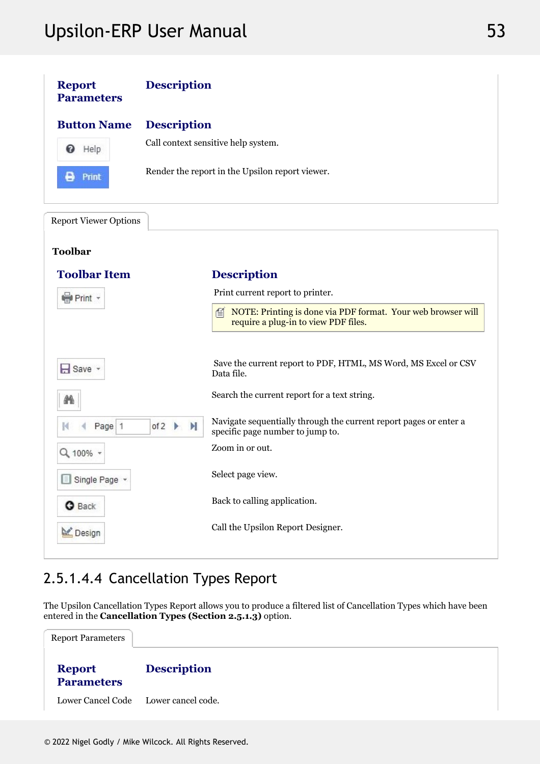| Report Parameters | Description |
|---|---|

| Button Name | Description |
|---|---|
| Help | Call context sensitive help system. |
| Print | Render the report in the Upsilon report viewer. |

Report Viewer Options

**Toolbar**

| Toolbar Item | Description |
|---|---|
| Print | Print current report to printer. NOTE: Printing is done via PDF format. Your web browser will require a plug-in to view PDF files. |
| Save | Save the current report to PDF, HTML, MS Word, MS Excel or CSV Data file. |
| (Search) | Search the current report for a text string. |
| Page 1 of 2 | Navigate sequentially through the current report pages or enter a specific page number to jump to. |
| 100% | Zoom in or out. |
| Single Page | Select page view. |
| Back | Back to calling application. |
| Design | Call the Upsilon Report Designer. |

## 2.5.1.4.4 Cancellation Types Report

The Upsilon Cancellation Types Report allows you to produce a filtered list of Cancellation Types which have been entered in the **Cancellation Types (Section 2.5.1.3)** option.

Report Parameters

| Report Parameters | Description |
|---|---|
| Lower Cancel Code | Lower cancel code. |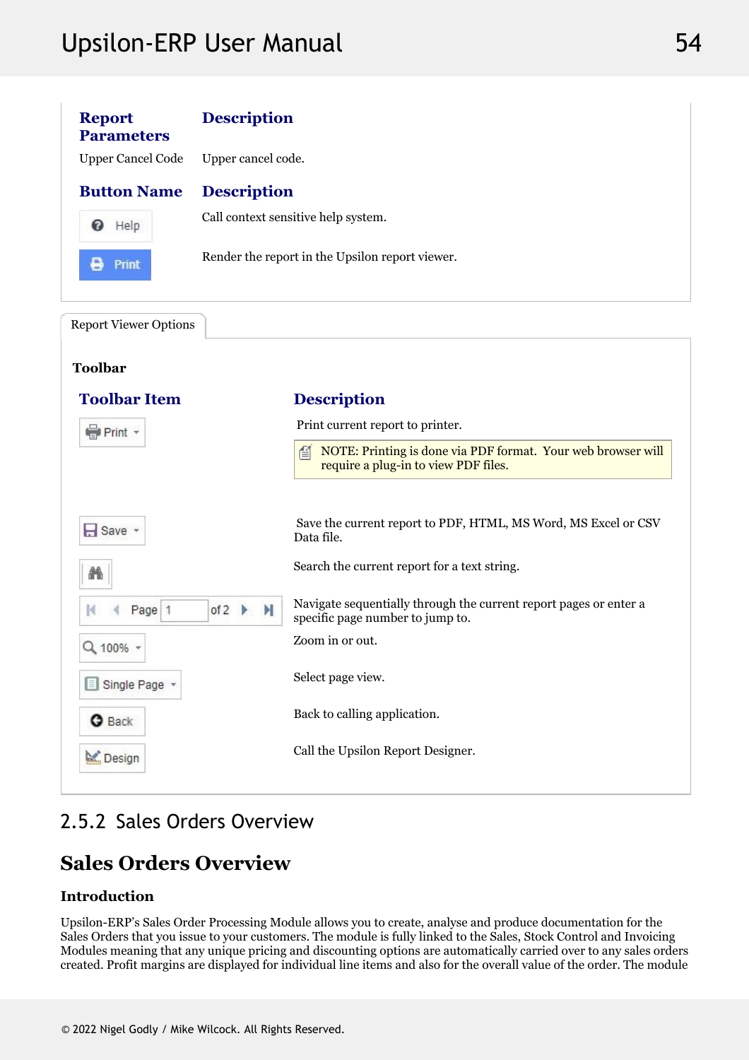| Report Parameters | Description |
|---|---|
| Upper Cancel Code | Upper cancel code. |

| Button Name | Description |
|---|---|
| Help | Call context sensitive help system. |
| Print | Render the report in the Upsilon report viewer. |

Report Viewer Options

**Toolbar**

| Toolbar Item | Description |
|---|---|
| Print | Print current report to printer. NOTE: Printing is done via PDF format. Your web browser will require a plug-in to view PDF files. |
| Save | Save the current report to PDF, HTML, MS Word, MS Excel or CSV Data file. |
| (Search) | Search the current report for a text string. |
| Page 1 of 2 | Navigate sequentially through the current report pages or enter a specific page number to jump to. |
| 100% | Zoom in or out. |
| Single Page | Select page view. |
| Back | Back to calling application. |
| Design | Call the Upsilon Report Designer. |

## 2.5.2 Sales Orders Overview

# Sales Orders Overview

### Introduction

Upsilon-ERP's Sales Order Processing Module allows you to create, analyse and produce documentation for the Sales Orders that you issue to your customers. The module is fully linked to the Sales, Stock Control and Invoicing Modules meaning that any unique pricing and discounting options are automatically carried over to any sales orders created. Profit margins are displayed for individual line items and also for the overall value of the order. The module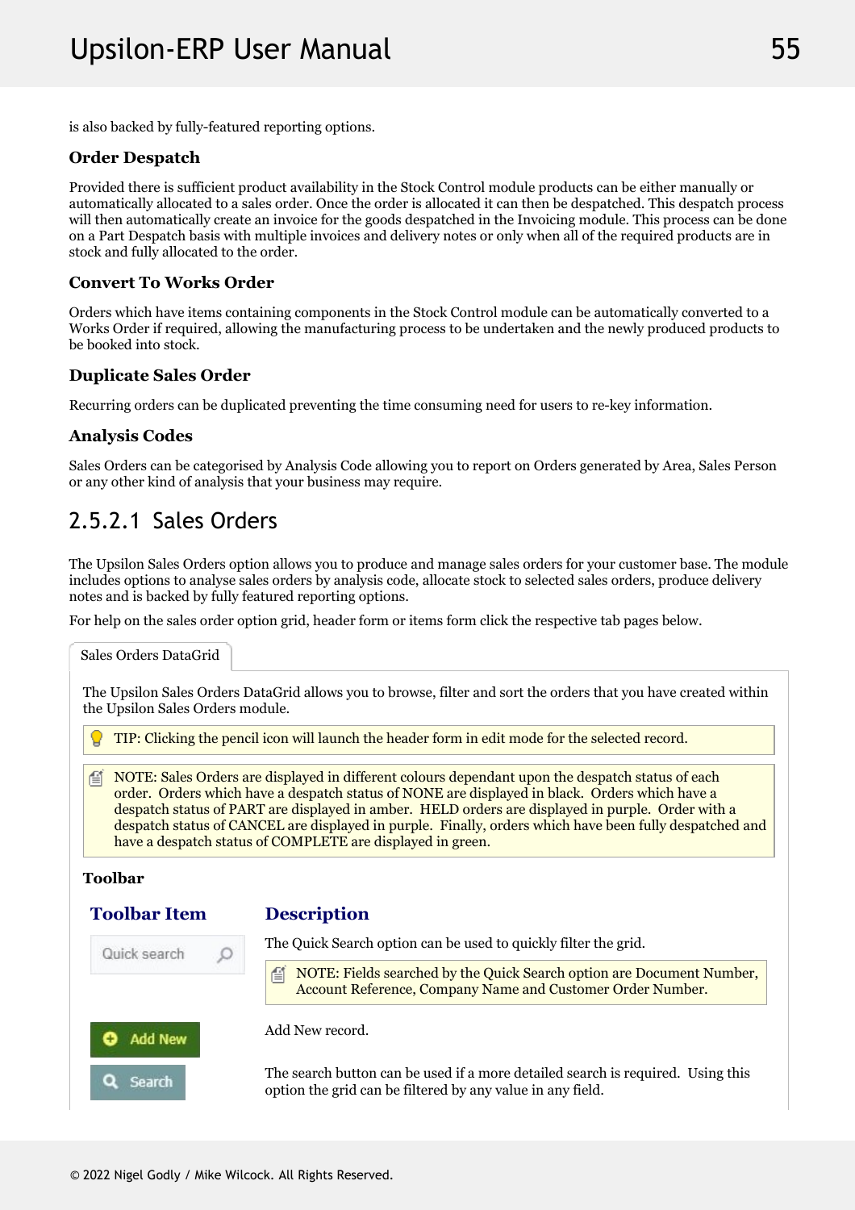is also backed by fully-featured reporting options.

### Order Despatch

Provided there is sufficient product availability in the Stock Control module products can be either manually or automatically allocated to a sales order. Once the order is allocated it can then be despatched. This despatch process will then automatically create an invoice for the goods despatched in the Invoicing module. This process can be done on a Part Despatch basis with multiple invoices and delivery notes or only when all of the required products are in stock and fully allocated to the order.

### Convert To Works Order

Orders which have items containing components in the Stock Control module can be automatically converted to a Works Order if required, allowing the manufacturing process to be undertaken and the newly produced products to be booked into stock.

### Duplicate Sales Order

Recurring orders can be duplicated preventing the time consuming need for users to re-key information.

### Analysis Codes

Sales Orders can be categorised by Analysis Code allowing you to report on Orders generated by Area, Sales Person or any other kind of analysis that your business may require.

## 2.5.2.1 Sales Orders

The Upsilon Sales Orders option allows you to produce and manage sales orders for your customer base. The module includes options to analyse sales orders by analysis code, allocate stock to selected sales orders, produce delivery notes and is backed by fully featured reporting options.

For help on the sales order option grid, header form or items form click the respective tab pages below.

**Sales Orders DataGrid**

The Upsilon Sales Orders DataGrid allows you to browse, filter and sort the orders that you have created within the Upsilon Sales Orders module.

TIP: Clicking the pencil icon will launch the header form in edit mode for the selected record.

NOTE: Sales Orders are displayed in different colours dependant upon the despatch status of each order. Orders which have a despatch status of NONE are displayed in black. Orders which have a despatch status of PART are displayed in amber. HELD orders are displayed in purple. Order with a despatch status of CANCEL are displayed in purple. Finally, orders which have been fully despatched and have a despatch status of COMPLETE are displayed in green.

**Toolbar**

| Toolbar Item | Description |
|---|---|
| Quick search | The Quick Search option can be used to quickly filter the grid. NOTE: Fields searched by the Quick Search option are Document Number, Account Reference, Company Name and Customer Order Number. |
| Add New | Add New record. |
| Search | The search button can be used if a more detailed search is required. Using this option the grid can be filtered by any value in any field. |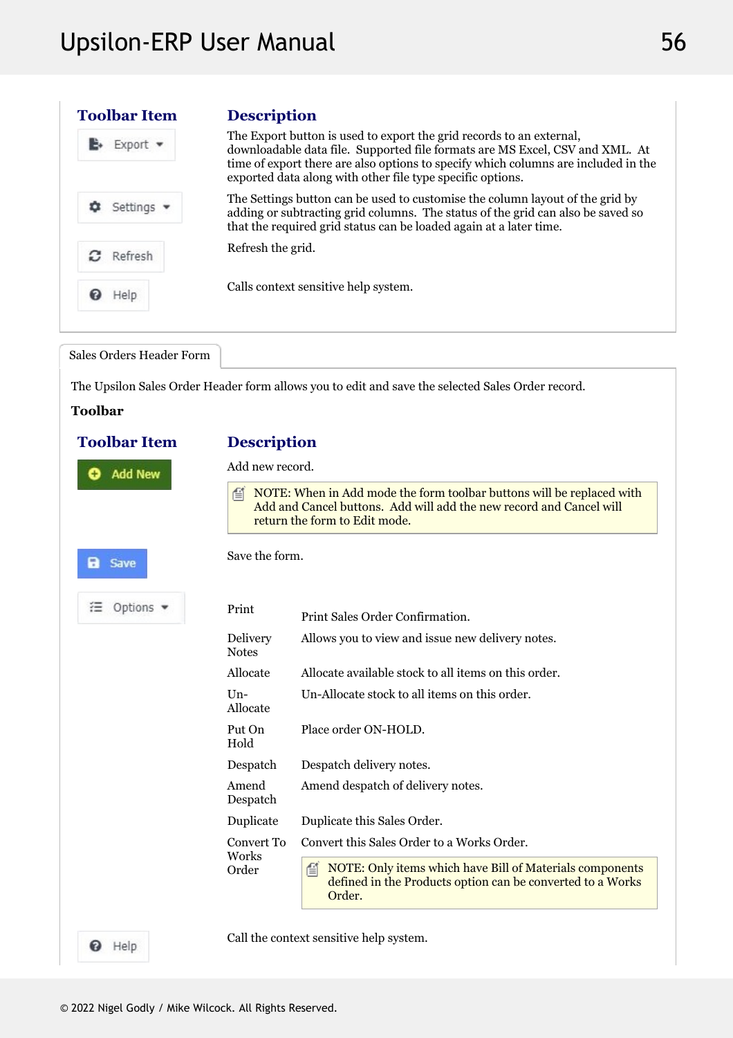| Toolbar Item | Description |
|---|---|
| Export | The Export button is used to export the grid records to an external, downloadable data file. Supported file formats are MS Excel, CSV and XML. At time of export there are also options to specify which columns are included in the exported data along with other file type specific options. |
| Settings | The Settings button can be used to customise the column layout of the grid by adding or subtracting grid columns. The status of the grid can also be saved so that the required grid status can be loaded again at a later time. |
| Refresh | Refresh the grid. |
| Help | Calls context sensitive help system. |

Sales Orders Header Form

The Upsilon Sales Order Header form allows you to edit and save the selected Sales Order record.

**Toolbar**

| Toolbar Item | Description | |
|---|---|---|
| Add New | Add new record.<br><br>NOTE: When in Add mode the form toolbar buttons will be replaced with Add and Cancel buttons. Add will add the new record and Cancel will return the form to Edit mode. | |
| Save | Save the form. | |
| Options | Print | Print Sales Order Confirmation. |
| | Delivery Notes | Allows you to view and issue new delivery notes. |
| | Allocate | Allocate available stock to all items on this order. |
| | Un-Allocate | Un-Allocate stock to all items on this order. |
| | Put On Hold | Place order ON-HOLD. |
| | Despatch | Despatch delivery notes. |
| | Amend Despatch | Amend despatch of delivery notes. |
| | Duplicate | Duplicate this Sales Order. |
| | Convert To Works Order | Convert this Sales Order to a Works Order.<br><br>NOTE: Only items which have Bill of Materials components defined in the Products option can be converted to a Works Order. |
| Help | Call the context sensitive help system. | |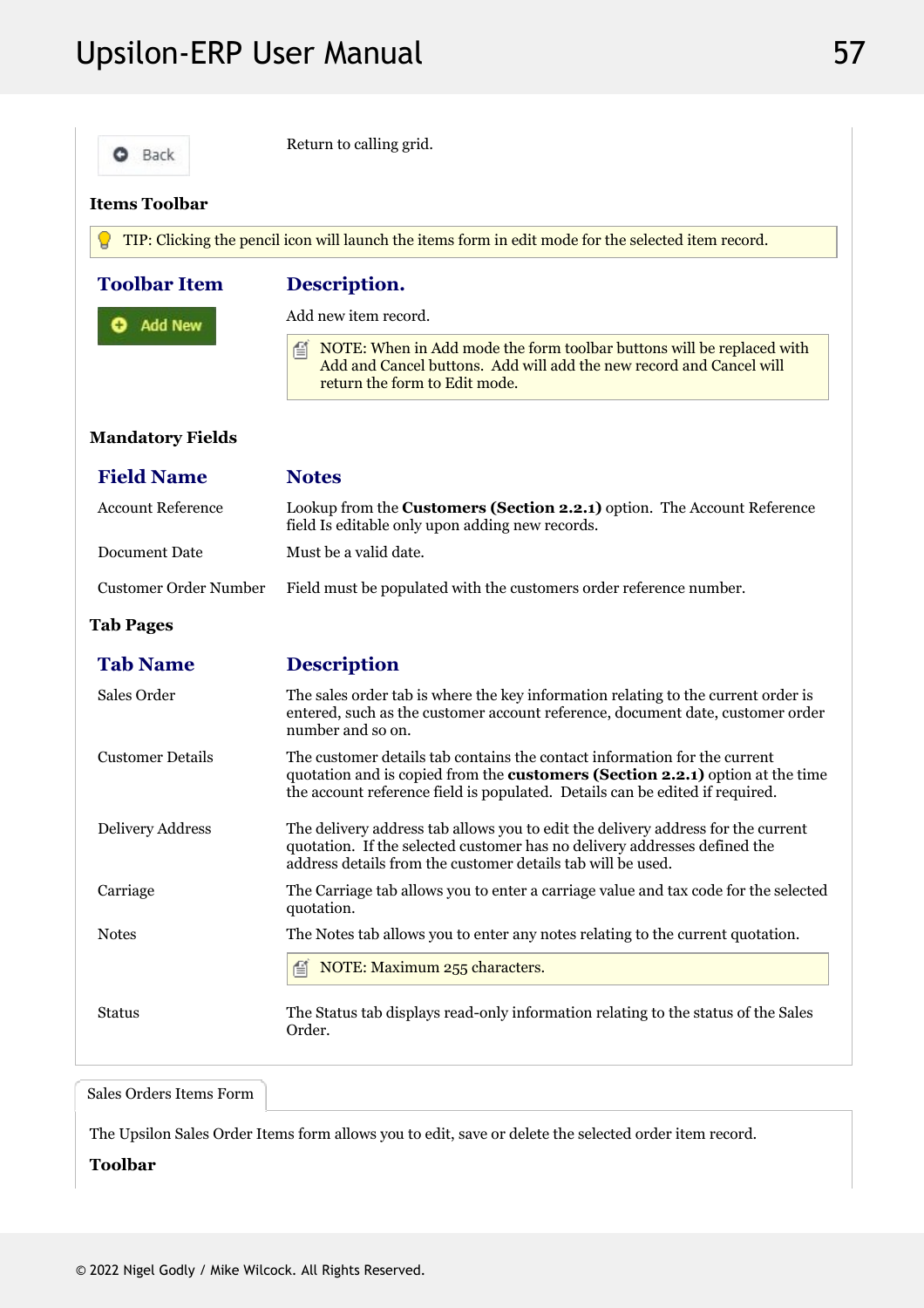| | |
|---|---|
| Back | Return to calling grid. |

**Items Toolbar**

> TIP: Clicking the pencil icon will launch the items form in edit mode for the selected item record.

| Toolbar Item | Description. |
|---|---|
| Add New | Add new item record.<br><br>NOTE: When in Add mode the form toolbar buttons will be replaced with Add and Cancel buttons. Add will add the new record and Cancel will return the form to Edit mode. |

**Mandatory Fields**

| Field Name | Notes |
|---|---|
| Account Reference | Lookup from the **Customers (Section 2.2.1)** option. The Account Reference field Is editable only upon adding new records. |
| Document Date | Must be a valid date. |
| Customer Order Number | Field must be populated with the customers order reference number. |

**Tab Pages**

| Tab Name | Description |
|---|---|
| Sales Order | The sales order tab is where the key information relating to the current order is entered, such as the customer account reference, document date, customer order number and so on. |
| Customer Details | The customer details tab contains the contact information for the current quotation and is copied from the **customers (Section 2.2.1)** option at the time the account reference field is populated. Details can be edited if required. |
| Delivery Address | The delivery address tab allows you to edit the delivery address for the current quotation. If the selected customer has no delivery addresses defined the address details from the customer details tab will be used. |
| Carriage | The Carriage tab allows you to enter a carriage value and tax code for the selected quotation. |
| Notes | The Notes tab allows you to enter any notes relating to the current quotation.<br><br>NOTE: Maximum 255 characters. |
| Status | The Status tab displays read-only information relating to the status of the Sales Order. |

Sales Orders Items Form

The Upsilon Sales Order Items form allows you to edit, save or delete the selected order item record.

**Toolbar**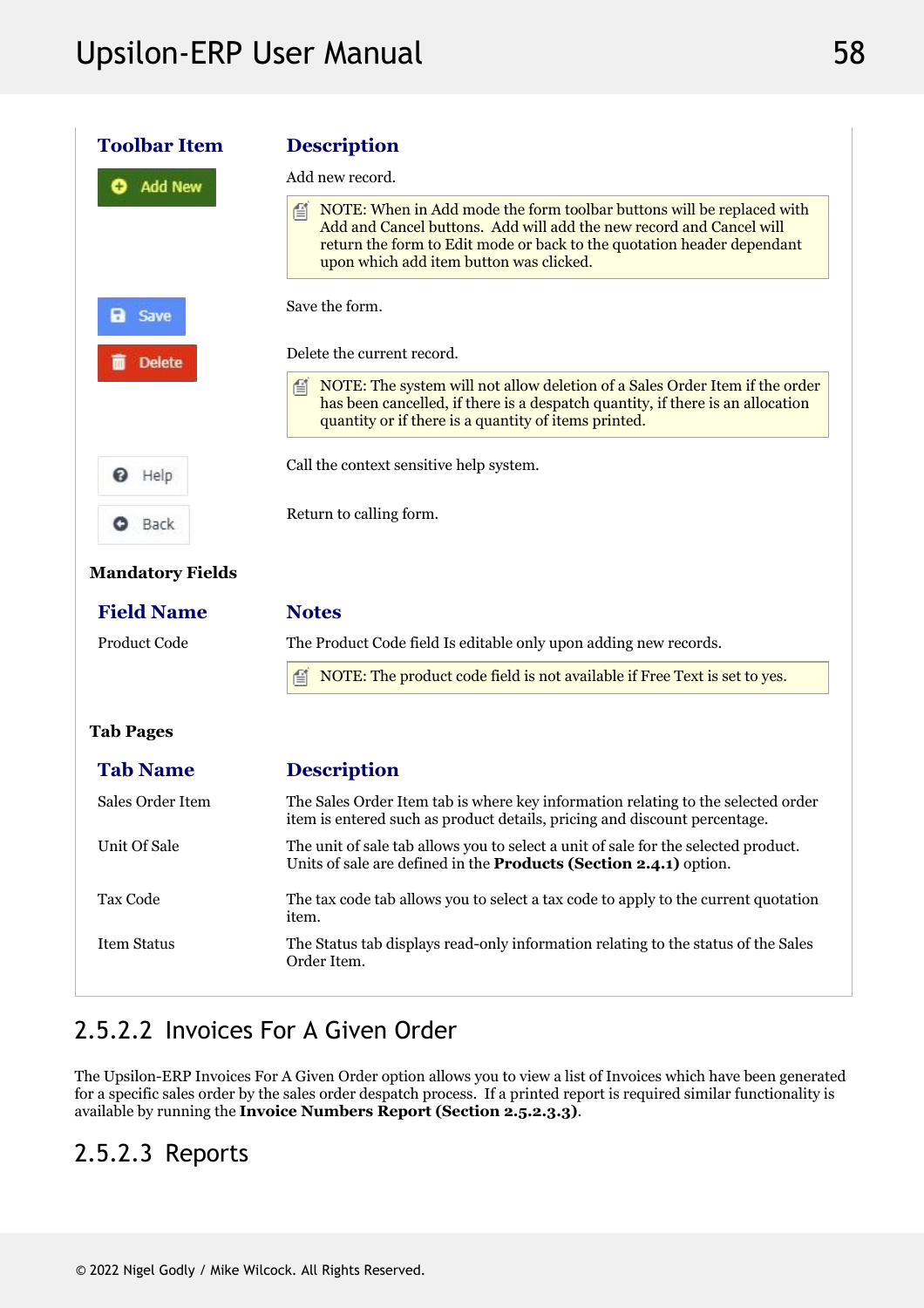| Toolbar Item | Description |
| --- | --- |
| Add New | Add new record.<br>NOTE: When in Add mode the form toolbar buttons will be replaced with Add and Cancel buttons. Add will add the new record and Cancel will return the form to Edit mode or back to the quotation header dependant upon which add item button was clicked. |
| Save | Save the form. |
| Delete | Delete the current record.<br>NOTE: The system will not allow deletion of a Sales Order Item if the order has been cancelled, if there is a despatch quantity, if there is an allocation quantity or if there is a quantity of items printed. |
| Help | Call the context sensitive help system. |
| Back | Return to calling form. |

**Mandatory Fields**

| Field Name | Notes |
| --- | --- |
| Product Code | The Product Code field Is editable only upon adding new records.<br>NOTE: The product code field is not available if Free Text is set to yes. |

**Tab Pages**

| Tab Name | Description |
| --- | --- |
| Sales Order Item | The Sales Order Item tab is where key information relating to the selected order item is entered such as product details, pricing and discount percentage. |
| Unit Of Sale | The unit of sale tab allows you to select a unit of sale for the selected product. Units of sale are defined in the **Products (Section 2.4.1)** option. |
| Tax Code | The tax code tab allows you to select a tax code to apply to the current quotation item. |
| Item Status | The Status tab displays read-only information relating to the status of the Sales Order Item. |

### 2.5.2.2 Invoices For A Given Order

The Upsilon-ERP Invoices For A Given Order option allows you to view a list of Invoices which have been generated for a specific sales order by the sales order despatch process. If a printed report is required similar functionality is available by running the **Invoice Numbers Report (Section 2.5.2.3.3)**.

### 2.5.2.3 Reports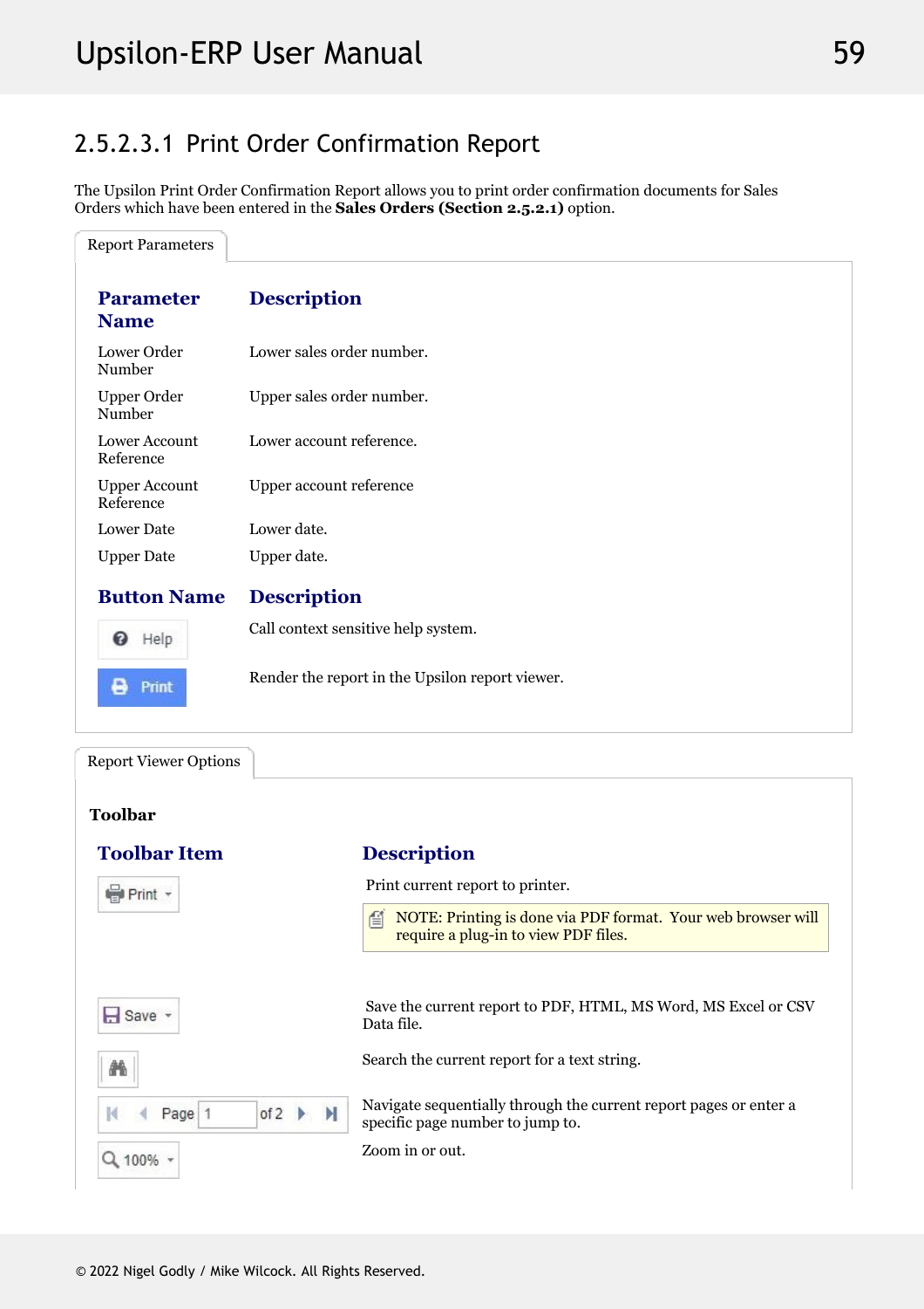## 2.5.2.3.1 Print Order Confirmation Report

The Upsilon Print Order Confirmation Report allows you to print order confirmation documents for Sales Orders which have been entered in the **Sales Orders (Section 2.5.2.1)** option.

Report Parameters

| Parameter Name | Description |
|---|---|
| Lower Order Number | Lower sales order number. |
| Upper Order Number | Upper sales order number. |
| Lower Account Reference | Lower account reference. |
| Upper Account Reference | Upper account reference |
| Lower Date | Lower date. |
| Upper Date | Upper date. |

| Button Name | Description |
|---|---|
| Help | Call context sensitive help system. |
| Print | Render the report in the Upsilon report viewer. |

Report Viewer Options

**Toolbar**

| Toolbar Item | Description |
|---|---|
| Print | Print current report to printer. NOTE: Printing is done via PDF format. Your web browser will require a plug-in to view PDF files. |
| Save | Save the current report to PDF, HTML, MS Word, MS Excel or CSV Data file. |
| (Search) | Search the current report for a text string. |
| Page 1 of 2 | Navigate sequentially through the current report pages or enter a specific page number to jump to. |
| 100% | Zoom in or out. |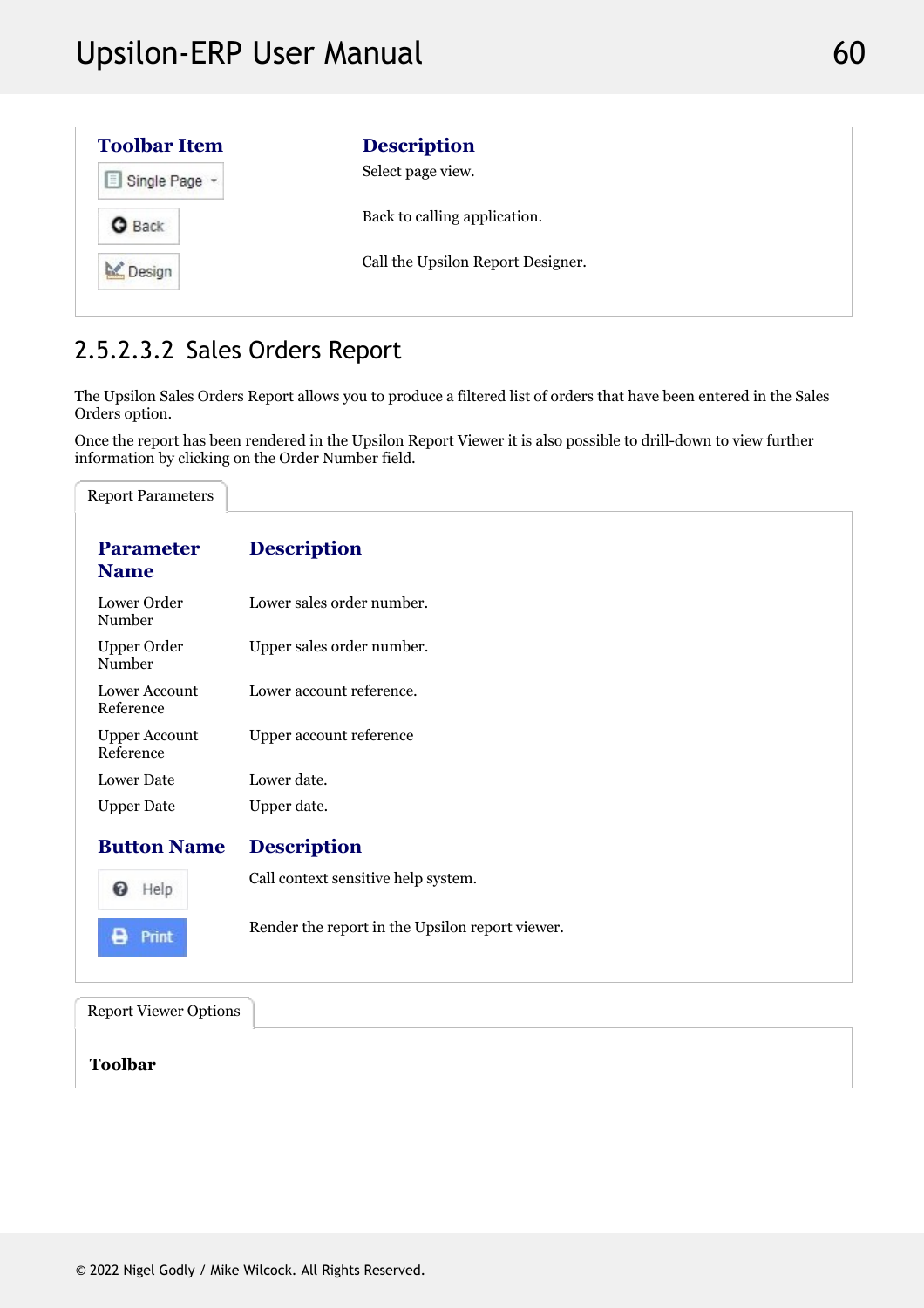| Toolbar Item | Description |
| --- | --- |
| Single Page | Select page view. |
| Back | Back to calling application. |
| Design | Call the Upsilon Report Designer. |

### 2.5.2.3.2 Sales Orders Report

The Upsilon Sales Orders Report allows you to produce a filtered list of orders that have been entered in the Sales Orders option.

Once the report has been rendered in the Upsilon Report Viewer it is also possible to drill-down to view further information by clicking on the Order Number field.

Report Parameters

| Parameter Name | Description |
| --- | --- |
| Lower Order Number | Lower sales order number. |
| Upper Order Number | Upper sales order number. |
| Lower Account Reference | Lower account reference. |
| Upper Account Reference | Upper account reference |
| Lower Date | Lower date. |
| Upper Date | Upper date. |

| Button Name | Description |
| --- | --- |
| Help | Call context sensitive help system. |
| Print | Render the report in the Upsilon report viewer. |

Report Viewer Options

**Toolbar**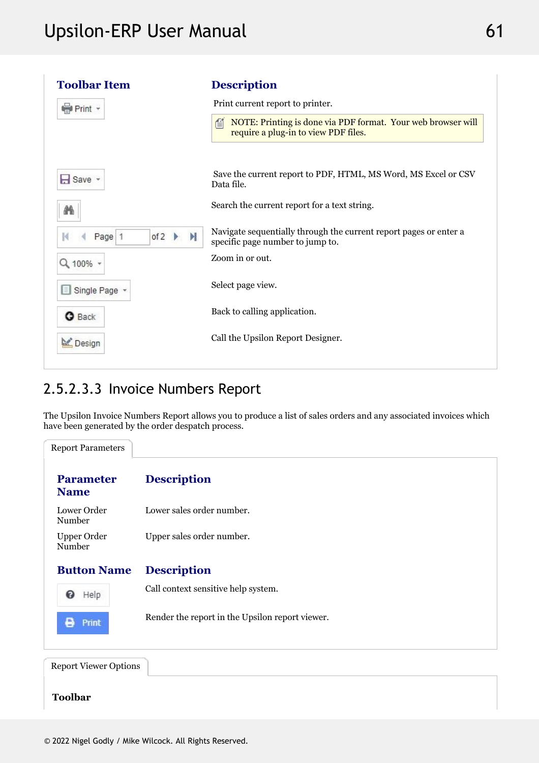| Toolbar Item | Description |
|---|---|
| Print | Print current report to printer.<br>NOTE: Printing is done via PDF format. Your web browser will require a plug-in to view PDF files. |
| Save | Save the current report to PDF, HTML, MS Word, MS Excel or CSV Data file. |
| (Search) | Search the current report for a text string. |
| Page 1 of 2 | Navigate sequentially through the current report pages or enter a specific page number to jump to. |
| 100% | Zoom in or out. |
| Single Page | Select page view. |
| Back | Back to calling application. |
| Design | Call the Upsilon Report Designer. |

### 2.5.2.3.3 Invoice Numbers Report

The Upsilon Invoice Numbers Report allows you to produce a list of sales orders and any associated invoices which have been generated by the order despatch process.

**Report Parameters**

| Parameter Name | Description |
|---|---|
| Lower Order Number | Lower sales order number. |
| Upper Order Number | Upper sales order number. |

| Button Name | Description |
|---|---|
| Help | Call context sensitive help system. |
| Print | Render the report in the Upsilon report viewer. |

**Report Viewer Options**

**Toolbar**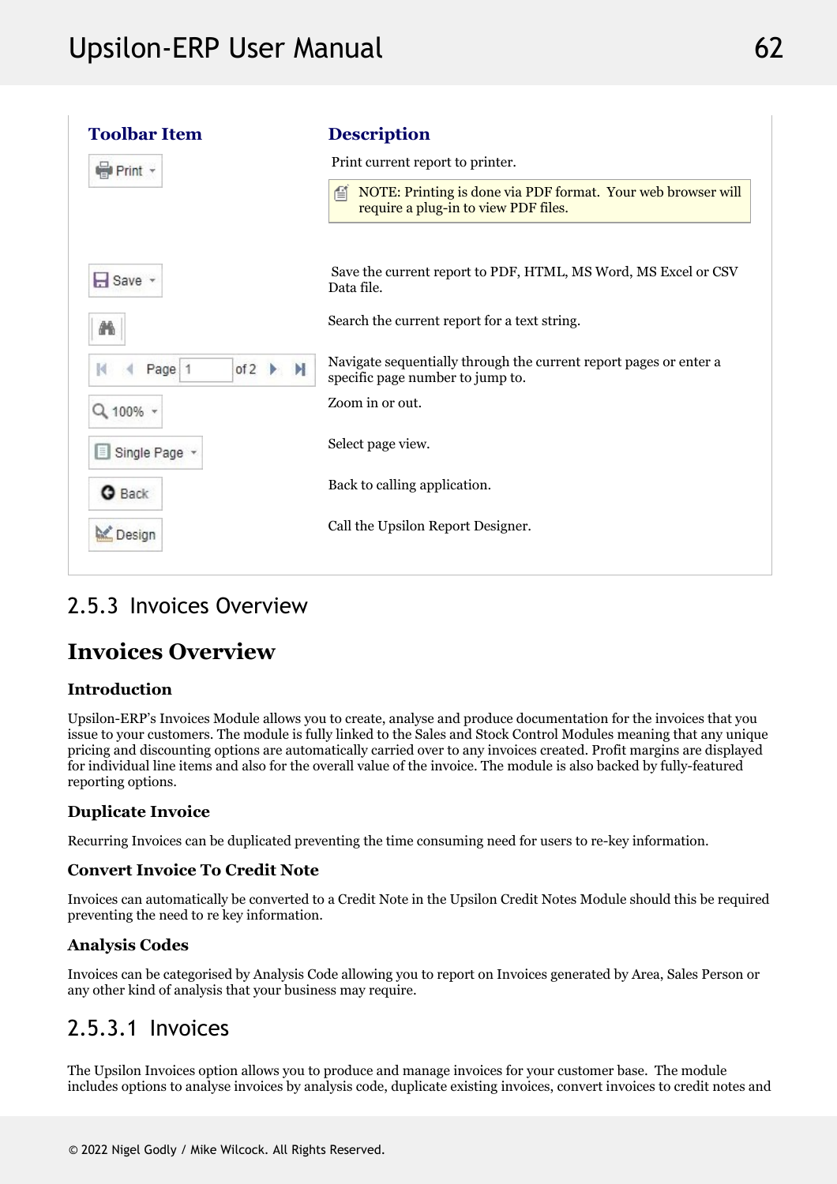| Toolbar Item | Description |
|---|---|
| Print | Print current report to printer.<br>NOTE: Printing is done via PDF format. Your web browser will require a plug-in to view PDF files. |
| Save | Save the current report to PDF, HTML, MS Word, MS Excel or CSV Data file. |
| | Search the current report for a text string. |
| Page 1 of 2 | Navigate sequentially through the current report pages or enter a specific page number to jump to. |
| 100% | Zoom in or out. |
| Single Page | Select page view. |
| Back | Back to calling application. |
| Design | Call the Upsilon Report Designer. |

## 2.5.3 Invoices Overview

# Invoices Overview

### Introduction

Upsilon-ERP's Invoices Module allows you to create, analyse and produce documentation for the invoices that you issue to your customers. The module is fully linked to the Sales and Stock Control Modules meaning that any unique pricing and discounting options are automatically carried over to any invoices created. Profit margins are displayed for individual line items and also for the overall value of the invoice. The module is also backed by fully-featured reporting options.

### Duplicate Invoice

Recurring Invoices can be duplicated preventing the time consuming need for users to re-key information.

### Convert Invoice To Credit Note

Invoices can automatically be converted to a Credit Note in the Upsilon Credit Notes Module should this be required preventing the need to re key information.

### Analysis Codes

Invoices can be categorised by Analysis Code allowing you to report on Invoices generated by Area, Sales Person or any other kind of analysis that your business may require.

## 2.5.3.1 Invoices

The Upsilon Invoices option allows you to produce and manage invoices for your customer base. The module includes options to analyse invoices by analysis code, duplicate existing invoices, convert invoices to credit notes and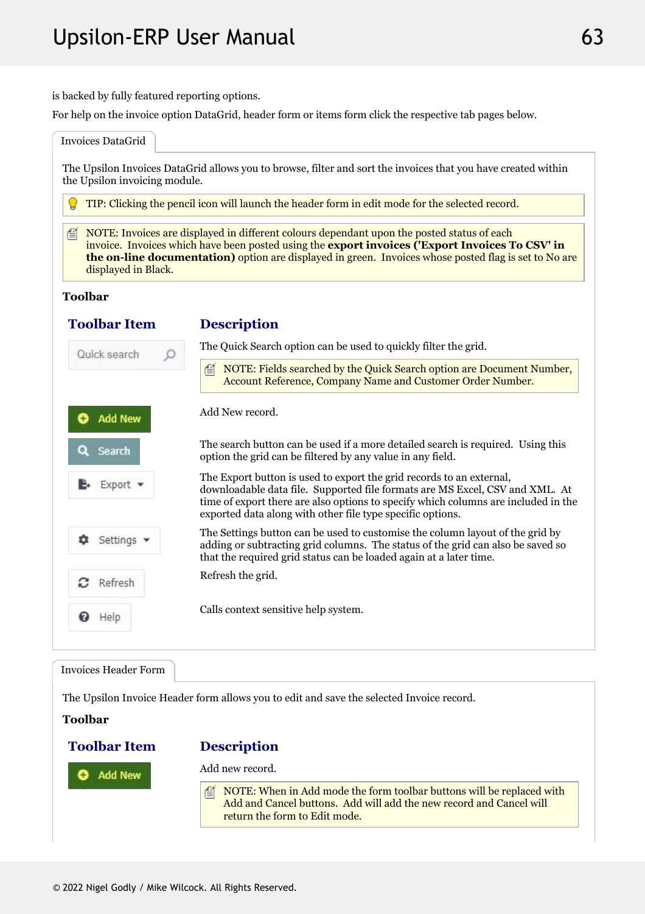is backed by fully featured reporting options.

For help on the invoice option DataGrid, header form or items form click the respective tab pages below.

**Invoices DataGrid**

The Upsilon Invoices DataGrid allows you to browse, filter and sort the invoices that you have created within the Upsilon invoicing module.

> TIP: Clicking the pencil icon will launch the header form in edit mode for the selected record.

> NOTE: Invoices are displayed in different colours dependant upon the posted status of each invoice. Invoices which have been posted using the **export invoices ('Export Invoices To CSV' in the on-line documentation)** option are displayed in green. Invoices whose posted flag is set to No are displayed in Black.

**Toolbar**

| Toolbar Item | Description |
|---|---|
| Quick search | The Quick Search option can be used to quickly filter the grid. NOTE: Fields searched by the Quick Search option are Document Number, Account Reference, Company Name and Customer Order Number. |
| Add New | Add New record. |
| Search | The search button can be used if a more detailed search is required. Using this option the grid can be filtered by any value in any field. |
| Export | The Export button is used to export the grid records to an external, downloadable data file. Supported file formats are MS Excel, CSV and XML. At time of export there are also options to specify which columns are included in the exported data along with other file type specific options. |
| Settings | The Settings button can be used to customise the column layout of the grid by adding or subtracting grid columns. The status of the grid can also be saved so that the required grid status can be loaded again at a later time. |
| Refresh | Refresh the grid. |
| Help | Calls context sensitive help system. |

**Invoices Header Form**

The Upsilon Invoice Header form allows you to edit and save the selected Invoice record.

**Toolbar**

| Toolbar Item | Description |
|---|---|
| Add New | Add new record. NOTE: When in Add mode the form toolbar buttons will be replaced with Add and Cancel buttons. Add will add the new record and Cancel will return the form to Edit mode. |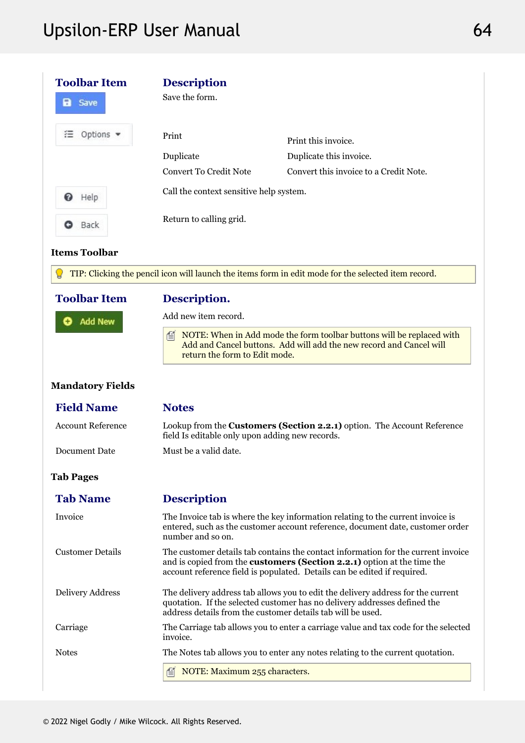| Toolbar Item | Description | |
|---|---|---|
| Save | Save the form. | |
| Options | Print | Print this invoice. |
| | Duplicate | Duplicate this invoice. |
| | Convert To Credit Note | Convert this invoice to a Credit Note. |
| Help | Call the context sensitive help system. | |
| Back | Return to calling grid. | |

**Items Toolbar**

> TIP: Clicking the pencil icon will launch the items form in edit mode for the selected item record.

| Toolbar Item | Description. |
|---|---|
| Add New | Add new item record. |

> NOTE: When in Add mode the form toolbar buttons will be replaced with Add and Cancel buttons. Add will add the new record and Cancel will return the form to Edit mode.

**Mandatory Fields**

| Field Name | Notes |
|---|---|
| Account Reference | Lookup from the **Customers (Section 2.2.1)** option. The Account Reference field Is editable only upon adding new records. |
| Document Date | Must be a valid date. |

**Tab Pages**

| Tab Name | Description |
|---|---|
| Invoice | The Invoice tab is where the key information relating to the current invoice is entered, such as the customer account reference, document date, customer order number and so on. |
| Customer Details | The customer details tab contains the contact information for the current invoice and is copied from the **customers (Section 2.2.1)** option at the time the account reference field is populated. Details can be edited if required. |
| Delivery Address | The delivery address tab allows you to edit the delivery address for the current quotation. If the selected customer has no delivery addresses defined the address details from the customer details tab will be used. |
| Carriage | The Carriage tab allows you to enter a carriage value and tax code for the selected invoice. |
| Notes | The Notes tab allows you to enter any notes relating to the current quotation. |

> NOTE: Maximum 255 characters.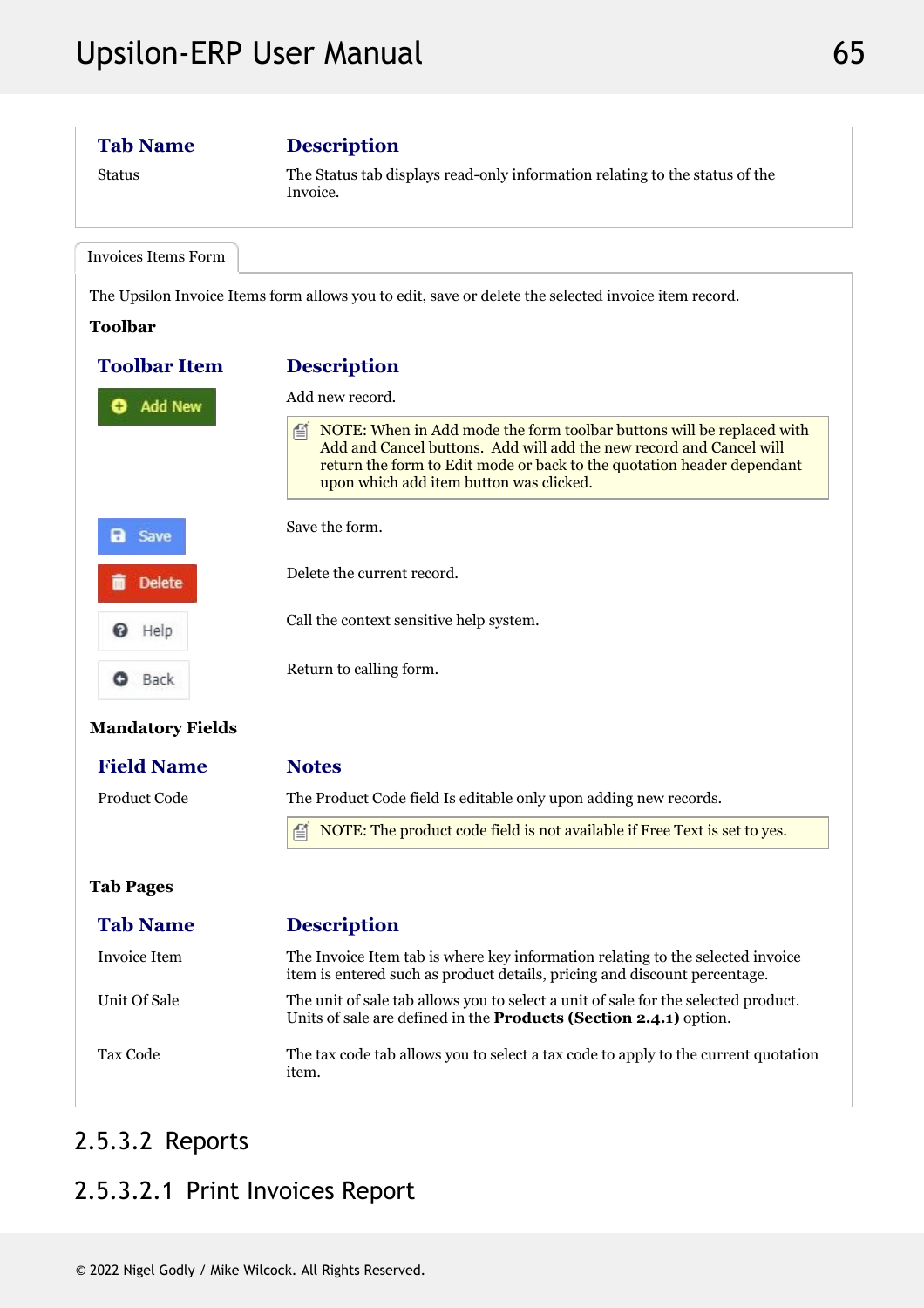| Tab Name | Description |
|---|---|
| Status | The Status tab displays read-only information relating to the status of the Invoice. |

Invoices Items Form

The Upsilon Invoice Items form allows you to edit, save or delete the selected invoice item record.

**Toolbar**

| Toolbar Item | Description |
|---|---|
| Add New | Add new record. |
| | NOTE: When in Add mode the form toolbar buttons will be replaced with Add and Cancel buttons. Add will add the new record and Cancel will return the form to Edit mode or back to the quotation header dependant upon which add item button was clicked. |
| Save | Save the form. |
| Delete | Delete the current record. |
| Help | Call the context sensitive help system. |
| Back | Return to calling form. |

**Mandatory Fields**

| Field Name | Notes |
|---|---|
| Product Code | The Product Code field Is editable only upon adding new records. |
| | NOTE: The product code field is not available if Free Text is set to yes. |

**Tab Pages**

| Tab Name | Description |
|---|---|
| Invoice Item | The Invoice Item tab is where key information relating to the selected invoice item is entered such as product details, pricing and discount percentage. |
| Unit Of Sale | The unit of sale tab allows you to select a unit of sale for the selected product. Units of sale are defined in the **Products (Section 2.4.1)** option. |
| Tax Code | The tax code tab allows you to select a tax code to apply to the current quotation item. |

## 2.5.3.2 Reports

### 2.5.3.2.1 Print Invoices Report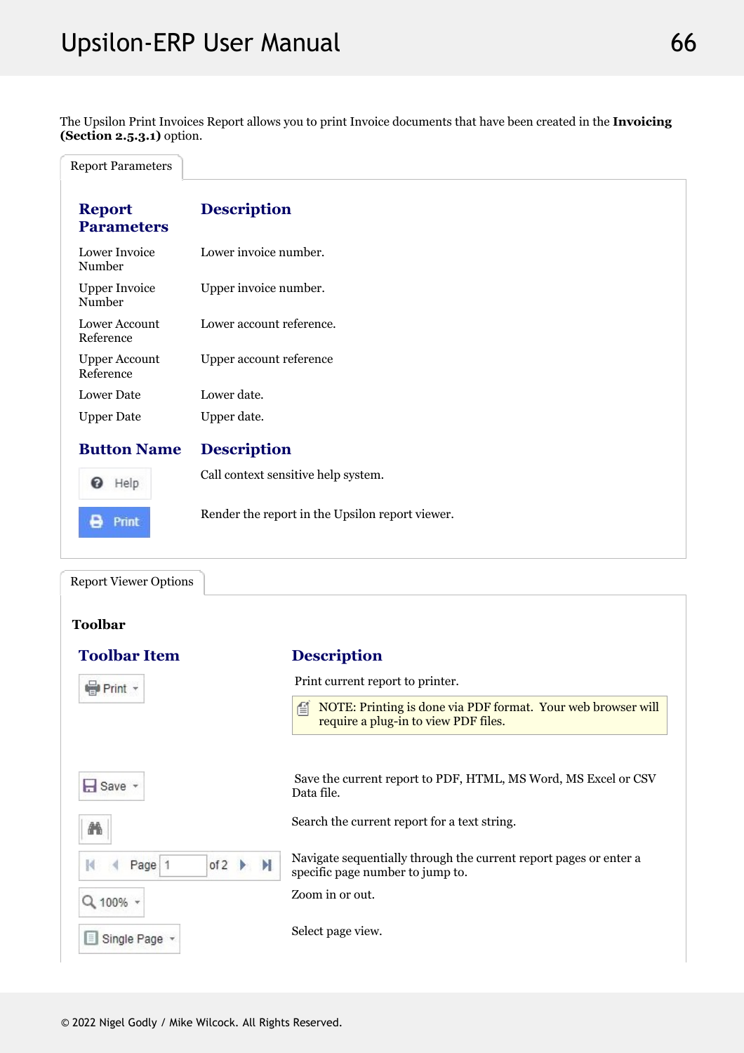The Upsilon Print Invoices Report allows you to print Invoice documents that have been created in the **Invoicing (Section 2.5.3.1)** option.

Report Parameters

| Report Parameters | Description |
|---|---|
| Lower Invoice Number | Lower invoice number. |
| Upper Invoice Number | Upper invoice number. |
| Lower Account Reference | Lower account reference. |
| Upper Account Reference | Upper account reference |
| Lower Date | Lower date. |
| Upper Date | Upper date. |

| Button Name | Description |
|---|---|
| Help | Call context sensitive help system. |
| Print | Render the report in the Upsilon report viewer. |

Report Viewer Options

**Toolbar**

| Toolbar Item | Description |
|---|---|
| Print | Print current report to printer. NOTE: Printing is done via PDF format. Your web browser will require a plug-in to view PDF files. |
| Save | Save the current report to PDF, HTML, MS Word, MS Excel or CSV Data file. |
| (Search) | Search the current report for a text string. |
| Page 1 of 2 | Navigate sequentially through the current report pages or enter a specific page number to jump to. |
| 100% | Zoom in or out. |
| Single Page | Select page view. |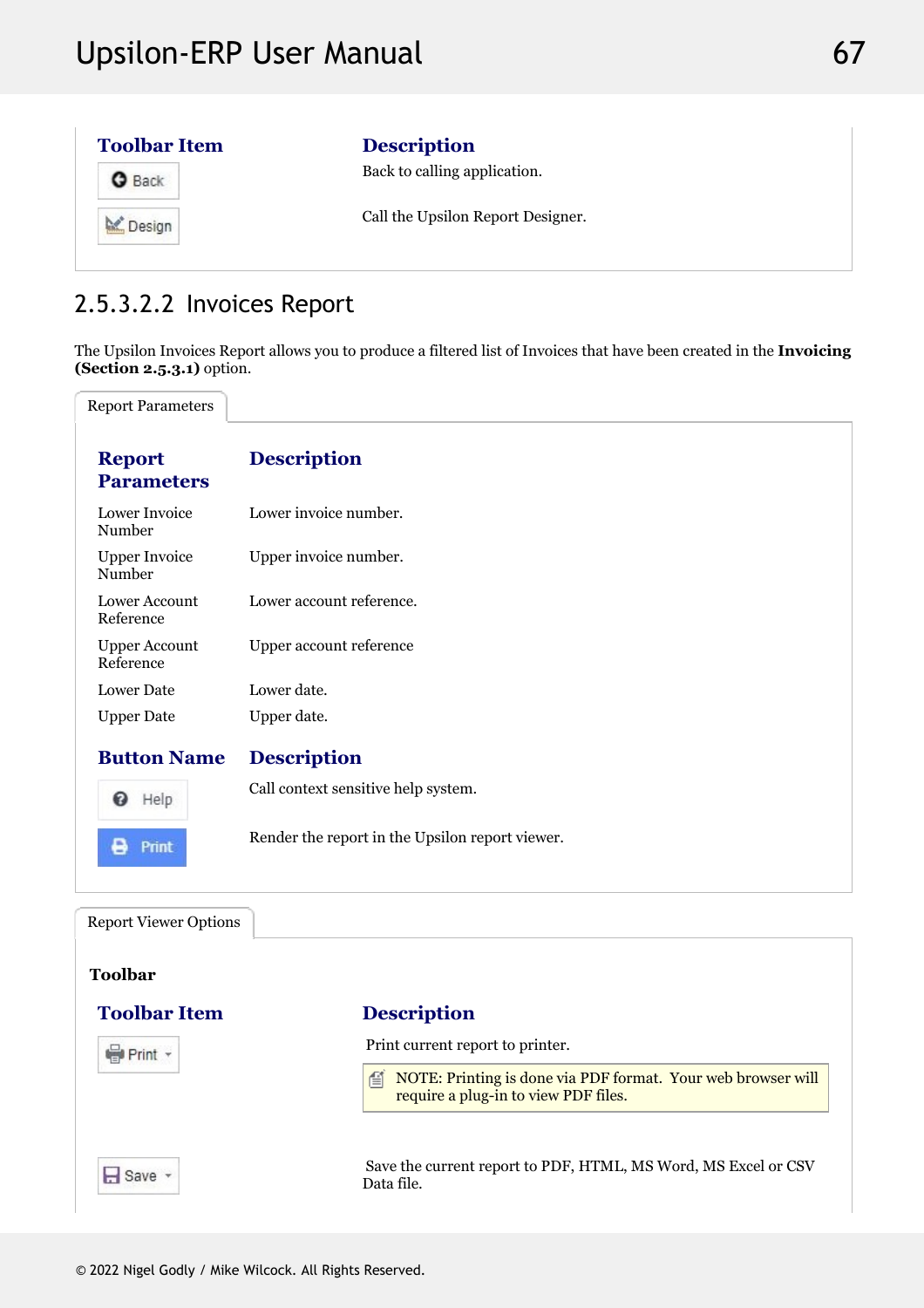| Toolbar Item | Description |
|---|---|
| Back | Back to calling application. |
| Design | Call the Upsilon Report Designer. |

### 2.5.3.2.2 Invoices Report

The Upsilon Invoices Report allows you to produce a filtered list of Invoices that have been created in the **Invoicing (Section 2.5.3.1)** option.

Report Parameters

| Report Parameters | Description |
|---|---|
| Lower Invoice Number | Lower invoice number. |
| Upper Invoice Number | Upper invoice number. |
| Lower Account Reference | Lower account reference. |
| Upper Account Reference | Upper account reference |
| Lower Date | Lower date. |
| Upper Date | Upper date. |

| Button Name | Description |
|---|---|
| Help | Call context sensitive help system. |
| Print | Render the report in the Upsilon report viewer. |

Report Viewer Options

**Toolbar**

| Toolbar Item | Description |
|---|---|
| Print | Print current report to printer.<br>NOTE: Printing is done via PDF format. Your web browser will require a plug-in to view PDF files. |
| Save | Save the current report to PDF, HTML, MS Word, MS Excel or CSV Data file. |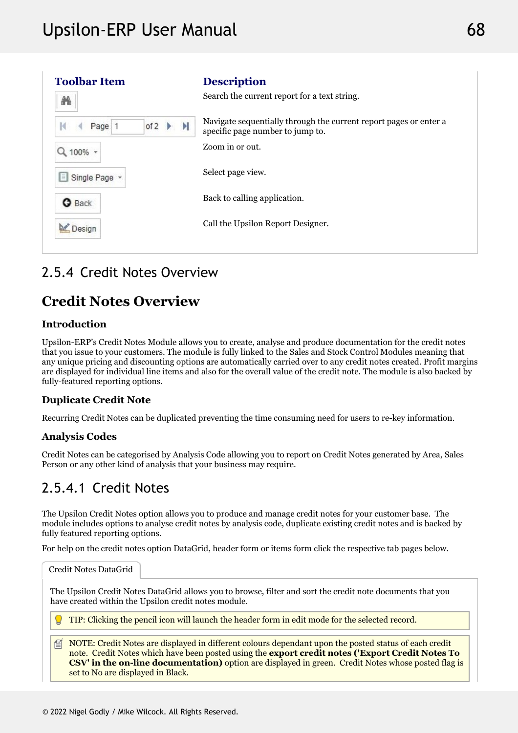| Toolbar Item | Description |
| --- | --- |
| (Search icon) | Search the current report for a text string. |
| Page 1 of 2 | Navigate sequentially through the current report pages or enter a specific page number to jump to. |
| 100% | Zoom in or out. |
| Single Page | Select page view. |
| Back | Back to calling application. |
| Design | Call the Upsilon Report Designer. |

## 2.5.4 Credit Notes Overview

# Credit Notes Overview

### Introduction

Upsilon-ERP's Credit Notes Module allows you to create, analyse and produce documentation for the credit notes that you issue to your customers. The module is fully linked to the Sales and Stock Control Modules meaning that any unique pricing and discounting options are automatically carried over to any credit notes created. Profit margins are displayed for individual line items and also for the overall value of the credit note. The module is also backed by fully-featured reporting options.

### Duplicate Credit Note

Recurring Credit Notes can be duplicated preventing the time consuming need for users to re-key information.

### Analysis Codes

Credit Notes can be categorised by Analysis Code allowing you to report on Credit Notes generated by Area, Sales Person or any other kind of analysis that your business may require.

## 2.5.4.1 Credit Notes

The Upsilon Credit Notes option allows you to produce and manage credit notes for your customer base. The module includes options to analyse credit notes by analysis code, duplicate existing credit notes and is backed by fully featured reporting options.

For help on the credit notes option DataGrid, header form or items form click the respective tab pages below.

Credit Notes DataGrid

The Upsilon Credit Notes DataGrid allows you to browse, filter and sort the credit note documents that you have created within the Upsilon credit notes module.

TIP: Clicking the pencil icon will launch the header form in edit mode for the selected record.

NOTE: Credit Notes are displayed in different colours dependant upon the posted status of each credit note. Credit Notes which have been posted using the **export credit notes ('Export Credit Notes To CSV' in the on-line documentation)** option are displayed in green. Credit Notes whose posted flag is set to No are displayed in Black.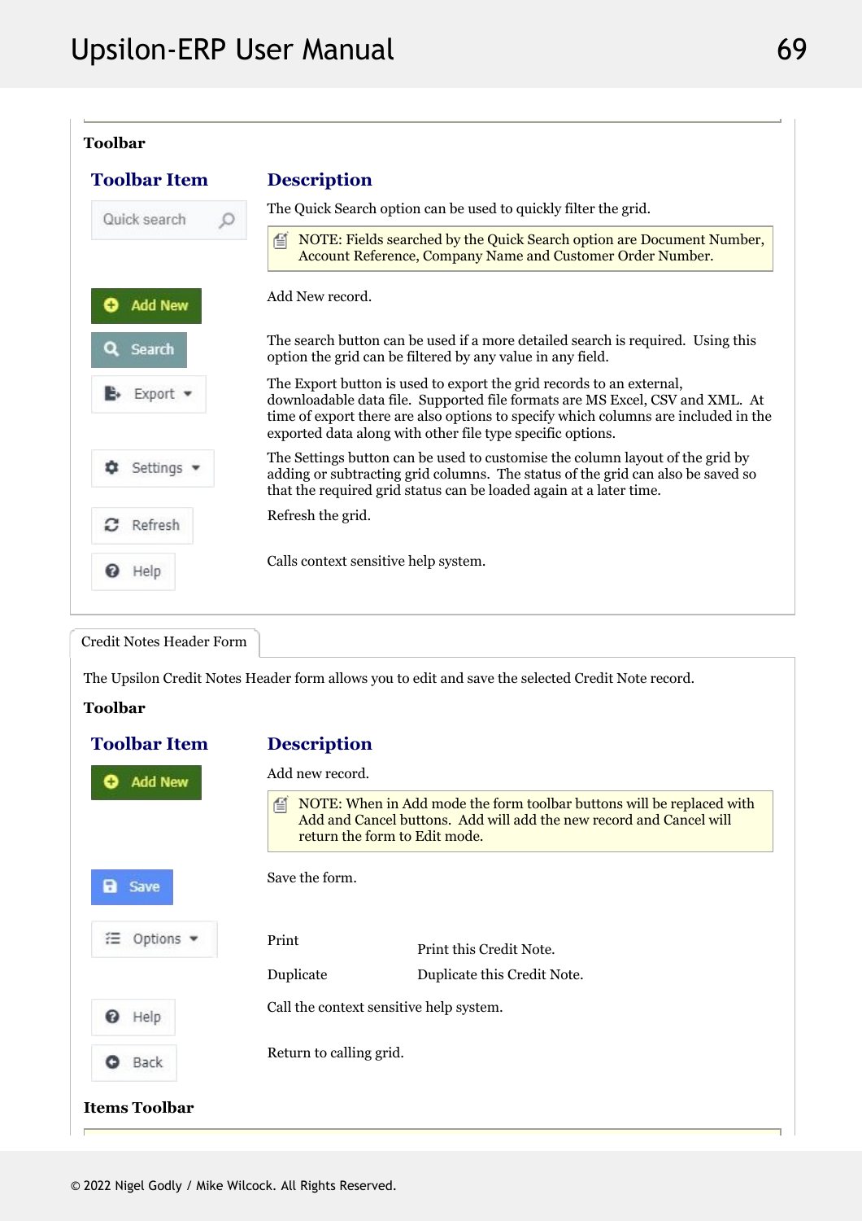**Toolbar**

| Toolbar Item | Description |
|---|---|
| Quick search | The Quick Search option can be used to quickly filter the grid.<br>NOTE: Fields searched by the Quick Search option are Document Number, Account Reference, Company Name and Customer Order Number. |
| Add New | Add New record. |
| Search | The search button can be used if a more detailed search is required. Using this option the grid can be filtered by any value in any field. |
| Export | The Export button is used to export the grid records to an external, downloadable data file. Supported file formats are MS Excel, CSV and XML. At time of export there are also options to specify which columns are included in the exported data along with other file type specific options. |
| Settings | The Settings button can be used to customise the column layout of the grid by adding or subtracting grid columns. The status of the grid can also be saved so that the required grid status can be loaded again at a later time. |
| Refresh | Refresh the grid. |
| Help | Calls context sensitive help system. |

## Credit Notes Header Form

The Upsilon Credit Notes Header form allows you to edit and save the selected Credit Note record.

**Toolbar**

| Toolbar Item | Description |
|---|---|
| Add New | Add new record.<br>NOTE: When in Add mode the form toolbar buttons will be replaced with Add and Cancel buttons. Add will add the new record and Cancel will return the form to Edit mode. |
| Save | Save the form. |
| Options | Print — Print this Credit Note.<br>Duplicate — Duplicate this Credit Note. |
| Help | Call the context sensitive help system. |
| Back | Return to calling grid. |

**Items Toolbar**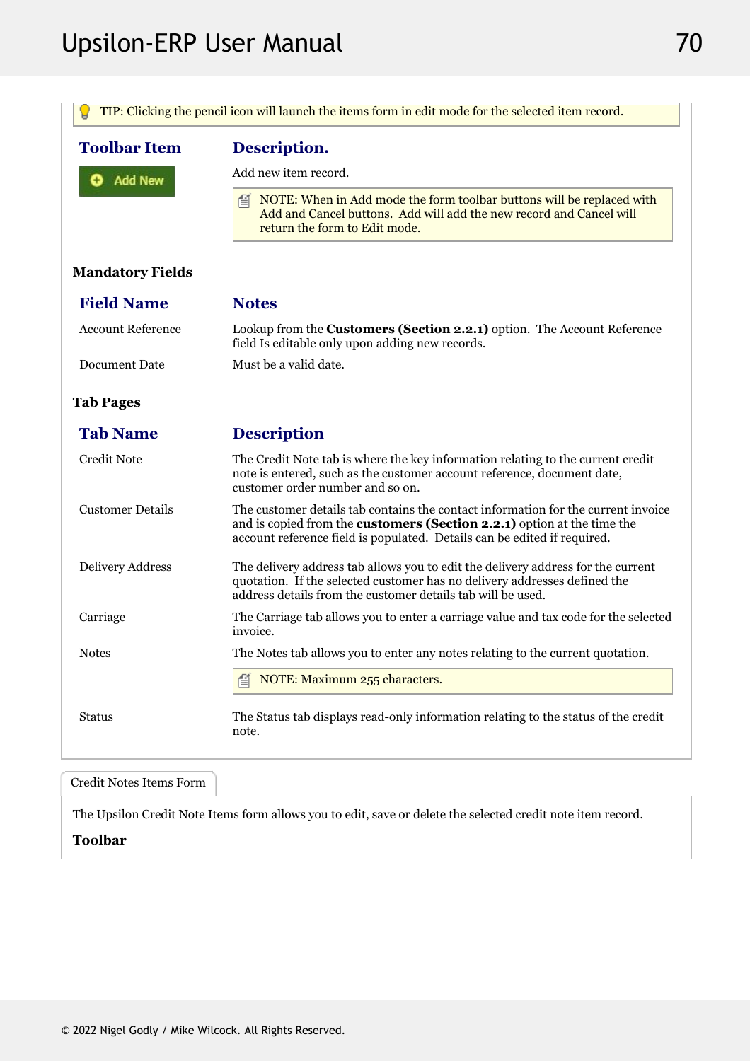TIP: Clicking the pencil icon will launch the items form in edit mode for the selected item record.

| Toolbar Item | Description. |
| --- | --- |
| Add New | Add new item record. |
| | NOTE: When in Add mode the form toolbar buttons will be replaced with Add and Cancel buttons. Add will add the new record and Cancel will return the form to Edit mode. |

**Mandatory Fields**

| Field Name | Notes |
| --- | --- |
| Account Reference | Lookup from the **Customers (Section 2.2.1)** option. The Account Reference field Is editable only upon adding new records. |
| Document Date | Must be a valid date. |

**Tab Pages**

| Tab Name | Description |
| --- | --- |
| Credit Note | The Credit Note tab is where the key information relating to the current credit note is entered, such as the customer account reference, document date, customer order number and so on. |
| Customer Details | The customer details tab contains the contact information for the current invoice and is copied from the **customers (Section 2.2.1)** option at the time the account reference field is populated. Details can be edited if required. |
| Delivery Address | The delivery address tab allows you to edit the delivery address for the current quotation. If the selected customer has no delivery addresses defined the address details from the customer details tab will be used. |
| Carriage | The Carriage tab allows you to enter a carriage value and tax code for the selected invoice. |
| Notes | The Notes tab allows you to enter any notes relating to the current quotation. |
| | NOTE: Maximum 255 characters. |
| Status | The Status tab displays read-only information relating to the status of the credit note. |

Credit Notes Items Form

The Upsilon Credit Note Items form allows you to edit, save or delete the selected credit note item record.

**Toolbar**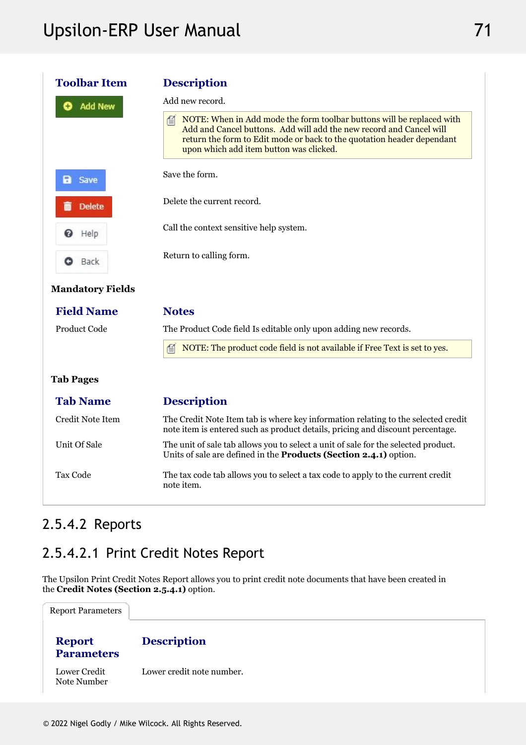| Toolbar Item | Description |
| --- | --- |
| Add New | Add new record. |
| | NOTE: When in Add mode the form toolbar buttons will be replaced with Add and Cancel buttons. Add will add the new record and Cancel will return the form to Edit mode or back to the quotation header dependant upon which add item button was clicked. |
| Save | Save the form. |
| Delete | Delete the current record. |
| Help | Call the context sensitive help system. |
| Back | Return to calling form. |

**Mandatory Fields**

| Field Name | Notes |
| --- | --- |
| Product Code | The Product Code field Is editable only upon adding new records. |
| | NOTE: The product code field is not available if Free Text is set to yes. |

**Tab Pages**

| Tab Name | Description |
| --- | --- |
| Credit Note Item | The Credit Note Item tab is where key information relating to the selected credit note item is entered such as product details, pricing and discount percentage. |
| Unit Of Sale | The unit of sale tab allows you to select a unit of sale for the selected product. Units of sale are defined in the **Products (Section 2.4.1)** option. |
| Tax Code | The tax code tab allows you to select a tax code to apply to the current credit note item. |

## 2.5.4.2 Reports

### 2.5.4.2.1 Print Credit Notes Report

The Upsilon Print Credit Notes Report allows you to print credit note documents that have been created in the **Credit Notes (Section 2.5.4.1)** option.

Report Parameters

| Report Parameters | Description |
| --- | --- |
| Lower Credit Note Number | Lower credit note number. |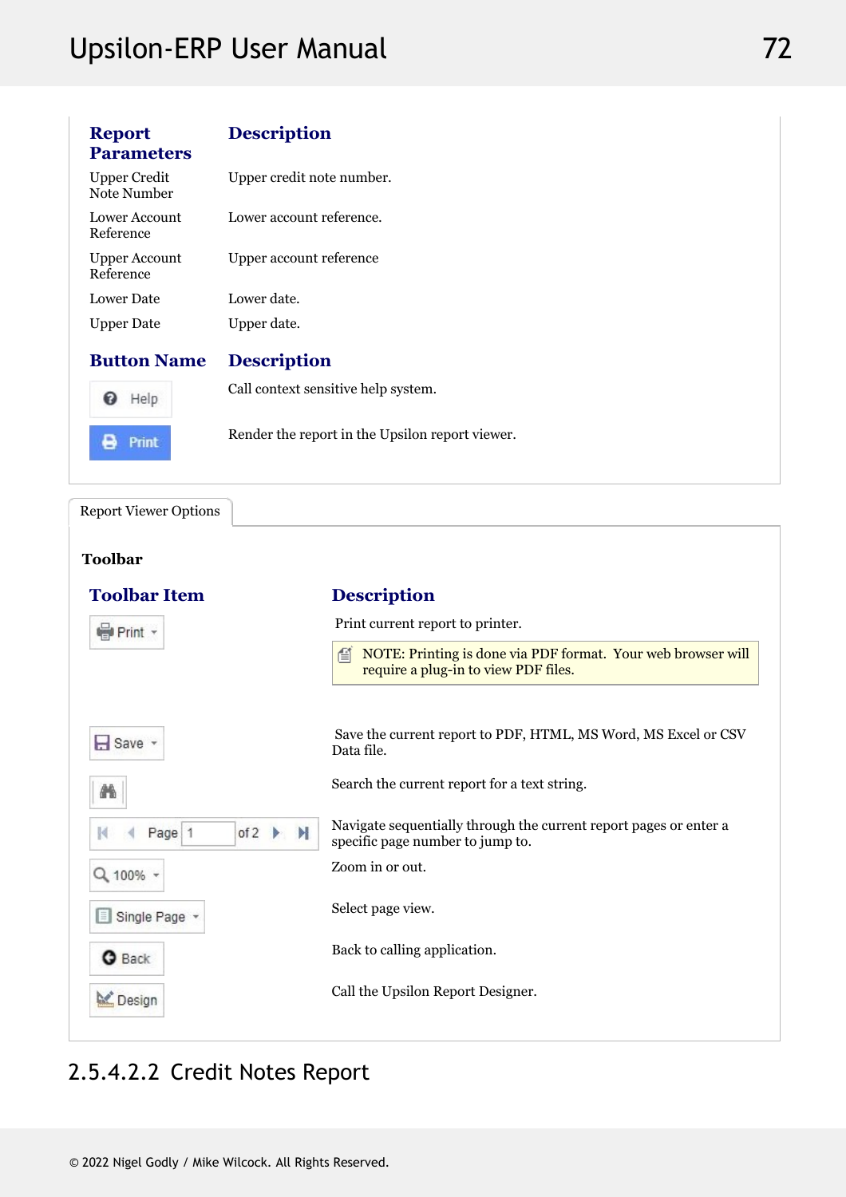| Report Parameters | Description |
|---|---|
| Upper Credit Note Number | Upper credit note number. |
| Lower Account Reference | Lower account reference. |
| Upper Account Reference | Upper account reference |
| Lower Date | Lower date. |
| Upper Date | Upper date. |

| Button Name | Description |
|---|---|
| Help | Call context sensitive help system. |
| Print | Render the report in the Upsilon report viewer. |

Report Viewer Options

**Toolbar**

| Toolbar Item | Description |
|---|---|
| Print | Print current report to printer.<br>NOTE: Printing is done via PDF format. Your web browser will require a plug-in to view PDF files. |
| Save | Save the current report to PDF, HTML, MS Word, MS Excel or CSV Data file. |
| (Search) | Search the current report for a text string. |
| Page 1 of 2 | Navigate sequentially through the current report pages or enter a specific page number to jump to. |
| 100% | Zoom in or out. |
| Single Page | Select page view. |
| Back | Back to calling application. |
| Design | Call the Upsilon Report Designer. |

## 2.5.4.2.2 Credit Notes Report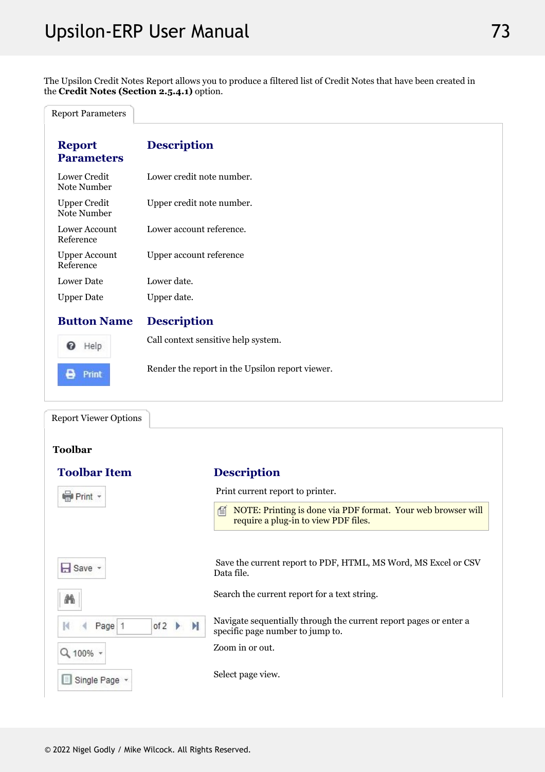The Upsilon Credit Notes Report allows you to produce a filtered list of Credit Notes that have been created in the **Credit Notes (Section 2.5.4.1)** option.

Report Parameters

| Report Parameters | Description |
|---|---|
| Lower Credit Note Number | Lower credit note number. |
| Upper Credit Note Number | Upper credit note number. |
| Lower Account Reference | Lower account reference. |
| Upper Account Reference | Upper account reference |
| Lower Date | Lower date. |
| Upper Date | Upper date. |

| Button Name | Description |
|---|---|
| Help | Call context sensitive help system. |
| Print | Render the report in the Upsilon report viewer. |

Report Viewer Options

**Toolbar**

| Toolbar Item | Description |
|---|---|
| Print | Print current report to printer. NOTE: Printing is done via PDF format. Your web browser will require a plug-in to view PDF files. |
| Save | Save the current report to PDF, HTML, MS Word, MS Excel or CSV Data file. |
| (Search) | Search the current report for a text string. |
| Page 1 of 2 | Navigate sequentially through the current report pages or enter a specific page number to jump to. |
| 100% | Zoom in or out. |
| Single Page | Select page view. |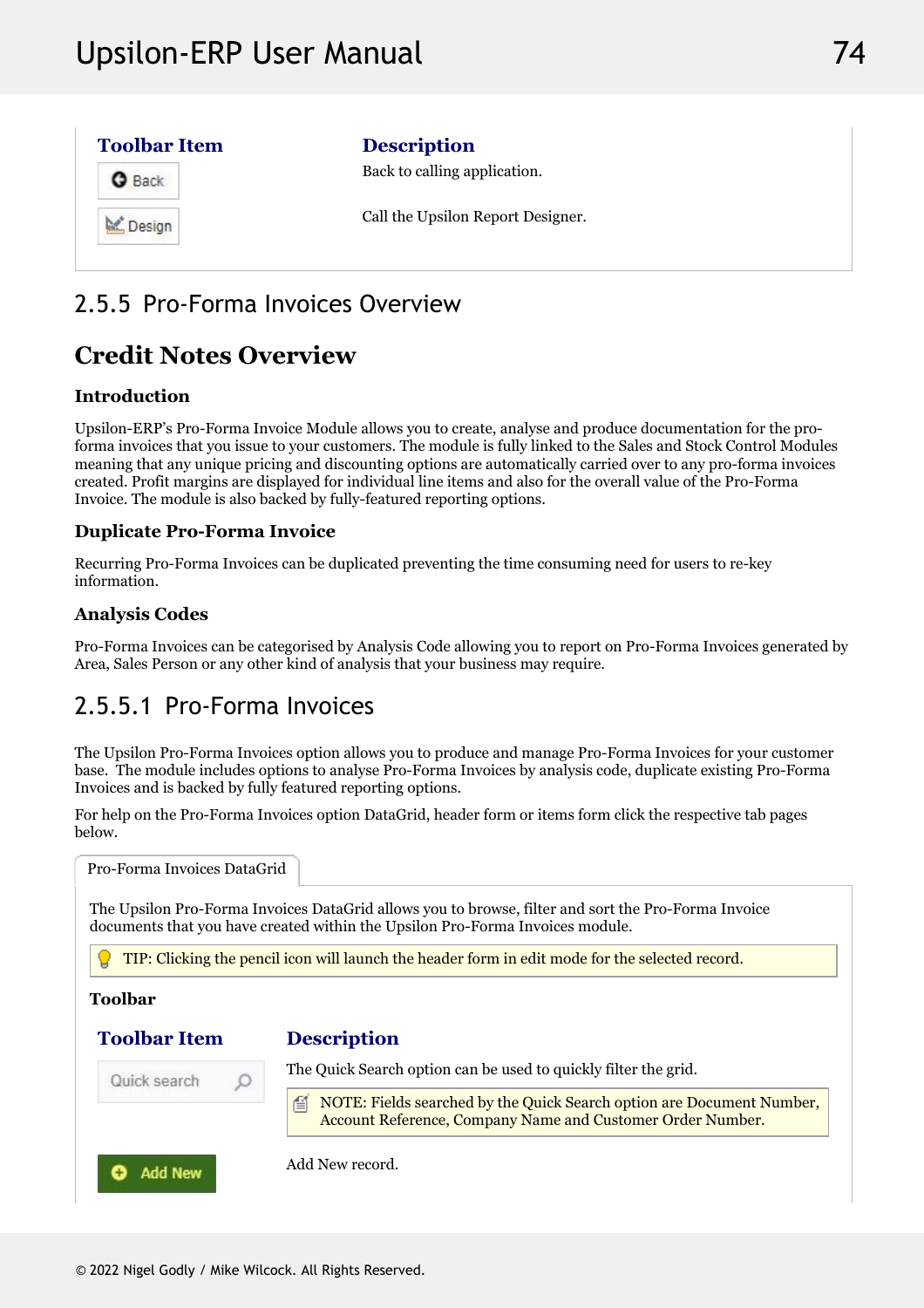| Toolbar Item | Description |
| --- | --- |
| Back | Back to calling application. |
| Design | Call the Upsilon Report Designer. |

## 2.5.5 Pro-Forma Invoices Overview

# Credit Notes Overview

### Introduction

Upsilon-ERP's Pro-Forma Invoice Module allows you to create, analyse and produce documentation for the pro-forma invoices that you issue to your customers. The module is fully linked to the Sales and Stock Control Modules meaning that any unique pricing and discounting options are automatically carried over to any pro-forma invoices created. Profit margins are displayed for individual line items and also for the overall value of the Pro-Forma Invoice. The module is also backed by fully-featured reporting options.

### Duplicate Pro-Forma Invoice

Recurring Pro-Forma Invoices can be duplicated preventing the time consuming need for users to re-key information.

### Analysis Codes

Pro-Forma Invoices can be categorised by Analysis Code allowing you to report on Pro-Forma Invoices generated by Area, Sales Person or any other kind of analysis that your business may require.

## 2.5.5.1 Pro-Forma Invoices

The Upsilon Pro-Forma Invoices option allows you to produce and manage Pro-Forma Invoices for your customer base. The module includes options to analyse Pro-Forma Invoices by analysis code, duplicate existing Pro-Forma Invoices and is backed by fully featured reporting options.

For help on the Pro-Forma Invoices option DataGrid, header form or items form click the respective tab pages below.

**Pro-Forma Invoices DataGrid**

The Upsilon Pro-Forma Invoices DataGrid allows you to browse, filter and sort the Pro-Forma Invoice documents that you have created within the Upsilon Pro-Forma Invoices module.

> TIP: Clicking the pencil icon will launch the header form in edit mode for the selected record.

**Toolbar**

| Toolbar Item | Description |
| --- | --- |
| Quick search | The Quick Search option can be used to quickly filter the grid. NOTE: Fields searched by the Quick Search option are Document Number, Account Reference, Company Name and Customer Order Number. |
| Add New | Add New record. |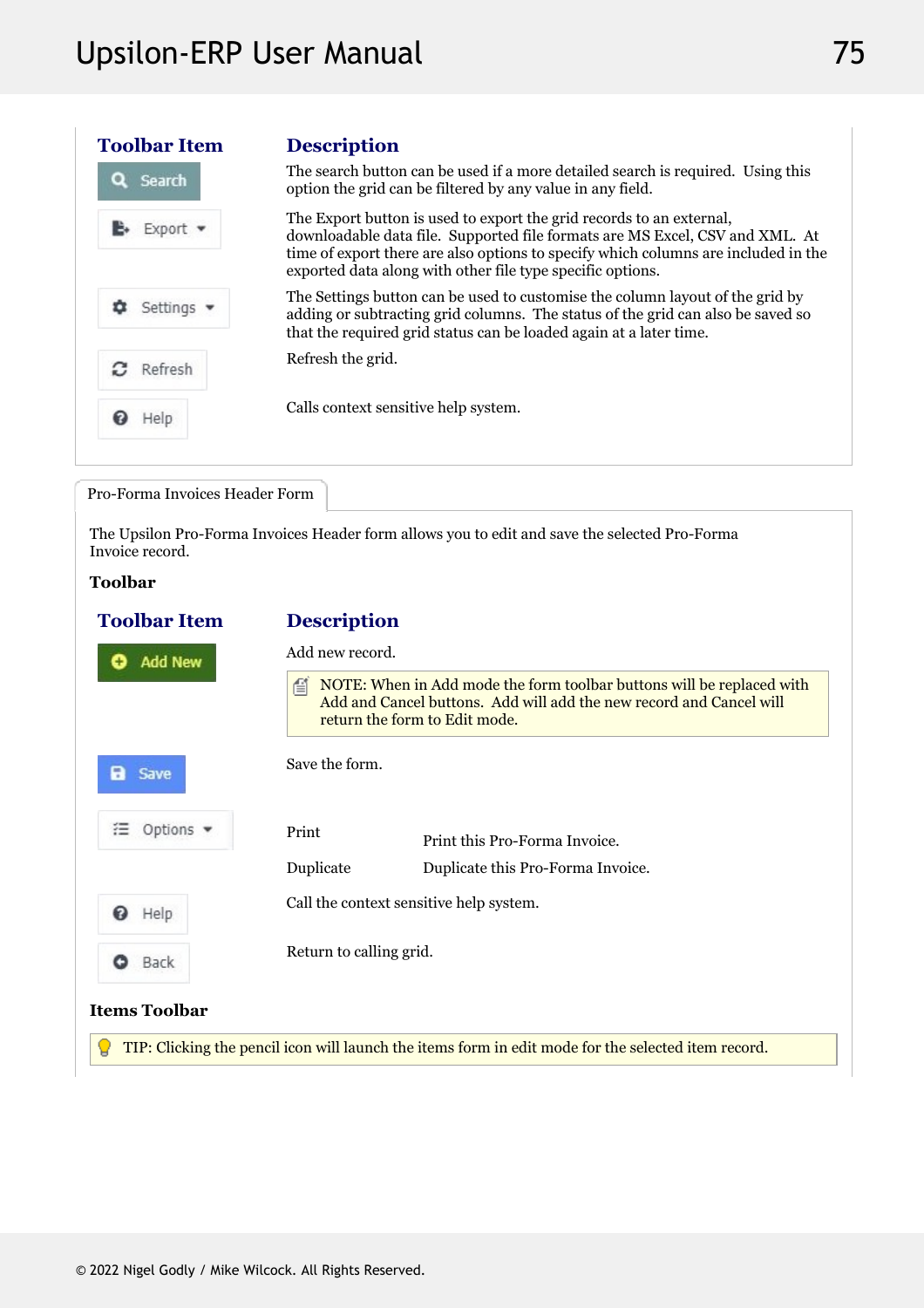| Toolbar Item | Description |
|---|---|
| Search | The search button can be used if a more detailed search is required. Using this option the grid can be filtered by any value in any field. |
| Export | The Export button is used to export the grid records to an external, downloadable data file. Supported file formats are MS Excel, CSV and XML. At time of export there are also options to specify which columns are included in the exported data along with other file type specific options. |
| Settings | The Settings button can be used to customise the column layout of the grid by adding or subtracting grid columns. The status of the grid can also be saved so that the required grid status can be loaded again at a later time. |
| Refresh | Refresh the grid. |
| Help | Calls context sensitive help system. |

## Pro-Forma Invoices Header Form

The Upsilon Pro-Forma Invoices Header form allows you to edit and save the selected Pro-Forma Invoice record.

**Toolbar**

| Toolbar Item | Description |
|---|---|
| Add New | Add new record.<br>NOTE: When in Add mode the form toolbar buttons will be replaced with Add and Cancel buttons. Add will add the new record and Cancel will return the form to Edit mode. |
| Save | Save the form. |
| Options | Print — Print this Pro-Forma Invoice.<br>Duplicate — Duplicate this Pro-Forma Invoice. |
| Help | Call the context sensitive help system. |
| Back | Return to calling grid. |

**Items Toolbar**

TIP: Clicking the pencil icon will launch the items form in edit mode for the selected item record.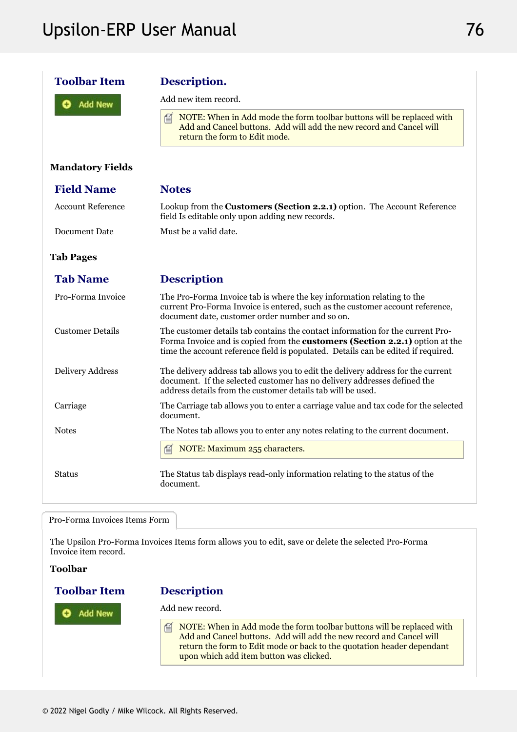| Toolbar Item | Description. |
| --- | --- |
| Add New | Add new item record.<br><br>NOTE: When in Add mode the form toolbar buttons will be replaced with Add and Cancel buttons. Add will add the new record and Cancel will return the form to Edit mode. |

**Mandatory Fields**

| Field Name | Notes |
| --- | --- |
| Account Reference | Lookup from the **Customers (Section 2.2.1)** option. The Account Reference field Is editable only upon adding new records. |
| Document Date | Must be a valid date. |

**Tab Pages**

| Tab Name | Description |
| --- | --- |
| Pro-Forma Invoice | The Pro-Forma Invoice tab is where the key information relating to the current Pro-Forma Invoice is entered, such as the customer account reference, document date, customer order number and so on. |
| Customer Details | The customer details tab contains the contact information for the current Pro-Forma Invoice and is copied from the **customers (Section 2.2.1)** option at the time the account reference field is populated. Details can be edited if required. |
| Delivery Address | The delivery address tab allows you to edit the delivery address for the current document. If the selected customer has no delivery addresses defined the address details from the customer details tab will be used. |
| Carriage | The Carriage tab allows you to enter a carriage value and tax code for the selected document. |
| Notes | The Notes tab allows you to enter any notes relating to the current document.<br><br>NOTE: Maximum 255 characters. |
| Status | The Status tab displays read-only information relating to the status of the document. |

## Pro-Forma Invoices Items Form

The Upsilon Pro-Forma Invoices Items form allows you to edit, save or delete the selected Pro-Forma Invoice item record.

**Toolbar**

| Toolbar Item | Description |
| --- | --- |
| Add New | Add new record.<br><br>NOTE: When in Add mode the form toolbar buttons will be replaced with Add and Cancel buttons. Add will add the new record and Cancel will return the form to Edit mode or back to the quotation header dependant upon which add item button was clicked. |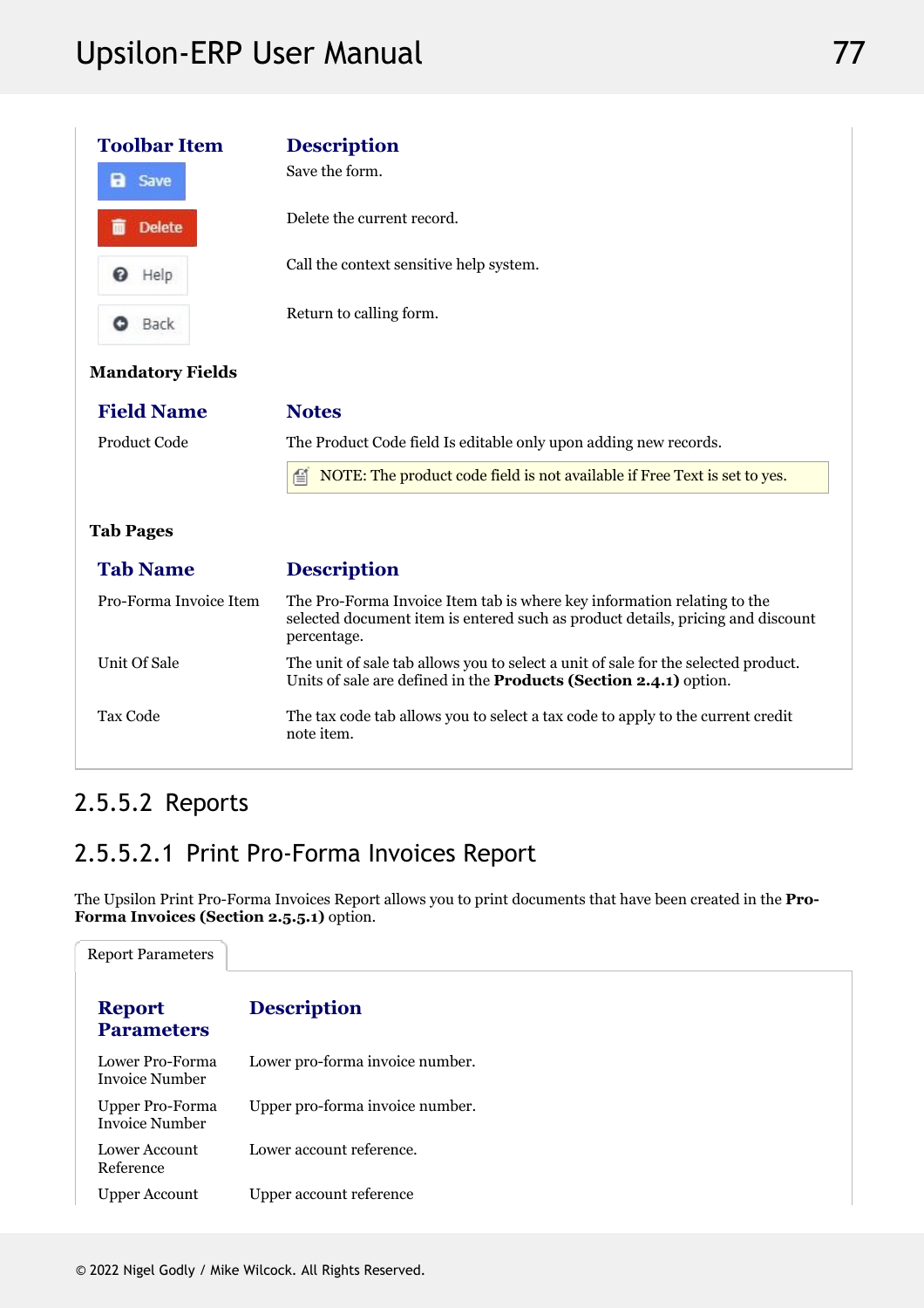| Toolbar Item | Description |
|---|---|
| Save | Save the form. |
| Delete | Delete the current record. |
| Help | Call the context sensitive help system. |
| Back | Return to calling form. |

**Mandatory Fields**

| Field Name | Notes |
|---|---|
| Product Code | The Product Code field Is editable only upon adding new records.<br>NOTE: The product code field is not available if Free Text is set to yes. |

**Tab Pages**

| Tab Name | Description |
|---|---|
| Pro-Forma Invoice Item | The Pro-Forma Invoice Item tab is where key information relating to the selected document item is entered such as product details, pricing and discount percentage. |
| Unit Of Sale | The unit of sale tab allows you to select a unit of sale for the selected product. Units of sale are defined in the **Products (Section 2.4.1)** option. |
| Tax Code | The tax code tab allows you to select a tax code to apply to the current credit note item. |

## 2.5.5.2 Reports

### 2.5.5.2.1 Print Pro-Forma Invoices Report

The Upsilon Print Pro-Forma Invoices Report allows you to print documents that have been created in the **Pro-Forma Invoices (Section 2.5.5.1)** option.

Report Parameters

| Report Parameters | Description |
|---|---|
| Lower Pro-Forma Invoice Number | Lower pro-forma invoice number. |
| Upper Pro-Forma Invoice Number | Upper pro-forma invoice number. |
| Lower Account Reference | Lower account reference. |
| Upper Account | Upper account reference |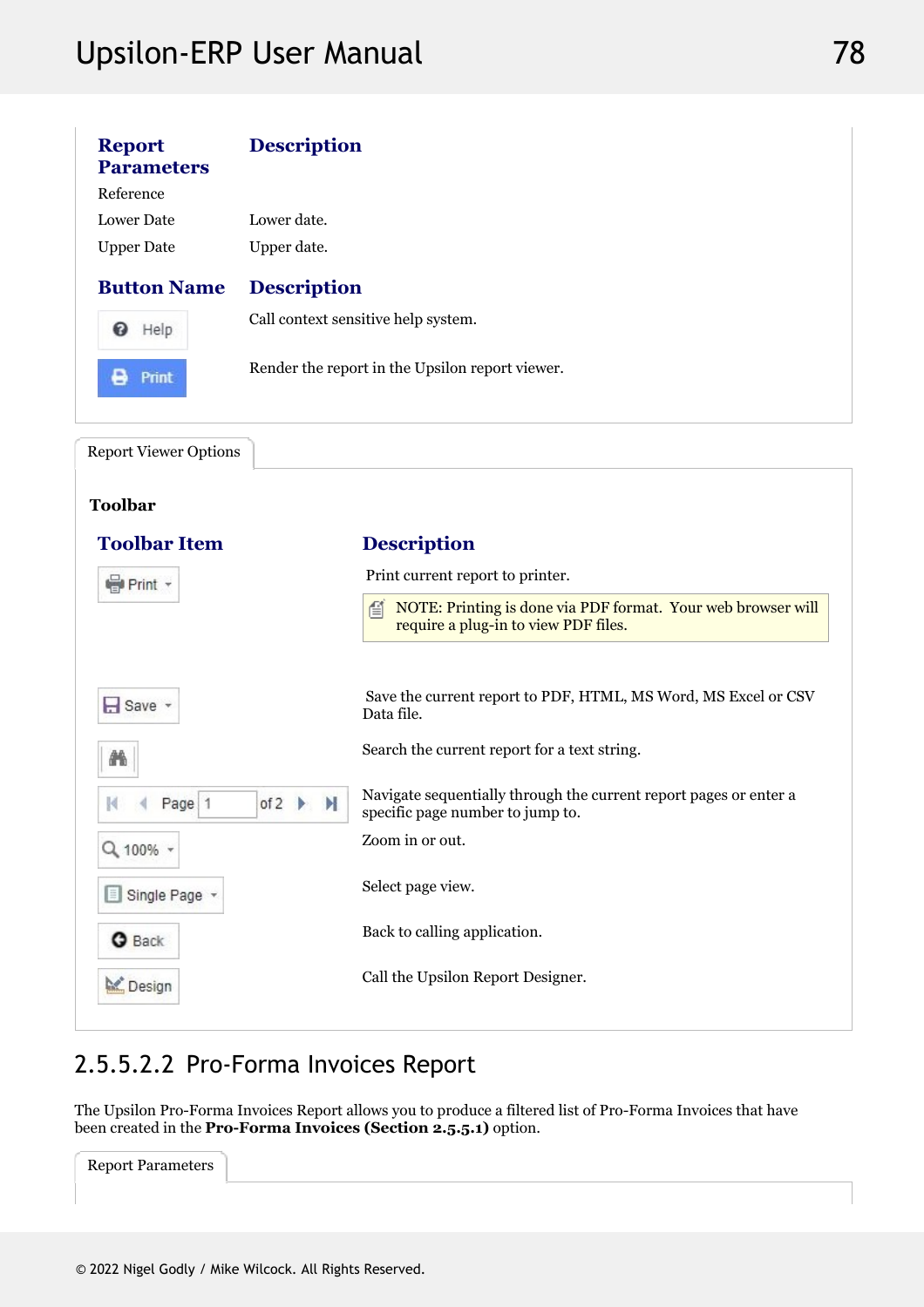| Report Parameters | Description |
| --- | --- |
| Reference | |
| Lower Date | Lower date. |
| Upper Date | Upper date. |

| Button Name | Description |
| --- | --- |
| Help | Call context sensitive help system. |
| Print | Render the report in the Upsilon report viewer. |

Report Viewer Options

**Toolbar**

| Toolbar Item | Description |
| --- | --- |
| Print | Print current report to printer. NOTE: Printing is done via PDF format. Your web browser will require a plug-in to view PDF files. |
| Save | Save the current report to PDF, HTML, MS Word, MS Excel or CSV Data file. |
| (Search) | Search the current report for a text string. |
| Page 1 of 2 | Navigate sequentially through the current report pages or enter a specific page number to jump to. |
| 100% | Zoom in or out. |
| Single Page | Select page view. |
| Back | Back to calling application. |
| Design | Call the Upsilon Report Designer. |

### 2.5.5.2.2 Pro-Forma Invoices Report

The Upsilon Pro-Forma Invoices Report allows you to produce a filtered list of Pro-Forma Invoices that have been created in the **Pro-Forma Invoices (Section 2.5.5.1)** option.

Report Parameters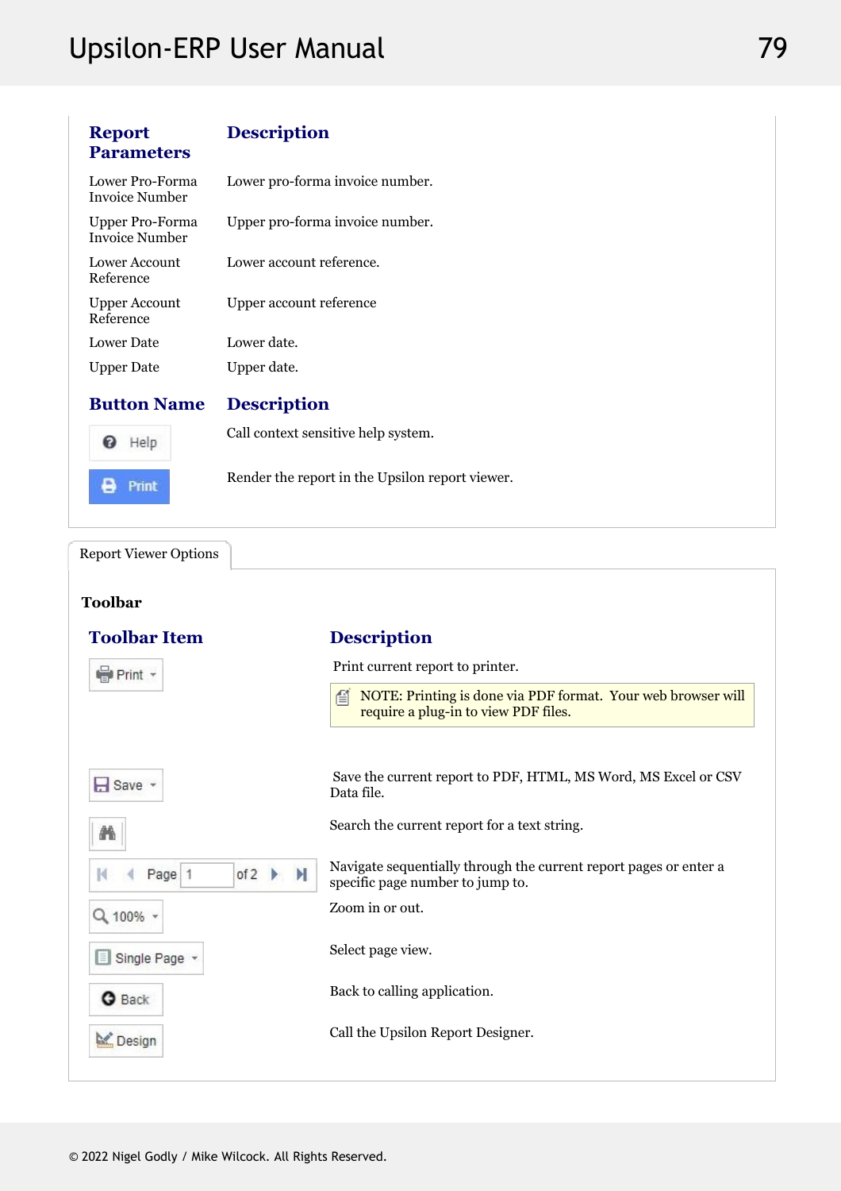| Report Parameters | Description |
| --- | --- |
| Lower Pro-Forma Invoice Number | Lower pro-forma invoice number. |
| Upper Pro-Forma Invoice Number | Upper pro-forma invoice number. |
| Lower Account Reference | Lower account reference. |
| Upper Account Reference | Upper account reference |
| Lower Date | Lower date. |
| Upper Date | Upper date. |

| Button Name | Description |
| --- | --- |
| Help | Call context sensitive help system. |
| Print | Render the report in the Upsilon report viewer. |

Report Viewer Options

**Toolbar**

| Toolbar Item | Description |
| --- | --- |
| Print | Print current report to printer. NOTE: Printing is done via PDF format. Your web browser will require a plug-in to view PDF files. |
| Save | Save the current report to PDF, HTML, MS Word, MS Excel or CSV Data file. |
| (Search) | Search the current report for a text string. |
| Page 1 of 2 | Navigate sequentially through the current report pages or enter a specific page number to jump to. |
| 100% | Zoom in or out. |
| Single Page | Select page view. |
| Back | Back to calling application. |
| Design | Call the Upsilon Report Designer. |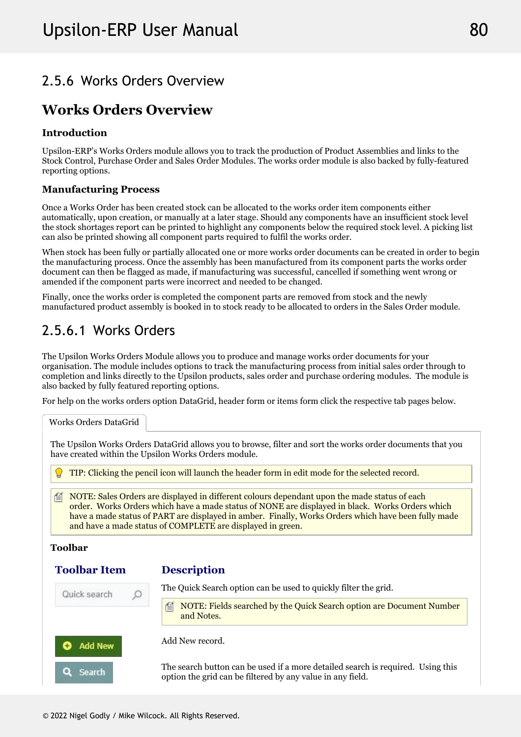## 2.5.6 Works Orders Overview

# Works Orders Overview

### Introduction

Upsilon-ERP's Works Orders module allows you to track the production of Product Assemblies and links to the Stock Control, Purchase Order and Sales Order Modules. The works order module is also backed by fully-featured reporting options.

### Manufacturing Process

Once a Works Order has been created stock can be allocated to the works order item components either automatically, upon creation, or manually at a later stage. Should any components have an insufficient stock level the stock shortages report can be printed to highlight any components below the required stock level. A picking list can also be printed showing all component parts required to fulfil the works order.

When stock has been fully or partially allocated one or more works order documents can be created in order to begin the manufacturing process. Once the assembly has been manufactured from its component parts the works order document can then be flagged as made, if manufacturing was successful, cancelled if something went wrong or amended if the component parts were incorrect and needed to be changed.

Finally, once the works order is completed the component parts are removed from stock and the newly manufactured product assembly is booked in to stock ready to be allocated to orders in the Sales Order module.

## 2.5.6.1 Works Orders

The Upsilon Works Orders Module allows you to produce and manage works order documents for your organisation. The module includes options to track the manufacturing process from initial sales order through to completion and links directly to the Upsilon products, sales order and purchase ordering modules. The module is also backed by fully featured reporting options.

For help on the works orders option DataGrid, header form or items form click the respective tab pages below.

Works Orders DataGrid

The Upsilon Works Orders DataGrid allows you to browse, filter and sort the works order documents that you have created within the Upsilon Works Orders module.

> TIP: Clicking the pencil icon will launch the header form in edit mode for the selected record.

> NOTE: Sales Orders are displayed in different colours dependant upon the made status of each order. Works Orders which have a made status of NONE are displayed in black. Works Orders which have a made status of PART are displayed in amber. Finally, Works Orders which have been fully made and have a made status of COMPLETE are displayed in green.

**Toolbar**

| Toolbar Item | Description |
|---|---|
| Quick search | The Quick Search option can be used to quickly filter the grid. NOTE: Fields searched by the Quick Search option are Document Number and Notes. |
| Add New | Add New record. |
| Search | The search button can be used if a more detailed search is required. Using this option the grid can be filtered by any value in any field. |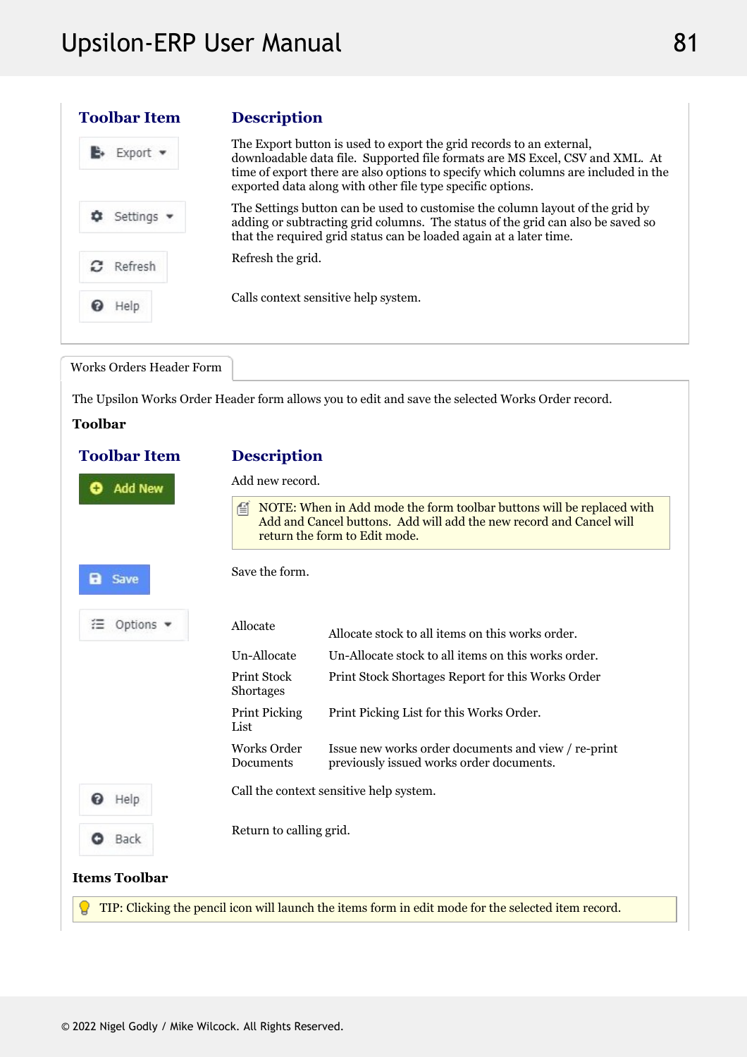| Toolbar Item | Description |
| --- | --- |
| Export | The Export button is used to export the grid records to an external, downloadable data file. Supported file formats are MS Excel, CSV and XML. At time of export there are also options to specify which columns are included in the exported data along with other file type specific options. |
| Settings | The Settings button can be used to customise the column layout of the grid by adding or subtracting grid columns. The status of the grid can also be saved so that the required grid status can be loaded again at a later time. |
| Refresh | Refresh the grid. |
| Help | Calls context sensitive help system. |

Works Orders Header Form

The Upsilon Works Order Header form allows you to edit and save the selected Works Order record.

**Toolbar**

| Toolbar Item | Description |
| --- | --- |
| Add New | Add new record. NOTE: When in Add mode the form toolbar buttons will be replaced with Add and Cancel buttons. Add will add the new record and Cancel will return the form to Edit mode. |
| Save | Save the form. |
| Options | **Allocate** – Allocate stock to all items on this works order.<br>**Un-Allocate** – Un-Allocate stock to all items on this works order.<br>**Print Stock Shortages** – Print Stock Shortages Report for this Works Order<br>**Print Picking List** – Print Picking List for this Works Order.<br>**Works Order Documents** – Issue new works order documents and view / re-print previously issued works order documents. |
| Help | Call the context sensitive help system. |
| Back | Return to calling grid. |

**Items Toolbar**

TIP: Clicking the pencil icon will launch the items form in edit mode for the selected item record.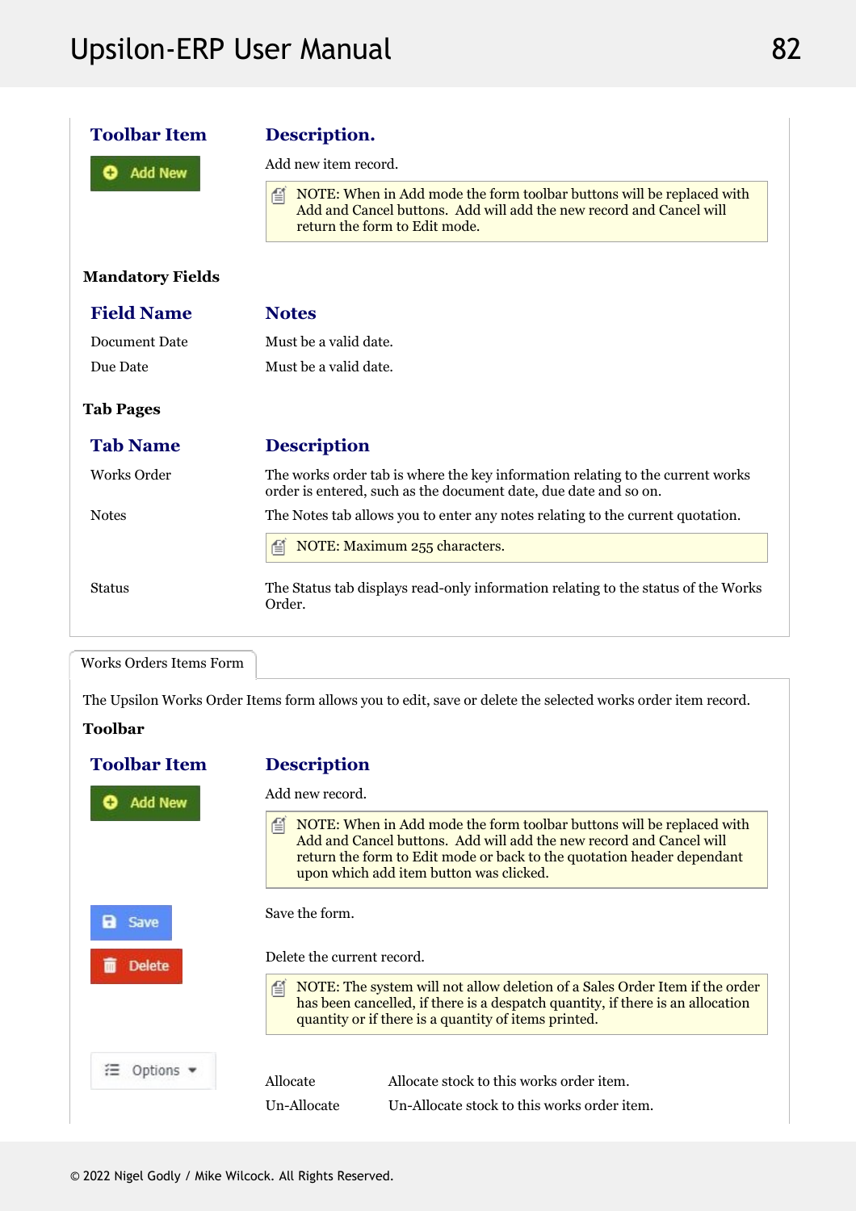| Toolbar Item | Description. |
|---|---|
| Add New | Add new item record.<br><br>NOTE: When in Add mode the form toolbar buttons will be replaced with Add and Cancel buttons. Add will add the new record and Cancel will return the form to Edit mode. |

**Mandatory Fields**

| Field Name | Notes |
|---|---|
| Document Date | Must be a valid date. |
| Due Date | Must be a valid date. |

**Tab Pages**

| Tab Name | Description |
|---|---|
| Works Order | The works order tab is where the key information relating to the current works order is entered, such as the document date, due date and so on. |
| Notes | The Notes tab allows you to enter any notes relating to the current quotation.<br><br>NOTE: Maximum 255 characters. |
| Status | The Status tab displays read-only information relating to the status of the Works Order. |

## Works Orders Items Form

The Upsilon Works Order Items form allows you to edit, save or delete the selected works order item record.

**Toolbar**

| Toolbar Item | Description |
|---|---|
| Add New | Add new record.<br><br>NOTE: When in Add mode the form toolbar buttons will be replaced with Add and Cancel buttons. Add will add the new record and Cancel will return the form to Edit mode or back to the quotation header dependant upon which add item button was clicked. |
| Save | Save the form. |
| Delete | Delete the current record.<br><br>NOTE: The system will not allow deletion of a Sales Order Item if the order has been cancelled, if there is a despatch quantity, if there is an allocation quantity or if there is a quantity of items printed. |
| Options | Allocate — Allocate stock to this works order item.<br>Un-Allocate — Un-Allocate stock to this works order item. |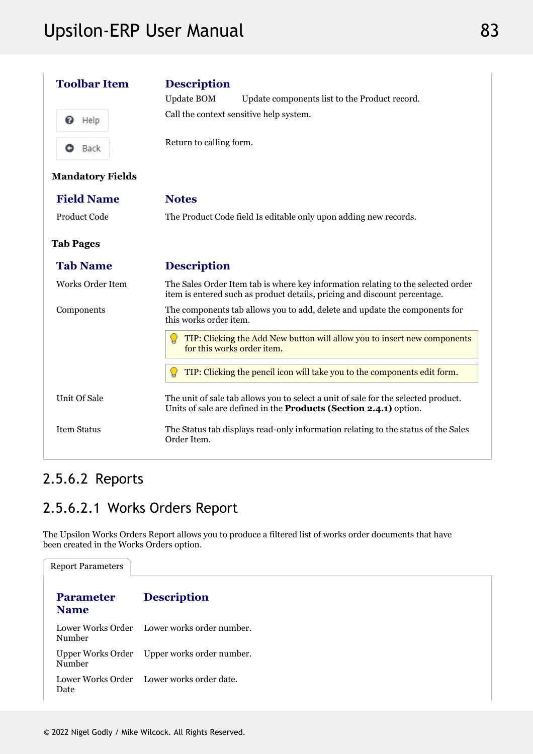| Toolbar Item | Description |
|---|---|
| | Update BOM — Update components list to the Product record. |
| Help | Call the context sensitive help system. |
| Back | Return to calling form. |

**Mandatory Fields**

| Field Name | Notes |
|---|---|
| Product Code | The Product Code field Is editable only upon adding new records. |

**Tab Pages**

| Tab Name | Description |
|---|---|
| Works Order Item | The Sales Order Item tab is where key information relating to the selected order item is entered such as product details, pricing and discount percentage. |
| Components | The components tab allows you to add, delete and update the components for this works order item.<br>TIP: Clicking the Add New button will allow you to insert new components for this works order item.<br>TIP: Clicking the pencil icon will take you to the components edit form. |
| Unit Of Sale | The unit of sale tab allows you to select a unit of sale for the selected product. Units of sale are defined in the **Products (Section 2.4.1)** option. |
| Item Status | The Status tab displays read-only information relating to the status of the Sales Order Item. |

## 2.5.6.2 Reports

### 2.5.6.2.1 Works Orders Report

The Upsilon Works Orders Report allows you to produce a filtered list of works order documents that have been created in the Works Orders option.

Report Parameters

| Parameter Name | Description |
|---|---|
| Lower Works Order Number | Lower works order number. |
| Upper Works Order Number | Upper works order number. |
| Lower Works Order Date | Lower works order date. |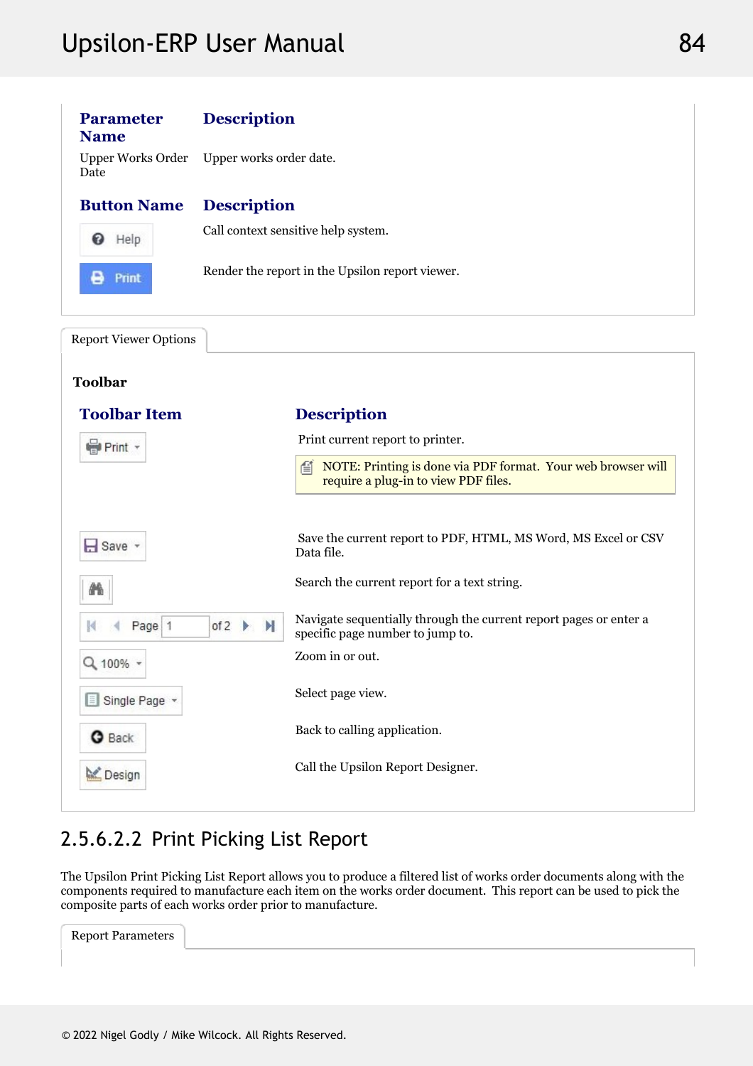| Parameter Name | Description |
| --- | --- |
| Upper Works Order Date | Upper works order date. |

| Button Name | Description |
| --- | --- |
| Help | Call context sensitive help system. |
| Print | Render the report in the Upsilon report viewer. |

Report Viewer Options

**Toolbar**

| Toolbar Item | Description |
| --- | --- |
| Print | Print current report to printer. NOTE: Printing is done via PDF format. Your web browser will require a plug-in to view PDF files. |
| Save | Save the current report to PDF, HTML, MS Word, MS Excel or CSV Data file. |
| (Search) | Search the current report for a text string. |
| Page 1 of 2 | Navigate sequentially through the current report pages or enter a specific page number to jump to. |
| 100% | Zoom in or out. |
| Single Page | Select page view. |
| Back | Back to calling application. |
| Design | Call the Upsilon Report Designer. |

## 2.5.6.2.2 Print Picking List Report

The Upsilon Print Picking List Report allows you to produce a filtered list of works order documents along with the components required to manufacture each item on the works order document. This report can be used to pick the composite parts of each works order prior to manufacture.

Report Parameters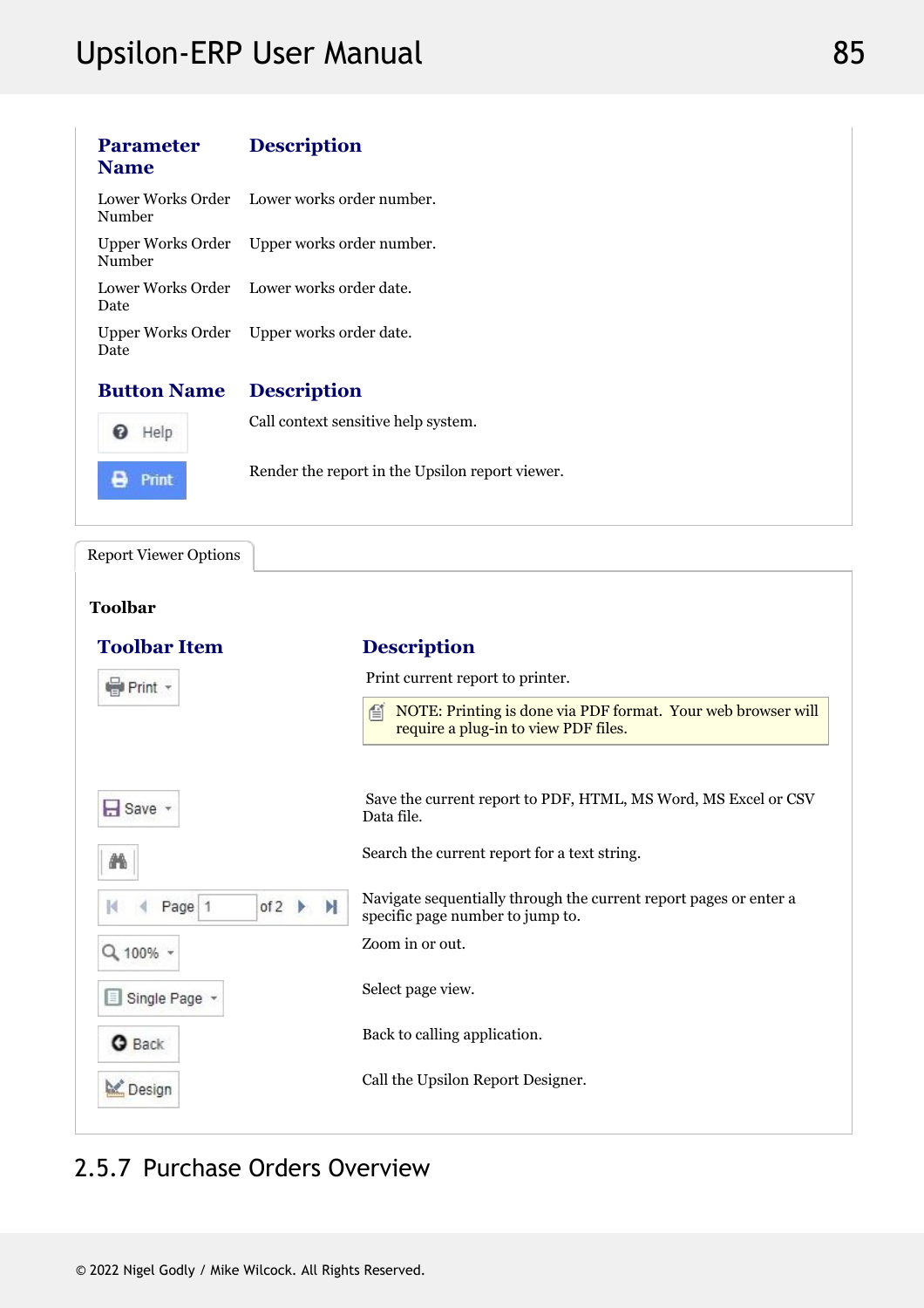| Parameter Name | Description |
|---|---|
| Lower Works Order Number | Lower works order number. |
| Upper Works Order Number | Upper works order number. |
| Lower Works Order Date | Lower works order date. |
| Upper Works Order Date | Upper works order date. |

| Button Name | Description |
|---|---|
| Help | Call context sensitive help system. |
| Print | Render the report in the Upsilon report viewer. |

Report Viewer Options

**Toolbar**

| Toolbar Item | Description |
|---|---|
| Print | Print current report to printer. NOTE: Printing is done via PDF format. Your web browser will require a plug-in to view PDF files. |
| Save | Save the current report to PDF, HTML, MS Word, MS Excel or CSV Data file. |
| (Search) | Search the current report for a text string. |
| Page 1 of 2 | Navigate sequentially through the current report pages or enter a specific page number to jump to. |
| 100% | Zoom in or out. |
| Single Page | Select page view. |
| Back | Back to calling application. |
| Design | Call the Upsilon Report Designer. |

## 2.5.7 Purchase Orders Overview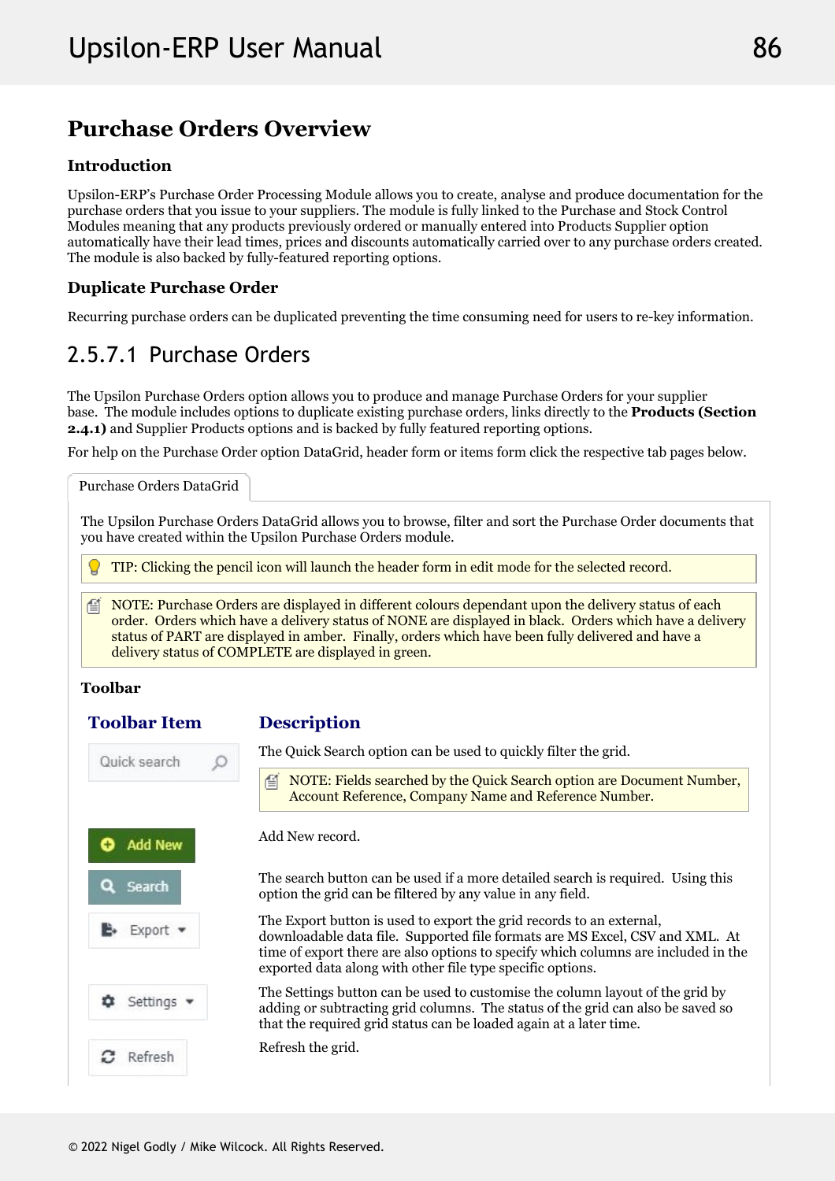# Purchase Orders Overview

### Introduction

Upsilon-ERP's Purchase Order Processing Module allows you to create, analyse and produce documentation for the purchase orders that you issue to your suppliers. The module is fully linked to the Purchase and Stock Control Modules meaning that any products previously ordered or manually entered into Products Supplier option automatically have their lead times, prices and discounts automatically carried over to any purchase orders created. The module is also backed by fully-featured reporting options.

### Duplicate Purchase Order

Recurring purchase orders can be duplicated preventing the time consuming need for users to re-key information.

## 2.5.7.1 Purchase Orders

The Upsilon Purchase Orders option allows you to produce and manage Purchase Orders for your supplier base. The module includes options to duplicate existing purchase orders, links directly to the **Products (Section 2.4.1)** and Supplier Products options and is backed by fully featured reporting options.

For help on the Purchase Order option DataGrid, header form or items form click the respective tab pages below.

Purchase Orders DataGrid

The Upsilon Purchase Orders DataGrid allows you to browse, filter and sort the Purchase Order documents that you have created within the Upsilon Purchase Orders module.

TIP: Clicking the pencil icon will launch the header form in edit mode for the selected record.

NOTE: Purchase Orders are displayed in different colours dependant upon the delivery status of each order. Orders which have a delivery status of NONE are displayed in black. Orders which have a delivery status of PART are displayed in amber. Finally, orders which have been fully delivered and have a delivery status of COMPLETE are displayed in green.

**Toolbar**

| Toolbar Item | Description |
|---|---|
| Quick search | The Quick Search option can be used to quickly filter the grid. NOTE: Fields searched by the Quick Search option are Document Number, Account Reference, Company Name and Reference Number. |
| Add New | Add New record. |
| Search | The search button can be used if a more detailed search is required. Using this option the grid can be filtered by any value in any field. |
| Export | The Export button is used to export the grid records to an external, downloadable data file. Supported file formats are MS Excel, CSV and XML. At time of export there are also options to specify which columns are included in the exported data along with other file type specific options. |
| Settings | The Settings button can be used to customise the column layout of the grid by adding or subtracting grid columns. The status of the grid can also be saved so that the required grid status can be loaded again at a later time. |
| Refresh | Refresh the grid. |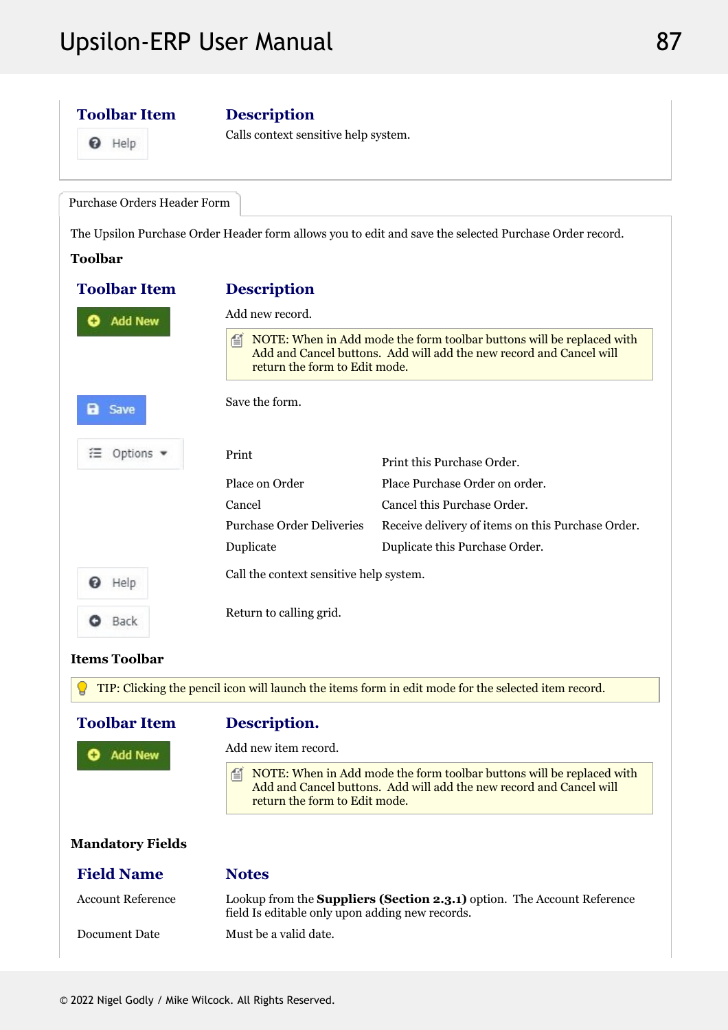| Toolbar Item | Description |
|---|---|
| Help | Calls context sensitive help system. |

Purchase Orders Header Form

The Upsilon Purchase Order Header form allows you to edit and save the selected Purchase Order record.

**Toolbar**

| Toolbar Item | Description | |
|---|---|---|
| Add New | Add new record. | |
| | NOTE: When in Add mode the form toolbar buttons will be replaced with Add and Cancel buttons. Add will add the new record and Cancel will return the form to Edit mode. | |
| Save | Save the form. | |
| Options | Print | Print this Purchase Order. |
| | Place on Order | Place Purchase Order on order. |
| | Cancel | Cancel this Purchase Order. |
| | Purchase Order Deliveries | Receive delivery of items on this Purchase Order. |
| | Duplicate | Duplicate this Purchase Order. |
| Help | Call the context sensitive help system. | |
| Back | Return to calling grid. | |

**Items Toolbar**

TIP: Clicking the pencil icon will launch the items form in edit mode for the selected item record.

| Toolbar Item | Description. |
|---|---|
| Add New | Add new item record. |
| | NOTE: When in Add mode the form toolbar buttons will be replaced with Add and Cancel buttons. Add will add the new record and Cancel will return the form to Edit mode. |

**Mandatory Fields**

| Field Name | Notes |
|---|---|
| Account Reference | Lookup from the **Suppliers (Section 2.3.1)** option. The Account Reference field Is editable only upon adding new records. |
| Document Date | Must be a valid date. |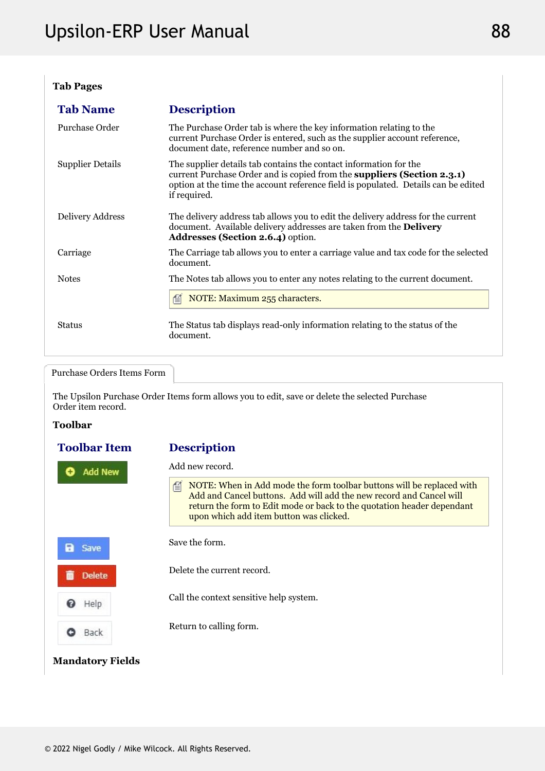**Tab Pages**

| Tab Name | Description |
| --- | --- |
| Purchase Order | The Purchase Order tab is where the key information relating to the current Purchase Order is entered, such as the supplier account reference, document date, reference number and so on. |
| Supplier Details | The supplier details tab contains the contact information for the current Purchase Order and is copied from the **suppliers (Section 2.3.1)** option at the time the account reference field is populated. Details can be edited if required. |
| Delivery Address | The delivery address tab allows you to edit the delivery address for the current document. Available delivery addresses are taken from the **Delivery Addresses (Section 2.6.4)** option. |
| Carriage | The Carriage tab allows you to enter a carriage value and tax code for the selected document. |
| Notes | The Notes tab allows you to enter any notes relating to the current document.<br><br>NOTE: Maximum 255 characters. |
| Status | The Status tab displays read-only information relating to the status of the document. |

Purchase Orders Items Form

The Upsilon Purchase Order Items form allows you to edit, save or delete the selected Purchase Order item record.

**Toolbar**

| Toolbar Item | Description |
| --- | --- |
| Add New | Add new record.<br><br>NOTE: When in Add mode the form toolbar buttons will be replaced with Add and Cancel buttons. Add will add the new record and Cancel will return the form to Edit mode or back to the quotation header dependant upon which add item button was clicked. |
| Save | Save the form. |
| Delete | Delete the current record. |
| Help | Call the context sensitive help system. |
| Back | Return to calling form. |

**Mandatory Fields**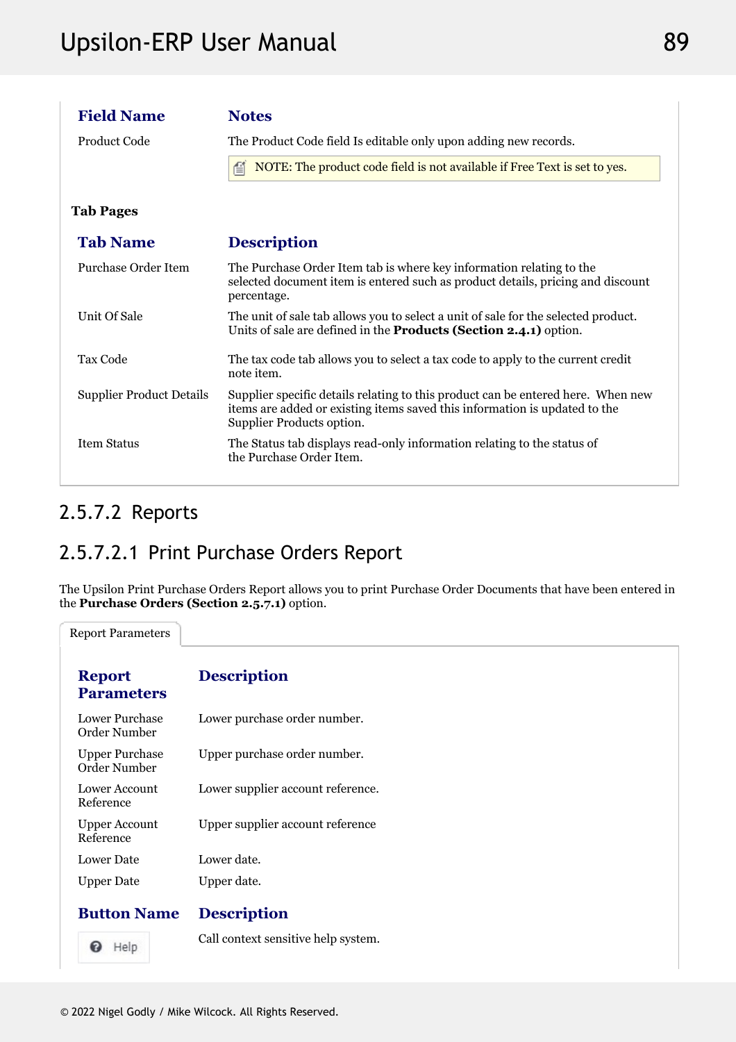| Field Name | Notes |
| --- | --- |
| Product Code | The Product Code field Is editable only upon adding new records. |
| | NOTE: The product code field is not available if Free Text is set to yes. |

**Tab Pages**

| Tab Name | Description |
| --- | --- |
| Purchase Order Item | The Purchase Order Item tab is where key information relating to the selected document item is entered such as product details, pricing and discount percentage. |
| Unit Of Sale | The unit of sale tab allows you to select a unit of sale for the selected product. Units of sale are defined in the **Products (Section 2.4.1)** option. |
| Tax Code | The tax code tab allows you to select a tax code to apply to the current credit note item. |
| Supplier Product Details | Supplier specific details relating to this product can be entered here. When new items are added or existing items saved this information is updated to the Supplier Products option. |
| Item Status | The Status tab displays read-only information relating to the status of the Purchase Order Item. |

### 2.5.7.2 Reports

#### 2.5.7.2.1 Print Purchase Orders Report

The Upsilon Print Purchase Orders Report allows you to print Purchase Order Documents that have been entered in the **Purchase Orders (Section 2.5.7.1)** option.

Report Parameters

| Report Parameters | Description |
| --- | --- |
| Lower Purchase Order Number | Lower purchase order number. |
| Upper Purchase Order Number | Upper purchase order number. |
| Lower Account Reference | Lower supplier account reference. |
| Upper Account Reference | Upper supplier account reference |
| Lower Date | Lower date. |
| Upper Date | Upper date. |

| Button Name | Description |
| --- | --- |
| Help | Call context sensitive help system. |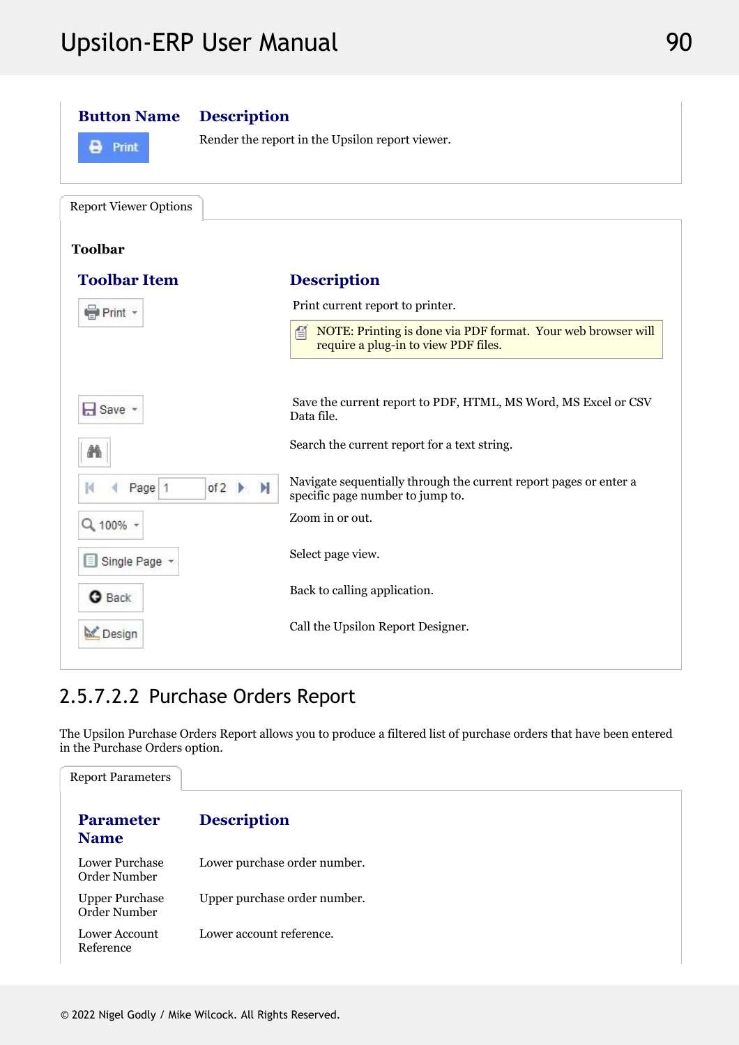| Button Name | Description |
| --- | --- |
| Print | Render the report in the Upsilon report viewer. |

Report Viewer Options

**Toolbar**

| Toolbar Item | Description |
| --- | --- |
| Print | Print current report to printer. NOTE: Printing is done via PDF format. Your web browser will require a plug-in to view PDF files. |
| Save | Save the current report to PDF, HTML, MS Word, MS Excel or CSV Data file. |
| (Search) | Search the current report for a text string. |
| Page 1 of 2 | Navigate sequentially through the current report pages or enter a specific page number to jump to. |
| 100% | Zoom in or out. |
| Single Page | Select page view. |
| Back | Back to calling application. |
| Design | Call the Upsilon Report Designer. |

## 2.5.7.2.2 Purchase Orders Report

The Upsilon Purchase Orders Report allows you to produce a filtered list of purchase orders that have been entered in the Purchase Orders option.

Report Parameters

| Parameter Name | Description |
| --- | --- |
| Lower Purchase Order Number | Lower purchase order number. |
| Upper Purchase Order Number | Upper purchase order number. |
| Lower Account Reference | Lower account reference. |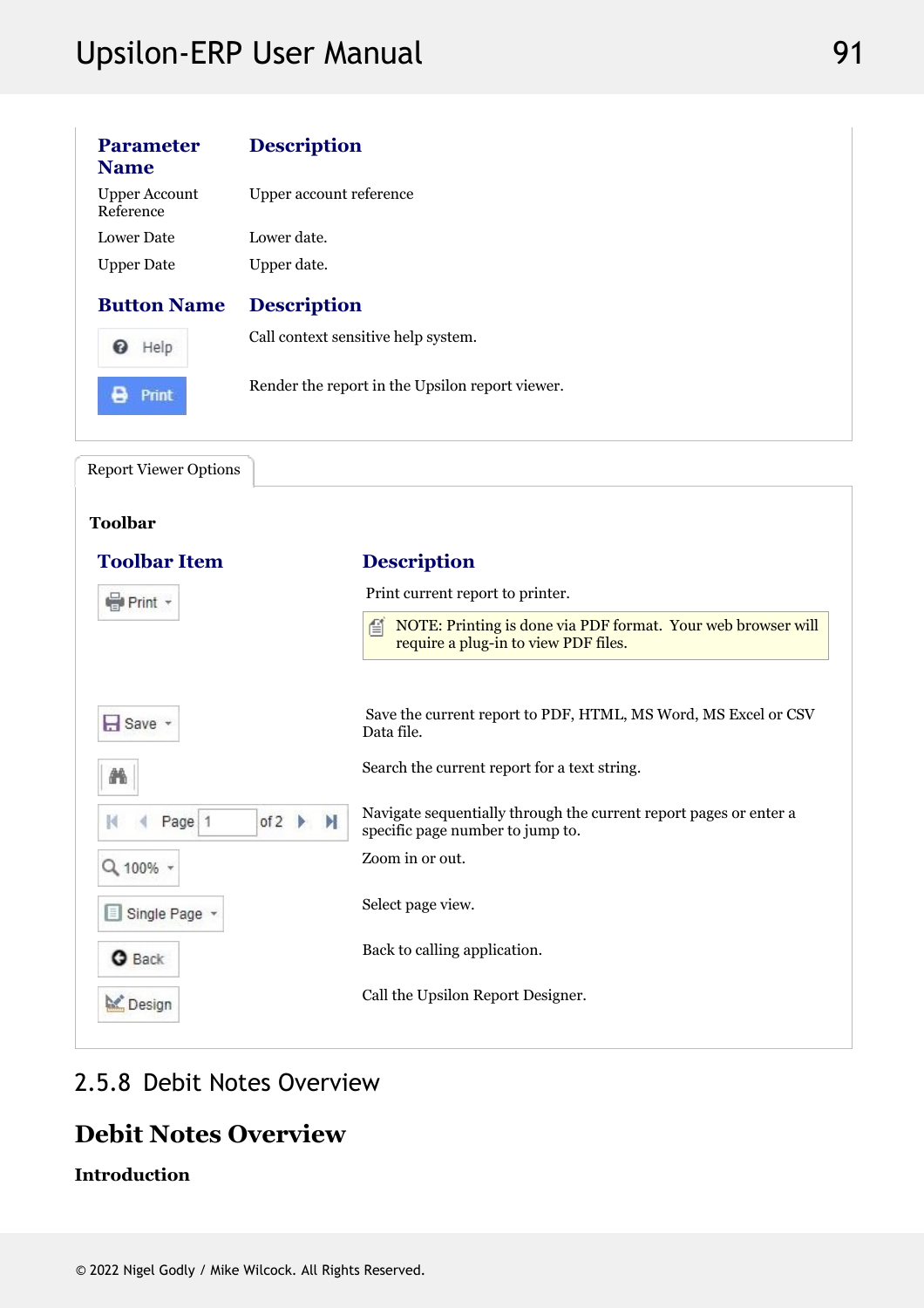| Parameter Name | Description |
|---|---|
| Upper Account Reference | Upper account reference |
| Lower Date | Lower date. |
| Upper Date | Upper date. |

| Button Name | Description |
|---|---|
| Help | Call context sensitive help system. |
| Print | Render the report in the Upsilon report viewer. |

Report Viewer Options

**Toolbar**

| Toolbar Item | Description |
|---|---|
| Print | Print current report to printer. NOTE: Printing is done via PDF format. Your web browser will require a plug-in to view PDF files. |
| Save | Save the current report to PDF, HTML, MS Word, MS Excel or CSV Data file. |
| (Search) | Search the current report for a text string. |
| Page 1 of 2 | Navigate sequentially through the current report pages or enter a specific page number to jump to. |
| 100% | Zoom in or out. |
| Single Page | Select page view. |
| Back | Back to calling application. |
| Design | Call the Upsilon Report Designer. |

## 2.5.8 Debit Notes Overview

# Debit Notes Overview

**Introduction**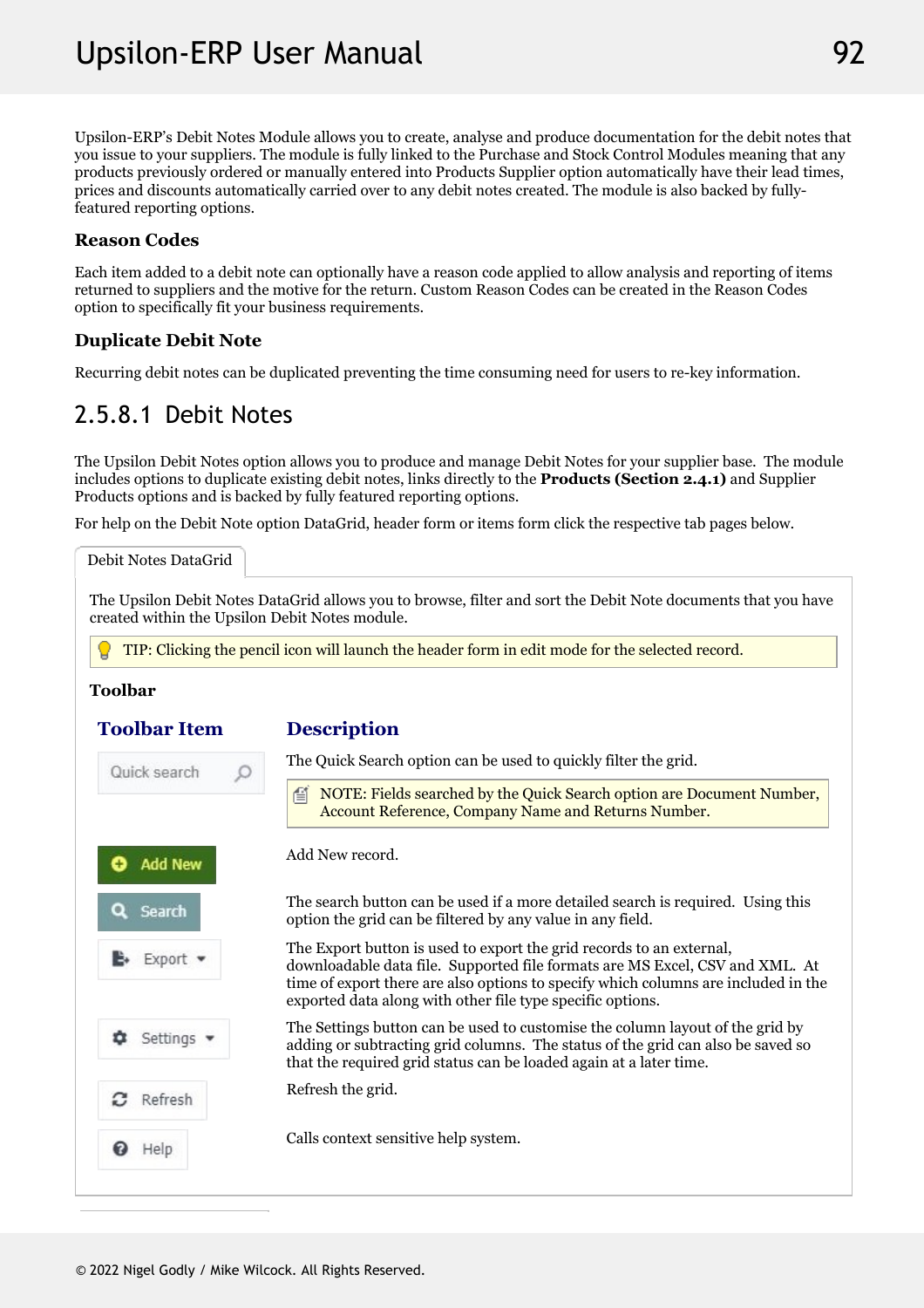Upsilon-ERP's Debit Notes Module allows you to create, analyse and produce documentation for the debit notes that you issue to your suppliers. The module is fully linked to the Purchase and Stock Control Modules meaning that any products previously ordered or manually entered into Products Supplier option automatically have their lead times, prices and discounts automatically carried over to any debit notes created. The module is also backed by fully-featured reporting options.

### Reason Codes

Each item added to a debit note can optionally have a reason code applied to allow analysis and reporting of items returned to suppliers and the motive for the return. Custom Reason Codes can be created in the Reason Codes option to specifically fit your business requirements.

### Duplicate Debit Note

Recurring debit notes can be duplicated preventing the time consuming need for users to re-key information.

## 2.5.8.1 Debit Notes

The Upsilon Debit Notes option allows you to produce and manage Debit Notes for your supplier base. The module includes options to duplicate existing debit notes, links directly to the **Products (Section 2.4.1)** and Supplier Products options and is backed by fully featured reporting options.

For help on the Debit Note option DataGrid, header form or items form click the respective tab pages below.

Debit Notes DataGrid

The Upsilon Debit Notes DataGrid allows you to browse, filter and sort the Debit Note documents that you have created within the Upsilon Debit Notes module.

TIP: Clicking the pencil icon will launch the header form in edit mode for the selected record.

**Toolbar**

| Toolbar Item | Description |
|---|---|
| Quick search | The Quick Search option can be used to quickly filter the grid. NOTE: Fields searched by the Quick Search option are Document Number, Account Reference, Company Name and Returns Number. |
| Add New | Add New record. |
| Search | The search button can be used if a more detailed search is required. Using this option the grid can be filtered by any value in any field. |
| Export | The Export button is used to export the grid records to an external, downloadable data file. Supported file formats are MS Excel, CSV and XML. At time of export there are also options to specify which columns are included in the exported data along with other file type specific options. |
| Settings | The Settings button can be used to customise the column layout of the grid by adding or subtracting grid columns. The status of the grid can also be saved so that the required grid status can be loaded again at a later time. |
| Refresh | Refresh the grid. |
| Help | Calls context sensitive help system. |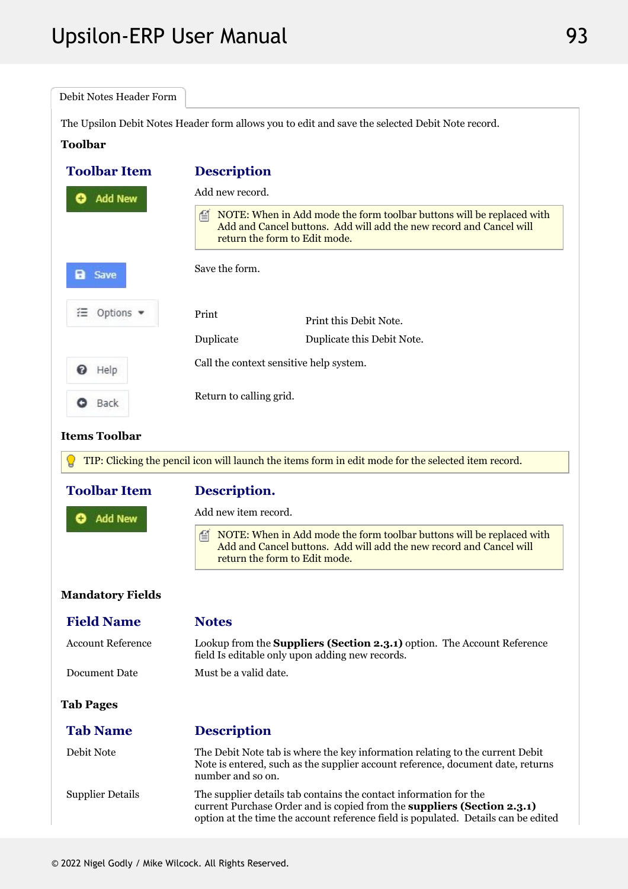Debit Notes Header Form

The Upsilon Debit Notes Header form allows you to edit and save the selected Debit Note record.

**Toolbar**

| Toolbar Item | Description |
|---|---|
| Add New | Add new record.<br>NOTE: When in Add mode the form toolbar buttons will be replaced with Add and Cancel buttons. Add will add the new record and Cancel will return the form to Edit mode. |
| Save | Save the form. |
| Options | Print — Print this Debit Note.<br>Duplicate — Duplicate this Debit Note. |
| Help | Call the context sensitive help system. |
| Back | Return to calling grid. |

**Items Toolbar**

TIP: Clicking the pencil icon will launch the items form in edit mode for the selected item record.

| Toolbar Item | Description. |
|---|---|
| Add New | Add new item record.<br>NOTE: When in Add mode the form toolbar buttons will be replaced with Add and Cancel buttons. Add will add the new record and Cancel will return the form to Edit mode. |

**Mandatory Fields**

| Field Name | Notes |
|---|---|
| Account Reference | Lookup from the **Suppliers (Section 2.3.1)** option. The Account Reference field Is editable only upon adding new records. |
| Document Date | Must be a valid date. |

**Tab Pages**

| Tab Name | Description |
|---|---|
| Debit Note | The Debit Note tab is where the key information relating to the current Debit Note is entered, such as the supplier account reference, document date, returns number and so on. |
| Supplier Details | The supplier details tab contains the contact information for the current Purchase Order and is copied from the **suppliers (Section 2.3.1)** option at the time the account reference field is populated. Details can be edited |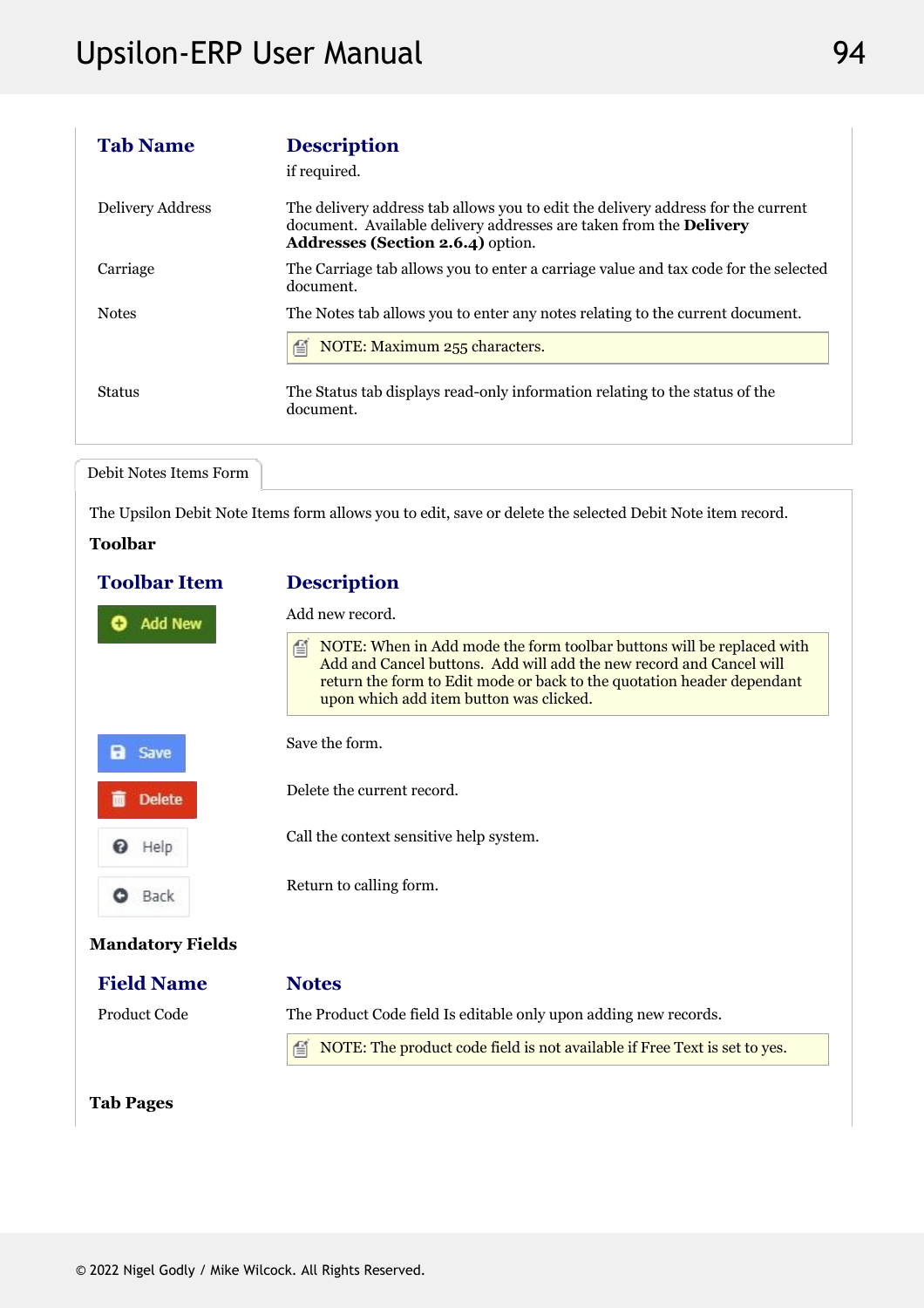| Tab Name | Description |
|---|---|
| | if required. |
| Delivery Address | The delivery address tab allows you to edit the delivery address for the current document. Available delivery addresses are taken from the **Delivery Addresses (Section 2.6.4)** option. |
| Carriage | The Carriage tab allows you to enter a carriage value and tax code for the selected document. |
| Notes | The Notes tab allows you to enter any notes relating to the current document.<br><br>NOTE: Maximum 255 characters. |
| Status | The Status tab displays read-only information relating to the status of the document. |

Debit Notes Items Form

The Upsilon Debit Note Items form allows you to edit, save or delete the selected Debit Note item record.

**Toolbar**

| Toolbar Item | Description |
|---|---|
| Add New | Add new record.<br><br>NOTE: When in Add mode the form toolbar buttons will be replaced with Add and Cancel buttons. Add will add the new record and Cancel will return the form to Edit mode or back to the quotation header dependant upon which add item button was clicked. |
| Save | Save the form. |
| Delete | Delete the current record. |
| Help | Call the context sensitive help system. |
| Back | Return to calling form. |

**Mandatory Fields**

| Field Name | Notes |
|---|---|
| Product Code | The Product Code field Is editable only upon adding new records.<br><br>NOTE: The product code field is not available if Free Text is set to yes. |

**Tab Pages**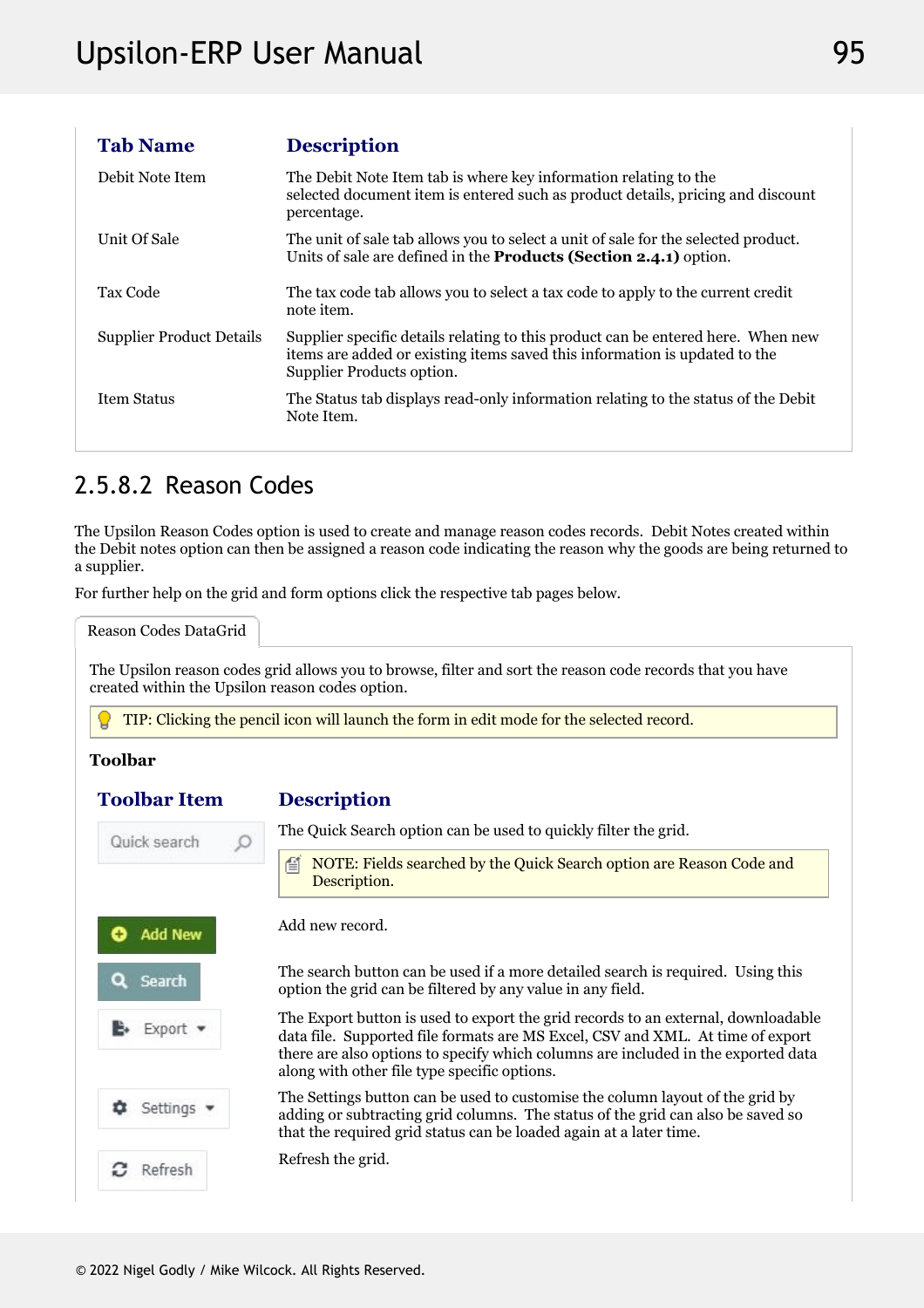| Tab Name | Description |
| --- | --- |
| Debit Note Item | The Debit Note Item tab is where key information relating to the selected document item is entered such as product details, pricing and discount percentage. |
| Unit Of Sale | The unit of sale tab allows you to select a unit of sale for the selected product. Units of sale are defined in the **Products (Section 2.4.1)** option. |
| Tax Code | The tax code tab allows you to select a tax code to apply to the current credit note item. |
| Supplier Product Details | Supplier specific details relating to this product can be entered here. When new items are added or existing items saved this information is updated to the Supplier Products option. |
| Item Status | The Status tab displays read-only information relating to the status of the Debit Note Item. |

## 2.5.8.2 Reason Codes

The Upsilon Reason Codes option is used to create and manage reason codes records. Debit Notes created within the Debit notes option can then be assigned a reason code indicating the reason why the goods are being returned to a supplier.

For further help on the grid and form options click the respective tab pages below.

Reason Codes DataGrid

The Upsilon reason codes grid allows you to browse, filter and sort the reason code records that you have created within the Upsilon reason codes option.

TIP: Clicking the pencil icon will launch the form in edit mode for the selected record.

**Toolbar**

| Toolbar Item | Description |
| --- | --- |
| Quick search | The Quick Search option can be used to quickly filter the grid. NOTE: Fields searched by the Quick Search option are Reason Code and Description. |
| Add New | Add new record. |
| Search | The search button can be used if a more detailed search is required. Using this option the grid can be filtered by any value in any field. |
| Export | The Export button is used to export the grid records to an external, downloadable data file. Supported file formats are MS Excel, CSV and XML. At time of export there are also options to specify which columns are included in the exported data along with other file type specific options. |
| Settings | The Settings button can be used to customise the column layout of the grid by adding or subtracting grid columns. The status of the grid can also be saved so that the required grid status can be loaded again at a later time. |
| Refresh | Refresh the grid. |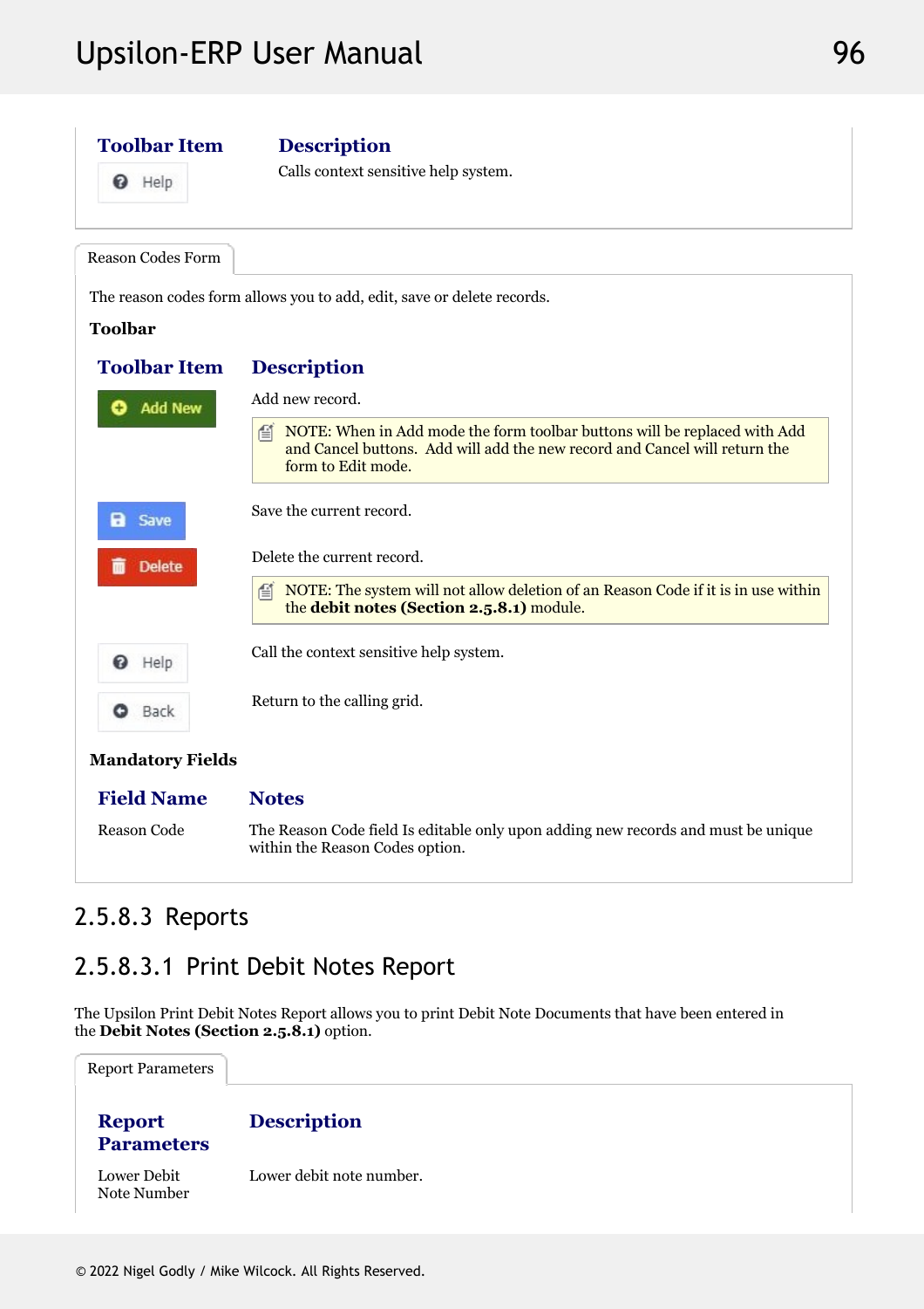| Toolbar Item | Description |
| --- | --- |
| Help | Calls context sensitive help system. |

Reason Codes Form

The reason codes form allows you to add, edit, save or delete records.

**Toolbar**

| Toolbar Item | Description |
| --- | --- |
| Add New | Add new record. NOTE: When in Add mode the form toolbar buttons will be replaced with Add and Cancel buttons. Add will add the new record and Cancel will return the form to Edit mode. |
| Save | Save the current record. |
| Delete | Delete the current record. NOTE: The system will not allow deletion of an Reason Code if it is in use within the **debit notes (Section 2.5.8.1)** module. |
| Help | Call the context sensitive help system. |
| Back | Return to the calling grid. |

**Mandatory Fields**

| Field Name | Notes |
| --- | --- |
| Reason Code | The Reason Code field Is editable only upon adding new records and must be unique within the Reason Codes option. |

### 2.5.8.3 Reports

#### 2.5.8.3.1 Print Debit Notes Report

The Upsilon Print Debit Notes Report allows you to print Debit Note Documents that have been entered in the **Debit Notes (Section 2.5.8.1)** option.

Report Parameters

| Report Parameters | Description |
| --- | --- |
| Lower Debit Note Number | Lower debit note number. |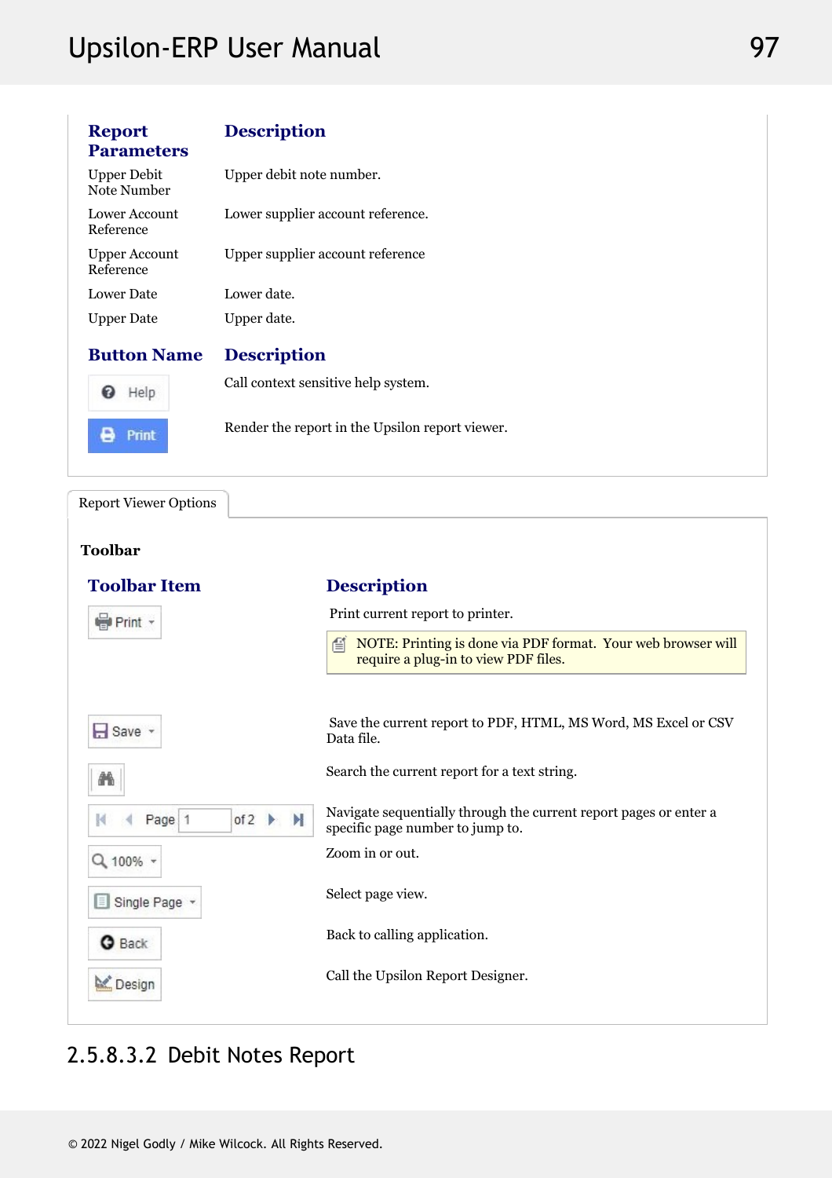| Report Parameters | Description |
|---|---|
| Upper Debit Note Number | Upper debit note number. |
| Lower Account Reference | Lower supplier account reference. |
| Upper Account Reference | Upper supplier account reference |
| Lower Date | Lower date. |
| Upper Date | Upper date. |

| Button Name | Description |
|---|---|
| Help | Call context sensitive help system. |
| Print | Render the report in the Upsilon report viewer. |

Report Viewer Options

**Toolbar**

| Toolbar Item | Description |
|---|---|
| Print | Print current report to printer. NOTE: Printing is done via PDF format. Your web browser will require a plug-in to view PDF files. |
| Save | Save the current report to PDF, HTML, MS Word, MS Excel or CSV Data file. |
| (Search) | Search the current report for a text string. |
| Page 1 of 2 | Navigate sequentially through the current report pages or enter a specific page number to jump to. |
| 100% | Zoom in or out. |
| Single Page | Select page view. |
| Back | Back to calling application. |
| Design | Call the Upsilon Report Designer. |

## 2.5.8.3.2 Debit Notes Report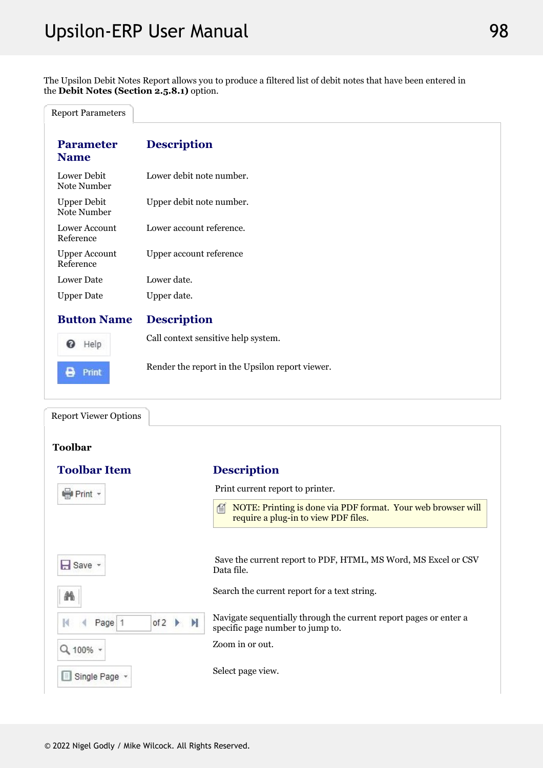The Upsilon Debit Notes Report allows you to produce a filtered list of debit notes that have been entered in the **Debit Notes (Section 2.5.8.1)** option.

Report Parameters

| Parameter Name | Description |
|---|---|
| Lower Debit Note Number | Lower debit note number. |
| Upper Debit Note Number | Upper debit note number. |
| Lower Account Reference | Lower account reference. |
| Upper Account Reference | Upper account reference |
| Lower Date | Lower date. |
| Upper Date | Upper date. |

| Button Name | Description |
|---|---|
| Help | Call context sensitive help system. |
| Print | Render the report in the Upsilon report viewer. |

Report Viewer Options

**Toolbar**

| Toolbar Item | Description |
|---|---|
| Print | Print current report to printer.<br>NOTE: Printing is done via PDF format. Your web browser will require a plug-in to view PDF files. |
| Save | Save the current report to PDF, HTML, MS Word, MS Excel or CSV Data file. |
| (Search) | Search the current report for a text string. |
| Page 1 of 2 | Navigate sequentially through the current report pages or enter a specific page number to jump to. |
| 100% | Zoom in or out. |
| Single Page | Select page view. |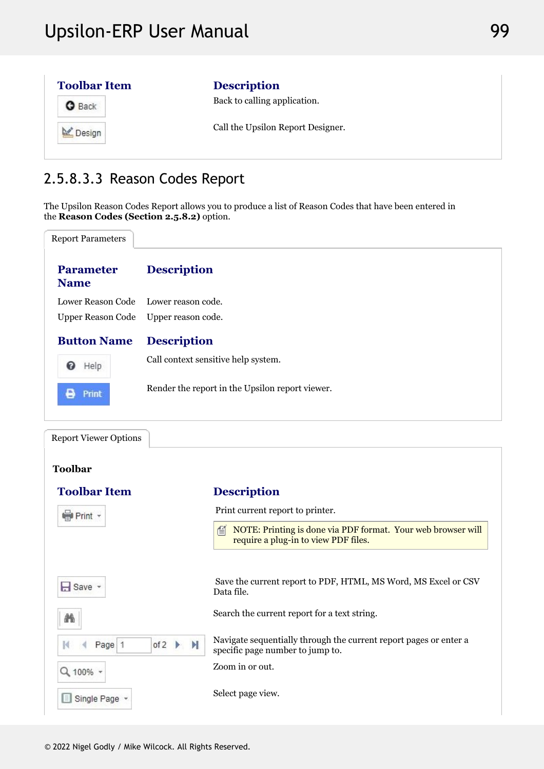| Toolbar Item | Description |
| --- | --- |
| Back | Back to calling application. |
| Design | Call the Upsilon Report Designer. |

### 2.5.8.3.3 Reason Codes Report

The Upsilon Reason Codes Report allows you to produce a list of Reason Codes that have been entered in the **Reason Codes (Section 2.5.8.2)** option.

**Report Parameters**

| Parameter Name | Description |
| --- | --- |
| Lower Reason Code | Lower reason code. |
| Upper Reason Code | Upper reason code. |

| Button Name | Description |
| --- | --- |
| Help | Call context sensitive help system. |
| Print | Render the report in the Upsilon report viewer. |

**Report Viewer Options**

**Toolbar**

| Toolbar Item | Description |
| --- | --- |
| Print | Print current report to printer.<br>NOTE: Printing is done via PDF format. Your web browser will require a plug-in to view PDF files. |
| Save | Save the current report to PDF, HTML, MS Word, MS Excel or CSV Data file. |
| (Search) | Search the current report for a text string. |
| Page 1 of 2 | Navigate sequentially through the current report pages or enter a specific page number to jump to. |
| 100% | Zoom in or out. |
| Single Page | Select page view. |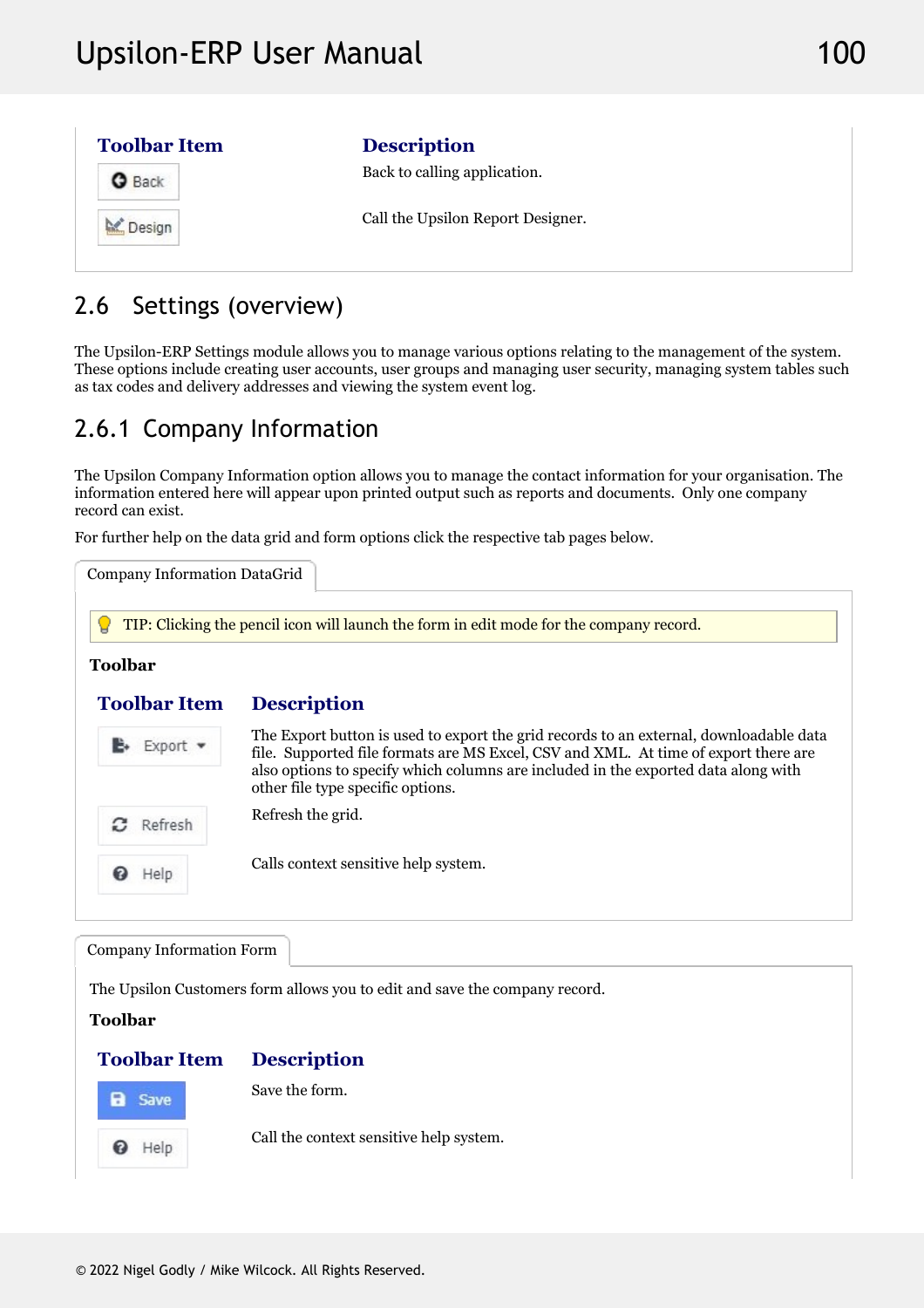| Toolbar Item | Description |
|---|---|
| Back | Back to calling application. |
| Design | Call the Upsilon Report Designer. |

## 2.6 Settings (overview)

The Upsilon-ERP Settings module allows you to manage various options relating to the management of the system. These options include creating user accounts, user groups and managing user security, managing system tables such as tax codes and delivery addresses and viewing the system event log.

### 2.6.1 Company Information

The Upsilon Company Information option allows you to manage the contact information for your organisation. The information entered here will appear upon printed output such as reports and documents. Only one company record can exist.

For further help on the data grid and form options click the respective tab pages below.

**Company Information DataGrid**

TIP: Clicking the pencil icon will launch the form in edit mode for the company record.

**Toolbar**

| Toolbar Item | Description |
|---|---|
| Export | The Export button is used to export the grid records to an external, downloadable data file. Supported file formats are MS Excel, CSV and XML. At time of export there are also options to specify which columns are included in the exported data along with other file type specific options. |
| Refresh | Refresh the grid. |
| Help | Calls context sensitive help system. |

**Company Information Form**

The Upsilon Customers form allows you to edit and save the company record.

**Toolbar**

| Toolbar Item | Description |
|---|---|
| Save | Save the form. |
| Help | Call the context sensitive help system. |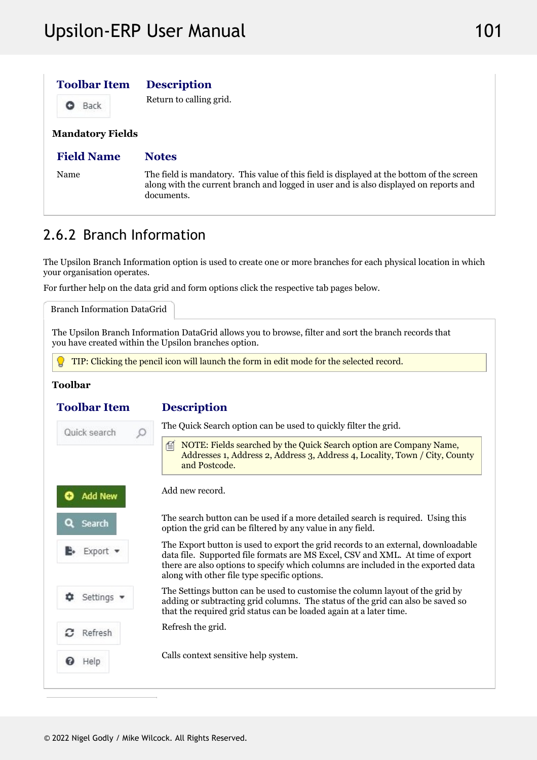| Toolbar Item | Description |
| --- | --- |
| Back | Return to calling grid. |

**Mandatory Fields**

| Field Name | Notes |
| --- | --- |
| Name | The field is mandatory. This value of this field is displayed at the bottom of the screen along with the current branch and logged in user and is also displayed on reports and documents. |

## 2.6.2 Branch Information

The Upsilon Branch Information option is used to create one or more branches for each physical location in which your organisation operates.

For further help on the data grid and form options click the respective tab pages below.

Branch Information DataGrid

The Upsilon Branch Information DataGrid allows you to browse, filter and sort the branch records that you have created within the Upsilon branches option.

TIP: Clicking the pencil icon will launch the form in edit mode for the selected record.

**Toolbar**

| Toolbar Item | Description |
| --- | --- |
| Quick search | The Quick Search option can be used to quickly filter the grid. NOTE: Fields searched by the Quick Search option are Company Name, Addresses 1, Address 2, Address 3, Address 4, Locality, Town / City, County and Postcode. |
| Add New | Add new record. |
| Search | The search button can be used if a more detailed search is required. Using this option the grid can be filtered by any value in any field. |
| Export | The Export button is used to export the grid records to an external, downloadable data file. Supported file formats are MS Excel, CSV and XML. At time of export there are also options to specify which columns are included in the exported data along with other file type specific options. |
| Settings | The Settings button can be used to customise the column layout of the grid by adding or subtracting grid columns. The status of the grid can also be saved so that the required grid status can be loaded again at a later time. |
| Refresh | Refresh the grid. |
| Help | Calls context sensitive help system. |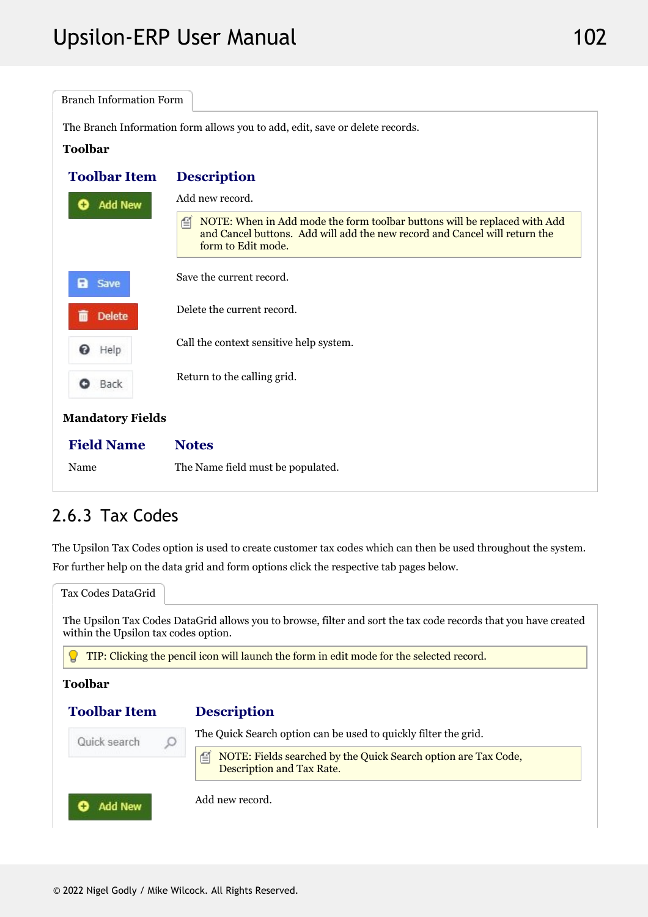Branch Information Form

The Branch Information form allows you to add, edit, save or delete records.

**Toolbar**

| Toolbar Item | Description |
| --- | --- |
| Add New | Add new record. NOTE: When in Add mode the form toolbar buttons will be replaced with Add and Cancel buttons. Add will add the new record and Cancel will return the form to Edit mode. |
| Save | Save the current record. |
| Delete | Delete the current record. |
| Help | Call the context sensitive help system. |
| Back | Return to the calling grid. |

**Mandatory Fields**

| Field Name | Notes |
| --- | --- |
| Name | The Name field must be populated. |

## 2.6.3 Tax Codes

The Upsilon Tax Codes option is used to create customer tax codes which can then be used throughout the system. For further help on the data grid and form options click the respective tab pages below.

Tax Codes DataGrid

The Upsilon Tax Codes DataGrid allows you to browse, filter and sort the tax code records that you have created within the Upsilon tax codes option.

TIP: Clicking the pencil icon will launch the form in edit mode for the selected record.

**Toolbar**

| Toolbar Item | Description |
| --- | --- |
| Quick search | The Quick Search option can be used to quickly filter the grid. NOTE: Fields searched by the Quick Search option are Tax Code, Description and Tax Rate. |
| Add New | Add new record. |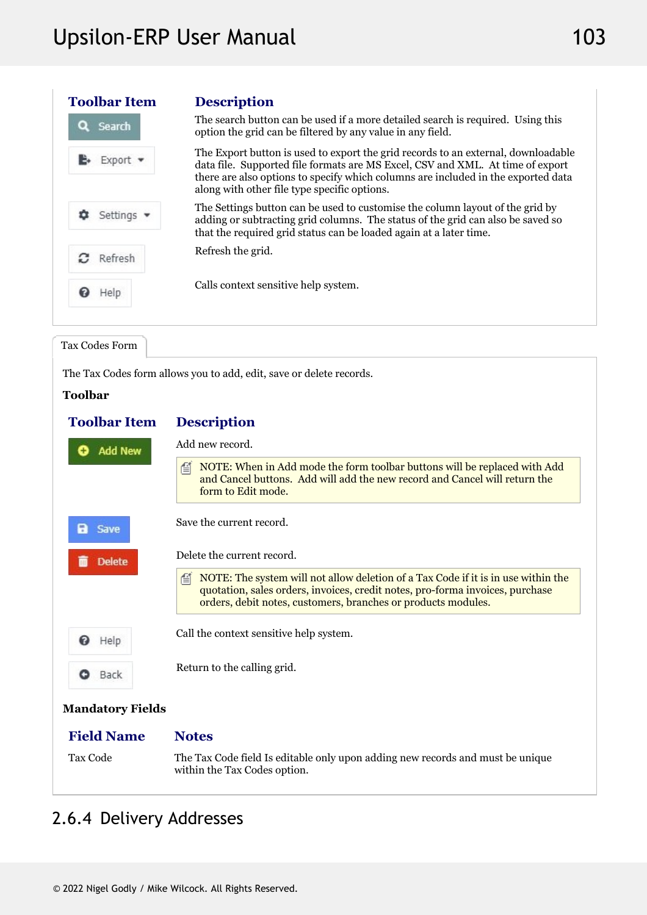| Toolbar Item | Description |
| --- | --- |
| Search | The search button can be used if a more detailed search is required. Using this option the grid can be filtered by any value in any field. |
| Export | The Export button is used to export the grid records to an external, downloadable data file. Supported file formats are MS Excel, CSV and XML. At time of export there are also options to specify which columns are included in the exported data along with other file type specific options. |
| Settings | The Settings button can be used to customise the column layout of the grid by adding or subtracting grid columns. The status of the grid can also be saved so that the required grid status can be loaded again at a later time. |
| Refresh | Refresh the grid. |
| Help | Calls context sensitive help system. |

**Tax Codes Form**

The Tax Codes form allows you to add, edit, save or delete records.

**Toolbar**

| Toolbar Item | Description |
| --- | --- |
| Add New | Add new record. <br> NOTE: When in Add mode the form toolbar buttons will be replaced with Add and Cancel buttons. Add will add the new record and Cancel will return the form to Edit mode. |
| Save | Save the current record. |
| Delete | Delete the current record. <br> NOTE: The system will not allow deletion of a Tax Code if it is in use within the quotation, sales orders, invoices, credit notes, pro-forma invoices, purchase orders, debit notes, customers, branches or products modules. |
| Help | Call the context sensitive help system. |
| Back | Return to the calling grid. |

**Mandatory Fields**

| Field Name | Notes |
| --- | --- |
| Tax Code | The Tax Code field Is editable only upon adding new records and must be unique within the Tax Codes option. |

## 2.6.4 Delivery Addresses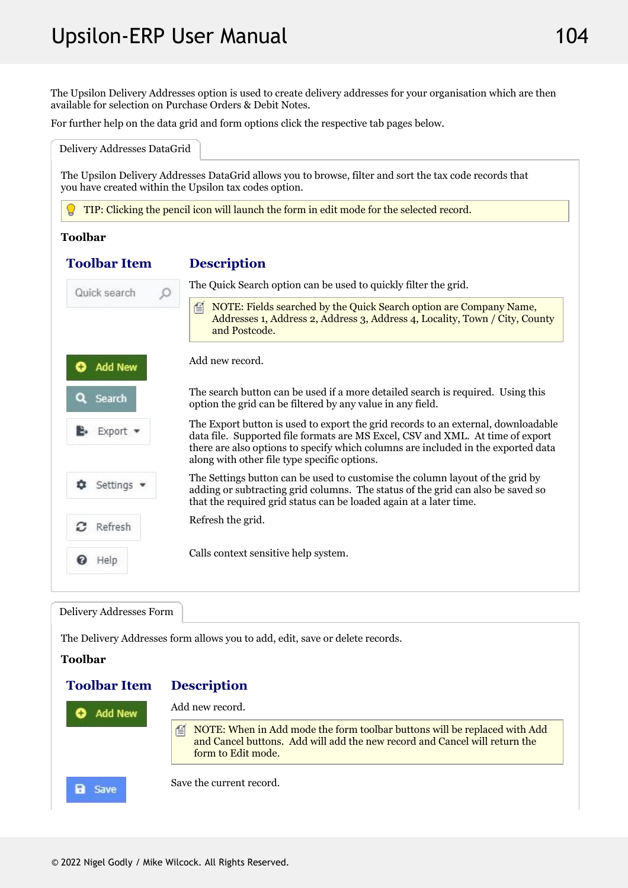The Upsilon Delivery Addresses option is used to create delivery addresses for your organisation which are then available for selection on Purchase Orders & Debit Notes.

For further help on the data grid and form options click the respective tab pages below.

## Delivery Addresses DataGrid

The Upsilon Delivery Addresses DataGrid allows you to browse, filter and sort the tax code records that you have created within the Upsilon tax codes option.

> TIP: Clicking the pencil icon will launch the form in edit mode for the selected record.

**Toolbar**

| Toolbar Item | Description |
| --- | --- |
| Quick search | The Quick Search option can be used to quickly filter the grid. NOTE: Fields searched by the Quick Search option are Company Name, Addresses 1, Address 2, Address 3, Address 4, Locality, Town / City, County and Postcode. |
| Add New | Add new record. |
| Search | The search button can be used if a more detailed search is required. Using this option the grid can be filtered by any value in any field. |
| Export | The Export button is used to export the grid records to an external, downloadable data file. Supported file formats are MS Excel, CSV and XML. At time of export there are also options to specify which columns are included in the exported data along with other file type specific options. |
| Settings | The Settings button can be used to customise the column layout of the grid by adding or subtracting grid columns. The status of the grid can also be saved so that the required grid status can be loaded again at a later time. |
| Refresh | Refresh the grid. |
| Help | Calls context sensitive help system. |

## Delivery Addresses Form

The Delivery Addresses form allows you to add, edit, save or delete records.

**Toolbar**

| Toolbar Item | Description |
| --- | --- |
| Add New | Add new record. NOTE: When in Add mode the form toolbar buttons will be replaced with Add and Cancel buttons. Add will add the new record and Cancel will return the form to Edit mode. |
| Save | Save the current record. |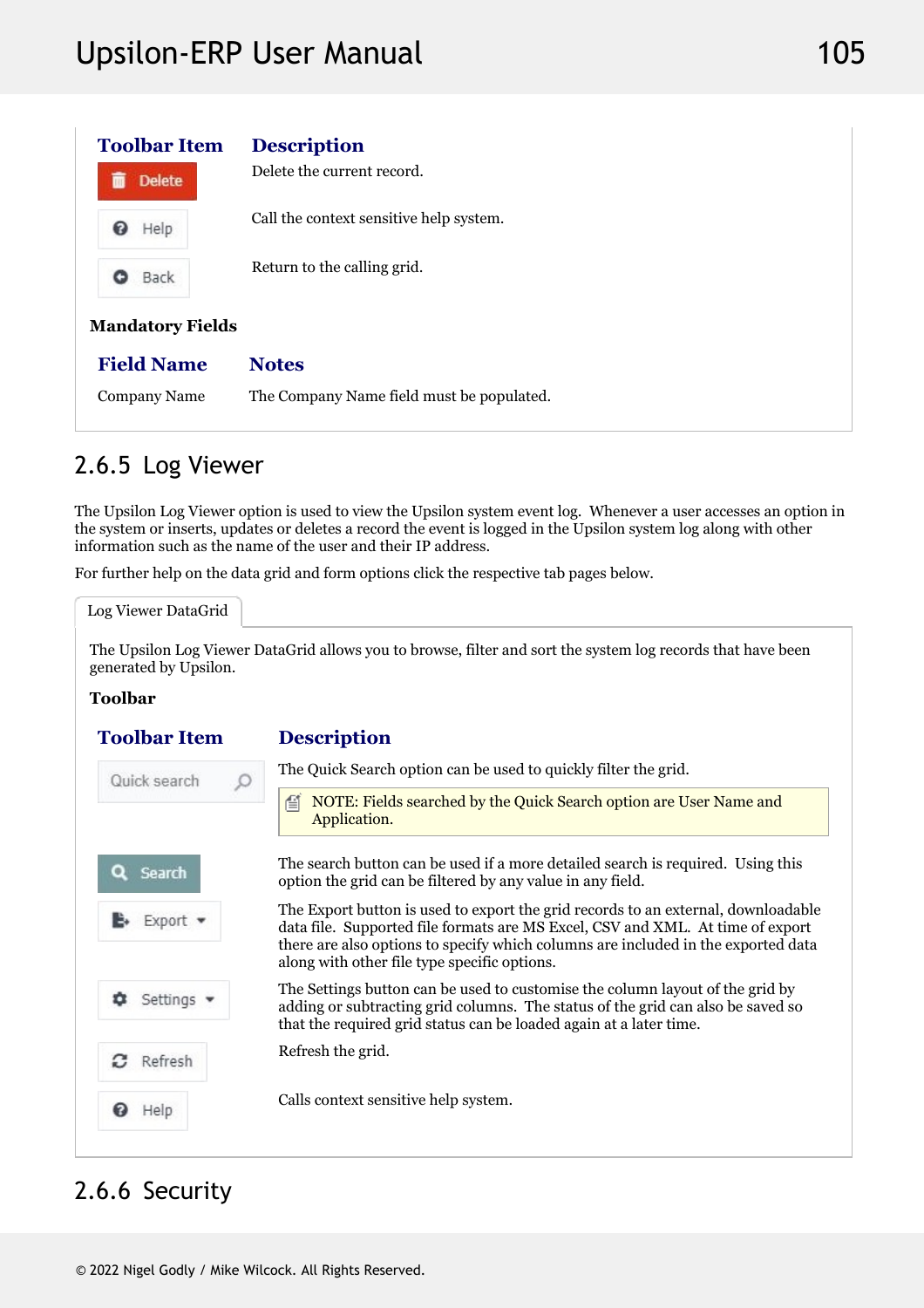| Toolbar Item | Description |
|---|---|
| Delete | Delete the current record. |
| Help | Call the context sensitive help system. |
| Back | Return to the calling grid. |

**Mandatory Fields**

| Field Name | Notes |
|---|---|
| Company Name | The Company Name field must be populated. |

## 2.6.5 Log Viewer

The Upsilon Log Viewer option is used to view the Upsilon system event log. Whenever a user accesses an option in the system or inserts, updates or deletes a record the event is logged in the Upsilon system log along with other information such as the name of the user and their IP address.

For further help on the data grid and form options click the respective tab pages below.

Log Viewer DataGrid

The Upsilon Log Viewer DataGrid allows you to browse, filter and sort the system log records that have been generated by Upsilon.

**Toolbar**

| Toolbar Item | Description |
|---|---|
| Quick search | The Quick Search option can be used to quickly filter the grid. NOTE: Fields searched by the Quick Search option are User Name and Application. |
| Search | The search button can be used if a more detailed search is required. Using this option the grid can be filtered by any value in any field. |
| Export | The Export button is used to export the grid records to an external, downloadable data file. Supported file formats are MS Excel, CSV and XML. At time of export there are also options to specify which columns are included in the exported data along with other file type specific options. |
| Settings | The Settings button can be used to customise the column layout of the grid by adding or subtracting grid columns. The status of the grid can also be saved so that the required grid status can be loaded again at a later time. |
| Refresh | Refresh the grid. |
| Help | Calls context sensitive help system. |

## 2.6.6 Security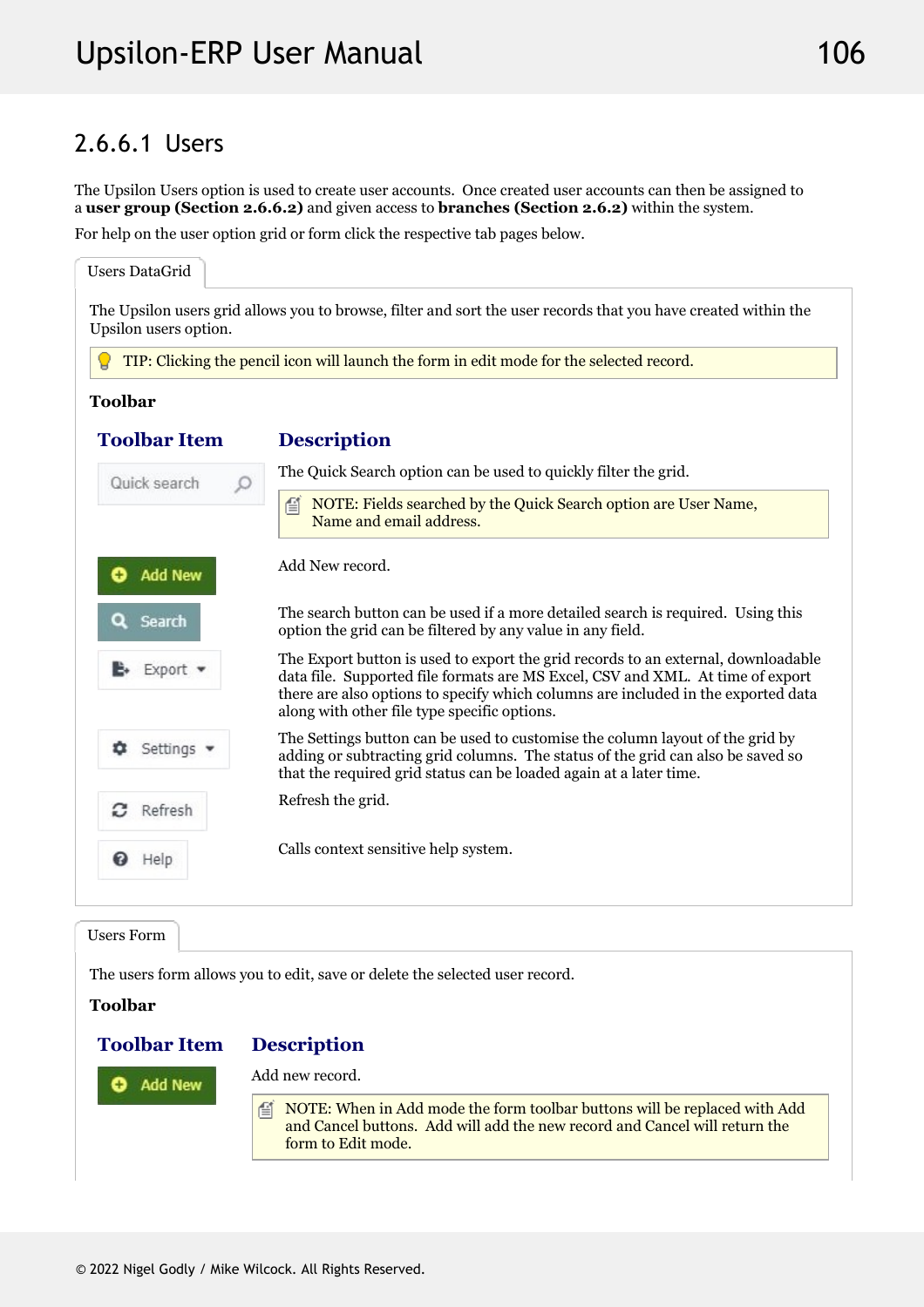### 2.6.6.1 Users

The Upsilon Users option is used to create user accounts. Once created user accounts can then be assigned to a **user group (Section 2.6.6.2)** and given access to **branches (Section 2.6.2)** within the system.

For help on the user option grid or form click the respective tab pages below.

**Users DataGrid**

The Upsilon users grid allows you to browse, filter and sort the user records that you have created within the Upsilon users option.

TIP: Clicking the pencil icon will launch the form in edit mode for the selected record.

**Toolbar**

| Toolbar Item | Description |
| --- | --- |
| Quick search | The Quick Search option can be used to quickly filter the grid. NOTE: Fields searched by the Quick Search option are User Name, Name and email address. |
| Add New | Add New record. |
| Search | The search button can be used if a more detailed search is required. Using this option the grid can be filtered by any value in any field. |
| Export | The Export button is used to export the grid records to an external, downloadable data file. Supported file formats are MS Excel, CSV and XML. At time of export there are also options to specify which columns are included in the exported data along with other file type specific options. |
| Settings | The Settings button can be used to customise the column layout of the grid by adding or subtracting grid columns. The status of the grid can also be saved so that the required grid status can be loaded again at a later time. |
| Refresh | Refresh the grid. |
| Help | Calls context sensitive help system. |

**Users Form**

The users form allows you to edit, save or delete the selected user record.

**Toolbar**

| Toolbar Item | Description |
| --- | --- |
| Add New | Add new record. NOTE: When in Add mode the form toolbar buttons will be replaced with Add and Cancel buttons. Add will add the new record and Cancel will return the form to Edit mode. |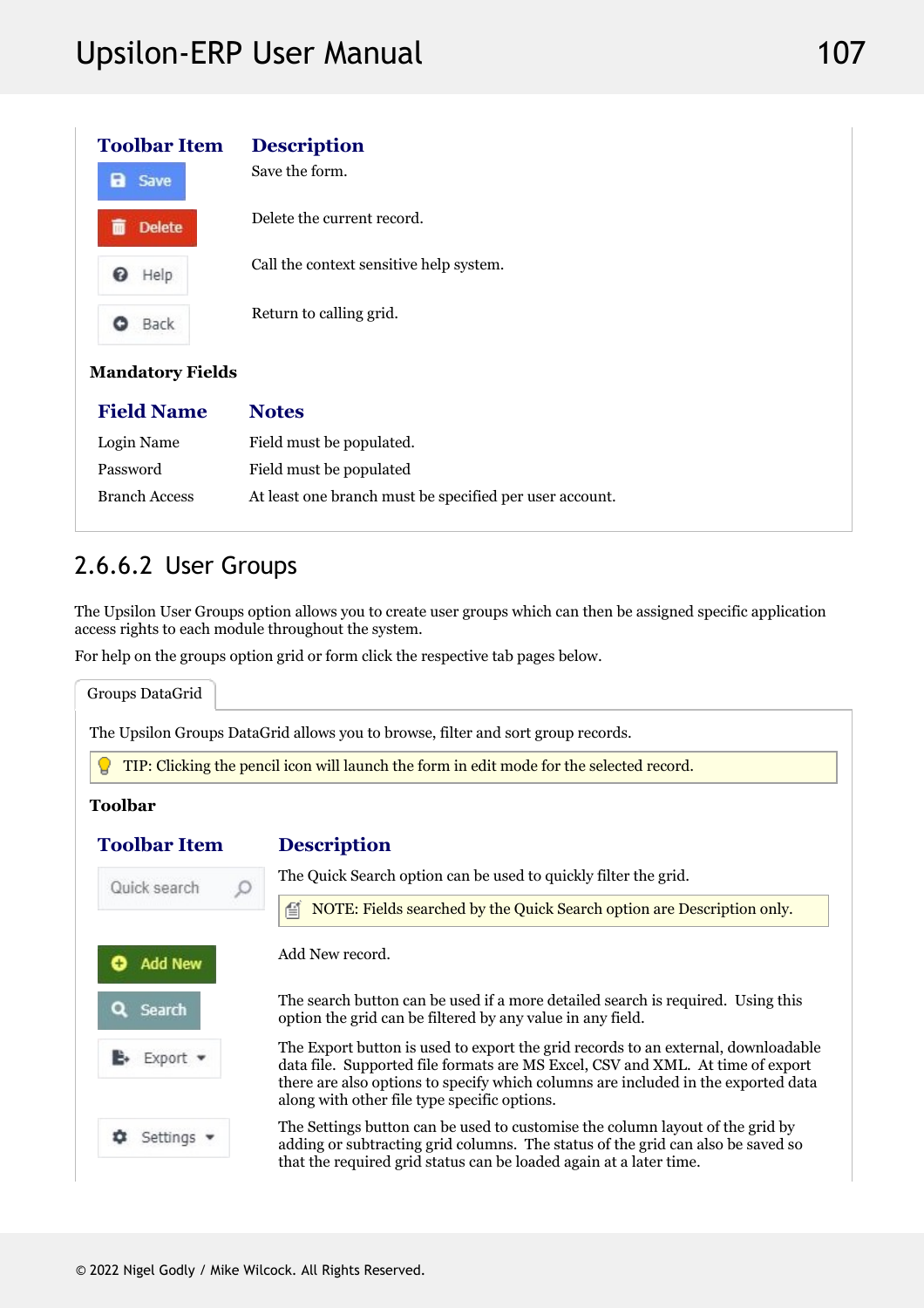| Toolbar Item | Description |
|---|---|
| Save | Save the form. |
| Delete | Delete the current record. |
| Help | Call the context sensitive help system. |
| Back | Return to calling grid. |

**Mandatory Fields**

| Field Name | Notes |
|---|---|
| Login Name | Field must be populated. |
| Password | Field must be populated |
| Branch Access | At least one branch must be specified per user account. |

## 2.6.6.2 User Groups

The Upsilon User Groups option allows you to create user groups which can then be assigned specific application access rights to each module throughout the system.

For help on the groups option grid or form click the respective tab pages below.

Groups DataGrid

The Upsilon Groups DataGrid allows you to browse, filter and sort group records.

> TIP: Clicking the pencil icon will launch the form in edit mode for the selected record.

**Toolbar**

| Toolbar Item | Description |
|---|---|
| Quick search | The Quick Search option can be used to quickly filter the grid.<br>NOTE: Fields searched by the Quick Search option are Description only. |
| Add New | Add New record. |
| Search | The search button can be used if a more detailed search is required. Using this option the grid can be filtered by any value in any field. |
| Export | The Export button is used to export the grid records to an external, downloadable data file. Supported file formats are MS Excel, CSV and XML. At time of export there are also options to specify which columns are included in the exported data along with other file type specific options. |
| Settings | The Settings button can be used to customise the column layout of the grid by adding or subtracting grid columns. The status of the grid can also be saved so that the required grid status can be loaded again at a later time. |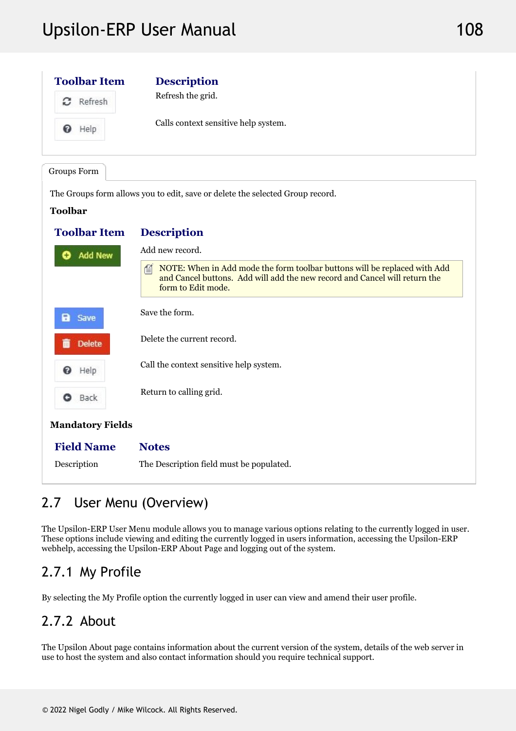| Toolbar Item | Description |
|---|---|
| Refresh | Refresh the grid. |
| Help | Calls context sensitive help system. |

Groups Form

The Groups form allows you to edit, save or delete the selected Group record.

**Toolbar**

| Toolbar Item | Description |
|---|---|
| Add New | Add new record. NOTE: When in Add mode the form toolbar buttons will be replaced with Add and Cancel buttons. Add will add the new record and Cancel will return the form to Edit mode. |
| Save | Save the form. |
| Delete | Delete the current record. |
| Help | Call the context sensitive help system. |
| Back | Return to calling grid. |

**Mandatory Fields**

| Field Name | Notes |
|---|---|
| Description | The Description field must be populated. |

## 2.7 User Menu (Overview)

The Upsilon-ERP User Menu module allows you to manage various options relating to the currently logged in user. These options include viewing and editing the currently logged in users information, accessing the Upsilon-ERP webhelp, accessing the Upsilon-ERP About Page and logging out of the system.

### 2.7.1 My Profile

By selecting the My Profile option the currently logged in user can view and amend their user profile.

### 2.7.2 About

The Upsilon About page contains information about the current version of the system, details of the web server in use to host the system and also contact information should you require technical support.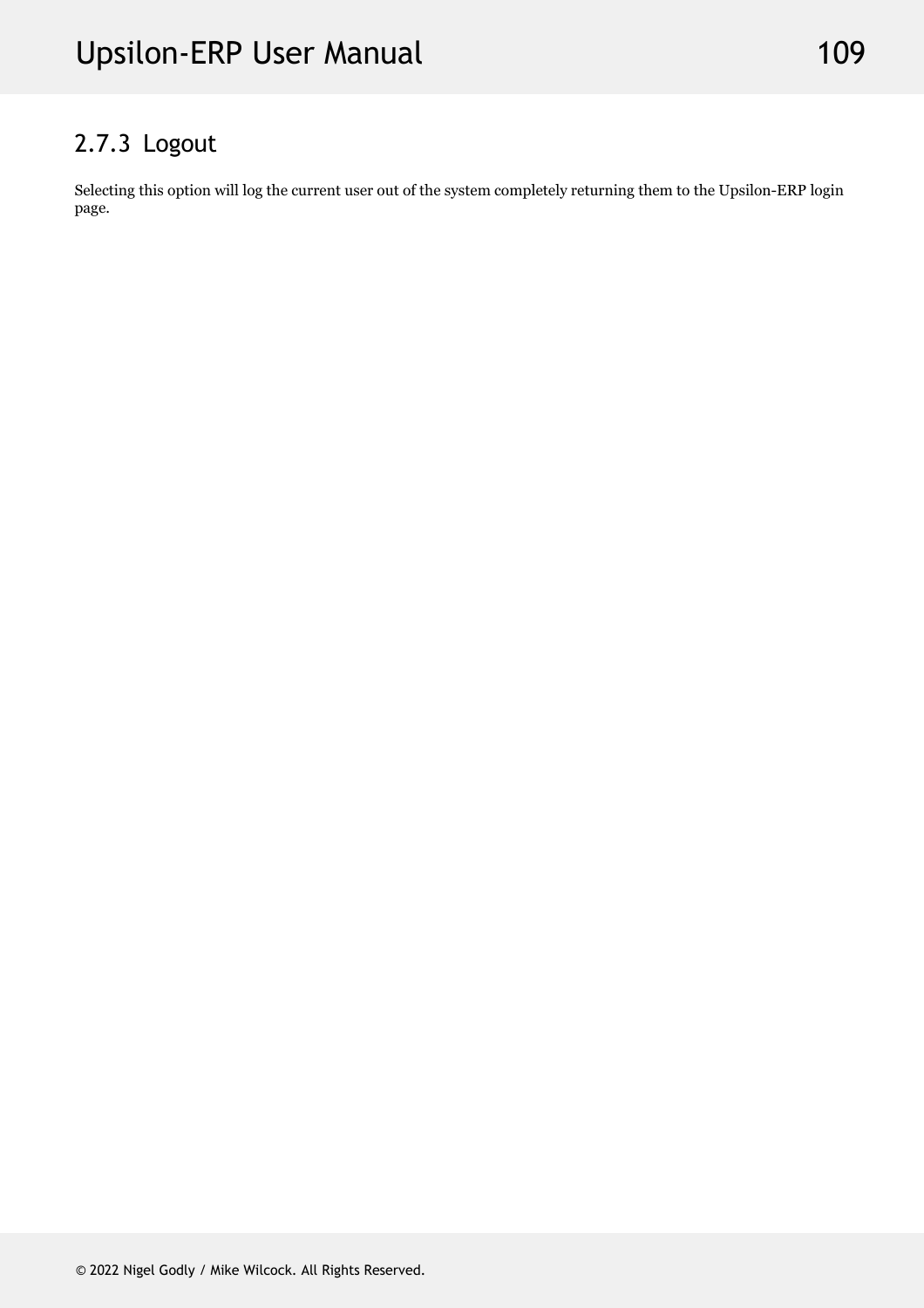### 2.7.3 Logout

Selecting this option will log the current user out of the system completely returning them to the Upsilon-ERP login page.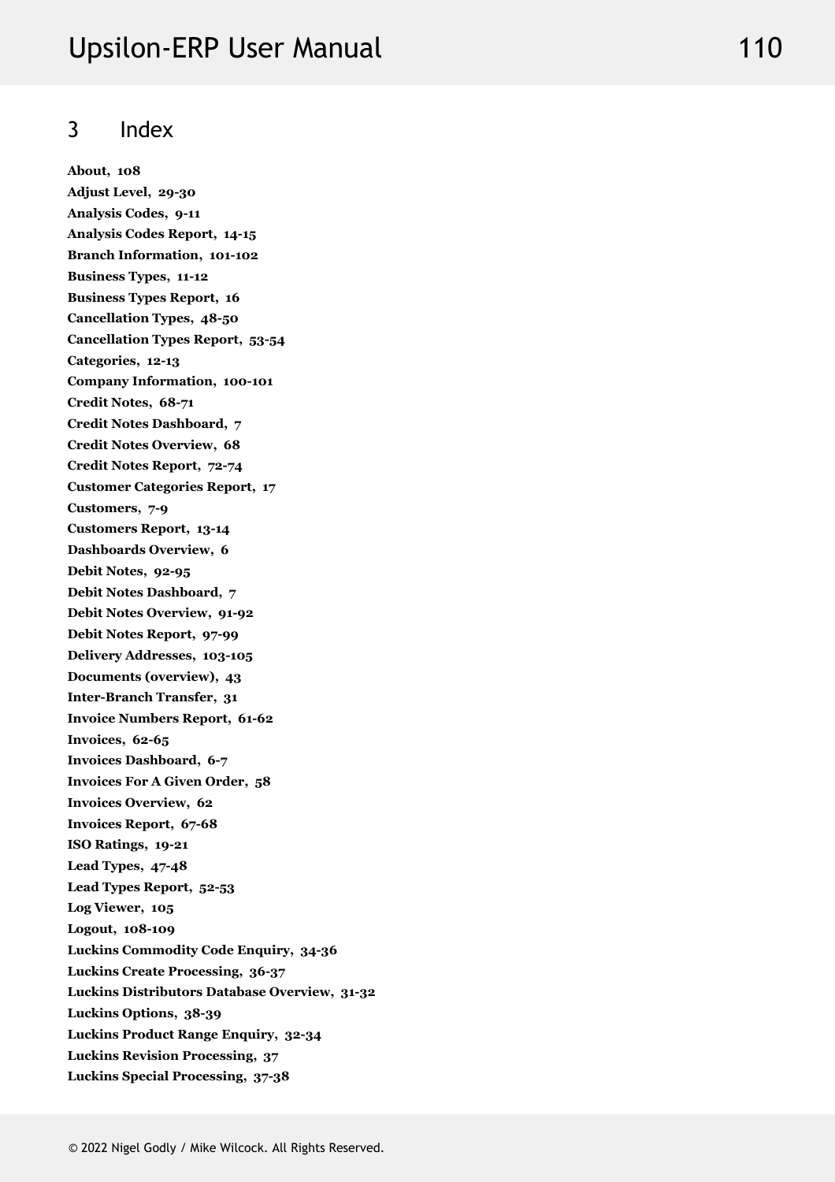# 3 Index

**About, 108**
**Adjust Level, 29-30**
**Analysis Codes, 9-11**
**Analysis Codes Report, 14-15**
**Branch Information, 101-102**
**Business Types, 11-12**
**Business Types Report, 16**
**Cancellation Types, 48-50**
**Cancellation Types Report, 53-54**
**Categories, 12-13**
**Company Information, 100-101**
**Credit Notes, 68-71**
**Credit Notes Dashboard, 7**
**Credit Notes Overview, 68**
**Credit Notes Report, 72-74**
**Customer Categories Report, 17**
**Customers, 7-9**
**Customers Report, 13-14**
**Dashboards Overview, 6**
**Debit Notes, 92-95**
**Debit Notes Dashboard, 7**
**Debit Notes Overview, 91-92**
**Debit Notes Report, 97-99**
**Delivery Addresses, 103-105**
**Documents (overview), 43**
**Inter-Branch Transfer, 31**
**Invoice Numbers Report, 61-62**
**Invoices, 62-65**
**Invoices Dashboard, 6-7**
**Invoices For A Given Order, 58**
**Invoices Overview, 62**
**Invoices Report, 67-68**
**ISO Ratings, 19-21**
**Lead Types, 47-48**
**Lead Types Report, 52-53**
**Log Viewer, 105**
**Logout, 108-109**
**Luckins Commodity Code Enquiry, 34-36**
**Luckins Create Processing, 36-37**
**Luckins Distributors Database Overview, 31-32**
**Luckins Options, 38-39**
**Luckins Product Range Enquiry, 32-34**
**Luckins Revision Processing, 37**
**Luckins Special Processing, 37-38**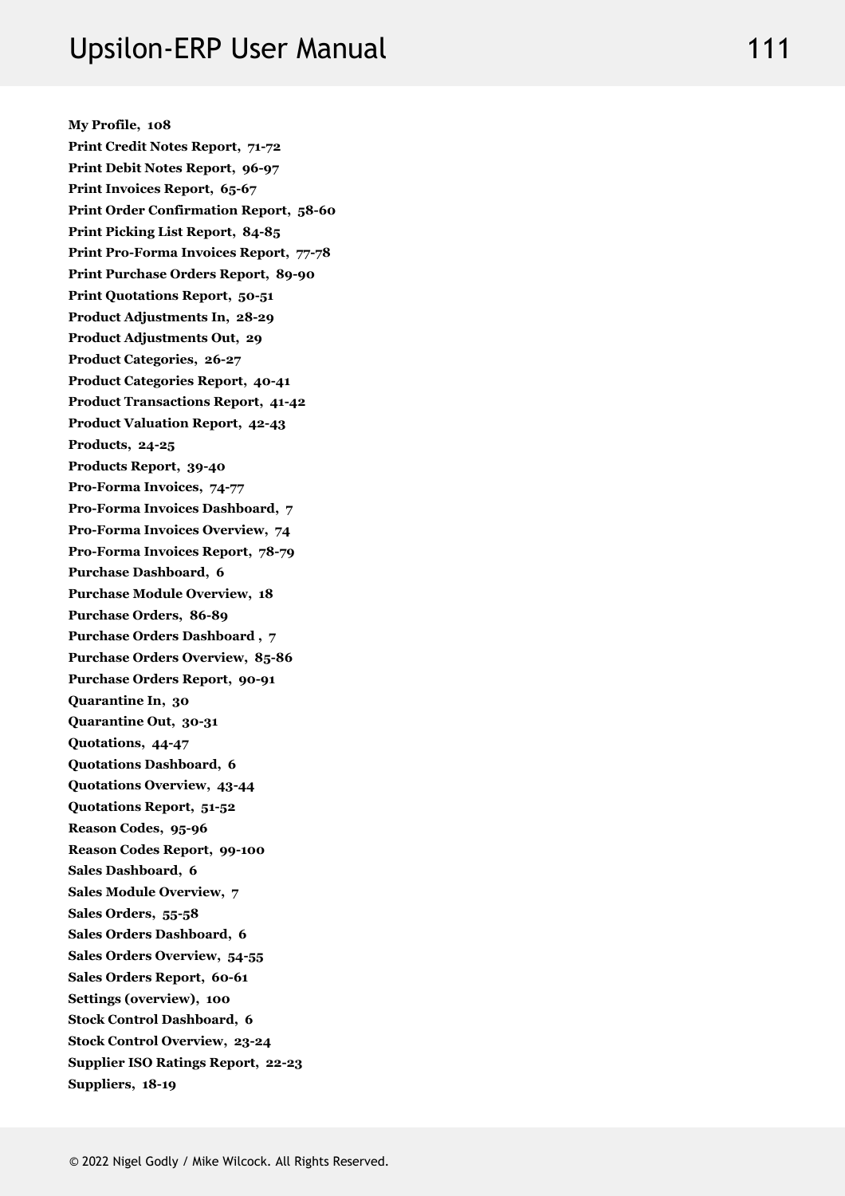**My Profile, 108**
**Print Credit Notes Report, 71-72**
**Print Debit Notes Report, 96-97**
**Print Invoices Report, 65-67**
**Print Order Confirmation Report, 58-60**
**Print Picking List Report, 84-85**
**Print Pro-Forma Invoices Report, 77-78**
**Print Purchase Orders Report, 89-90**
**Print Quotations Report, 50-51**
**Product Adjustments In, 28-29**
**Product Adjustments Out, 29**
**Product Categories, 26-27**
**Product Categories Report, 40-41**
**Product Transactions Report, 41-42**
**Product Valuation Report, 42-43**
**Products, 24-25**
**Products Report, 39-40**
**Pro-Forma Invoices, 74-77**
**Pro-Forma Invoices Dashboard, 7**
**Pro-Forma Invoices Overview, 74**
**Pro-Forma Invoices Report, 78-79**
**Purchase Dashboard, 6**
**Purchase Module Overview, 18**
**Purchase Orders, 86-89**
**Purchase Orders Dashboard , 7**
**Purchase Orders Overview, 85-86**
**Purchase Orders Report, 90-91**
**Quarantine In, 30**
**Quarantine Out, 30-31**
**Quotations, 44-47**
**Quotations Dashboard, 6**
**Quotations Overview, 43-44**
**Quotations Report, 51-52**
**Reason Codes, 95-96**
**Reason Codes Report, 99-100**
**Sales Dashboard, 6**
**Sales Module Overview, 7**
**Sales Orders, 55-58**
**Sales Orders Dashboard, 6**
**Sales Orders Overview, 54-55**
**Sales Orders Report, 60-61**
**Settings (overview), 100**
**Stock Control Dashboard, 6**
**Stock Control Overview, 23-24**
**Supplier ISO Ratings Report, 22-23**
**Suppliers, 18-19**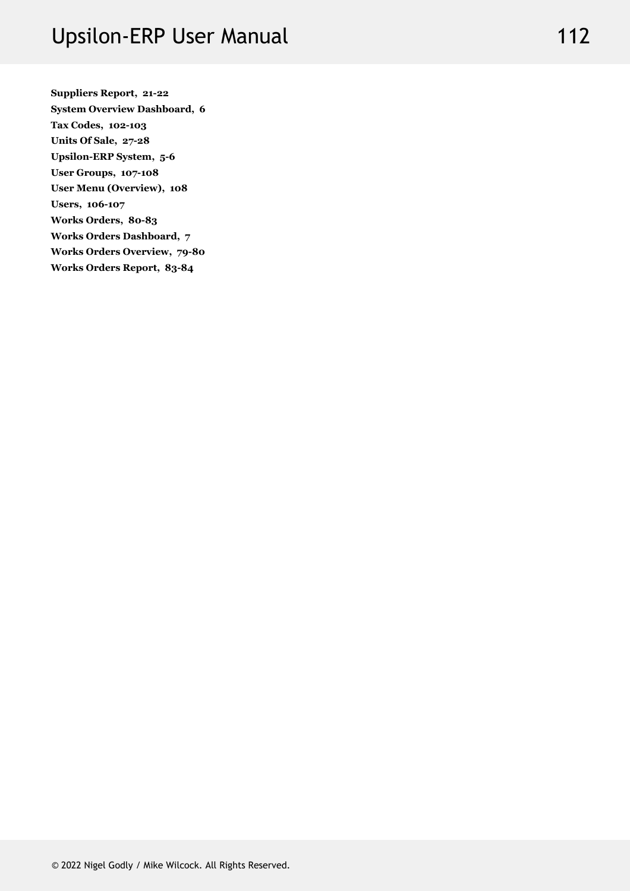**Suppliers Report, 21-22**
**System Overview Dashboard, 6**
**Tax Codes, 102-103**
**Units Of Sale, 27-28**
**Upsilon-ERP System, 5-6**
**User Groups, 107-108**
**User Menu (Overview), 108**
**Users, 106-107**
**Works Orders, 80-83**
**Works Orders Dashboard, 7**
**Works Orders Overview, 79-80**
**Works Orders Report, 83-84**